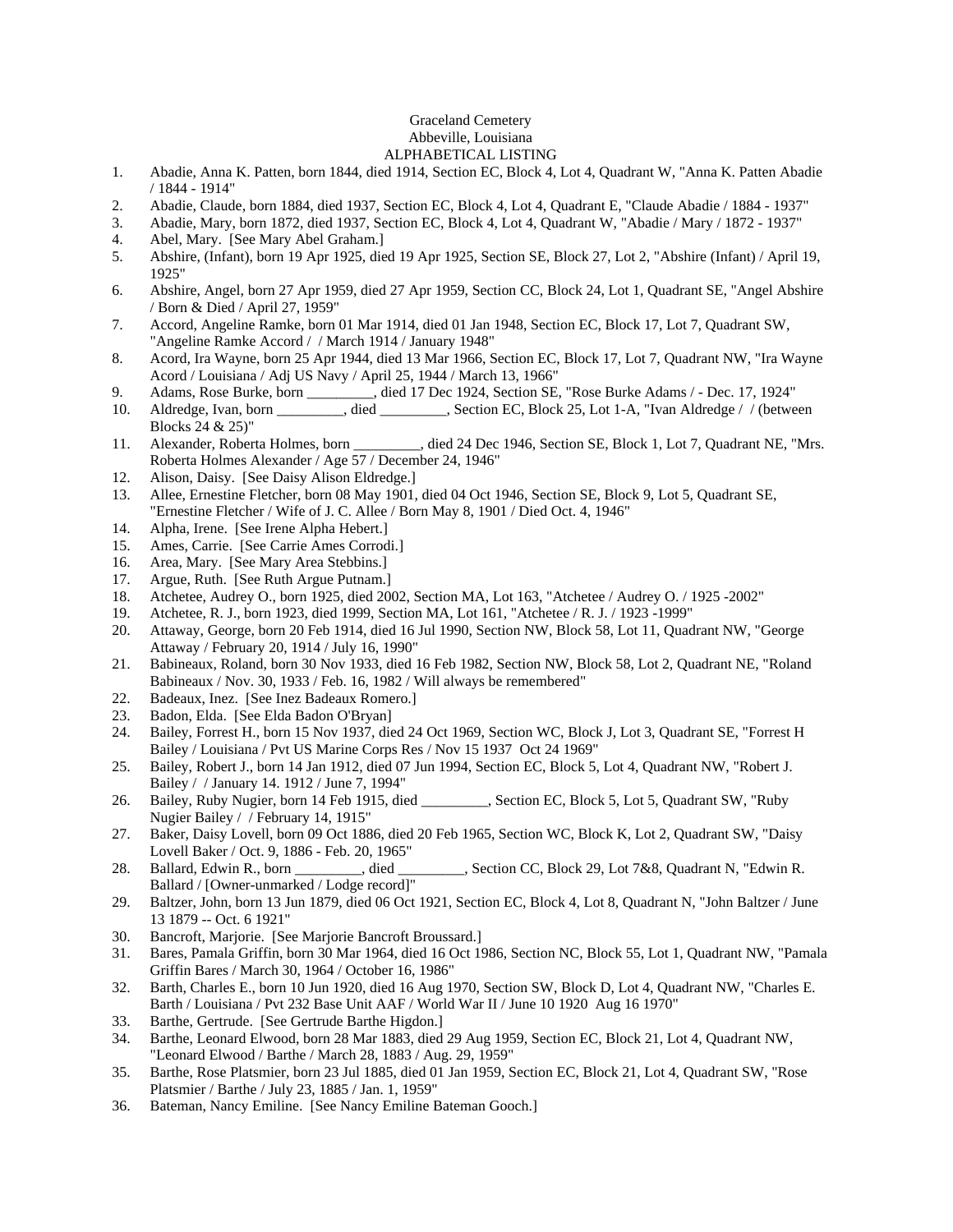Graceland Cemetery
Abbeville, Louisiana
ALPHABETICAL LISTING

1. Abadie, Anna K. Patten, born 1844, died 1914, Section EC, Block 4, Lot 4, Quadrant W, "Anna K. Patten Abadie / 1844 - 1914"
2. Abadie, Claude, born 1884, died 1937, Section EC, Block 4, Lot 4, Quadrant E, "Claude Abadie / 1884 - 1937"
3. Abadie, Mary, born 1872, died 1937, Section EC, Block 4, Lot 4, Quadrant W, "Abadie / Mary / 1872 - 1937"
4. Abel, Mary. [See Mary Abel Graham.]
5. Abshire, (Infant), born 19 Apr 1925, died 19 Apr 1925, Section SE, Block 27, Lot 2, "Abshire (Infant) / April 19, 1925"
6. Abshire, Angel, born 27 Apr 1959, died 27 Apr 1959, Section CC, Block 24, Lot 1, Quadrant SE, "Angel Abshire / Born & Died / April 27, 1959"
7. Accord, Angeline Ramke, born 01 Mar 1914, died 01 Jan 1948, Section EC, Block 17, Lot 7, Quadrant SW, "Angeline Ramke Accord / / March 1914 / January 1948"
8. Acord, Ira Wayne, born 25 Apr 1944, died 13 Mar 1966, Section EC, Block 17, Lot 7, Quadrant NW, "Ira Wayne Acord / Louisiana / Adj US Navy / April 25, 1944 / March 13, 1966"
9. Adams, Rose Burke, born _________, died 17 Dec 1924, Section SE, "Rose Burke Adams / - Dec. 17, 1924"
10. Aldredge, Ivan, born _________, died _________, Section EC, Block 25, Lot 1-A, "Ivan Aldredge / / (between Blocks 24 & 25)"
11. Alexander, Roberta Holmes, born _________, died 24 Dec 1946, Section SE, Block 1, Lot 7, Quadrant NE, "Mrs. Roberta Holmes Alexander / Age 57 / December 24, 1946"
12. Alison, Daisy. [See Daisy Alison Eldredge.]
13. Allee, Ernestine Fletcher, born 08 May 1901, died 04 Oct 1946, Section SE, Block 9, Lot 5, Quadrant SE, "Ernestine Fletcher / Wife of J. C. Allee / Born May 8, 1901 / Died Oct. 4, 1946"
14. Alpha, Irene. [See Irene Alpha Hebert.]
15. Ames, Carrie. [See Carrie Ames Corrodi.]
16. Area, Mary. [See Mary Area Stebbins.]
17. Argue, Ruth. [See Ruth Argue Putnam.]
18. Atchetee, Audrey O., born 1925, died 2002, Section MA, Lot 163, "Atchetee / Audrey O. / 1925 -2002"
19. Atchetee, R. J., born 1923, died 1999, Section MA, Lot 161, "Atchetee / R. J. / 1923 -1999"
20. Attaway, George, born 20 Feb 1914, died 16 Jul 1990, Section NW, Block 58, Lot 11, Quadrant NW, "George Attaway / February 20, 1914 / July 16, 1990"
21. Babineaux, Roland, born 30 Nov 1933, died 16 Feb 1982, Section NW, Block 58, Lot 2, Quadrant NE, "Roland Babineaux / Nov. 30, 1933 / Feb. 16, 1982 / Will always be remembered"
22. Badeaux, Inez. [See Inez Badeaux Romero.]
23. Badon, Elda. [See Elda Badon O'Bryan]
24. Bailey, Forrest H., born 15 Nov 1937, died 24 Oct 1969, Section WC, Block J, Lot 3, Quadrant SE, "Forrest H Bailey / Louisiana / Pvt US Marine Corps Res / Nov 15 1937 Oct 24 1969"
25. Bailey, Robert J., born 14 Jan 1912, died 07 Jun 1994, Section EC, Block 5, Lot 4, Quadrant NW, "Robert J. Bailey / / January 14. 1912 / June 7, 1994"
26. Bailey, Ruby Nugier, born 14 Feb 1915, died _________, Section EC, Block 5, Lot 5, Quadrant SW, "Ruby Nugier Bailey / / February 14, 1915"
27. Baker, Daisy Lovell, born 09 Oct 1886, died 20 Feb 1965, Section WC, Block K, Lot 2, Quadrant SW, "Daisy Lovell Baker / Oct. 9, 1886 - Feb. 20, 1965"
28. Ballard, Edwin R., born _________, died _________, Section CC, Block 29, Lot 7&8, Quadrant N, "Edwin R. Ballard / [Owner-unmarked / Lodge record]"
29. Baltzer, John, born 13 Jun 1879, died 06 Oct 1921, Section EC, Block 4, Lot 8, Quadrant N, "John Baltzer / June 13 1879 -- Oct. 6 1921"
30. Bancroft, Marjorie. [See Marjorie Bancroft Broussard.]
31. Bares, Pamala Griffin, born 30 Mar 1964, died 16 Oct 1986, Section NC, Block 55, Lot 1, Quadrant NW, "Pamala Griffin Bares / March 30, 1964 / October 16, 1986"
32. Barth, Charles E., born 10 Jun 1920, died 16 Aug 1970, Section SW, Block D, Lot 4, Quadrant NW, "Charles E. Barth / Louisiana / Pvt 232 Base Unit AAF / World War II / June 10 1920 Aug 16 1970"
33. Barthe, Gertrude. [See Gertrude Barthe Higdon.]
34. Barthe, Leonard Elwood, born 28 Mar 1883, died 29 Aug 1959, Section EC, Block 21, Lot 4, Quadrant NW, "Leonard Elwood / Barthe / March 28, 1883 / Aug. 29, 1959"
35. Barthe, Rose Platsmier, born 23 Jul 1885, died 01 Jan 1959, Section EC, Block 21, Lot 4, Quadrant SW, "Rose Platsmier / Barthe / July 23, 1885 / Jan. 1, 1959"
36. Bateman, Nancy Emiline. [See Nancy Emiline Bateman Gooch.]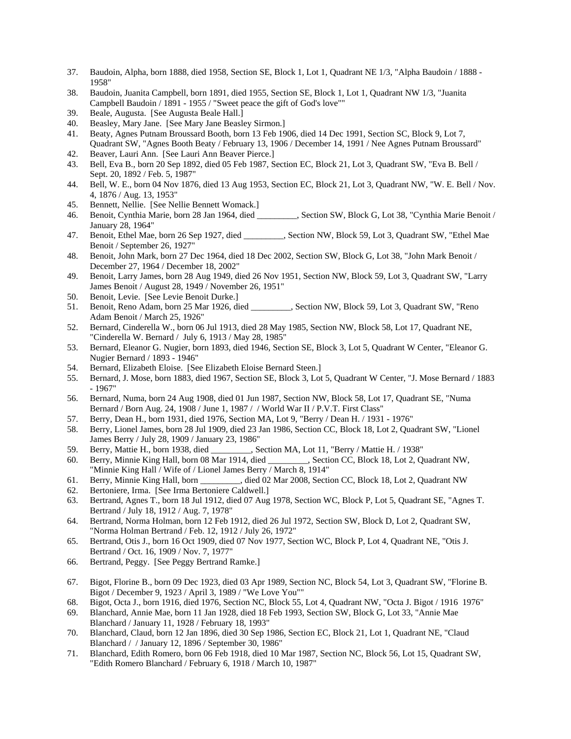37. Baudoin, Alpha, born 1888, died 1958, Section SE, Block 1, Lot 1, Quadrant NE 1/3, "Alpha Baudoin / 1888 - 1958"
38. Baudoin, Juanita Campbell, born 1891, died 1955, Section SE, Block 1, Lot 1, Quadrant NW 1/3, "Juanita Campbell Baudoin / 1891 - 1955 / "Sweet peace the gift of God's love""
39. Beale, Augusta. [See Augusta Beale Hall.]
40. Beasley, Mary Jane. [See Mary Jane Beasley Sirmon.]
41. Beaty, Agnes Putnam Broussard Booth, born 13 Feb 1906, died 14 Dec 1991, Section SC, Block 9, Lot 7, Quadrant SW, "Agnes Booth Beaty / February 13, 1906 / December 14, 1991 / Nee Agnes Putnam Broussard"
42. Beaver, Lauri Ann. [See Lauri Ann Beaver Pierce.]
43. Bell, Eva B., born 20 Sep 1892, died 05 Feb 1987, Section EC, Block 21, Lot 3, Quadrant SW, "Eva B. Bell / Sept. 20, 1892 / Feb. 5, 1987"
44. Bell, W. E., born 04 Nov 1876, died 13 Aug 1953, Section EC, Block 21, Lot 3, Quadrant NW, "W. E. Bell / Nov. 4, 1876 / Aug. 13, 1953"
45. Bennett, Nellie. [See Nellie Bennett Womack.]
46. Benoit, Cynthia Marie, born 28 Jan 1964, died _________, Section SW, Block G, Lot 38, "Cynthia Marie Benoit / January 28, 1964"
47. Benoit, Ethel Mae, born 26 Sep 1927, died _________, Section NW, Block 59, Lot 3, Quadrant SW, "Ethel Mae Benoit / September 26, 1927"
48. Benoit, John Mark, born 27 Dec 1964, died 18 Dec 2002, Section SW, Block G, Lot 38, "John Mark Benoit / December 27, 1964 / December 18, 2002"
49. Benoit, Larry James, born 28 Aug 1949, died 26 Nov 1951, Section NW, Block 59, Lot 3, Quadrant SW, "Larry James Benoit / August 28, 1949 / November 26, 1951"
50. Benoit, Levie. [See Levie Benoit Durke.]
51. Benoit, Reno Adam, born 25 Mar 1926, died _________, Section NW, Block 59, Lot 3, Quadrant SW, "Reno Adam Benoit / March 25, 1926"
52. Bernard, Cinderella W., born 06 Jul 1913, died 28 May 1985, Section NW, Block 58, Lot 17, Quadrant NE, "Cinderella W. Bernard / July 6, 1913 / May 28, 1985"
53. Bernard, Eleanor G. Nugier, born 1893, died 1946, Section SE, Block 3, Lot 5, Quadrant W Center, "Eleanor G. Nugier Bernard / 1893 - 1946"
54. Bernard, Elizabeth Eloise. [See Elizabeth Eloise Bernard Steen.]
55. Bernard, J. Mose, born 1883, died 1967, Section SE, Block 3, Lot 5, Quadrant W Center, "J. Mose Bernard / 1883 - 1967"
56. Bernard, Numa, born 24 Aug 1908, died 01 Jun 1987, Section NW, Block 58, Lot 17, Quadrant SE, "Numa Bernard / Born Aug. 24, 1908 / June 1, 1987 / / World War II / P.V.T. First Class"
57. Berry, Dean H., born 1931, died 1976, Section MA, Lot 9, "Berry / Dean H. / 1931 - 1976"
58. Berry, Lionel James, born 28 Jul 1909, died 23 Jan 1986, Section CC, Block 18, Lot 2, Quadrant SW, "Lionel James Berry / July 28, 1909 / January 23, 1986"
59. Berry, Mattie H., born 1938, died _________, Section MA, Lot 11, "Berry / Mattie H. / 1938"
60. Berry, Minnie King Hall, born 08 Mar 1914, died _________, Section CC, Block 18, Lot 2, Quadrant NW, "Minnie King Hall / Wife of / Lionel James Berry / March 8, 1914"
61. Berry, Minnie King Hall, born _________, died 02 Mar 2008, Section CC, Block 18, Lot 2, Quadrant NW
62. Bertoniere, Irma. [See Irma Bertoniere Caldwell.]
63. Bertrand, Agnes T., born 18 Jul 1912, died 07 Aug 1978, Section WC, Block P, Lot 5, Quadrant SE, "Agnes T. Bertrand / July 18, 1912 / Aug. 7, 1978"
64. Bertrand, Norma Holman, born 12 Feb 1912, died 26 Jul 1972, Section SW, Block D, Lot 2, Quadrant SW, "Norma Holman Bertrand / Feb. 12, 1912 / July 26, 1972"
65. Bertrand, Otis J., born 16 Oct 1909, died 07 Nov 1977, Section WC, Block P, Lot 4, Quadrant NE, "Otis J. Bertrand / Oct. 16, 1909 / Nov. 7, 1977"
66. Bertrand, Peggy. [See Peggy Bertrand Ramke.]
67. Bigot, Florine B., born 09 Dec 1923, died 03 Apr 1989, Section NC, Block 54, Lot 3, Quadrant SW, "Florine B. Bigot / December 9, 1923 / April 3, 1989 / "We Love You""
68. Bigot, Octa J., born 1916, died 1976, Section NC, Block 55, Lot 4, Quadrant NW, "Octa J. Bigot / 1916 1976"
69. Blanchard, Annie Mae, born 11 Jan 1928, died 18 Feb 1993, Section SW, Block G, Lot 33, "Annie Mae Blanchard / January 11, 1928 / February 18, 1993"
70. Blanchard, Claud, born 12 Jan 1896, died 30 Sep 1986, Section EC, Block 21, Lot 1, Quadrant NE, "Claud Blanchard / / January 12, 1896 / September 30, 1986"
71. Blanchard, Edith Romero, born 06 Feb 1918, died 10 Mar 1987, Section NC, Block 56, Lot 15, Quadrant SW, "Edith Romero Blanchard / February 6, 1918 / March 10, 1987"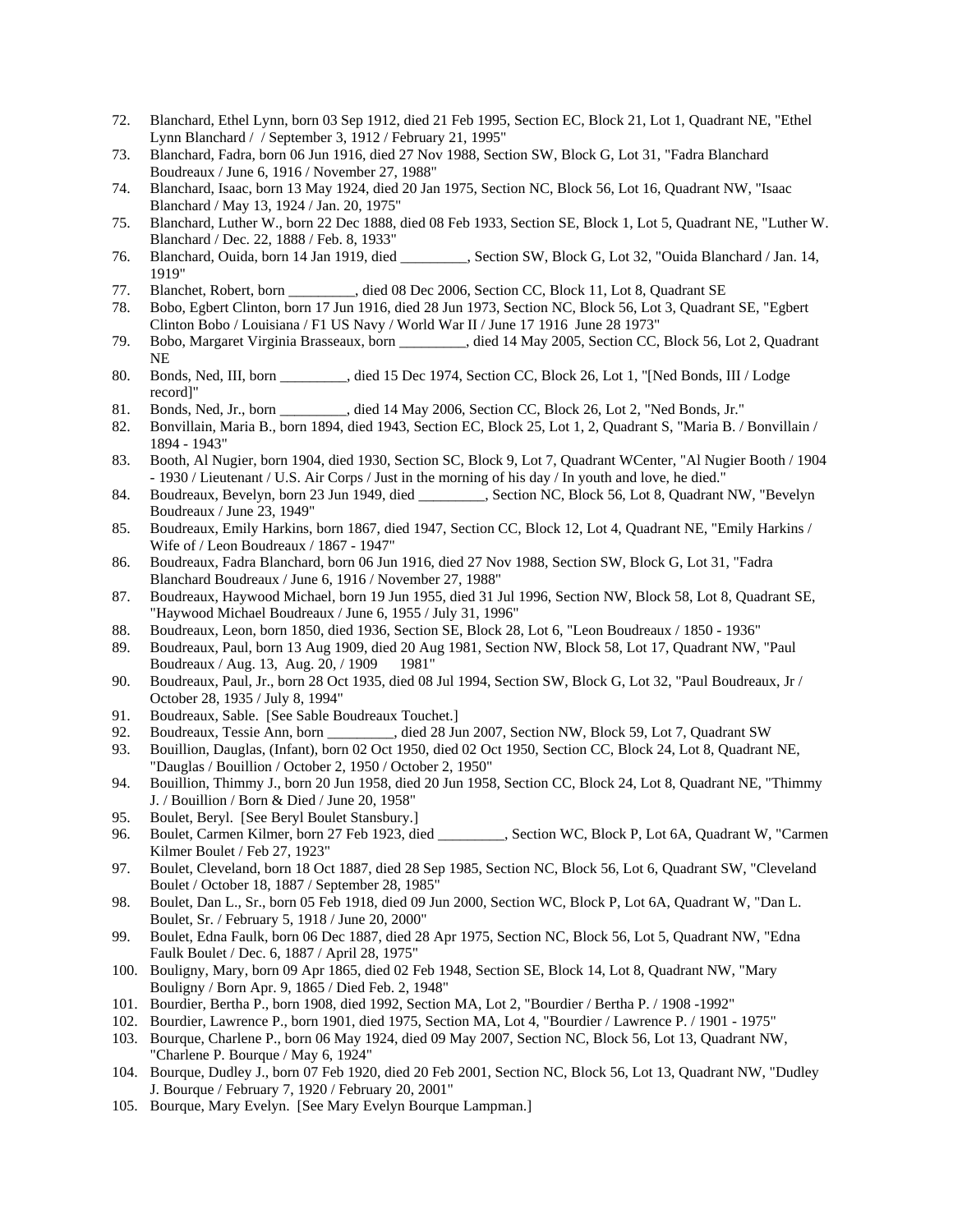72. Blanchard, Ethel Lynn, born 03 Sep 1912, died 21 Feb 1995, Section EC, Block 21, Lot 1, Quadrant NE, "Ethel Lynn Blanchard /  / September 3, 1912 / February 21, 1995"
73. Blanchard, Fadra, born 06 Jun 1916, died 27 Nov 1988, Section SW, Block G, Lot 31, "Fadra Blanchard Boudreaux / June 6, 1916 / November 27, 1988"
74. Blanchard, Isaac, born 13 May 1924, died 20 Jan 1975, Section NC, Block 56, Lot 16, Quadrant NW, "Isaac Blanchard / May 13, 1924 / Jan. 20, 1975"
75. Blanchard, Luther W., born 22 Dec 1888, died 08 Feb 1933, Section SE, Block 1, Lot 5, Quadrant NE, "Luther W. Blanchard / Dec. 22, 1888 / Feb. 8, 1933"
76. Blanchard, Ouida, born 14 Jan 1919, died _________, Section SW, Block G, Lot 32, "Ouida Blanchard / Jan. 14, 1919"
77. Blanchet, Robert, born _________, died 08 Dec 2006, Section CC, Block 11, Lot 8, Quadrant SE
78. Bobo, Egbert Clinton, born 17 Jun 1916, died 28 Jun 1973, Section NC, Block 56, Lot 3, Quadrant SE, "Egbert Clinton Bobo / Louisiana / F1 US Navy / World War II / June 17 1916  June 28 1973"
79. Bobo, Margaret Virginia Brasseaux, born _________, died 14 May 2005, Section CC, Block 56, Lot 2, Quadrant NE
80. Bonds, Ned, III, born _________, died 15 Dec 1974, Section CC, Block 26, Lot 1, "[Ned Bonds, III / Lodge record]"
81. Bonds, Ned, Jr., born _________, died 14 May 2006, Section CC, Block 26, Lot 2, "Ned Bonds, Jr."
82. Bonvillain, Maria B., born 1894, died 1943, Section EC, Block 25, Lot 1, 2, Quadrant S, "Maria B. / Bonvillain / 1894 - 1943"
83. Booth, Al Nugier, born 1904, died 1930, Section SC, Block 9, Lot 7, Quadrant WCenter, "Al Nugier Booth / 1904 - 1930 / Lieutenant / U.S. Air Corps / Just in the morning of his day / In youth and love, he died."
84. Boudreaux, Bevelyn, born 23 Jun 1949, died _________, Section NC, Block 56, Lot 8, Quadrant NW, "Bevelyn Boudreaux / June 23, 1949"
85. Boudreaux, Emily Harkins, born 1867, died 1947, Section CC, Block 12, Lot 4, Quadrant NE, "Emily Harkins / Wife of / Leon Boudreaux / 1867 - 1947"
86. Boudreaux, Fadra Blanchard, born 06 Jun 1916, died 27 Nov 1988, Section SW, Block G, Lot 31, "Fadra Blanchard Boudreaux / June 6, 1916 / November 27, 1988"
87. Boudreaux, Haywood Michael, born 19 Jun 1955, died 31 Jul 1996, Section NW, Block 58, Lot 8, Quadrant SE, "Haywood Michael Boudreaux / June 6, 1955 / July 31, 1996"
88. Boudreaux, Leon, born 1850, died 1936, Section SE, Block 28, Lot 6, "Leon Boudreaux / 1850 - 1936"
89. Boudreaux, Paul, born 13 Aug 1909, died 20 Aug 1981, Section NW, Block 58, Lot 17, Quadrant NW, "Paul Boudreaux / Aug. 13,  Aug. 20, / 1909      1981"
90. Boudreaux, Paul, Jr., born 28 Oct 1935, died 08 Jul 1994, Section SW, Block G, Lot 32, "Paul Boudreaux, Jr / October 28, 1935 / July 8, 1994"
91. Boudreaux, Sable.  [See Sable Boudreaux Touchet.]
92. Boudreaux, Tessie Ann, born _________, died 28 Jun 2007, Section NW, Block 59, Lot 7, Quadrant SW
93. Bouillion, Dauglas, (Infant), born 02 Oct 1950, died 02 Oct 1950, Section CC, Block 24, Lot 8, Quadrant NE, "Dauglas / Bouillion / October 2, 1950 / October 2, 1950"
94. Bouillion, Thimmy J., born 20 Jun 1958, died 20 Jun 1958, Section CC, Block 24, Lot 8, Quadrant NE, "Thimmy J. / Bouillion / Born & Died / June 20, 1958"
95. Boulet, Beryl.  [See Beryl Boulet Stansbury.]
96. Boulet, Carmen Kilmer, born 27 Feb 1923, died _________, Section WC, Block P, Lot 6A, Quadrant W, "Carmen Kilmer Boulet / Feb 27, 1923"
97. Boulet, Cleveland, born 18 Oct 1887, died 28 Sep 1985, Section NC, Block 56, Lot 6, Quadrant SW, "Cleveland Boulet / October 18, 1887 / September 28, 1985"
98. Boulet, Dan L., Sr., born 05 Feb 1918, died 09 Jun 2000, Section WC, Block P, Lot 6A, Quadrant W, "Dan L. Boulet, Sr. / February 5, 1918 / June 20, 2000"
99. Boulet, Edna Faulk, born 06 Dec 1887, died 28 Apr 1975, Section NC, Block 56, Lot 5, Quadrant NW, "Edna Faulk Boulet / Dec. 6, 1887 / April 28, 1975"
100. Bouligny, Mary, born 09 Apr 1865, died 02 Feb 1948, Section SE, Block 14, Lot 8, Quadrant NW, "Mary Bouligny / Born Apr. 9, 1865 / Died Feb. 2, 1948"
101. Bourdier, Bertha P., born 1908, died 1992, Section MA, Lot 2, "Bourdier / Bertha P. / 1908 -1992"
102. Bourdier, Lawrence P., born 1901, died 1975, Section MA, Lot 4, "Bourdier / Lawrence P. / 1901 - 1975"
103. Bourque, Charlene P., born 06 May 1924, died 09 May 2007, Section NC, Block 56, Lot 13, Quadrant NW, "Charlene P. Bourque / May 6, 1924"
104. Bourque, Dudley J., born 07 Feb 1920, died 20 Feb 2001, Section NC, Block 56, Lot 13, Quadrant NW, "Dudley J. Bourque / February 7, 1920 / February 20, 2001"
105. Bourque, Mary Evelyn.  [See Mary Evelyn Bourque Lampman.]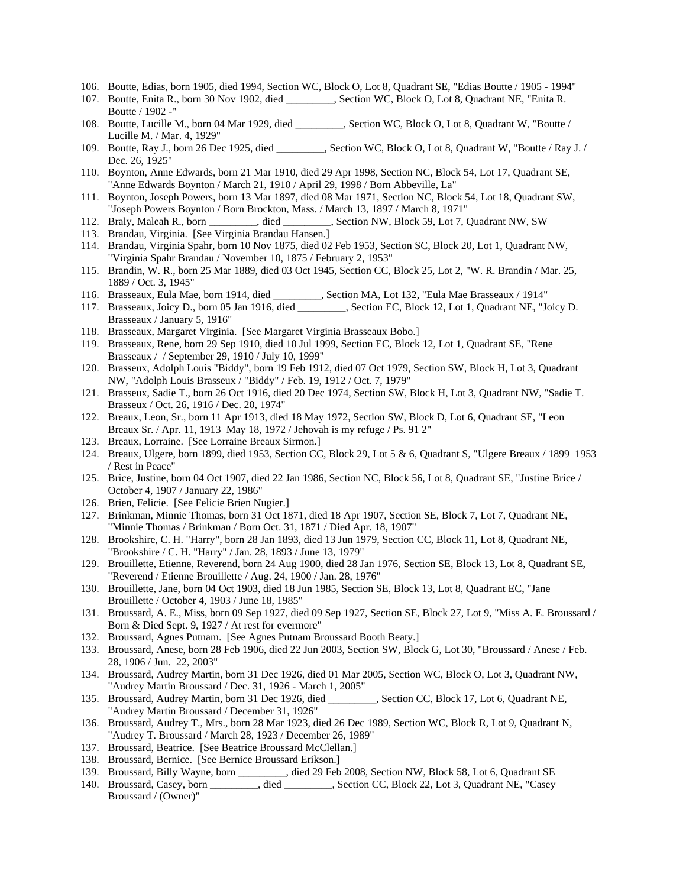106. Boutte, Edias, born 1905, died 1994, Section WC, Block O, Lot 8, Quadrant SE, "Edias Boutte / 1905 - 1994"
107. Boutte, Enita R., born 30 Nov 1902, died _________, Section WC, Block O, Lot 8, Quadrant NE, "Enita R. Boutte / 1902 -"
108. Boutte, Lucille M., born 04 Mar 1929, died _________, Section WC, Block O, Lot 8, Quadrant W, "Boutte / Lucille M. / Mar. 4, 1929"
109. Boutte, Ray J., born 26 Dec 1925, died _________, Section WC, Block O, Lot 8, Quadrant W, "Boutte / Ray J. / Dec. 26, 1925"
110. Boynton, Anne Edwards, born 21 Mar 1910, died 29 Apr 1998, Section NC, Block 54, Lot 17, Quadrant SE, "Anne Edwards Boynton / March 21, 1910 / April 29, 1998 / Born Abbeville, La"
111. Boynton, Joseph Powers, born 13 Mar 1897, died 08 Mar 1971, Section NC, Block 54, Lot 18, Quadrant SW, "Joseph Powers Boynton / Born Brockton, Mass. / March 13, 1897 / March 8, 1971"
112. Braly, Maleah R., born _________, died _________, Section NW, Block 59, Lot 7, Quadrant NW, SW
113. Brandau, Virginia. [See Virginia Brandau Hansen.]
114. Brandau, Virginia Spahr, born 10 Nov 1875, died 02 Feb 1953, Section SC, Block 20, Lot 1, Quadrant NW, "Virginia Spahr Brandau / November 10, 1875 / February 2, 1953"
115. Brandin, W. R., born 25 Mar 1889, died 03 Oct 1945, Section CC, Block 25, Lot 2, "W. R. Brandin / Mar. 25, 1889 / Oct. 3, 1945"
116. Brasseaux, Eula Mae, born 1914, died _________, Section MA, Lot 132, "Eula Mae Brasseaux / 1914"
117. Brasseaux, Joicy D., born 05 Jan 1916, died _________, Section EC, Block 12, Lot 1, Quadrant NE, "Joicy D. Brasseaux / January 5, 1916"
118. Brasseaux, Margaret Virginia. [See Margaret Virginia Brasseaux Bobo.]
119. Brasseaux, Rene, born 29 Sep 1910, died 10 Jul 1999, Section EC, Block 12, Lot 1, Quadrant SE, "Rene Brasseaux / / September 29, 1910 / July 10, 1999"
120. Brasseux, Adolph Louis "Biddy", born 19 Feb 1912, died 07 Oct 1979, Section SW, Block H, Lot 3, Quadrant NW, "Adolph Louis Brasseux / "Biddy" / Feb. 19, 1912 / Oct. 7, 1979"
121. Brasseux, Sadie T., born 26 Oct 1916, died 20 Dec 1974, Section SW, Block H, Lot 3, Quadrant NW, "Sadie T. Brasseux / Oct. 26, 1916 / Dec. 20, 1974"
122. Breaux, Leon, Sr., born 11 Apr 1913, died 18 May 1972, Section SW, Block D, Lot 6, Quadrant SE, "Leon Breaux Sr. / Apr. 11, 1913 May 18, 1972 / Jehovah is my refuge / Ps. 91 2"
123. Breaux, Lorraine. [See Lorraine Breaux Sirmon.]
124. Breaux, Ulgere, born 1899, died 1953, Section CC, Block 29, Lot 5 & 6, Quadrant S, "Ulgere Breaux / 1899 1953 / Rest in Peace"
125. Brice, Justine, born 04 Oct 1907, died 22 Jan 1986, Section NC, Block 56, Lot 8, Quadrant SE, "Justine Brice / October 4, 1907 / January 22, 1986"
126. Brien, Felicie. [See Felicie Brien Nugier.]
127. Brinkman, Minnie Thomas, born 31 Oct 1871, died 18 Apr 1907, Section SE, Block 7, Lot 7, Quadrant NE, "Minnie Thomas / Brinkman / Born Oct. 31, 1871 / Died Apr. 18, 1907"
128. Brookshire, C. H. "Harry", born 28 Jan 1893, died 13 Jun 1979, Section CC, Block 11, Lot 8, Quadrant NE, "Brookshire / C. H. "Harry" / Jan. 28, 1893 / June 13, 1979"
129. Brouillette, Etienne, Reverend, born 24 Aug 1900, died 28 Jan 1976, Section SE, Block 13, Lot 8, Quadrant SE, "Reverend / Etienne Brouillette / Aug. 24, 1900 / Jan. 28, 1976"
130. Brouillette, Jane, born 04 Oct 1903, died 18 Jun 1985, Section SE, Block 13, Lot 8, Quadrant EC, "Jane Brouillette / October 4, 1903 / June 18, 1985"
131. Broussard, A. E., Miss, born 09 Sep 1927, died 09 Sep 1927, Section SE, Block 27, Lot 9, "Miss A. E. Broussard / Born & Died Sept. 9, 1927 / At rest for evermore"
132. Broussard, Agnes Putnam. [See Agnes Putnam Broussard Booth Beaty.]
133. Broussard, Anese, born 28 Feb 1906, died 22 Jun 2003, Section SW, Block G, Lot 30, "Broussard / Anese / Feb. 28, 1906 / Jun. 22, 2003"
134. Broussard, Audrey Martin, born 31 Dec 1926, died 01 Mar 2005, Section WC, Block O, Lot 3, Quadrant NW, "Audrey Martin Broussard / Dec. 31, 1926 - March 1, 2005"
135. Broussard, Audrey Martin, born 31 Dec 1926, died _________, Section CC, Block 17, Lot 6, Quadrant NE, "Audrey Martin Broussard / December 31, 1926"
136. Broussard, Audrey T., Mrs., born 28 Mar 1923, died 26 Dec 1989, Section WC, Block R, Lot 9, Quadrant N, "Audrey T. Broussard / March 28, 1923 / December 26, 1989"
137. Broussard, Beatrice. [See Beatrice Broussard McClellan.]
138. Broussard, Bernice. [See Bernice Broussard Erikson.]
139. Broussard, Billy Wayne, born _________, died 29 Feb 2008, Section NW, Block 58, Lot 6, Quadrant SE
140. Broussard, Casey, born _________, died _________, Section CC, Block 22, Lot 3, Quadrant NE, "Casey Broussard / (Owner)"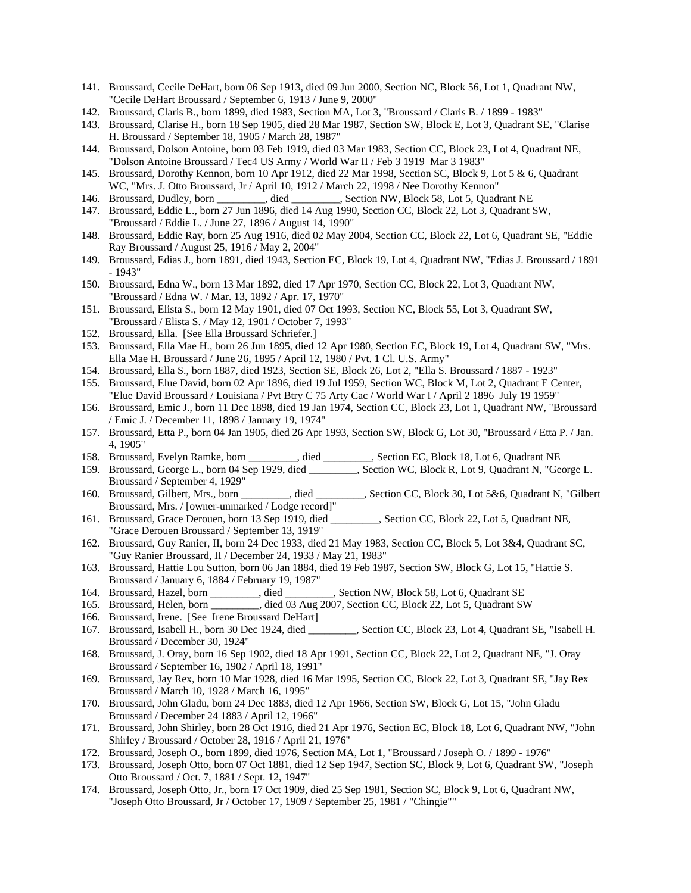141. Broussard, Cecile DeHart, born 06 Sep 1913, died 09 Jun 2000, Section NC, Block 56, Lot 1, Quadrant NW, "Cecile DeHart Broussard / September 6, 1913 / June 9, 2000"
142. Broussard, Claris B., born 1899, died 1983, Section MA, Lot 3, "Broussard / Claris B. / 1899 - 1983"
143. Broussard, Clarise H., born 18 Sep 1905, died 28 Mar 1987, Section SW, Block E, Lot 3, Quadrant SE, "Clarise H. Broussard / September 18, 1905 / March 28, 1987"
144. Broussard, Dolson Antoine, born 03 Feb 1919, died 03 Mar 1983, Section CC, Block 23, Lot 4, Quadrant NE, "Dolson Antoine Broussard / Tec4 US Army / World War II / Feb 3 1919 Mar 3 1983"
145. Broussard, Dorothy Kennon, born 10 Apr 1912, died 22 Mar 1998, Section SC, Block 9, Lot 5 & 6, Quadrant WC, "Mrs. J. Otto Broussard, Jr / April 10, 1912 / March 22, 1998 / Nee Dorothy Kennon"
146. Broussard, Dudley, born _________, died _________, Section NW, Block 58, Lot 5, Quadrant NE
147. Broussard, Eddie L., born 27 Jun 1896, died 14 Aug 1990, Section CC, Block 22, Lot 3, Quadrant SW, "Broussard / Eddie L. / June 27, 1896 / August 14, 1990"
148. Broussard, Eddie Ray, born 25 Aug 1916, died 02 May 2004, Section CC, Block 22, Lot 6, Quadrant SE, "Eddie Ray Broussard / August 25, 1916 / May 2, 2004"
149. Broussard, Edias J., born 1891, died 1943, Section EC, Block 19, Lot 4, Quadrant NW, "Edias J. Broussard / 1891 - 1943"
150. Broussard, Edna W., born 13 Mar 1892, died 17 Apr 1970, Section CC, Block 22, Lot 3, Quadrant NW, "Broussard / Edna W. / Mar. 13, 1892 / Apr. 17, 1970"
151. Broussard, Elista S., born 12 May 1901, died 07 Oct 1993, Section NC, Block 55, Lot 3, Quadrant SW, "Broussard / Elista S. / May 12, 1901 / October 7, 1993"
152. Broussard, Ella. [See Ella Broussard Schriefer.]
153. Broussard, Ella Mae H., born 26 Jun 1895, died 12 Apr 1980, Section EC, Block 19, Lot 4, Quadrant SW, "Mrs. Ella Mae H. Broussard / June 26, 1895 / April 12, 1980 / Pvt. 1 Cl. U.S. Army"
154. Broussard, Ella S., born 1887, died 1923, Section SE, Block 26, Lot 2, "Ella S. Broussard / 1887 - 1923"
155. Broussard, Elue David, born 02 Apr 1896, died 19 Jul 1959, Section WC, Block M, Lot 2, Quadrant E Center, "Elue David Broussard / Louisiana / Pvt Btry C 75 Arty Cac / World War I / April 2 1896 July 19 1959"
156. Broussard, Emic J., born 11 Dec 1898, died 19 Jan 1974, Section CC, Block 23, Lot 1, Quadrant NW, "Broussard / Emic J. / December 11, 1898 / January 19, 1974"
157. Broussard, Etta P., born 04 Jan 1905, died 26 Apr 1993, Section SW, Block G, Lot 30, "Broussard / Etta P. / Jan. 4, 1905"
158. Broussard, Evelyn Ramke, born _________, died _________, Section EC, Block 18, Lot 6, Quadrant NE
159. Broussard, George L., born 04 Sep 1929, died _________, Section WC, Block R, Lot 9, Quadrant N, "George L. Broussard / September 4, 1929"
160. Broussard, Gilbert, Mrs., born _________, died _________, Section CC, Block 30, Lot 5&6, Quadrant N, "Gilbert Broussard, Mrs. / [owner-unmarked / Lodge record]"
161. Broussard, Grace Derouen, born 13 Sep 1919, died _________, Section CC, Block 22, Lot 5, Quadrant NE, "Grace Derouen Broussard / September 13, 1919"
162. Broussard, Guy Ranier, II, born 24 Dec 1933, died 21 May 1983, Section CC, Block 5, Lot 3&4, Quadrant SC, "Guy Ranier Broussard, II / December 24, 1933 / May 21, 1983"
163. Broussard, Hattie Lou Sutton, born 06 Jan 1884, died 19 Feb 1987, Section SW, Block G, Lot 15, "Hattie S. Broussard / January 6, 1884 / February 19, 1987"
164. Broussard, Hazel, born _________, died _________, Section NW, Block 58, Lot 6, Quadrant SE
165. Broussard, Helen, born _________, died 03 Aug 2007, Section CC, Block 22, Lot 5, Quadrant SW
166. Broussard, Irene. [See Irene Broussard DeHart]
167. Broussard, Isabell H., born 30 Dec 1924, died _________, Section CC, Block 23, Lot 4, Quadrant SE, "Isabell H. Broussard / December 30, 1924"
168. Broussard, J. Oray, born 16 Sep 1902, died 18 Apr 1991, Section CC, Block 22, Lot 2, Quadrant NE, "J. Oray Broussard / September 16, 1902 / April 18, 1991"
169. Broussard, Jay Rex, born 10 Mar 1928, died 16 Mar 1995, Section CC, Block 22, Lot 3, Quadrant SE, "Jay Rex Broussard / March 10, 1928 / March 16, 1995"
170. Broussard, John Gladu, born 24 Dec 1883, died 12 Apr 1966, Section SW, Block G, Lot 15, "John Gladu Broussard / December 24 1883 / April 12, 1966"
171. Broussard, John Shirley, born 28 Oct 1916, died 21 Apr 1976, Section EC, Block 18, Lot 6, Quadrant NW, "John Shirley / Broussard / October 28, 1916 / April 21, 1976"
172. Broussard, Joseph O., born 1899, died 1976, Section MA, Lot 1, "Broussard / Joseph O. / 1899 - 1976"
173. Broussard, Joseph Otto, born 07 Oct 1881, died 12 Sep 1947, Section SC, Block 9, Lot 6, Quadrant SW, "Joseph Otto Broussard / Oct. 7, 1881 / Sept. 12, 1947"
174. Broussard, Joseph Otto, Jr., born 17 Oct 1909, died 25 Sep 1981, Section SC, Block 9, Lot 6, Quadrant NW, "Joseph Otto Broussard, Jr / October 17, 1909 / September 25, 1981 / "Chingie""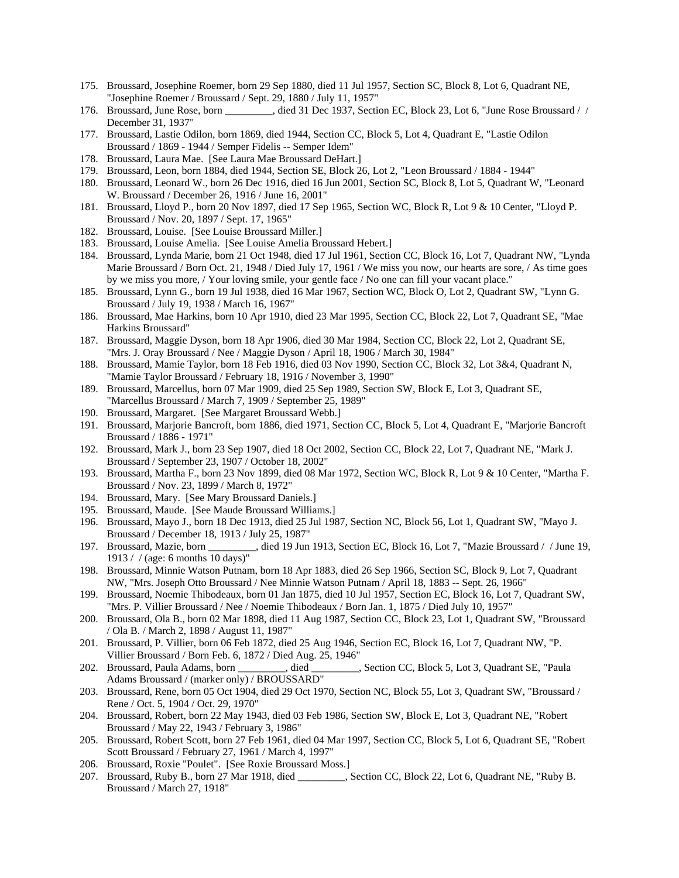175. Broussard, Josephine Roemer, born 29 Sep 1880, died 11 Jul 1957, Section SC, Block 8, Lot 6, Quadrant NE, "Josephine Roemer / Broussard / Sept. 29, 1880 / July 11, 1957"
176. Broussard, June Rose, born _________, died 31 Dec 1937, Section EC, Block 23, Lot 6, "June Rose Broussard / / December 31, 1937"
177. Broussard, Lastie Odilon, born 1869, died 1944, Section CC, Block 5, Lot 4, Quadrant E, "Lastie Odilon Broussard / 1869 - 1944 / Semper Fidelis -- Semper Idem"
178. Broussard, Laura Mae. [See Laura Mae Broussard DeHart.]
179. Broussard, Leon, born 1884, died 1944, Section SE, Block 26, Lot 2, "Leon Broussard / 1884 - 1944"
180. Broussard, Leonard W., born 26 Dec 1916, died 16 Jun 2001, Section SC, Block 8, Lot 5, Quadrant W, "Leonard W. Broussard / December 26, 1916 / June 16, 2001"
181. Broussard, Lloyd P., born 20 Nov 1897, died 17 Sep 1965, Section WC, Block R, Lot 9 & 10 Center, "Lloyd P. Broussard / Nov. 20, 1897 / Sept. 17, 1965"
182. Broussard, Louise. [See Louise Broussard Miller.]
183. Broussard, Louise Amelia. [See Louise Amelia Broussard Hebert.]
184. Broussard, Lynda Marie, born 21 Oct 1948, died 17 Jul 1961, Section CC, Block 16, Lot 7, Quadrant NW, "Lynda Marie Broussard / Born Oct. 21, 1948 / Died July 17, 1961 / We miss you now, our hearts are sore, / As time goes by we miss you more, / Your loving smile, your gentle face / No one can fill your vacant place."
185. Broussard, Lynn G., born 19 Jul 1938, died 16 Mar 1967, Section WC, Block O, Lot 2, Quadrant SW, "Lynn G. Broussard / July 19, 1938 / March 16, 1967"
186. Broussard, Mae Harkins, born 10 Apr 1910, died 23 Mar 1995, Section CC, Block 22, Lot 7, Quadrant SE, "Mae Harkins Broussard"
187. Broussard, Maggie Dyson, born 18 Apr 1906, died 30 Mar 1984, Section CC, Block 22, Lot 2, Quadrant SE, "Mrs. J. Oray Broussard / Nee / Maggie Dyson / April 18, 1906 / March 30, 1984"
188. Broussard, Mamie Taylor, born 18 Feb 1916, died 03 Nov 1990, Section CC, Block 32, Lot 3&4, Quadrant N, "Mamie Taylor Broussard / February 18, 1916 / November 3, 1990"
189. Broussard, Marcellus, born 07 Mar 1909, died 25 Sep 1989, Section SW, Block E, Lot 3, Quadrant SE, "Marcellus Broussard / March 7, 1909 / September 25, 1989"
190. Broussard, Margaret. [See Margaret Broussard Webb.]
191. Broussard, Marjorie Bancroft, born 1886, died 1971, Section CC, Block 5, Lot 4, Quadrant E, "Marjorie Bancroft Broussard / 1886 - 1971"
192. Broussard, Mark J., born 23 Sep 1907, died 18 Oct 2002, Section CC, Block 22, Lot 7, Quadrant NE, "Mark J. Broussard / September 23, 1907 / October 18, 2002"
193. Broussard, Martha F., born 23 Nov 1899, died 08 Mar 1972, Section WC, Block R, Lot 9 & 10 Center, "Martha F. Broussard / Nov. 23, 1899 / March 8, 1972"
194. Broussard, Mary. [See Mary Broussard Daniels.]
195. Broussard, Maude. [See Maude Broussard Williams.]
196. Broussard, Mayo J., born 18 Dec 1913, died 25 Jul 1987, Section NC, Block 56, Lot 1, Quadrant SW, "Mayo J. Broussard / December 18, 1913 / July 25, 1987"
197. Broussard, Mazie, born _________, died 19 Jun 1913, Section EC, Block 16, Lot 7, "Mazie Broussard / / June 19, 1913 / / (age: 6 months 10 days)"
198. Broussard, Minnie Watson Putnam, born 18 Apr 1883, died 26 Sep 1966, Section SC, Block 9, Lot 7, Quadrant NW, "Mrs. Joseph Otto Broussard / Nee Minnie Watson Putnam / April 18, 1883 -- Sept. 26, 1966"
199. Broussard, Noemie Thibodeaux, born 01 Jan 1875, died 10 Jul 1957, Section EC, Block 16, Lot 7, Quadrant SW, "Mrs. P. Villier Broussard / Nee / Noemie Thibodeaux / Born Jan. 1, 1875 / Died July 10, 1957"
200. Broussard, Ola B., born 02 Mar 1898, died 11 Aug 1987, Section CC, Block 23, Lot 1, Quadrant SW, "Broussard / Ola B. / March 2, 1898 / August 11, 1987"
201. Broussard, P. Villier, born 06 Feb 1872, died 25 Aug 1946, Section EC, Block 16, Lot 7, Quadrant NW, "P. Villier Broussard / Born Feb. 6, 1872 / Died Aug. 25, 1946"
202. Broussard, Paula Adams, born _________, died _________, Section CC, Block 5, Lot 3, Quadrant SE, "Paula Adams Broussard / (marker only) / BROUSSARD"
203. Broussard, Rene, born 05 Oct 1904, died 29 Oct 1970, Section NC, Block 55, Lot 3, Quadrant SW, "Broussard / Rene / Oct. 5, 1904 / Oct. 29, 1970"
204. Broussard, Robert, born 22 May 1943, died 03 Feb 1986, Section SW, Block E, Lot 3, Quadrant NE, "Robert Broussard / May 22, 1943 / February 3, 1986"
205. Broussard, Robert Scott, born 27 Feb 1961, died 04 Mar 1997, Section CC, Block 5, Lot 6, Quadrant SE, "Robert Scott Broussard / February 27, 1961 / March 4, 1997"
206. Broussard, Roxie "Poulet". [See Roxie Broussard Moss.]
207. Broussard, Ruby B., born 27 Mar 1918, died _________, Section CC, Block 22, Lot 6, Quadrant NE, "Ruby B. Broussard / March 27, 1918"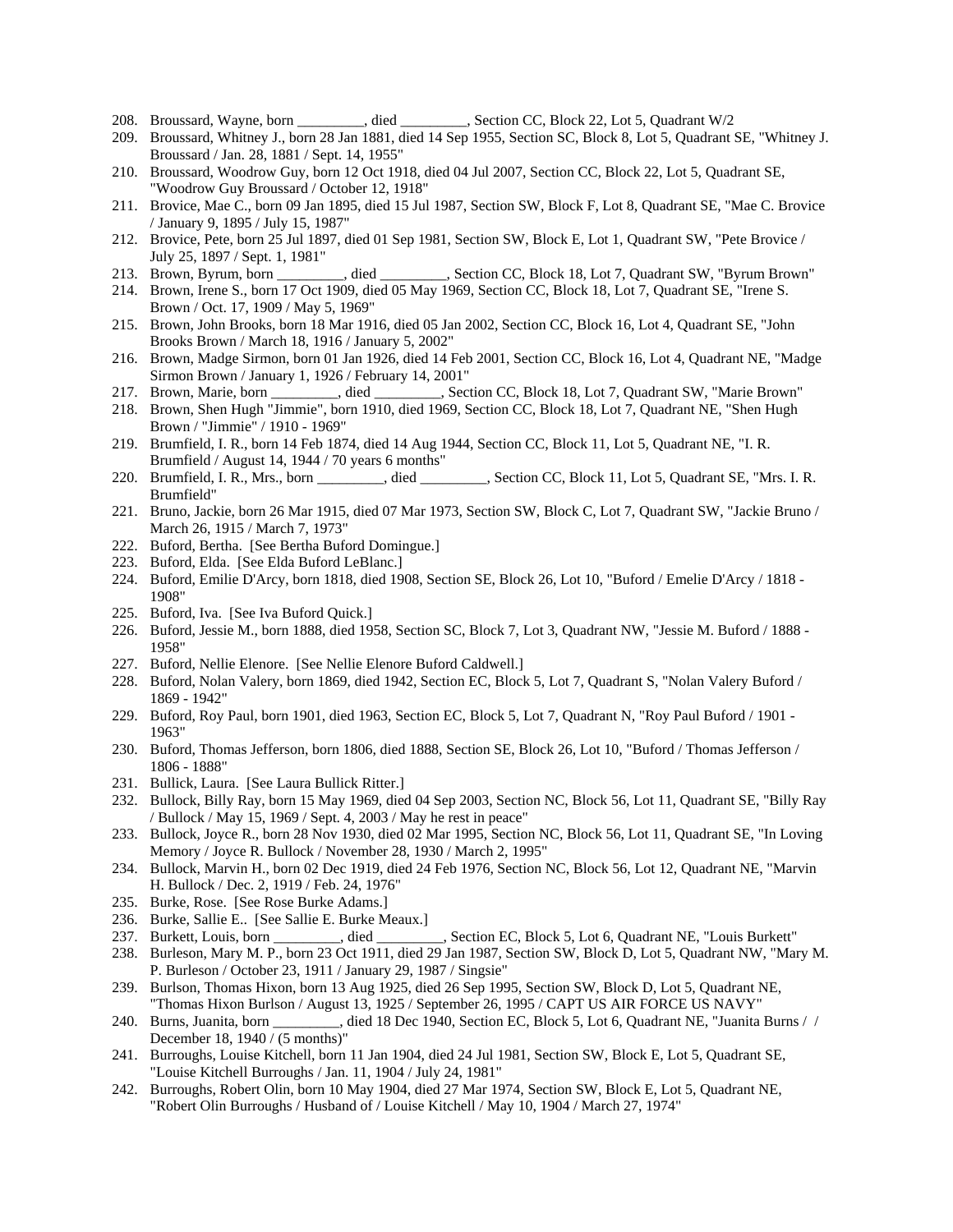208. Broussard, Wayne, born _________, died _________, Section CC, Block 22, Lot 5, Quadrant W/2
209. Broussard, Whitney J., born 28 Jan 1881, died 14 Sep 1955, Section SC, Block 8, Lot 5, Quadrant SE, "Whitney J. Broussard / Jan. 28, 1881 / Sept. 14, 1955"
210. Broussard, Woodrow Guy, born 12 Oct 1918, died 04 Jul 2007, Section CC, Block 22, Lot 5, Quadrant SE, "Woodrow Guy Broussard / October 12, 1918"
211. Brovice, Mae C., born 09 Jan 1895, died 15 Jul 1987, Section SW, Block F, Lot 8, Quadrant SE, "Mae C. Brovice / January 9, 1895 / July 15, 1987"
212. Brovice, Pete, born 25 Jul 1897, died 01 Sep 1981, Section SW, Block E, Lot 1, Quadrant SW, "Pete Brovice / July 25, 1897 / Sept. 1, 1981"
213. Brown, Byrum, born _________, died _________, Section CC, Block 18, Lot 7, Quadrant SW, "Byrum Brown"
214. Brown, Irene S., born 17 Oct 1909, died 05 May 1969, Section CC, Block 18, Lot 7, Quadrant SE, "Irene S. Brown / Oct. 17, 1909 / May 5, 1969"
215. Brown, John Brooks, born 18 Mar 1916, died 05 Jan 2002, Section CC, Block 16, Lot 4, Quadrant SE, "John Brooks Brown / March 18, 1916 / January 5, 2002"
216. Brown, Madge Sirmon, born 01 Jan 1926, died 14 Feb 2001, Section CC, Block 16, Lot 4, Quadrant NE, "Madge Sirmon Brown / January 1, 1926 / February 14, 2001"
217. Brown, Marie, born _________, died _________, Section CC, Block 18, Lot 7, Quadrant SW, "Marie Brown"
218. Brown, Shen Hugh "Jimmie", born 1910, died 1969, Section CC, Block 18, Lot 7, Quadrant NE, "Shen Hugh Brown / "Jimmie" / 1910 - 1969"
219. Brumfield, I. R., born 14 Feb 1874, died 14 Aug 1944, Section CC, Block 11, Lot 5, Quadrant NE, "I. R. Brumfield / August 14, 1944 / 70 years 6 months"
220. Brumfield, I. R., Mrs., born _________, died _________, Section CC, Block 11, Lot 5, Quadrant SE, "Mrs. I. R. Brumfield"
221. Bruno, Jackie, born 26 Mar 1915, died 07 Mar 1973, Section SW, Block C, Lot 7, Quadrant SW, "Jackie Bruno / March 26, 1915 / March 7, 1973"
222. Buford, Bertha. [See Bertha Buford Domingue.]
223. Buford, Elda. [See Elda Buford LeBlanc.]
224. Buford, Emilie D'Arcy, born 1818, died 1908, Section SE, Block 26, Lot 10, "Buford / Emelie D'Arcy / 1818 - 1908"
225. Buford, Iva. [See Iva Buford Quick.]
226. Buford, Jessie M., born 1888, died 1958, Section SC, Block 7, Lot 3, Quadrant NW, "Jessie M. Buford / 1888 - 1958"
227. Buford, Nellie Elenore. [See Nellie Elenore Buford Caldwell.]
228. Buford, Nolan Valery, born 1869, died 1942, Section EC, Block 5, Lot 7, Quadrant S, "Nolan Valery Buford / 1869 - 1942"
229. Buford, Roy Paul, born 1901, died 1963, Section EC, Block 5, Lot 7, Quadrant N, "Roy Paul Buford / 1901 - 1963"
230. Buford, Thomas Jefferson, born 1806, died 1888, Section SE, Block 26, Lot 10, "Buford / Thomas Jefferson / 1806 - 1888"
231. Bullick, Laura. [See Laura Bullick Ritter.]
232. Bullock, Billy Ray, born 15 May 1969, died 04 Sep 2003, Section NC, Block 56, Lot 11, Quadrant SE, "Billy Ray / Bullock / May 15, 1969 / Sept. 4, 2003 / May he rest in peace"
233. Bullock, Joyce R., born 28 Nov 1930, died 02 Mar 1995, Section NC, Block 56, Lot 11, Quadrant SE, "In Loving Memory / Joyce R. Bullock / November 28, 1930 / March 2, 1995"
234. Bullock, Marvin H., born 02 Dec 1919, died 24 Feb 1976, Section NC, Block 56, Lot 12, Quadrant NE, "Marvin H. Bullock / Dec. 2, 1919 / Feb. 24, 1976"
235. Burke, Rose. [See Rose Burke Adams.]
236. Burke, Sallie E.. [See Sallie E. Burke Meaux.]
237. Burkett, Louis, born _________, died _________, Section EC, Block 5, Lot 6, Quadrant NE, "Louis Burkett"
238. Burleson, Mary M. P., born 23 Oct 1911, died 29 Jan 1987, Section SW, Block D, Lot 5, Quadrant NW, "Mary M. P. Burleson / October 23, 1911 / January 29, 1987 / Singsie"
239. Burlson, Thomas Hixon, born 13 Aug 1925, died 26 Sep 1995, Section SW, Block D, Lot 5, Quadrant NE, "Thomas Hixon Burlson / August 13, 1925 / September 26, 1995 / CAPT US AIR FORCE US NAVY"
240. Burns, Juanita, born _________, died 18 Dec 1940, Section EC, Block 5, Lot 6, Quadrant NE, "Juanita Burns / / December 18, 1940 / (5 months)"
241. Burroughs, Louise Kitchell, born 11 Jan 1904, died 24 Jul 1981, Section SW, Block E, Lot 5, Quadrant SE, "Louise Kitchell Burroughs / Jan. 11, 1904 / July 24, 1981"
242. Burroughs, Robert Olin, born 10 May 1904, died 27 Mar 1974, Section SW, Block E, Lot 5, Quadrant NE, "Robert Olin Burroughs / Husband of / Louise Kitchell / May 10, 1904 / March 27, 1974"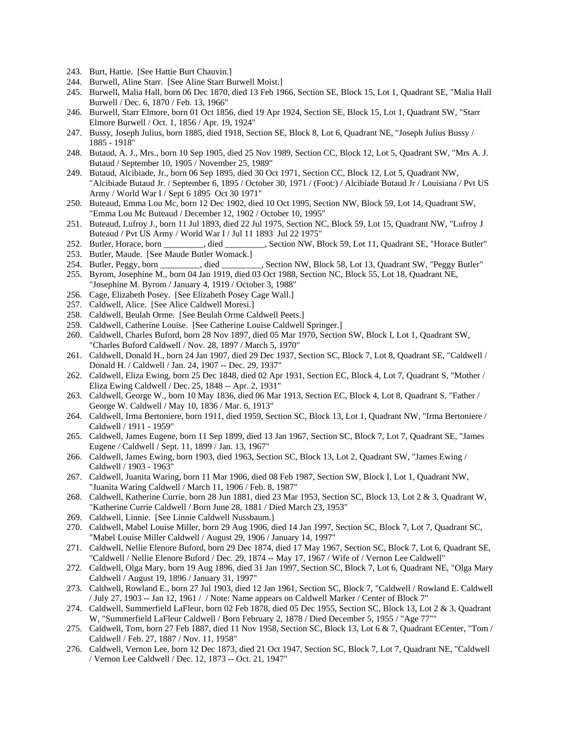243. Burt, Hattie. [See Hattie Burt Chauvin.]
244. Burwell, Aline Starr. [See Aline Starr Burwell Moist.]
245. Burwell, Malia Hall, born 06 Dec 1870, died 13 Feb 1966, Section SE, Block 15, Lot 1, Quadrant SE, "Malia Hall Burwell / Dec. 6, 1870 / Feb. 13, 1966"
246. Burwell, Starr Elmore, born 01 Oct 1856, died 19 Apr 1924, Section SE, Block 15, Lot 1, Quadrant SW, "Starr Elmore Burwell / Oct. 1, 1856 / Apr. 19, 1924"
247. Bussy, Joseph Julius, born 1885, died 1918, Section SE, Block 8, Lot 6, Quadrant NE, "Joseph Julius Bussy / 1885 - 1918"
248. Butaud, A. J., Mrs., born 10 Sep 1905, died 25 Nov 1989, Section CC, Block 12, Lot 5, Quadrant SW, "Mrs A. J. Butaud / September 10, 1905 / November 25, 1989"
249. Butaud, Alcibiade, Jr., born 06 Sep 1895, died 30 Oct 1971, Section CC, Block 12, Lot 5, Quadrant NW, "Alcibiade Butaud Jr. / September 6, 1895 / October 30, 1971 / (Foot:) / Alcibiade Butaud Jr / Louisiana / Pvt US Army / World War I / Sept 6 1895 Oct 30 1971"
250. Buteaud, Emma Lou Mc, born 12 Dec 1902, died 10 Oct 1995, Section NW, Block 59, Lot 14, Quadrant SW, "Emma Lou Mc Buteaud / December 12, 1902 / October 10, 1995"
251. Buteaud, Lufroy J., born 11 Jul 1893, died 22 Jul 1975, Section NC, Block 59, Lot 15, Quadrant NW, "Lufroy J Buteaud / Pvt US Army / World War I / Jul 11 1893 Jul 22 1975"
252. Butler, Horace, born _________, died _________, Section NW, Block 59, Lot 11, Quadrant SE, "Horace Butler"
253. Butler, Maude. [See Maude Butler Womack.]
254. Butler, Peggy, born _________, died _________, Section NW, Block 58, Lot 13, Quadrant SW, "Peggy Butler"
255. Byrom, Josephine M., born 04 Jan 1919, died 03 Oct 1988, Section NC, Block 55, Lot 18, Quadrant NE, "Josephine M. Byrom / January 4, 1919 / October 3, 1988"
256. Cage, Elizabeth Posey. [See Elizabeth Posey Cage Wall.]
257. Caldwell, Alice. [See Alice Caldwell Moresi.]
258. Caldwell, Beulah Orme. [See Beulah Orme Caldwell Peets.]
259. Caldwell, Catherine Louise. [See Catherine Louise Caldwell Springer.]
260. Caldwell, Charles Buford, born 28 Nov 1897, died 05 Mar 1970, Section SW, Block I, Lot 1, Quadrant SW, "Charles Buford Caldwell / Nov. 28, 1897 / March 5, 1970"
261. Caldwell, Donald H., born 24 Jan 1907, died 29 Dec 1937, Section SC, Block 7, Lot 8, Quadrant SE, "Caldwell / Donald H. / Caldwell / Jan. 24, 1907 -- Dec. 29, 1937"
262. Caldwell, Eliza Ewing, born 25 Dec 1848, died 02 Apr 1931, Section EC, Block 4, Lot 7, Quadrant S, "Mother / Eliza Ewing Caldwell / Dec. 25, 1848 -- Apr. 2, 1931"
263. Caldwell, George W., born 10 May 1836, died 06 Mar 1913, Section EC, Block 4, Lot 8, Quadrant S, "Father / George W. Caldwell / May 10, 1836 / Mar. 6, 1913"
264. Caldwell, Irma Bertoniere, born 1911, died 1959, Section SC, Block 13, Lot 1, Quadrant NW, "Irma Bertoniere / Caldwell / 1911 - 1959"
265. Caldwell, James Eugene, born 11 Sep 1899, died 13 Jan 1967, Section SC, Block 7, Lot 7, Quadrant SE, "James Eugene / Caldwell / Sept. 11, 1899 / Jan. 13, 1967"
266. Caldwell, James Ewing, born 1903, died 1963, Section SC, Block 13, Lot 2, Quadrant SW, "James Ewing / Caldwell / 1903 - 1963"
267. Caldwell, Juanita Waring, born 11 Mar 1906, died 08 Feb 1987, Section SW, Block I, Lot 1, Quadrant NW, "Juanita Waring Caldwell / March 11, 1906 / Feb. 8, 1987"
268. Caldwell, Katherine Currie, born 28 Jun 1881, died 23 Mar 1953, Section SC, Block 13, Lot 2 & 3, Quadrant W, "Katherine Currie Caldwell / Born June 28, 1881 / Died March 23, 1953"
269. Caldwell, Linnie. [See Linnie Caldwell Nussbaum.]
270. Caldwell, Mabel Louise Miller, born 29 Aug 1906, died 14 Jan 1997, Section SC, Block 7, Lot 7, Quadrant SC, "Mabel Louise Miller Caldwell / August 29, 1906 / January 14, 1997"
271. Caldwell, Nellie Elenore Buford, born 29 Dec 1874, died 17 May 1967, Section SC, Block 7, Lot 6, Quadrant SE, "Caldwell / Nellie Elenore Buford / Dec. 29, 1874 -- May 17, 1967 / Wife of / Vernon Lee Caldwell"
272. Caldwell, Olga Mary, born 19 Aug 1896, died 31 Jan 1997, Section SC, Block 7, Lot 6, Quadrant NE, "Olga Mary Caldwell / August 19, 1896 / January 31, 1997"
273. Caldwell, Rowland E., born 27 Jul 1903, died 12 Jan 1961, Section SC, Block 7, "Caldwell / Rowland E. Caldwell / July 27, 1903 -- Jan 12, 1961 / / Note: Name appears on Caldwell Marker / Center of Block 7"
274. Caldwell, Summerfield LaFleur, born 02 Feb 1878, died 05 Dec 1955, Section SC, Block 13, Lot 2 & 3, Quadrant W, "Summerfield LaFleur Caldwell / Born February 2, 1878 / Died December 5, 1955 / "Age 77""
275. Caldwell, Tom, born 27 Feb 1887, died 11 Nov 1958, Section SC, Block 13, Lot 6 & 7, Quadrant ECenter, "Tom / Caldwell / Feb. 27, 1887 / Nov. 11, 1958"
276. Caldwell, Vernon Lee, born 12 Dec 1873, died 21 Oct 1947, Section SC, Block 7, Lot 7, Quadrant NE, "Caldwell / Vernon Lee Caldwell / Dec. 12, 1873 -- Oct. 21, 1947"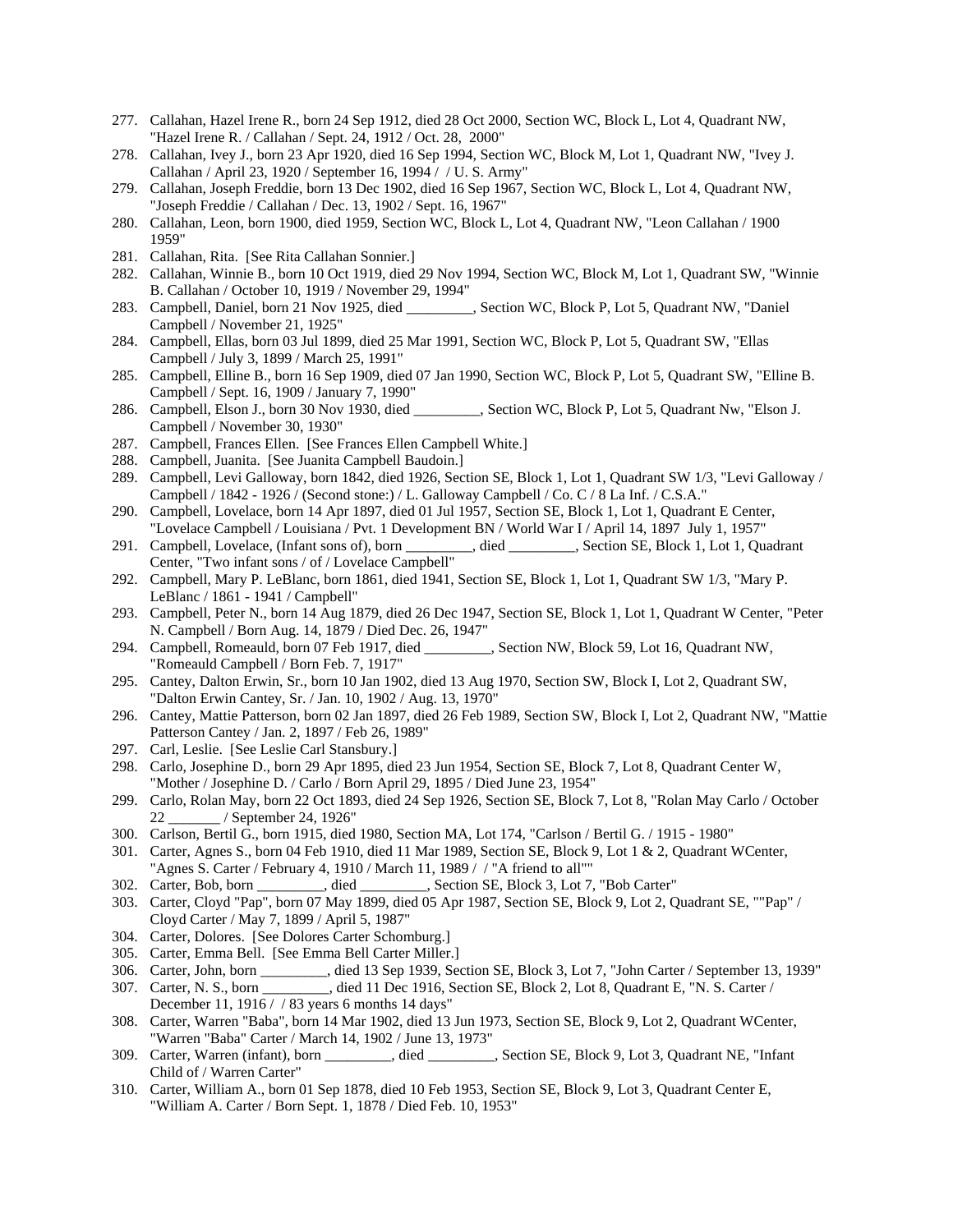277. Callahan, Hazel Irene R., born 24 Sep 1912, died 28 Oct 2000, Section WC, Block L, Lot 4, Quadrant NW, "Hazel Irene R. / Callahan / Sept. 24, 1912 / Oct. 28, 2000"
278. Callahan, Ivey J., born 23 Apr 1920, died 16 Sep 1994, Section WC, Block M, Lot 1, Quadrant NW, "Ivey J. Callahan / April 23, 1920 / September 16, 1994 / / U. S. Army"
279. Callahan, Joseph Freddie, born 13 Dec 1902, died 16 Sep 1967, Section WC, Block L, Lot 4, Quadrant NW, "Joseph Freddie / Callahan / Dec. 13, 1902 / Sept. 16, 1967"
280. Callahan, Leon, born 1900, died 1959, Section WC, Block L, Lot 4, Quadrant NW, "Leon Callahan / 1900 1959"
281. Callahan, Rita. [See Rita Callahan Sonnier.]
282. Callahan, Winnie B., born 10 Oct 1919, died 29 Nov 1994, Section WC, Block M, Lot 1, Quadrant SW, "Winnie B. Callahan / October 10, 1919 / November 29, 1994"
283. Campbell, Daniel, born 21 Nov 1925, died _________, Section WC, Block P, Lot 5, Quadrant NW, "Daniel Campbell / November 21, 1925"
284. Campbell, Ellas, born 03 Jul 1899, died 25 Mar 1991, Section WC, Block P, Lot 5, Quadrant SW, "Ellas Campbell / July 3, 1899 / March 25, 1991"
285. Campbell, Elline B., born 16 Sep 1909, died 07 Jan 1990, Section WC, Block P, Lot 5, Quadrant SW, "Elline B. Campbell / Sept. 16, 1909 / January 7, 1990"
286. Campbell, Elson J., born 30 Nov 1930, died _________, Section WC, Block P, Lot 5, Quadrant Nw, "Elson J. Campbell / November 30, 1930"
287. Campbell, Frances Ellen. [See Frances Ellen Campbell White.]
288. Campbell, Juanita. [See Juanita Campbell Baudoin.]
289. Campbell, Levi Galloway, born 1842, died 1926, Section SE, Block 1, Lot 1, Quadrant SW 1/3, "Levi Galloway / Campbell / 1842 - 1926 / (Second stone:) / L. Galloway Campbell / Co. C / 8 La Inf. / C.S.A."
290. Campbell, Lovelace, born 14 Apr 1897, died 01 Jul 1957, Section SE, Block 1, Lot 1, Quadrant E Center, "Lovelace Campbell / Louisiana / Pvt. 1 Development BN / World War I / April 14, 1897 July 1, 1957"
291. Campbell, Lovelace, (Infant sons of), born _________, died _________, Section SE, Block 1, Lot 1, Quadrant Center, "Two infant sons / of / Lovelace Campbell"
292. Campbell, Mary P. LeBlanc, born 1861, died 1941, Section SE, Block 1, Lot 1, Quadrant SW 1/3, "Mary P. LeBlanc / 1861 - 1941 / Campbell"
293. Campbell, Peter N., born 14 Aug 1879, died 26 Dec 1947, Section SE, Block 1, Lot 1, Quadrant W Center, "Peter N. Campbell / Born Aug. 14, 1879 / Died Dec. 26, 1947"
294. Campbell, Romeauld, born 07 Feb 1917, died _________, Section NW, Block 59, Lot 16, Quadrant NW, "Romeauld Campbell / Born Feb. 7, 1917"
295. Cantey, Dalton Erwin, Sr., born 10 Jan 1902, died 13 Aug 1970, Section SW, Block I, Lot 2, Quadrant SW, "Dalton Erwin Cantey, Sr. / Jan. 10, 1902 / Aug. 13, 1970"
296. Cantey, Mattie Patterson, born 02 Jan 1897, died 26 Feb 1989, Section SW, Block I, Lot 2, Quadrant NW, "Mattie Patterson Cantey / Jan. 2, 1897 / Feb 26, 1989"
297. Carl, Leslie. [See Leslie Carl Stansbury.]
298. Carlo, Josephine D., born 29 Apr 1895, died 23 Jun 1954, Section SE, Block 7, Lot 8, Quadrant Center W, "Mother / Josephine D. / Carlo / Born April 29, 1895 / Died June 23, 1954"
299. Carlo, Rolan May, born 22 Oct 1893, died 24 Sep 1926, Section SE, Block 7, Lot 8, "Rolan May Carlo / October 22 _______ / September 24, 1926"
300. Carlson, Bertil G., born 1915, died 1980, Section MA, Lot 174, "Carlson / Bertil G. / 1915 - 1980"
301. Carter, Agnes S., born 04 Feb 1910, died 11 Mar 1989, Section SE, Block 9, Lot 1 & 2, Quadrant WCenter, "Agnes S. Carter / February 4, 1910 / March 11, 1989 / / "A friend to all""
302. Carter, Bob, born _________, died _________, Section SE, Block 3, Lot 7, "Bob Carter"
303. Carter, Cloyd "Pap", born 07 May 1899, died 05 Apr 1987, Section SE, Block 9, Lot 2, Quadrant SE, ""Pap" / Cloyd Carter / May 7, 1899 / April 5, 1987"
304. Carter, Dolores. [See Dolores Carter Schomburg.]
305. Carter, Emma Bell. [See Emma Bell Carter Miller.]
306. Carter, John, born _________, died 13 Sep 1939, Section SE, Block 3, Lot 7, "John Carter / September 13, 1939"
307. Carter, N. S., born _________, died 11 Dec 1916, Section SE, Block 2, Lot 8, Quadrant E, "N. S. Carter / December 11, 1916 / / 83 years 6 months 14 days"
308. Carter, Warren "Baba", born 14 Mar 1902, died 13 Jun 1973, Section SE, Block 9, Lot 2, Quadrant WCenter, "Warren "Baba" Carter / March 14, 1902 / June 13, 1973"
309. Carter, Warren (infant), born _________, died _________, Section SE, Block 9, Lot 3, Quadrant NE, "Infant Child of / Warren Carter"
310. Carter, William A., born 01 Sep 1878, died 10 Feb 1953, Section SE, Block 9, Lot 3, Quadrant Center E, "William A. Carter / Born Sept. 1, 1878 / Died Feb. 10, 1953"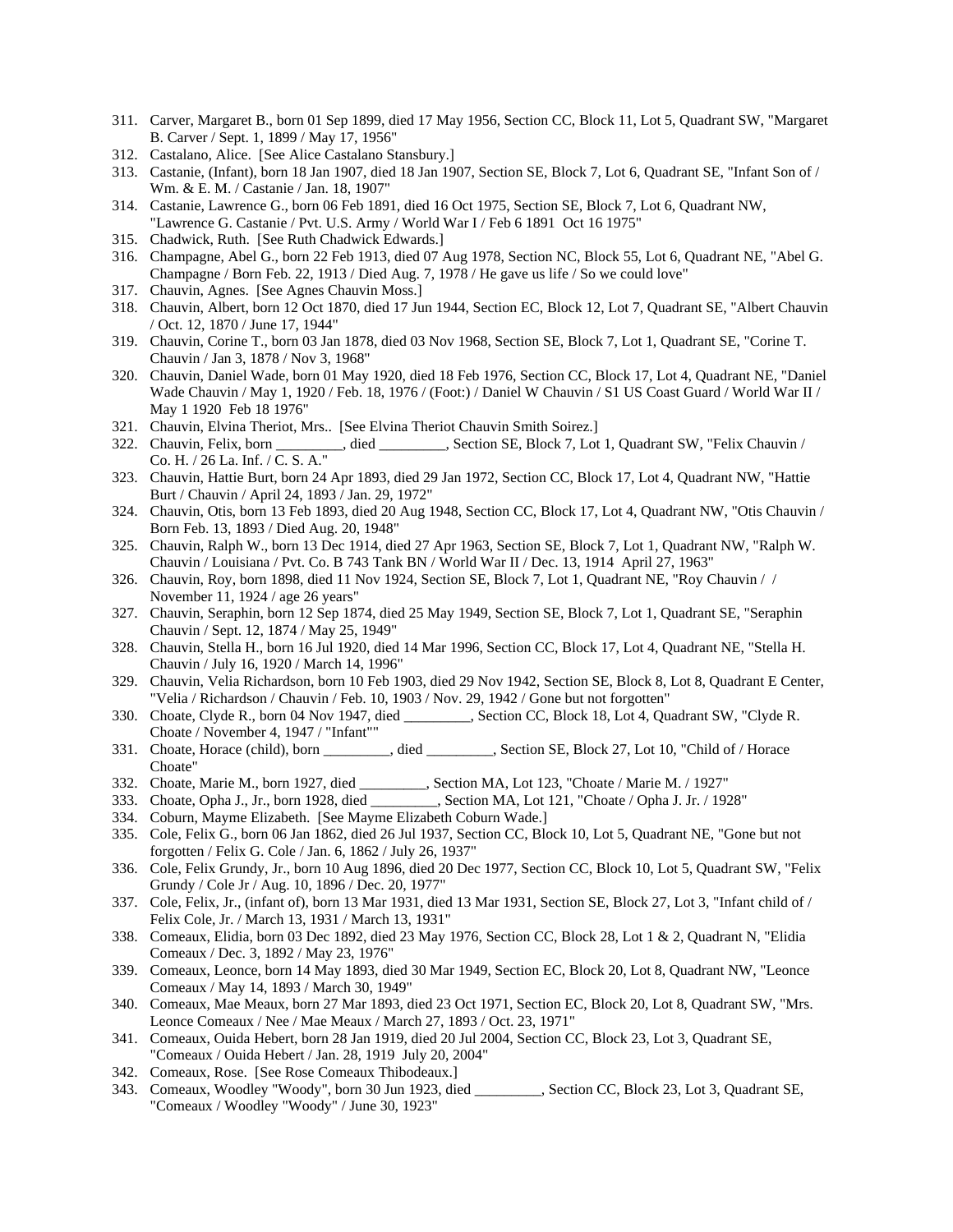311. Carver, Margaret B., born 01 Sep 1899, died 17 May 1956, Section CC, Block 11, Lot 5, Quadrant SW, "Margaret B. Carver / Sept. 1, 1899 / May 17, 1956"
312. Castalano, Alice. [See Alice Castalano Stansbury.]
313. Castanie, (Infant), born 18 Jan 1907, died 18 Jan 1907, Section SE, Block 7, Lot 6, Quadrant SE, "Infant Son of / Wm. & E. M. / Castanie / Jan. 18, 1907"
314. Castanie, Lawrence G., born 06 Feb 1891, died 16 Oct 1975, Section SE, Block 7, Lot 6, Quadrant NW, "Lawrence G. Castanie / Pvt. U.S. Army / World War I / Feb 6 1891 Oct 16 1975"
315. Chadwick, Ruth. [See Ruth Chadwick Edwards.]
316. Champagne, Abel G., born 22 Feb 1913, died 07 Aug 1978, Section NC, Block 55, Lot 6, Quadrant NE, "Abel G. Champagne / Born Feb. 22, 1913 / Died Aug. 7, 1978 / He gave us life / So we could love"
317. Chauvin, Agnes. [See Agnes Chauvin Moss.]
318. Chauvin, Albert, born 12 Oct 1870, died 17 Jun 1944, Section EC, Block 12, Lot 7, Quadrant SE, "Albert Chauvin / Oct. 12, 1870 / June 17, 1944"
319. Chauvin, Corine T., born 03 Jan 1878, died 03 Nov 1968, Section SE, Block 7, Lot 1, Quadrant SE, "Corine T. Chauvin / Jan 3, 1878 / Nov 3, 1968"
320. Chauvin, Daniel Wade, born 01 May 1920, died 18 Feb 1976, Section CC, Block 17, Lot 4, Quadrant NE, "Daniel Wade Chauvin / May 1, 1920 / Feb. 18, 1976 / (Foot:) / Daniel W Chauvin / S1 US Coast Guard / World War II / May 1 1920 Feb 18 1976"
321. Chauvin, Elvina Theriot, Mrs.. [See Elvina Theriot Chauvin Smith Soirez.]
322. Chauvin, Felix, born _________, died _________, Section SE, Block 7, Lot 1, Quadrant SW, "Felix Chauvin / Co. H. / 26 La. Inf. / C. S. A."
323. Chauvin, Hattie Burt, born 24 Apr 1893, died 29 Jan 1972, Section CC, Block 17, Lot 4, Quadrant NW, "Hattie Burt / Chauvin / April 24, 1893 / Jan. 29, 1972"
324. Chauvin, Otis, born 13 Feb 1893, died 20 Aug 1948, Section CC, Block 17, Lot 4, Quadrant NW, "Otis Chauvin / Born Feb. 13, 1893 / Died Aug. 20, 1948"
325. Chauvin, Ralph W., born 13 Dec 1914, died 27 Apr 1963, Section SE, Block 7, Lot 1, Quadrant NW, "Ralph W. Chauvin / Louisiana / Pvt. Co. B 743 Tank BN / World War II / Dec. 13, 1914 April 27, 1963"
326. Chauvin, Roy, born 1898, died 11 Nov 1924, Section SE, Block 7, Lot 1, Quadrant NE, "Roy Chauvin / / November 11, 1924 / age 26 years"
327. Chauvin, Seraphin, born 12 Sep 1874, died 25 May 1949, Section SE, Block 7, Lot 1, Quadrant SE, "Seraphin Chauvin / Sept. 12, 1874 / May 25, 1949"
328. Chauvin, Stella H., born 16 Jul 1920, died 14 Mar 1996, Section CC, Block 17, Lot 4, Quadrant NE, "Stella H. Chauvin / July 16, 1920 / March 14, 1996"
329. Chauvin, Velia Richardson, born 10 Feb 1903, died 29 Nov 1942, Section SE, Block 8, Lot 8, Quadrant E Center, "Velia / Richardson / Chauvin / Feb. 10, 1903 / Nov. 29, 1942 / Gone but not forgotten"
330. Choate, Clyde R., born 04 Nov 1947, died _________, Section CC, Block 18, Lot 4, Quadrant SW, "Clyde R. Choate / November 4, 1947 / "Infant""
331. Choate, Horace (child), born _________, died _________, Section SE, Block 27, Lot 10, "Child of / Horace Choate"
332. Choate, Marie M., born 1927, died _________, Section MA, Lot 123, "Choate / Marie M. / 1927"
333. Choate, Opha J., Jr., born 1928, died _________, Section MA, Lot 121, "Choate / Opha J. Jr. / 1928"
334. Coburn, Mayme Elizabeth. [See Mayme Elizabeth Coburn Wade.]
335. Cole, Felix G., born 06 Jan 1862, died 26 Jul 1937, Section CC, Block 10, Lot 5, Quadrant NE, "Gone but not forgotten / Felix G. Cole / Jan. 6, 1862 / July 26, 1937"
336. Cole, Felix Grundy, Jr., born 10 Aug 1896, died 20 Dec 1977, Section CC, Block 10, Lot 5, Quadrant SW, "Felix Grundy / Cole Jr / Aug. 10, 1896 / Dec. 20, 1977"
337. Cole, Felix, Jr., (infant of), born 13 Mar 1931, died 13 Mar 1931, Section SE, Block 27, Lot 3, "Infant child of / Felix Cole, Jr. / March 13, 1931 / March 13, 1931"
338. Comeaux, Elidia, born 03 Dec 1892, died 23 May 1976, Section CC, Block 28, Lot 1 & 2, Quadrant N, "Elidia Comeaux / Dec. 3, 1892 / May 23, 1976"
339. Comeaux, Leonce, born 14 May 1893, died 30 Mar 1949, Section EC, Block 20, Lot 8, Quadrant NW, "Leonce Comeaux / May 14, 1893 / March 30, 1949"
340. Comeaux, Mae Meaux, born 27 Mar 1893, died 23 Oct 1971, Section EC, Block 20, Lot 8, Quadrant SW, "Mrs. Leonce Comeaux / Nee / Mae Meaux / March 27, 1893 / Oct. 23, 1971"
341. Comeaux, Ouida Hebert, born 28 Jan 1919, died 20 Jul 2004, Section CC, Block 23, Lot 3, Quadrant SE, "Comeaux / Ouida Hebert / Jan. 28, 1919 July 20, 2004"
342. Comeaux, Rose. [See Rose Comeaux Thibodeaux.]
343. Comeaux, Woodley "Woody", born 30 Jun 1923, died _________, Section CC, Block 23, Lot 3, Quadrant SE, "Comeaux / Woodley "Woody" / June 30, 1923"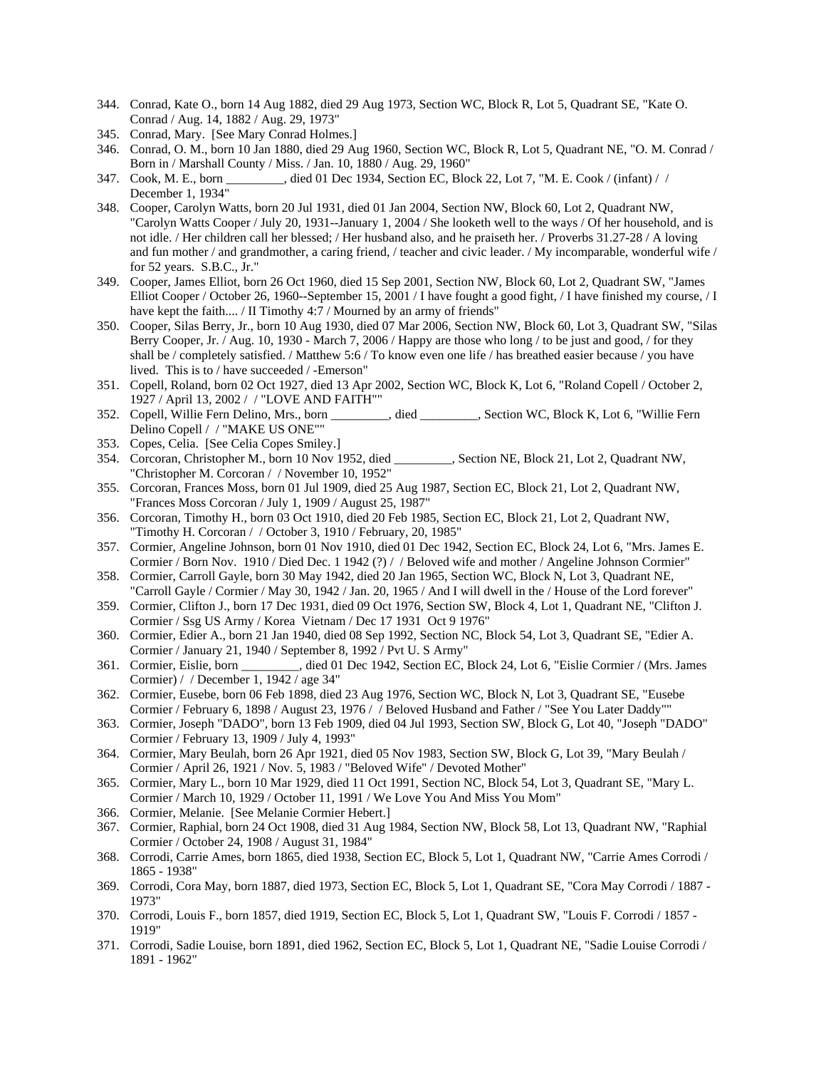344. Conrad, Kate O., born 14 Aug 1882, died 29 Aug 1973, Section WC, Block R, Lot 5, Quadrant SE, "Kate O. Conrad / Aug. 14, 1882 / Aug. 29, 1973"
345. Conrad, Mary. [See Mary Conrad Holmes.]
346. Conrad, O. M., born 10 Jan 1880, died 29 Aug 1960, Section WC, Block R, Lot 5, Quadrant NE, "O. M. Conrad / Born in / Marshall County / Miss. / Jan. 10, 1880 / Aug. 29, 1960"
347. Cook, M. E., born _________, died 01 Dec 1934, Section EC, Block 22, Lot 7, "M. E. Cook / (infant) / / December 1, 1934"
348. Cooper, Carolyn Watts, born 20 Jul 1931, died 01 Jan 2004, Section NW, Block 60, Lot 2, Quadrant NW, "Carolyn Watts Cooper / July 20, 1931--January 1, 2004 / She looketh well to the ways / Of her household, and is not idle. / Her children call her blessed; / Her husband also, and he praiseth her. / Proverbs 31.27-28 / A loving and fun mother / and grandmother, a caring friend, / teacher and civic leader. / My incomparable, wonderful wife / for 52 years. S.B.C., Jr."
349. Cooper, James Elliot, born 26 Oct 1960, died 15 Sep 2001, Section NW, Block 60, Lot 2, Quadrant SW, "James Elliot Cooper / October 26, 1960--September 15, 2001 / I have fought a good fight, / I have finished my course, / I have kept the faith.... / II Timothy 4:7 / Mourned by an army of friends"
350. Cooper, Silas Berry, Jr., born 10 Aug 1930, died 07 Mar 2006, Section NW, Block 60, Lot 3, Quadrant SW, "Silas Berry Cooper, Jr. / Aug. 10, 1930 - March 7, 2006 / Happy are those who long / to be just and good, / for they shall be / completely satisfied. / Matthew 5:6 / To know even one life / has breathed easier because / you have lived. This is to / have succeeded / -Emerson"
351. Copell, Roland, born 02 Oct 1927, died 13 Apr 2002, Section WC, Block K, Lot 6, "Roland Copell / October 2, 1927 / April 13, 2002 / / "LOVE AND FAITH""
352. Copell, Willie Fern Delino, Mrs., born _________, died _________, Section WC, Block K, Lot 6, "Willie Fern Delino Copell / / "MAKE US ONE""
353. Copes, Celia. [See Celia Copes Smiley.]
354. Corcoran, Christopher M., born 10 Nov 1952, died _________, Section NE, Block 21, Lot 2, Quadrant NW, "Christopher M. Corcoran / / November 10, 1952"
355. Corcoran, Frances Moss, born 01 Jul 1909, died 25 Aug 1987, Section EC, Block 21, Lot 2, Quadrant NW, "Frances Moss Corcoran / July 1, 1909 / August 25, 1987"
356. Corcoran, Timothy H., born 03 Oct 1910, died 20 Feb 1985, Section EC, Block 21, Lot 2, Quadrant NW, "Timothy H. Corcoran / / October 3, 1910 / February, 20, 1985"
357. Cormier, Angeline Johnson, born 01 Nov 1910, died 01 Dec 1942, Section EC, Block 24, Lot 6, "Mrs. James E. Cormier / Born Nov. 1910 / Died Dec. 1 1942 (?) / / Beloved wife and mother / Angeline Johnson Cormier"
358. Cormier, Carroll Gayle, born 30 May 1942, died 20 Jan 1965, Section WC, Block N, Lot 3, Quadrant NE, "Carroll Gayle / Cormier / May 30, 1942 / Jan. 20, 1965 / And I will dwell in the / House of the Lord forever"
359. Cormier, Clifton J., born 17 Dec 1931, died 09 Oct 1976, Section SW, Block 4, Lot 1, Quadrant NE, "Clifton J. Cormier / Ssg US Army / Korea Vietnam / Dec 17 1931 Oct 9 1976"
360. Cormier, Edier A., born 21 Jan 1940, died 08 Sep 1992, Section NC, Block 54, Lot 3, Quadrant SE, "Edier A. Cormier / January 21, 1940 / September 8, 1992 / Pvt U. S Army"
361. Cormier, Eislie, born _________, died 01 Dec 1942, Section EC, Block 24, Lot 6, "Eislie Cormier / (Mrs. James Cormier) / / December 1, 1942 / age 34"
362. Cormier, Eusebe, born 06 Feb 1898, died 23 Aug 1976, Section WC, Block N, Lot 3, Quadrant SE, "Eusebe Cormier / February 6, 1898 / August 23, 1976 / / Beloved Husband and Father / "See You Later Daddy""
363. Cormier, Joseph "DADO", born 13 Feb 1909, died 04 Jul 1993, Section SW, Block G, Lot 40, "Joseph "DADO" Cormier / February 13, 1909 / July 4, 1993"
364. Cormier, Mary Beulah, born 26 Apr 1921, died 05 Nov 1983, Section SW, Block G, Lot 39, "Mary Beulah / Cormier / April 26, 1921 / Nov. 5, 1983 / "Beloved Wife" / Devoted Mother"
365. Cormier, Mary L., born 10 Mar 1929, died 11 Oct 1991, Section NC, Block 54, Lot 3, Quadrant SE, "Mary L. Cormier / March 10, 1929 / October 11, 1991 / We Love You And Miss You Mom"
366. Cormier, Melanie. [See Melanie Cormier Hebert.]
367. Cormier, Raphial, born 24 Oct 1908, died 31 Aug 1984, Section NW, Block 58, Lot 13, Quadrant NW, "Raphial Cormier / October 24, 1908 / August 31, 1984"
368. Corrodi, Carrie Ames, born 1865, died 1938, Section EC, Block 5, Lot 1, Quadrant NW, "Carrie Ames Corrodi / 1865 - 1938"
369. Corrodi, Cora May, born 1887, died 1973, Section EC, Block 5, Lot 1, Quadrant SE, "Cora May Corrodi / 1887 - 1973"
370. Corrodi, Louis F., born 1857, died 1919, Section EC, Block 5, Lot 1, Quadrant SW, "Louis F. Corrodi / 1857 - 1919"
371. Corrodi, Sadie Louise, born 1891, died 1962, Section EC, Block 5, Lot 1, Quadrant NE, "Sadie Louise Corrodi / 1891 - 1962"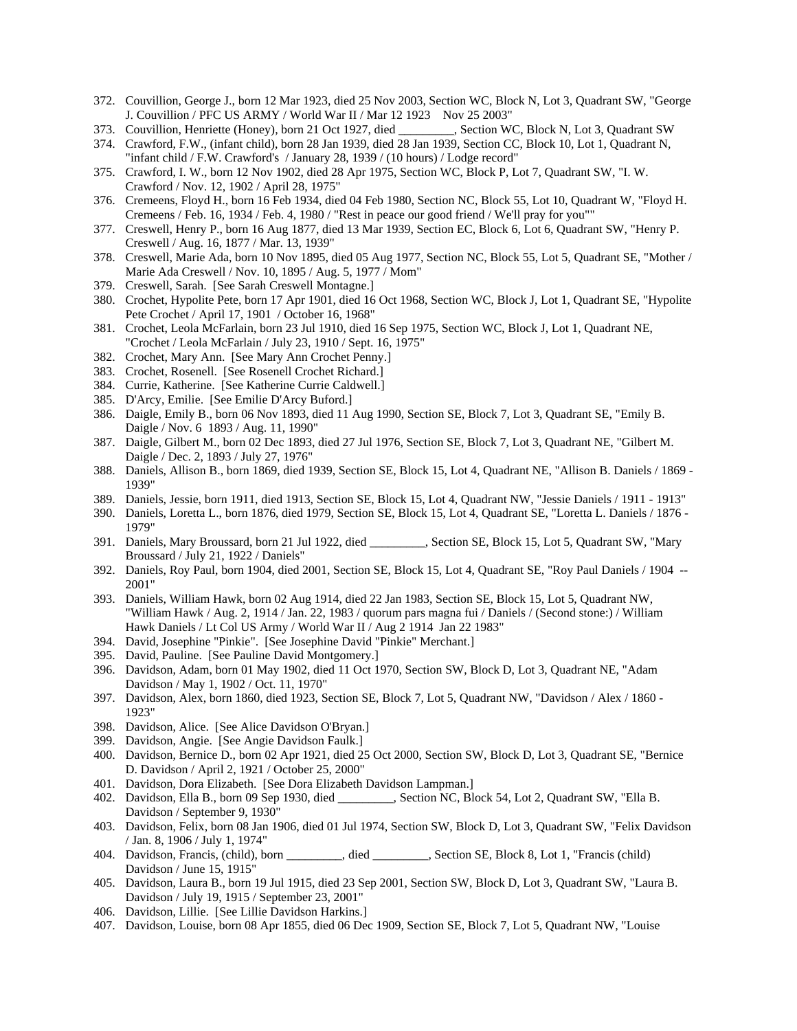372. Couvillion, George J., born 12 Mar 1923, died 25 Nov 2003, Section WC, Block N, Lot 3, Quadrant SW, "George J. Couvillion / PFC US ARMY / World War II / Mar 12 1923 Nov 25 2003"
373. Couvillion, Henriette (Honey), born 21 Oct 1927, died _________, Section WC, Block N, Lot 3, Quadrant SW
374. Crawford, F.W., (infant child), born 28 Jan 1939, died 28 Jan 1939, Section CC, Block 10, Lot 1, Quadrant N, "infant child / F.W. Crawford's / January 28, 1939 / (10 hours) / Lodge record"
375. Crawford, I. W., born 12 Nov 1902, died 28 Apr 1975, Section WC, Block P, Lot 7, Quadrant SW, "I. W. Crawford / Nov. 12, 1902 / April 28, 1975"
376. Cremeens, Floyd H., born 16 Feb 1934, died 04 Feb 1980, Section NC, Block 55, Lot 10, Quadrant W, "Floyd H. Cremeens / Feb. 16, 1934 / Feb. 4, 1980 / "Rest in peace our good friend / We'll pray for you""
377. Creswell, Henry P., born 16 Aug 1877, died 13 Mar 1939, Section EC, Block 6, Lot 6, Quadrant SW, "Henry P. Creswell / Aug. 16, 1877 / Mar. 13, 1939"
378. Creswell, Marie Ada, born 10 Nov 1895, died 05 Aug 1977, Section NC, Block 55, Lot 5, Quadrant SE, "Mother / Marie Ada Creswell / Nov. 10, 1895 / Aug. 5, 1977 / Mom"
379. Creswell, Sarah. [See Sarah Creswell Montagne.]
380. Crochet, Hypolite Pete, born 17 Apr 1901, died 16 Oct 1968, Section WC, Block J, Lot 1, Quadrant SE, "Hypolite Pete Crochet / April 17, 1901 / October 16, 1968"
381. Crochet, Leola McFarlain, born 23 Jul 1910, died 16 Sep 1975, Section WC, Block J, Lot 1, Quadrant NE, "Crochet / Leola McFarlain / July 23, 1910 / Sept. 16, 1975"
382. Crochet, Mary Ann. [See Mary Ann Crochet Penny.]
383. Crochet, Rosenell. [See Rosenell Crochet Richard.]
384. Currie, Katherine. [See Katherine Currie Caldwell.]
385. D'Arcy, Emilie. [See Emilie D'Arcy Buford.]
386. Daigle, Emily B., born 06 Nov 1893, died 11 Aug 1990, Section SE, Block 7, Lot 3, Quadrant SE, "Emily B. Daigle / Nov. 6 1893 / Aug. 11, 1990"
387. Daigle, Gilbert M., born 02 Dec 1893, died 27 Jul 1976, Section SE, Block 7, Lot 3, Quadrant NE, "Gilbert M. Daigle / Dec. 2, 1893 / July 27, 1976"
388. Daniels, Allison B., born 1869, died 1939, Section SE, Block 15, Lot 4, Quadrant NE, "Allison B. Daniels / 1869 - 1939"
389. Daniels, Jessie, born 1911, died 1913, Section SE, Block 15, Lot 4, Quadrant NW, "Jessie Daniels / 1911 - 1913"
390. Daniels, Loretta L., born 1876, died 1979, Section SE, Block 15, Lot 4, Quadrant SE, "Loretta L. Daniels / 1876 - 1979"
391. Daniels, Mary Broussard, born 21 Jul 1922, died _________, Section SE, Block 15, Lot 5, Quadrant SW, "Mary Broussard / July 21, 1922 / Daniels"
392. Daniels, Roy Paul, born 1904, died 2001, Section SE, Block 15, Lot 4, Quadrant SE, "Roy Paul Daniels / 1904 -- 2001"
393. Daniels, William Hawk, born 02 Aug 1914, died 22 Jan 1983, Section SE, Block 15, Lot 5, Quadrant NW, "William Hawk / Aug. 2, 1914 / Jan. 22, 1983 / quorum pars magna fui / Daniels / (Second stone:) / William Hawk Daniels / Lt Col US Army / World War II / Aug 2 1914 Jan 22 1983"
394. David, Josephine "Pinkie". [See Josephine David "Pinkie" Merchant.]
395. David, Pauline. [See Pauline David Montgomery.]
396. Davidson, Adam, born 01 May 1902, died 11 Oct 1970, Section SW, Block D, Lot 3, Quadrant NE, "Adam Davidson / May 1, 1902 / Oct. 11, 1970"
397. Davidson, Alex, born 1860, died 1923, Section SE, Block 7, Lot 5, Quadrant NW, "Davidson / Alex / 1860 - 1923"
398. Davidson, Alice. [See Alice Davidson O'Bryan.]
399. Davidson, Angie. [See Angie Davidson Faulk.]
400. Davidson, Bernice D., born 02 Apr 1921, died 25 Oct 2000, Section SW, Block D, Lot 3, Quadrant SE, "Bernice D. Davidson / April 2, 1921 / October 25, 2000"
401. Davidson, Dora Elizabeth. [See Dora Elizabeth Davidson Lampman.]
402. Davidson, Ella B., born 09 Sep 1930, died _________, Section NC, Block 54, Lot 2, Quadrant SW, "Ella B. Davidson / September 9, 1930"
403. Davidson, Felix, born 08 Jan 1906, died 01 Jul 1974, Section SW, Block D, Lot 3, Quadrant SW, "Felix Davidson / Jan. 8, 1906 / July 1, 1974"
404. Davidson, Francis, (child), born _________, died _________, Section SE, Block 8, Lot 1, "Francis (child) Davidson / June 15, 1915"
405. Davidson, Laura B., born 19 Jul 1915, died 23 Sep 2001, Section SW, Block D, Lot 3, Quadrant SW, "Laura B. Davidson / July 19, 1915 / September 23, 2001"
406. Davidson, Lillie. [See Lillie Davidson Harkins.]
407. Davidson, Louise, born 08 Apr 1855, died 06 Dec 1909, Section SE, Block 7, Lot 5, Quadrant NW, "Louise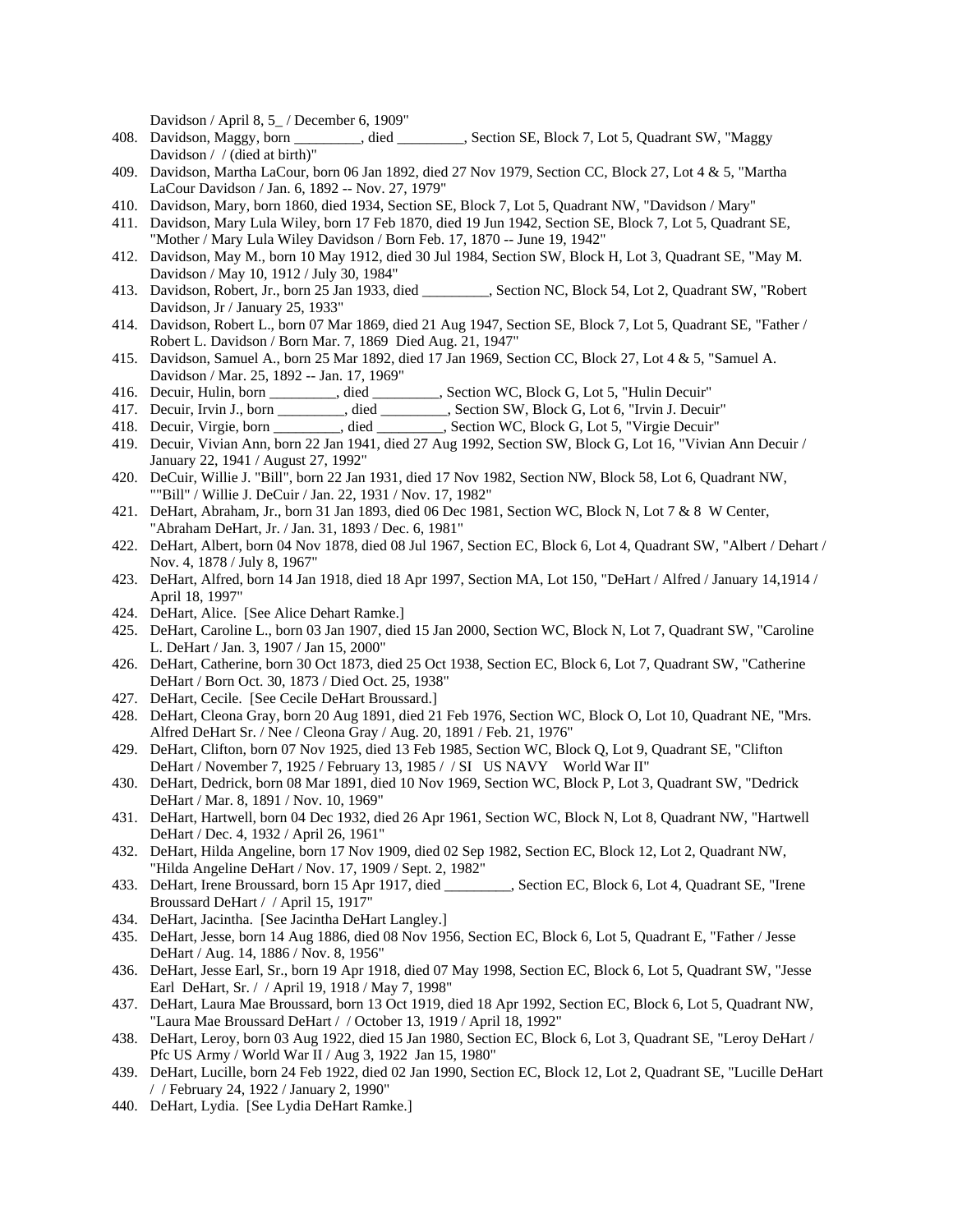Davidson / April 8, 5_ / December 6, 1909"

408. Davidson, Maggy, born _________, died _________, Section SE, Block 7, Lot 5, Quadrant SW, "Maggy Davidson / / (died at birth)"
409. Davidson, Martha LaCour, born 06 Jan 1892, died 27 Nov 1979, Section CC, Block 27, Lot 4 & 5, "Martha LaCour Davidson / Jan. 6, 1892 -- Nov. 27, 1979"
410. Davidson, Mary, born 1860, died 1934, Section SE, Block 7, Lot 5, Quadrant NW, "Davidson / Mary"
411. Davidson, Mary Lula Wiley, born 17 Feb 1870, died 19 Jun 1942, Section SE, Block 7, Lot 5, Quadrant SE, "Mother / Mary Lula Wiley Davidson / Born Feb. 17, 1870 -- June 19, 1942"
412. Davidson, May M., born 10 May 1912, died 30 Jul 1984, Section SW, Block H, Lot 3, Quadrant SE, "May M. Davidson / May 10, 1912 / July 30, 1984"
413. Davidson, Robert, Jr., born 25 Jan 1933, died _________, Section NC, Block 54, Lot 2, Quadrant SW, "Robert Davidson, Jr / January 25, 1933"
414. Davidson, Robert L., born 07 Mar 1869, died 21 Aug 1947, Section SE, Block 7, Lot 5, Quadrant SE, "Father / Robert L. Davidson / Born Mar. 7, 1869 Died Aug. 21, 1947"
415. Davidson, Samuel A., born 25 Mar 1892, died 17 Jan 1969, Section CC, Block 27, Lot 4 & 5, "Samuel A. Davidson / Mar. 25, 1892 -- Jan. 17, 1969"
416. Decuir, Hulin, born _________, died _________, Section WC, Block G, Lot 5, "Hulin Decuir"
417. Decuir, Irvin J., born _________, died _________, Section SW, Block G, Lot 6, "Irvin J. Decuir"
418. Decuir, Virgie, born _________, died _________, Section WC, Block G, Lot 5, "Virgie Decuir"
419. Decuir, Vivian Ann, born 22 Jan 1941, died 27 Aug 1992, Section SW, Block G, Lot 16, "Vivian Ann Decuir / January 22, 1941 / August 27, 1992"
420. DeCuir, Willie J. "Bill", born 22 Jan 1931, died 17 Nov 1982, Section NW, Block 58, Lot 6, Quadrant NW, ""Bill" / Willie J. DeCuir / Jan. 22, 1931 / Nov. 17, 1982"
421. DeHart, Abraham, Jr., born 31 Jan 1893, died 06 Dec 1981, Section WC, Block N, Lot 7 & 8 W Center, "Abraham DeHart, Jr. / Jan. 31, 1893 / Dec. 6, 1981"
422. DeHart, Albert, born 04 Nov 1878, died 08 Jul 1967, Section EC, Block 6, Lot 4, Quadrant SW, "Albert / Dehart / Nov. 4, 1878 / July 8, 1967"
423. DeHart, Alfred, born 14 Jan 1918, died 18 Apr 1997, Section MA, Lot 150, "DeHart / Alfred / January 14,1914 / April 18, 1997"
424. DeHart, Alice. [See Alice Dehart Ramke.]
425. DeHart, Caroline L., born 03 Jan 1907, died 15 Jan 2000, Section WC, Block N, Lot 7, Quadrant SW, "Caroline L. DeHart / Jan. 3, 1907 / Jan 15, 2000"
426. DeHart, Catherine, born 30 Oct 1873, died 25 Oct 1938, Section EC, Block 6, Lot 7, Quadrant SW, "Catherine DeHart / Born Oct. 30, 1873 / Died Oct. 25, 1938"
427. DeHart, Cecile. [See Cecile DeHart Broussard.]
428. DeHart, Cleona Gray, born 20 Aug 1891, died 21 Feb 1976, Section WC, Block O, Lot 10, Quadrant NE, "Mrs. Alfred DeHart Sr. / Nee / Cleona Gray / Aug. 20, 1891 / Feb. 21, 1976"
429. DeHart, Clifton, born 07 Nov 1925, died 13 Feb 1985, Section WC, Block Q, Lot 9, Quadrant SE, "Clifton DeHart / November 7, 1925 / February 13, 1985 / / SI US NAVY World War II"
430. DeHart, Dedrick, born 08 Mar 1891, died 10 Nov 1969, Section WC, Block P, Lot 3, Quadrant SW, "Dedrick DeHart / Mar. 8, 1891 / Nov. 10, 1969"
431. DeHart, Hartwell, born 04 Dec 1932, died 26 Apr 1961, Section WC, Block N, Lot 8, Quadrant NW, "Hartwell DeHart / Dec. 4, 1932 / April 26, 1961"
432. DeHart, Hilda Angeline, born 17 Nov 1909, died 02 Sep 1982, Section EC, Block 12, Lot 2, Quadrant NW, "Hilda Angeline DeHart / Nov. 17, 1909 / Sept. 2, 1982"
433. DeHart, Irene Broussard, born 15 Apr 1917, died _________, Section EC, Block 6, Lot 4, Quadrant SE, "Irene Broussard DeHart / / April 15, 1917"
434. DeHart, Jacintha. [See Jacintha DeHart Langley.]
435. DeHart, Jesse, born 14 Aug 1886, died 08 Nov 1956, Section EC, Block 6, Lot 5, Quadrant E, "Father / Jesse DeHart / Aug. 14, 1886 / Nov. 8, 1956"
436. DeHart, Jesse Earl, Sr., born 19 Apr 1918, died 07 May 1998, Section EC, Block 6, Lot 5, Quadrant SW, "Jesse Earl DeHart, Sr. / / April 19, 1918 / May 7, 1998"
437. DeHart, Laura Mae Broussard, born 13 Oct 1919, died 18 Apr 1992, Section EC, Block 6, Lot 5, Quadrant NW, "Laura Mae Broussard DeHart / / October 13, 1919 / April 18, 1992"
438. DeHart, Leroy, born 03 Aug 1922, died 15 Jan 1980, Section EC, Block 6, Lot 3, Quadrant SE, "Leroy DeHart / Pfc US Army / World War II / Aug 3, 1922 Jan 15, 1980"
439. DeHart, Lucille, born 24 Feb 1922, died 02 Jan 1990, Section EC, Block 12, Lot 2, Quadrant SE, "Lucille DeHart / / February 24, 1922 / January 2, 1990"
440. DeHart, Lydia. [See Lydia DeHart Ramke.]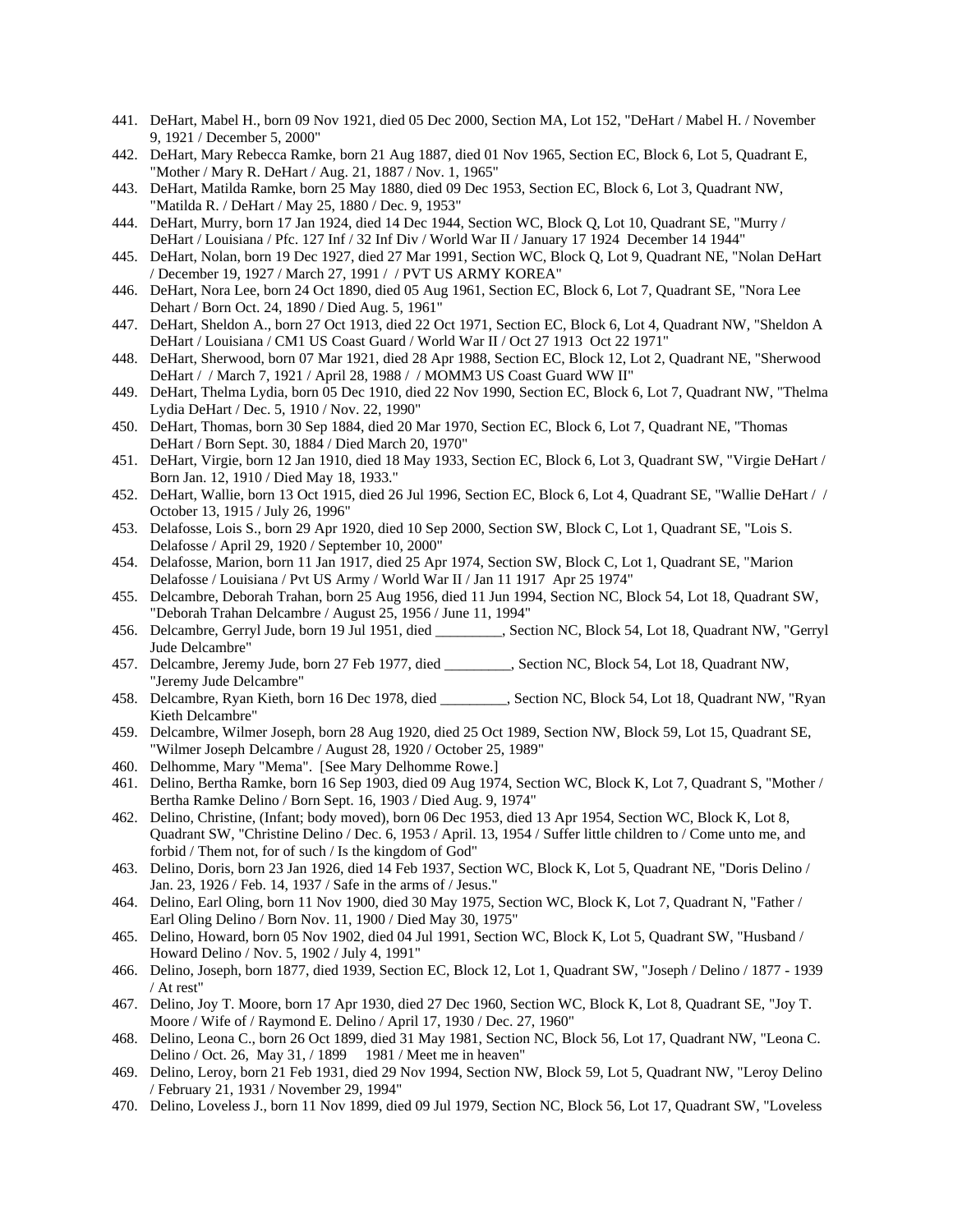441. DeHart, Mabel H., born 09 Nov 1921, died 05 Dec 2000, Section MA, Lot 152, "DeHart / Mabel H. / November 9, 1921 / December 5, 2000"
442. DeHart, Mary Rebecca Ramke, born 21 Aug 1887, died 01 Nov 1965, Section EC, Block 6, Lot 5, Quadrant E, "Mother / Mary R. DeHart / Aug. 21, 1887 / Nov. 1, 1965"
443. DeHart, Matilda Ramke, born 25 May 1880, died 09 Dec 1953, Section EC, Block 6, Lot 3, Quadrant NW, "Matilda R. / DeHart / May 25, 1880 / Dec. 9, 1953"
444. DeHart, Murry, born 17 Jan 1924, died 14 Dec 1944, Section WC, Block Q, Lot 10, Quadrant SE, "Murry / DeHart / Louisiana / Pfc. 127 Inf / 32 Inf Div / World War II / January 17 1924 December 14 1944"
445. DeHart, Nolan, born 19 Dec 1927, died 27 Mar 1991, Section WC, Block Q, Lot 9, Quadrant NE, "Nolan DeHart / December 19, 1927 / March 27, 1991 / / PVT US ARMY KOREA"
446. DeHart, Nora Lee, born 24 Oct 1890, died 05 Aug 1961, Section EC, Block 6, Lot 7, Quadrant SE, "Nora Lee Dehart / Born Oct. 24, 1890 / Died Aug. 5, 1961"
447. DeHart, Sheldon A., born 27 Oct 1913, died 22 Oct 1971, Section EC, Block 6, Lot 4, Quadrant NW, "Sheldon A DeHart / Louisiana / CM1 US Coast Guard / World War II / Oct 27 1913 Oct 22 1971"
448. DeHart, Sherwood, born 07 Mar 1921, died 28 Apr 1988, Section EC, Block 12, Lot 2, Quadrant NE, "Sherwood DeHart / / March 7, 1921 / April 28, 1988 / / MOMM3 US Coast Guard WW II"
449. DeHart, Thelma Lydia, born 05 Dec 1910, died 22 Nov 1990, Section EC, Block 6, Lot 7, Quadrant NW, "Thelma Lydia DeHart / Dec. 5, 1910 / Nov. 22, 1990"
450. DeHart, Thomas, born 30 Sep 1884, died 20 Mar 1970, Section EC, Block 6, Lot 7, Quadrant NE, "Thomas DeHart / Born Sept. 30, 1884 / Died March 20, 1970"
451. DeHart, Virgie, born 12 Jan 1910, died 18 May 1933, Section EC, Block 6, Lot 3, Quadrant SW, "Virgie DeHart / Born Jan. 12, 1910 / Died May 18, 1933."
452. DeHart, Wallie, born 13 Oct 1915, died 26 Jul 1996, Section EC, Block 6, Lot 4, Quadrant SE, "Wallie DeHart / / October 13, 1915 / July 26, 1996"
453. Delafosse, Lois S., born 29 Apr 1920, died 10 Sep 2000, Section SW, Block C, Lot 1, Quadrant SE, "Lois S. Delafosse / April 29, 1920 / September 10, 2000"
454. Delafosse, Marion, born 11 Jan 1917, died 25 Apr 1974, Section SW, Block C, Lot 1, Quadrant SE, "Marion Delafosse / Louisiana / Pvt US Army / World War II / Jan 11 1917 Apr 25 1974"
455. Delcambre, Deborah Trahan, born 25 Aug 1956, died 11 Jun 1994, Section NC, Block 54, Lot 18, Quadrant SW, "Deborah Trahan Delcambre / August 25, 1956 / June 11, 1994"
456. Delcambre, Gerryl Jude, born 19 Jul 1951, died _________, Section NC, Block 54, Lot 18, Quadrant NW, "Gerryl Jude Delcambre"
457. Delcambre, Jeremy Jude, born 27 Feb 1977, died _________, Section NC, Block 54, Lot 18, Quadrant NW, "Jeremy Jude Delcambre"
458. Delcambre, Ryan Kieth, born 16 Dec 1978, died _________, Section NC, Block 54, Lot 18, Quadrant NW, "Ryan Kieth Delcambre"
459. Delcambre, Wilmer Joseph, born 28 Aug 1920, died 25 Oct 1989, Section NW, Block 59, Lot 15, Quadrant SE, "Wilmer Joseph Delcambre / August 28, 1920 / October 25, 1989"
460. Delhomme, Mary "Mema". [See Mary Delhomme Rowe.]
461. Delino, Bertha Ramke, born 16 Sep 1903, died 09 Aug 1974, Section WC, Block K, Lot 7, Quadrant S, "Mother / Bertha Ramke Delino / Born Sept. 16, 1903 / Died Aug. 9, 1974"
462. Delino, Christine, (Infant; body moved), born 06 Dec 1953, died 13 Apr 1954, Section WC, Block K, Lot 8, Quadrant SW, "Christine Delino / Dec. 6, 1953 / April. 13, 1954 / Suffer little children to / Come unto me, and forbid / Them not, for of such / Is the kingdom of God"
463. Delino, Doris, born 23 Jan 1926, died 14 Feb 1937, Section WC, Block K, Lot 5, Quadrant NE, "Doris Delino / Jan. 23, 1926 / Feb. 14, 1937 / Safe in the arms of / Jesus."
464. Delino, Earl Oling, born 11 Nov 1900, died 30 May 1975, Section WC, Block K, Lot 7, Quadrant N, "Father / Earl Oling Delino / Born Nov. 11, 1900 / Died May 30, 1975"
465. Delino, Howard, born 05 Nov 1902, died 04 Jul 1991, Section WC, Block K, Lot 5, Quadrant SW, "Husband / Howard Delino / Nov. 5, 1902 / July 4, 1991"
466. Delino, Joseph, born 1877, died 1939, Section EC, Block 12, Lot 1, Quadrant SW, "Joseph / Delino / 1877 - 1939 / At rest"
467. Delino, Joy T. Moore, born 17 Apr 1930, died 27 Dec 1960, Section WC, Block K, Lot 8, Quadrant SE, "Joy T. Moore / Wife of / Raymond E. Delino / April 17, 1930 / Dec. 27, 1960"
468. Delino, Leona C., born 26 Oct 1899, died 31 May 1981, Section NC, Block 56, Lot 17, Quadrant NW, "Leona C. Delino / Oct. 26, May 31, / 1899 1981 / Meet me in heaven"
469. Delino, Leroy, born 21 Feb 1931, died 29 Nov 1994, Section NW, Block 59, Lot 5, Quadrant NW, "Leroy Delino / February 21, 1931 / November 29, 1994"
470. Delino, Loveless J., born 11 Nov 1899, died 09 Jul 1979, Section NC, Block 56, Lot 17, Quadrant SW, "Loveless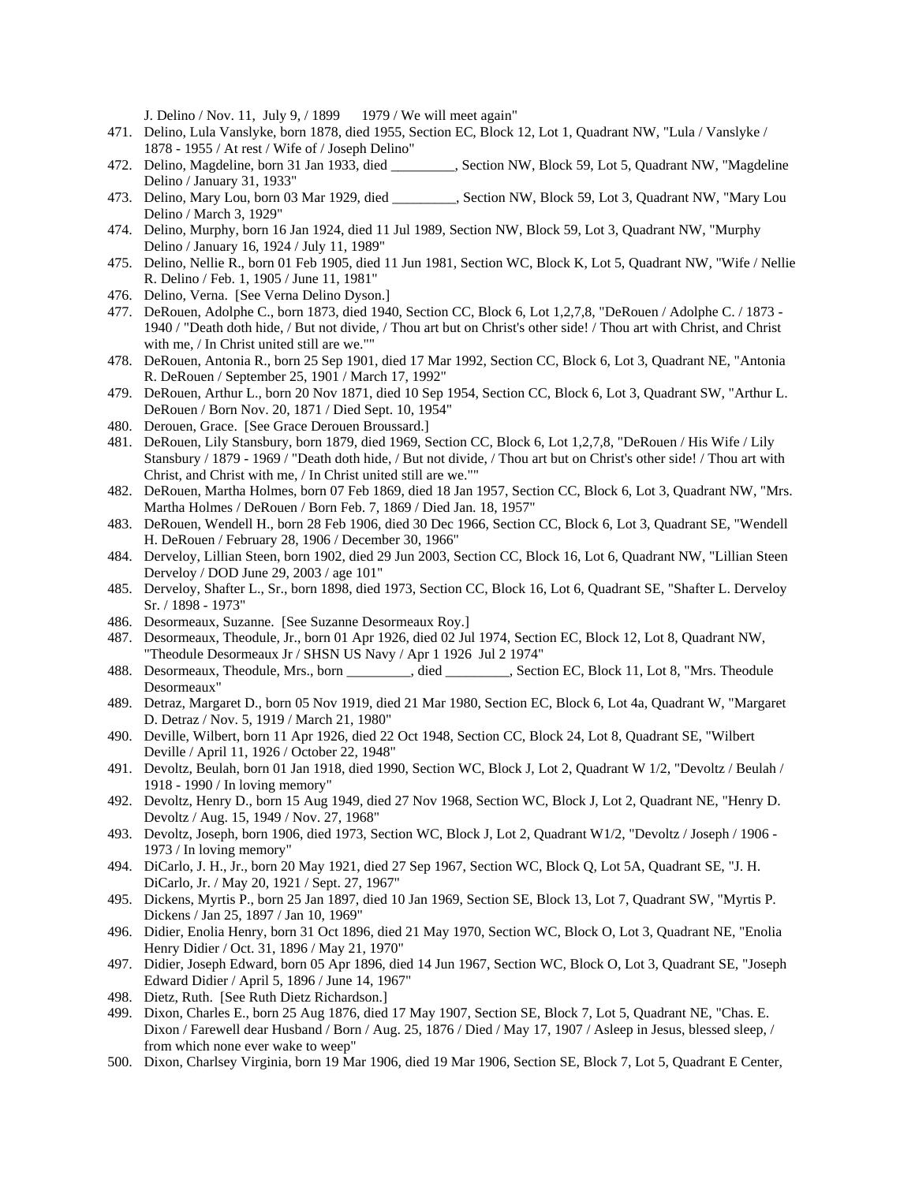J. Delino / Nov. 11, July 9, / 1899 1979 / We will meet again"

471. Delino, Lula Vanslyke, born 1878, died 1955, Section EC, Block 12, Lot 1, Quadrant NW, "Lula / Vanslyke / 1878 - 1955 / At rest / Wife of / Joseph Delino"
472. Delino, Magdeline, born 31 Jan 1933, died _________, Section NW, Block 59, Lot 5, Quadrant NW, "Magdeline Delino / January 31, 1933"
473. Delino, Mary Lou, born 03 Mar 1929, died _________, Section NW, Block 59, Lot 3, Quadrant NW, "Mary Lou Delino / March 3, 1929"
474. Delino, Murphy, born 16 Jan 1924, died 11 Jul 1989, Section NW, Block 59, Lot 3, Quadrant NW, "Murphy Delino / January 16, 1924 / July 11, 1989"
475. Delino, Nellie R., born 01 Feb 1905, died 11 Jun 1981, Section WC, Block K, Lot 5, Quadrant NW, "Wife / Nellie R. Delino / Feb. 1, 1905 / June 11, 1981"
476. Delino, Verna. [See Verna Delino Dyson.]
477. DeRouen, Adolphe C., born 1873, died 1940, Section CC, Block 6, Lot 1,2,7,8, "DeRouen / Adolphe C. / 1873 - 1940 / "Death doth hide, / But not divide, / Thou art but on Christ's other side! / Thou art with Christ, and Christ with me, / In Christ united still are we.""
478. DeRouen, Antonia R., born 25 Sep 1901, died 17 Mar 1992, Section CC, Block 6, Lot 3, Quadrant NE, "Antonia R. DeRouen / September 25, 1901 / March 17, 1992"
479. DeRouen, Arthur L., born 20 Nov 1871, died 10 Sep 1954, Section CC, Block 6, Lot 3, Quadrant SW, "Arthur L. DeRouen / Born Nov. 20, 1871 / Died Sept. 10, 1954"
480. Derouen, Grace. [See Grace Derouen Broussard.]
481. DeRouen, Lily Stansbury, born 1879, died 1969, Section CC, Block 6, Lot 1,2,7,8, "DeRouen / His Wife / Lily Stansbury / 1879 - 1969 / "Death doth hide, / But not divide, / Thou art but on Christ's other side! / Thou art with Christ, and Christ with me, / In Christ united still are we.""
482. DeRouen, Martha Holmes, born 07 Feb 1869, died 18 Jan 1957, Section CC, Block 6, Lot 3, Quadrant NW, "Mrs. Martha Holmes / DeRouen / Born Feb. 7, 1869 / Died Jan. 18, 1957"
483. DeRouen, Wendell H., born 28 Feb 1906, died 30 Dec 1966, Section CC, Block 6, Lot 3, Quadrant SE, "Wendell H. DeRouen / February 28, 1906 / December 30, 1966"
484. Derveloy, Lillian Steen, born 1902, died 29 Jun 2003, Section CC, Block 16, Lot 6, Quadrant NW, "Lillian Steen Derveloy / DOD June 29, 2003 / age 101"
485. Derveloy, Shafter L., Sr., born 1898, died 1973, Section CC, Block 16, Lot 6, Quadrant SE, "Shafter L. Derveloy Sr. / 1898 - 1973"
486. Desormeaux, Suzanne. [See Suzanne Desormeaux Roy.]
487. Desormeaux, Theodule, Jr., born 01 Apr 1926, died 02 Jul 1974, Section EC, Block 12, Lot 8, Quadrant NW, "Theodule Desormeaux Jr / SHSN US Navy / Apr 1 1926 Jul 2 1974"
488. Desormeaux, Theodule, Mrs., born _________, died _________, Section EC, Block 11, Lot 8, "Mrs. Theodule Desormeaux"
489. Detraz, Margaret D., born 05 Nov 1919, died 21 Mar 1980, Section EC, Block 6, Lot 4a, Quadrant W, "Margaret D. Detraz / Nov. 5, 1919 / March 21, 1980"
490. Deville, Wilbert, born 11 Apr 1926, died 22 Oct 1948, Section CC, Block 24, Lot 8, Quadrant SE, "Wilbert Deville / April 11, 1926 / October 22, 1948"
491. Devoltz, Beulah, born 01 Jan 1918, died 1990, Section WC, Block J, Lot 2, Quadrant W 1/2, "Devoltz / Beulah / 1918 - 1990 / In loving memory"
492. Devoltz, Henry D., born 15 Aug 1949, died 27 Nov 1968, Section WC, Block J, Lot 2, Quadrant NE, "Henry D. Devoltz / Aug. 15, 1949 / Nov. 27, 1968"
493. Devoltz, Joseph, born 1906, died 1973, Section WC, Block J, Lot 2, Quadrant W1/2, "Devoltz / Joseph / 1906 - 1973 / In loving memory"
494. DiCarlo, J. H., Jr., born 20 May 1921, died 27 Sep 1967, Section WC, Block Q, Lot 5A, Quadrant SE, "J. H. DiCarlo, Jr. / May 20, 1921 / Sept. 27, 1967"
495. Dickens, Myrtis P., born 25 Jan 1897, died 10 Jan 1969, Section SE, Block 13, Lot 7, Quadrant SW, "Myrtis P. Dickens / Jan 25, 1897 / Jan 10, 1969"
496. Didier, Enolia Henry, born 31 Oct 1896, died 21 May 1970, Section WC, Block O, Lot 3, Quadrant NE, "Enolia Henry Didier / Oct. 31, 1896 / May 21, 1970"
497. Didier, Joseph Edward, born 05 Apr 1896, died 14 Jun 1967, Section WC, Block O, Lot 3, Quadrant SE, "Joseph Edward Didier / April 5, 1896 / June 14, 1967"
498. Dietz, Ruth. [See Ruth Dietz Richardson.]
499. Dixon, Charles E., born 25 Aug 1876, died 17 May 1907, Section SE, Block 7, Lot 5, Quadrant NE, "Chas. E. Dixon / Farewell dear Husband / Born / Aug. 25, 1876 / Died / May 17, 1907 / Asleep in Jesus, blessed sleep, / from which none ever wake to weep"
500. Dixon, Charlsey Virginia, born 19 Mar 1906, died 19 Mar 1906, Section SE, Block 7, Lot 5, Quadrant E Center,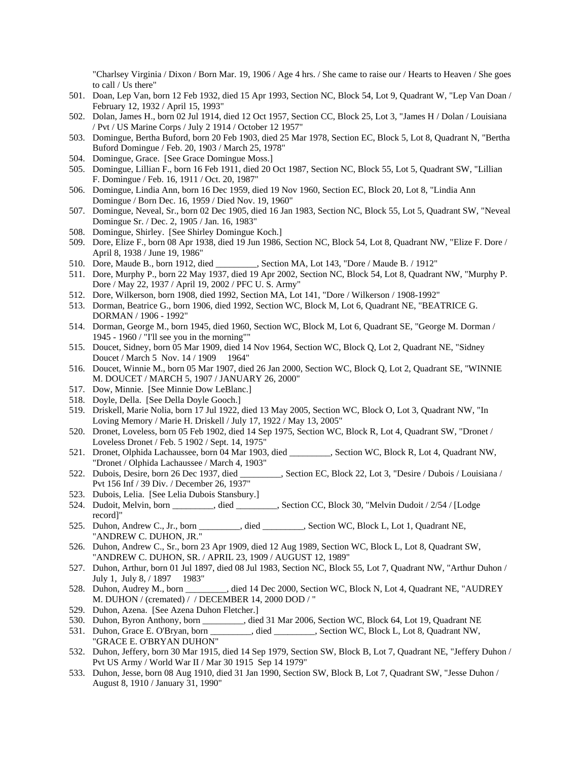"Charlsey Virginia / Dixon / Born Mar. 19, 1906 / Age 4 hrs. / She came to raise our / Hearts to Heaven / She goes to call / Us there"

501. Doan, Lep Van, born 12 Feb 1932, died 15 Apr 1993, Section NC, Block 54, Lot 9, Quadrant W, "Lep Van Doan / February 12, 1932 / April 15, 1993"
502. Dolan, James H., born 02 Jul 1914, died 12 Oct 1957, Section CC, Block 25, Lot 3, "James H / Dolan / Louisiana / Pvt / US Marine Corps / July 2 1914 / October 12 1957"
503. Domingue, Bertha Buford, born 20 Feb 1903, died 25 Mar 1978, Section EC, Block 5, Lot 8, Quadrant N, "Bertha Buford Domingue / Feb. 20, 1903 / March 25, 1978"
504. Domingue, Grace. [See Grace Domingue Moss.]
505. Domingue, Lillian F., born 16 Feb 1911, died 20 Oct 1987, Section NC, Block 55, Lot 5, Quadrant SW, "Lillian F. Domingue / Feb. 16, 1911 / Oct. 20, 1987"
506. Domingue, Lindia Ann, born 16 Dec 1959, died 19 Nov 1960, Section EC, Block 20, Lot 8, "Lindia Ann Domingue / Born Dec. 16, 1959 / Died Nov. 19, 1960"
507. Domingue, Neveal, Sr., born 02 Dec 1905, died 16 Jan 1983, Section NC, Block 55, Lot 5, Quadrant SW, "Neveal Domingue Sr. / Dec. 2, 1905 / Jan. 16, 1983"
508. Domingue, Shirley. [See Shirley Domingue Koch.]
509. Dore, Elize F., born 08 Apr 1938, died 19 Jun 1986, Section NC, Block 54, Lot 8, Quadrant NW, "Elize F. Dore / April 8, 1938 / June 19, 1986"
510. Dore, Maude B., born 1912, died _________, Section MA, Lot 143, "Dore / Maude B. / 1912"
511. Dore, Murphy P., born 22 May 1937, died 19 Apr 2002, Section NC, Block 54, Lot 8, Quadrant NW, "Murphy P. Dore / May 22, 1937 / April 19, 2002 / PFC U. S. Army"
512. Dore, Wilkerson, born 1908, died 1992, Section MA, Lot 141, "Dore / Wilkerson / 1908-1992"
513. Dorman, Beatrice G., born 1906, died 1992, Section WC, Block M, Lot 6, Quadrant NE, "BEATRICE G. DORMAN / 1906 - 1992"
514. Dorman, George M., born 1945, died 1960, Section WC, Block M, Lot 6, Quadrant SE, "George M. Dorman / 1945 - 1960 / "I'll see you in the morning""
515. Doucet, Sidney, born 05 Mar 1909, died 14 Nov 1964, Section WC, Block Q, Lot 2, Quadrant NE, "Sidney Doucet / March 5 Nov. 14 / 1909 1964"
516. Doucet, Winnie M., born 05 Mar 1907, died 26 Jan 2000, Section WC, Block Q, Lot 2, Quadrant SE, "WINNIE M. DOUCET / MARCH 5, 1907 / JANUARY 26, 2000"
517. Dow, Minnie. [See Minnie Dow LeBlanc.]
518. Doyle, Della. [See Della Doyle Gooch.]
519. Driskell, Marie Nolia, born 17 Jul 1922, died 13 May 2005, Section WC, Block O, Lot 3, Quadrant NW, "In Loving Memory / Marie H. Driskell / July 17, 1922 / May 13, 2005"
520. Dronet, Loveless, born 05 Feb 1902, died 14 Sep 1975, Section WC, Block R, Lot 4, Quadrant SW, "Dronet / Loveless Dronet / Feb. 5 1902 / Sept. 14, 1975"
521. Dronet, Olphida Lachaussee, born 04 Mar 1903, died _________, Section WC, Block R, Lot 4, Quadrant NW, "Dronet / Olphida Lachaussee / March 4, 1903"
522. Dubois, Desire, born 26 Dec 1937, died _________, Section EC, Block 22, Lot 3, "Desire / Dubois / Louisiana / Pvt 156 Inf / 39 Div. / December 26, 1937"
523. Dubois, Lelia. [See Lelia Dubois Stansbury.]
524. Dudoit, Melvin, born _________, died _________, Section CC, Block 30, "Melvin Dudoit / 2/54 / [Lodge record]"
525. Duhon, Andrew C., Jr., born _________, died _________, Section WC, Block L, Lot 1, Quadrant NE, "ANDREW C. DUHON, JR."
526. Duhon, Andrew C., Sr., born 23 Apr 1909, died 12 Aug 1989, Section WC, Block L, Lot 8, Quadrant SW, "ANDREW C. DUHON, SR. / APRIL 23, 1909 / AUGUST 12, 1989"
527. Duhon, Arthur, born 01 Jul 1897, died 08 Jul 1983, Section NC, Block 55, Lot 7, Quadrant NW, "Arthur Duhon / July 1, July 8, / 1897 1983"
528. Duhon, Audrey M., born _________, died 14 Dec 2000, Section WC, Block N, Lot 4, Quadrant NE, "AUDREY M. DUHON / (cremated) / / DECEMBER 14, 2000 DOD / "
529. Duhon, Azena. [See Azena Duhon Fletcher.]
530. Duhon, Byron Anthony, born _________, died 31 Mar 2006, Section WC, Block 64, Lot 19, Quadrant NE
531. Duhon, Grace E. O'Bryan, born _________, died _________, Section WC, Block L, Lot 8, Quadrant NW, "GRACE E. O'BRYAN DUHON"
532. Duhon, Jeffery, born 30 Mar 1915, died 14 Sep 1979, Section SW, Block B, Lot 7, Quadrant NE, "Jeffery Duhon / Pvt US Army / World War II / Mar 30 1915 Sep 14 1979"
533. Duhon, Jesse, born 08 Aug 1910, died 31 Jan 1990, Section SW, Block B, Lot 7, Quadrant SW, "Jesse Duhon / August 8, 1910 / January 31, 1990"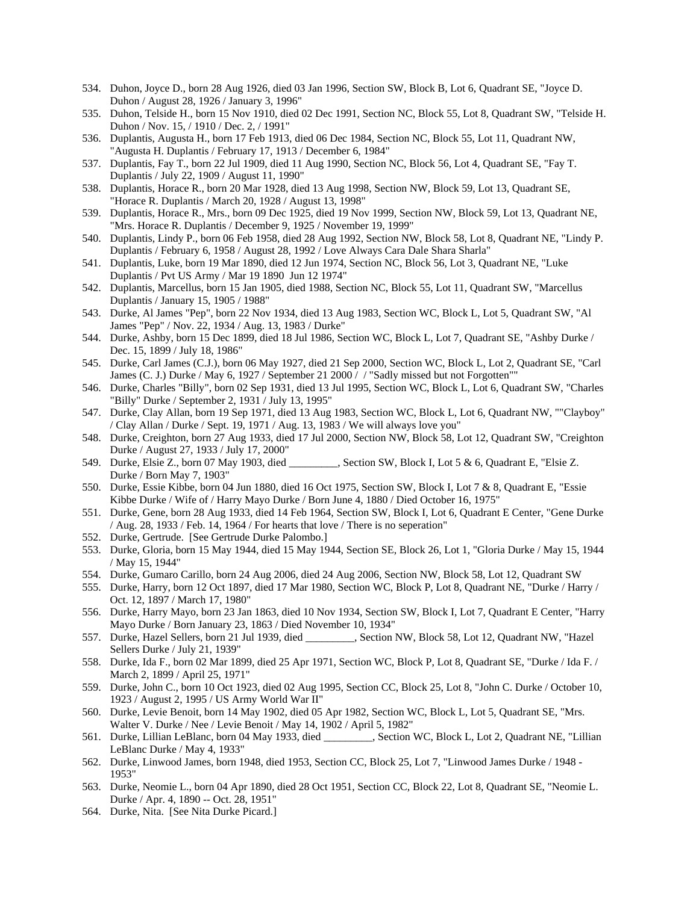534. Duhon, Joyce D., born 28 Aug 1926, died 03 Jan 1996, Section SW, Block B, Lot 6, Quadrant SE, "Joyce D. Duhon / August 28, 1926 / January 3, 1996"
535. Duhon, Telside H., born 15 Nov 1910, died 02 Dec 1991, Section NC, Block 55, Lot 8, Quadrant SW, "Telside H. Duhon / Nov. 15, / 1910 / Dec. 2, / 1991"
536. Duplantis, Augusta H., born 17 Feb 1913, died 06 Dec 1984, Section NC, Block 55, Lot 11, Quadrant NW, "Augusta H. Duplantis / February 17, 1913 / December 6, 1984"
537. Duplantis, Fay T., born 22 Jul 1909, died 11 Aug 1990, Section NC, Block 56, Lot 4, Quadrant SE, "Fay T. Duplantis / July 22, 1909 / August 11, 1990"
538. Duplantis, Horace R., born 20 Mar 1928, died 13 Aug 1998, Section NW, Block 59, Lot 13, Quadrant SE, "Horace R. Duplantis / March 20, 1928 / August 13, 1998"
539. Duplantis, Horace R., Mrs., born 09 Dec 1925, died 19 Nov 1999, Section NW, Block 59, Lot 13, Quadrant NE, "Mrs. Horace R. Duplantis / December 9, 1925 / November 19, 1999"
540. Duplantis, Lindy P., born 06 Feb 1958, died 28 Aug 1992, Section NW, Block 58, Lot 8, Quadrant NE, "Lindy P. Duplantis / February 6, 1958 / August 28, 1992 / Love Always Cara Dale Shara Sharla"
541. Duplantis, Luke, born 19 Mar 1890, died 12 Jun 1974, Section NC, Block 56, Lot 3, Quadrant NE, "Luke Duplantis / Pvt US Army / Mar 19 1890 Jun 12 1974"
542. Duplantis, Marcellus, born 15 Jan 1905, died 1988, Section NC, Block 55, Lot 11, Quadrant SW, "Marcellus Duplantis / January 15, 1905 / 1988"
543. Durke, Al James "Pep", born 22 Nov 1934, died 13 Aug 1983, Section WC, Block L, Lot 5, Quadrant SW, "Al James "Pep" / Nov. 22, 1934 / Aug. 13, 1983 / Durke"
544. Durke, Ashby, born 15 Dec 1899, died 18 Jul 1986, Section WC, Block L, Lot 7, Quadrant SE, "Ashby Durke / Dec. 15, 1899 / July 18, 1986"
545. Durke, Carl James (C.J.), born 06 May 1927, died 21 Sep 2000, Section WC, Block L, Lot 2, Quadrant SE, "Carl James (C. J.) Durke / May 6, 1927 / September 21 2000 / / "Sadly missed but not Forgotten""
546. Durke, Charles "Billy", born 02 Sep 1931, died 13 Jul 1995, Section WC, Block L, Lot 6, Quadrant SW, "Charles "Billy" Durke / September 2, 1931 / July 13, 1995"
547. Durke, Clay Allan, born 19 Sep 1971, died 13 Aug 1983, Section WC, Block L, Lot 6, Quadrant NW, ""Clayboy" / Clay Allan / Durke / Sept. 19, 1971 / Aug. 13, 1983 / We will always love you"
548. Durke, Creighton, born 27 Aug 1933, died 17 Jul 2000, Section NW, Block 58, Lot 12, Quadrant SW, "Creighton Durke / August 27, 1933 / July 17, 2000"
549. Durke, Elsie Z., born 07 May 1903, died _________, Section SW, Block I, Lot 5 & 6, Quadrant E, "Elsie Z. Durke / Born May 7, 1903"
550. Durke, Essie Kibbe, born 04 Jun 1880, died 16 Oct 1975, Section SW, Block I, Lot 7 & 8, Quadrant E, "Essie Kibbe Durke / Wife of / Harry Mayo Durke / Born June 4, 1880 / Died October 16, 1975"
551. Durke, Gene, born 28 Aug 1933, died 14 Feb 1964, Section SW, Block I, Lot 6, Quadrant E Center, "Gene Durke / Aug. 28, 1933 / Feb. 14, 1964 / For hearts that love / There is no seperation"
552. Durke, Gertrude. [See Gertrude Durke Palombo.]
553. Durke, Gloria, born 15 May 1944, died 15 May 1944, Section SE, Block 26, Lot 1, "Gloria Durke / May 15, 1944 / May 15, 1944"
554. Durke, Gumaro Carillo, born 24 Aug 2006, died 24 Aug 2006, Section NW, Block 58, Lot 12, Quadrant SW
555. Durke, Harry, born 12 Oct 1897, died 17 Mar 1980, Section WC, Block P, Lot 8, Quadrant NE, "Durke / Harry / Oct. 12, 1897 / March 17, 1980"
556. Durke, Harry Mayo, born 23 Jan 1863, died 10 Nov 1934, Section SW, Block I, Lot 7, Quadrant E Center, "Harry Mayo Durke / Born January 23, 1863 / Died November 10, 1934"
557. Durke, Hazel Sellers, born 21 Jul 1939, died _________, Section NW, Block 58, Lot 12, Quadrant NW, "Hazel Sellers Durke / July 21, 1939"
558. Durke, Ida F., born 02 Mar 1899, died 25 Apr 1971, Section WC, Block P, Lot 8, Quadrant SE, "Durke / Ida F. / March 2, 1899 / April 25, 1971"
559. Durke, John C., born 10 Oct 1923, died 02 Aug 1995, Section CC, Block 25, Lot 8, "John C. Durke / October 10, 1923 / August 2, 1995 / US Army World War II"
560. Durke, Levie Benoit, born 14 May 1902, died 05 Apr 1982, Section WC, Block L, Lot 5, Quadrant SE, "Mrs. Walter V. Durke / Nee / Levie Benoit / May 14, 1902 / April 5, 1982"
561. Durke, Lillian LeBlanc, born 04 May 1933, died _________, Section WC, Block L, Lot 2, Quadrant NE, "Lillian LeBlanc Durke / May 4, 1933"
562. Durke, Linwood James, born 1948, died 1953, Section CC, Block 25, Lot 7, "Linwood James Durke / 1948 - 1953"
563. Durke, Neomie L., born 04 Apr 1890, died 28 Oct 1951, Section CC, Block 22, Lot 8, Quadrant SE, "Neomie L. Durke / Apr. 4, 1890 -- Oct. 28, 1951"
564. Durke, Nita. [See Nita Durke Picard.]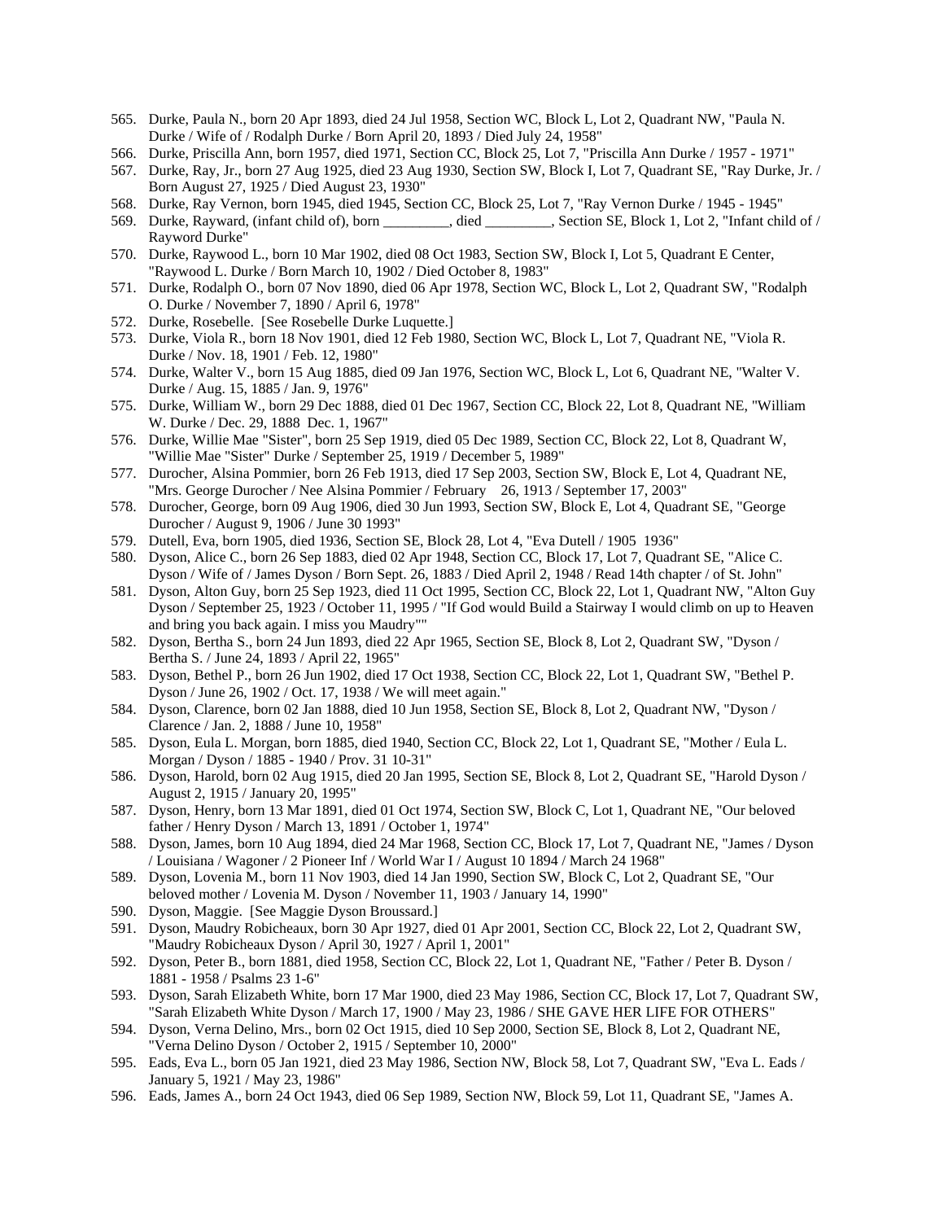565. Durke, Paula N., born 20 Apr 1893, died 24 Jul 1958, Section WC, Block L, Lot 2, Quadrant NW, "Paula N. Durke / Wife of / Rodalph Durke / Born April 20, 1893 / Died July 24, 1958"
566. Durke, Priscilla Ann, born 1957, died 1971, Section CC, Block 25, Lot 7, "Priscilla Ann Durke / 1957 - 1971"
567. Durke, Ray, Jr., born 27 Aug 1925, died 23 Aug 1930, Section SW, Block I, Lot 7, Quadrant SE, "Ray Durke, Jr. / Born August 27, 1925 / Died August 23, 1930"
568. Durke, Ray Vernon, born 1945, died 1945, Section CC, Block 25, Lot 7, "Ray Vernon Durke / 1945 - 1945"
569. Durke, Rayward, (infant child of), born _________, died _________, Section SE, Block 1, Lot 2, "Infant child of / Rayword Durke"
570. Durke, Raywood L., born 10 Mar 1902, died 08 Oct 1983, Section SW, Block I, Lot 5, Quadrant E Center, "Raywood L. Durke / Born March 10, 1902 / Died October 8, 1983"
571. Durke, Rodalph O., born 07 Nov 1890, died 06 Apr 1978, Section WC, Block L, Lot 2, Quadrant SW, "Rodalph O. Durke / November 7, 1890 / April 6, 1978"
572. Durke, Rosebelle. [See Rosebelle Durke Luquette.]
573. Durke, Viola R., born 18 Nov 1901, died 12 Feb 1980, Section WC, Block L, Lot 7, Quadrant NE, "Viola R. Durke / Nov. 18, 1901 / Feb. 12, 1980"
574. Durke, Walter V., born 15 Aug 1885, died 09 Jan 1976, Section WC, Block L, Lot 6, Quadrant NE, "Walter V. Durke / Aug. 15, 1885 / Jan. 9, 1976"
575. Durke, William W., born 29 Dec 1888, died 01 Dec 1967, Section CC, Block 22, Lot 8, Quadrant NE, "William W. Durke / Dec. 29, 1888 Dec. 1, 1967"
576. Durke, Willie Mae "Sister", born 25 Sep 1919, died 05 Dec 1989, Section CC, Block 22, Lot 8, Quadrant W, "Willie Mae "Sister" Durke / September 25, 1919 / December 5, 1989"
577. Durocher, Alsina Pommier, born 26 Feb 1913, died 17 Sep 2003, Section SW, Block E, Lot 4, Quadrant NE, "Mrs. George Durocher / Nee Alsina Pommier / February 26, 1913 / September 17, 2003"
578. Durocher, George, born 09 Aug 1906, died 30 Jun 1993, Section SW, Block E, Lot 4, Quadrant SE, "George Durocher / August 9, 1906 / June 30 1993"
579. Dutell, Eva, born 1905, died 1936, Section SE, Block 28, Lot 4, "Eva Dutell / 1905 1936"
580. Dyson, Alice C., born 26 Sep 1883, died 02 Apr 1948, Section CC, Block 17, Lot 7, Quadrant SE, "Alice C. Dyson / Wife of / James Dyson / Born Sept. 26, 1883 / Died April 2, 1948 / Read 14th chapter / of St. John"
581. Dyson, Alton Guy, born 25 Sep 1923, died 11 Oct 1995, Section CC, Block 22, Lot 1, Quadrant NW, "Alton Guy Dyson / September 25, 1923 / October 11, 1995 / "If God would Build a Stairway I would climb on up to Heaven and bring you back again. I miss you Maudry""
582. Dyson, Bertha S., born 24 Jun 1893, died 22 Apr 1965, Section SE, Block 8, Lot 2, Quadrant SW, "Dyson / Bertha S. / June 24, 1893 / April 22, 1965"
583. Dyson, Bethel P., born 26 Jun 1902, died 17 Oct 1938, Section CC, Block 22, Lot 1, Quadrant SW, "Bethel P. Dyson / June 26, 1902 / Oct. 17, 1938 / We will meet again."
584. Dyson, Clarence, born 02 Jan 1888, died 10 Jun 1958, Section SE, Block 8, Lot 2, Quadrant NW, "Dyson / Clarence / Jan. 2, 1888 / June 10, 1958"
585. Dyson, Eula L. Morgan, born 1885, died 1940, Section CC, Block 22, Lot 1, Quadrant SE, "Mother / Eula L. Morgan / Dyson / 1885 - 1940 / Prov. 31 10-31"
586. Dyson, Harold, born 02 Aug 1915, died 20 Jan 1995, Section SE, Block 8, Lot 2, Quadrant SE, "Harold Dyson / August 2, 1915 / January 20, 1995"
587. Dyson, Henry, born 13 Mar 1891, died 01 Oct 1974, Section SW, Block C, Lot 1, Quadrant NE, "Our beloved father / Henry Dyson / March 13, 1891 / October 1, 1974"
588. Dyson, James, born 10 Aug 1894, died 24 Mar 1968, Section CC, Block 17, Lot 7, Quadrant NE, "James / Dyson / Louisiana / Wagoner / 2 Pioneer Inf / World War I / August 10 1894 / March 24 1968"
589. Dyson, Lovenia M., born 11 Nov 1903, died 14 Jan 1990, Section SW, Block C, Lot 2, Quadrant SE, "Our beloved mother / Lovenia M. Dyson / November 11, 1903 / January 14, 1990"
590. Dyson, Maggie. [See Maggie Dyson Broussard.]
591. Dyson, Maudry Robicheaux, born 30 Apr 1927, died 01 Apr 2001, Section CC, Block 22, Lot 2, Quadrant SW, "Maudry Robicheaux Dyson / April 30, 1927 / April 1, 2001"
592. Dyson, Peter B., born 1881, died 1958, Section CC, Block 22, Lot 1, Quadrant NE, "Father / Peter B. Dyson / 1881 - 1958 / Psalms 23 1-6"
593. Dyson, Sarah Elizabeth White, born 17 Mar 1900, died 23 May 1986, Section CC, Block 17, Lot 7, Quadrant SW, "Sarah Elizabeth White Dyson / March 17, 1900 / May 23, 1986 / SHE GAVE HER LIFE FOR OTHERS"
594. Dyson, Verna Delino, Mrs., born 02 Oct 1915, died 10 Sep 2000, Section SE, Block 8, Lot 2, Quadrant NE, "Verna Delino Dyson / October 2, 1915 / September 10, 2000"
595. Eads, Eva L., born 05 Jan 1921, died 23 May 1986, Section NW, Block 58, Lot 7, Quadrant SW, "Eva L. Eads / January 5, 1921 / May 23, 1986"
596. Eads, James A., born 24 Oct 1943, died 06 Sep 1989, Section NW, Block 59, Lot 11, Quadrant SE, "James A.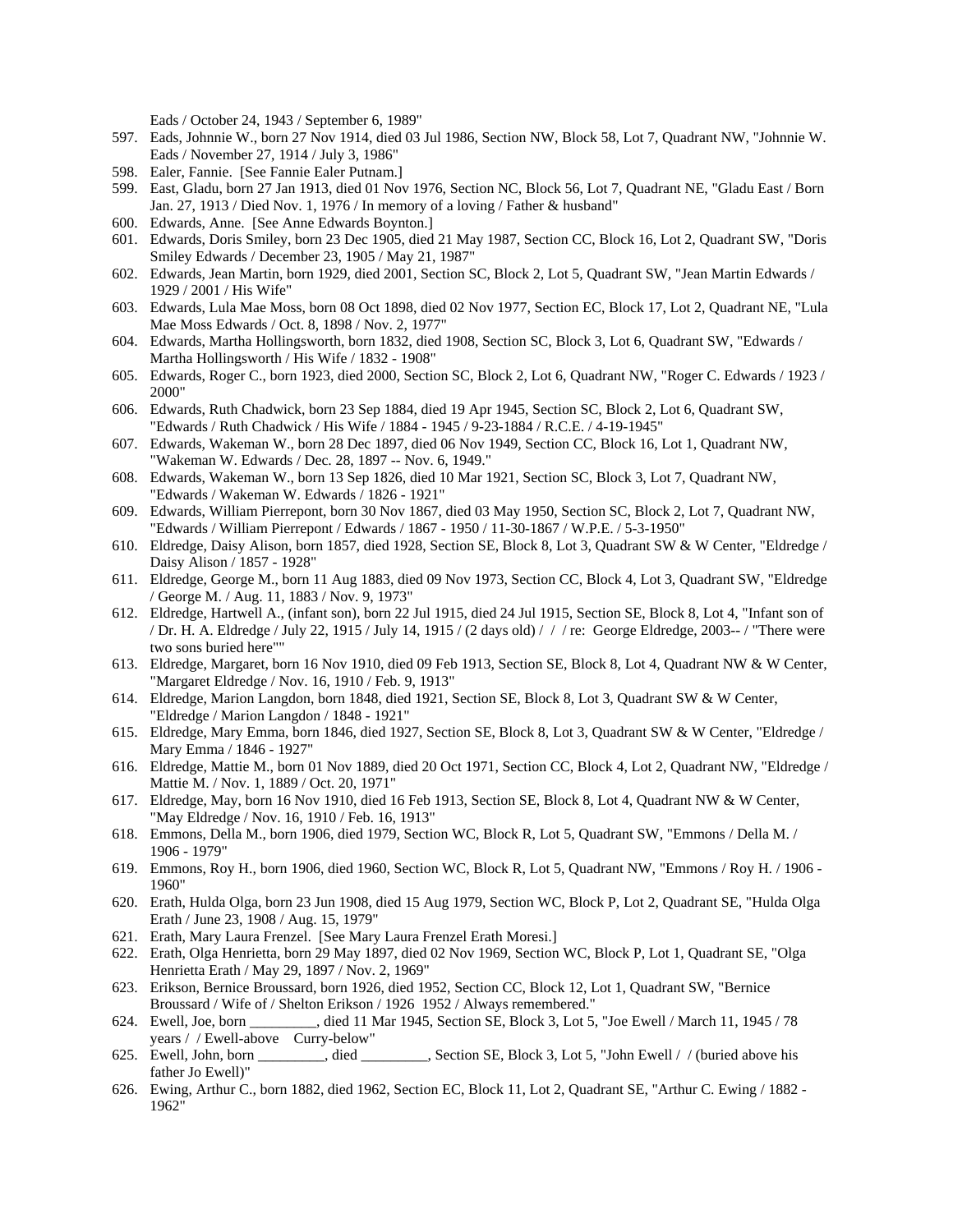Eads / October 24, 1943 / September 6, 1989"

597. Eads, Johnnie W., born 27 Nov 1914, died 03 Jul 1986, Section NW, Block 58, Lot 7, Quadrant NW, "Johnnie W. Eads / November 27, 1914 / July 3, 1986"
598. Ealer, Fannie. [See Fannie Ealer Putnam.]
599. East, Gladu, born 27 Jan 1913, died 01 Nov 1976, Section NC, Block 56, Lot 7, Quadrant NE, "Gladu East / Born Jan. 27, 1913 / Died Nov. 1, 1976 / In memory of a loving / Father & husband"
600. Edwards, Anne. [See Anne Edwards Boynton.]
601. Edwards, Doris Smiley, born 23 Dec 1905, died 21 May 1987, Section CC, Block 16, Lot 2, Quadrant SW, "Doris Smiley Edwards / December 23, 1905 / May 21, 1987"
602. Edwards, Jean Martin, born 1929, died 2001, Section SC, Block 2, Lot 5, Quadrant SW, "Jean Martin Edwards / 1929 / 2001 / His Wife"
603. Edwards, Lula Mae Moss, born 08 Oct 1898, died 02 Nov 1977, Section EC, Block 17, Lot 2, Quadrant NE, "Lula Mae Moss Edwards / Oct. 8, 1898 / Nov. 2, 1977"
604. Edwards, Martha Hollingsworth, born 1832, died 1908, Section SC, Block 3, Lot 6, Quadrant SW, "Edwards / Martha Hollingsworth / His Wife / 1832 - 1908"
605. Edwards, Roger C., born 1923, died 2000, Section SC, Block 2, Lot 6, Quadrant NW, "Roger C. Edwards / 1923 / 2000"
606. Edwards, Ruth Chadwick, born 23 Sep 1884, died 19 Apr 1945, Section SC, Block 2, Lot 6, Quadrant SW, "Edwards / Ruth Chadwick / His Wife / 1884 - 1945 / 9-23-1884 / R.C.E. / 4-19-1945"
607. Edwards, Wakeman W., born 28 Dec 1897, died 06 Nov 1949, Section CC, Block 16, Lot 1, Quadrant NW, "Wakeman W. Edwards / Dec. 28, 1897 -- Nov. 6, 1949."
608. Edwards, Wakeman W., born 13 Sep 1826, died 10 Mar 1921, Section SC, Block 3, Lot 7, Quadrant NW, "Edwards / Wakeman W. Edwards / 1826 - 1921"
609. Edwards, William Pierrepont, born 30 Nov 1867, died 03 May 1950, Section SC, Block 2, Lot 7, Quadrant NW, "Edwards / William Pierrepont / Edwards / 1867 - 1950 / 11-30-1867 / W.P.E. / 5-3-1950"
610. Eldredge, Daisy Alison, born 1857, died 1928, Section SE, Block 8, Lot 3, Quadrant SW & W Center, "Eldredge / Daisy Alison / 1857 - 1928"
611. Eldredge, George M., born 11 Aug 1883, died 09 Nov 1973, Section CC, Block 4, Lot 3, Quadrant SW, "Eldredge / George M. / Aug. 11, 1883 / Nov. 9, 1973"
612. Eldredge, Hartwell A., (infant son), born 22 Jul 1915, died 24 Jul 1915, Section SE, Block 8, Lot 4, "Infant son of / Dr. H. A. Eldredge / July 22, 1915 / July 14, 1915 / (2 days old) / / / re: George Eldredge, 2003-- / "There were two sons buried here""
613. Eldredge, Margaret, born 16 Nov 1910, died 09 Feb 1913, Section SE, Block 8, Lot 4, Quadrant NW & W Center, "Margaret Eldredge / Nov. 16, 1910 / Feb. 9, 1913"
614. Eldredge, Marion Langdon, born 1848, died 1921, Section SE, Block 8, Lot 3, Quadrant SW & W Center, "Eldredge / Marion Langdon / 1848 - 1921"
615. Eldredge, Mary Emma, born 1846, died 1927, Section SE, Block 8, Lot 3, Quadrant SW & W Center, "Eldredge / Mary Emma / 1846 - 1927"
616. Eldredge, Mattie M., born 01 Nov 1889, died 20 Oct 1971, Section CC, Block 4, Lot 2, Quadrant NW, "Eldredge / Mattie M. / Nov. 1, 1889 / Oct. 20, 1971"
617. Eldredge, May, born 16 Nov 1910, died 16 Feb 1913, Section SE, Block 8, Lot 4, Quadrant NW & W Center, "May Eldredge / Nov. 16, 1910 / Feb. 16, 1913"
618. Emmons, Della M., born 1906, died 1979, Section WC, Block R, Lot 5, Quadrant SW, "Emmons / Della M. / 1906 - 1979"
619. Emmons, Roy H., born 1906, died 1960, Section WC, Block R, Lot 5, Quadrant NW, "Emmons / Roy H. / 1906 - 1960"
620. Erath, Hulda Olga, born 23 Jun 1908, died 15 Aug 1979, Section WC, Block P, Lot 2, Quadrant SE, "Hulda Olga Erath / June 23, 1908 / Aug. 15, 1979"
621. Erath, Mary Laura Frenzel. [See Mary Laura Frenzel Erath Moresi.]
622. Erath, Olga Henrietta, born 29 May 1897, died 02 Nov 1969, Section WC, Block P, Lot 1, Quadrant SE, "Olga Henrietta Erath / May 29, 1897 / Nov. 2, 1969"
623. Erikson, Bernice Broussard, born 1926, died 1952, Section CC, Block 12, Lot 1, Quadrant SW, "Bernice Broussard / Wife of / Shelton Erikson / 1926 1952 / Always remembered."
624. Ewell, Joe, born _________, died 11 Mar 1945, Section SE, Block 3, Lot 5, "Joe Ewell / March 11, 1945 / 78 years / / Ewell-above Curry-below"
625. Ewell, John, born _________, died _________, Section SE, Block 3, Lot 5, "John Ewell / / (buried above his father Jo Ewell)"
626. Ewing, Arthur C., born 1882, died 1962, Section EC, Block 11, Lot 2, Quadrant SE, "Arthur C. Ewing / 1882 - 1962"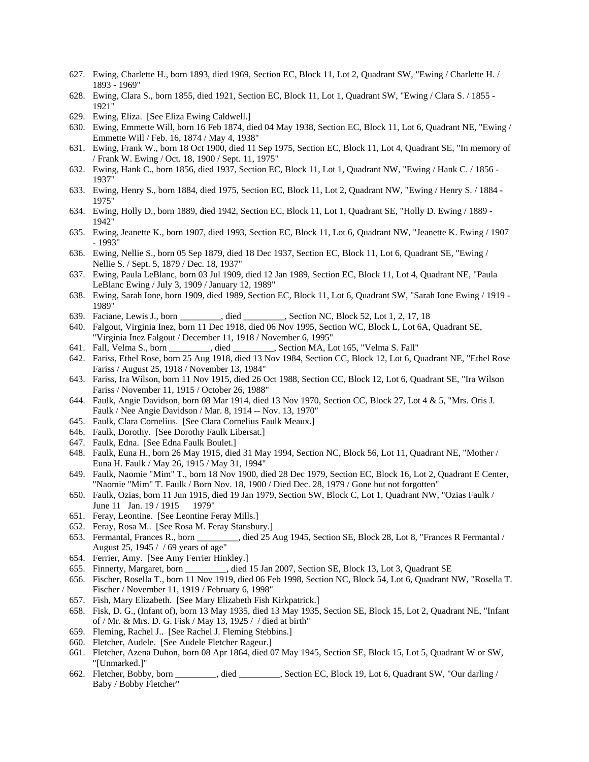627. Ewing, Charlette H., born 1893, died 1969, Section EC, Block 11, Lot 2, Quadrant SW, "Ewing / Charlette H. / 1893 - 1969"
628. Ewing, Clara S., born 1855, died 1921, Section EC, Block 11, Lot 1, Quadrant SW, "Ewing / Clara S. / 1855 - 1921"
629. Ewing, Eliza. [See Eliza Ewing Caldwell.]
630. Ewing, Emmette Will, born 16 Feb 1874, died 04 May 1938, Section EC, Block 11, Lot 6, Quadrant NE, "Ewing / Emmette Will / Feb. 16, 1874 / May 4, 1938"
631. Ewing, Frank W., born 18 Oct 1900, died 11 Sep 1975, Section EC, Block 11, Lot 4, Quadrant SE, "In memory of / Frank W. Ewing / Oct. 18, 1900 / Sept. 11, 1975"
632. Ewing, Hank C., born 1856, died 1937, Section EC, Block 11, Lot 1, Quadrant NW, "Ewing / Hank C. / 1856 - 1937"
633. Ewing, Henry S., born 1884, died 1975, Section EC, Block 11, Lot 2, Quadrant NW, "Ewing / Henry S. / 1884 - 1975"
634. Ewing, Holly D., born 1889, died 1942, Section EC, Block 11, Lot 1, Quadrant SE, "Holly D. Ewing / 1889 - 1942"
635. Ewing, Jeanette K., born 1907, died 1993, Section EC, Block 11, Lot 6, Quadrant NW, "Jeanette K. Ewing / 1907 - 1993"
636. Ewing, Nellie S., born 05 Sep 1879, died 18 Dec 1937, Section EC, Block 11, Lot 6, Quadrant SE, "Ewing / Nellie S. / Sept. 5, 1879 / Dec. 18, 1937"
637. Ewing, Paula LeBlanc, born 03 Jul 1909, died 12 Jan 1989, Section EC, Block 11, Lot 4, Quadrant NE, "Paula LeBlanc Ewing / July 3, 1909 / January 12, 1989"
638. Ewing, Sarah Ione, born 1909, died 1989, Section EC, Block 11, Lot 6, Quadrant SW, "Sarah Ione Ewing / 1919 - 1989"
639. Faciane, Lewis J., born _________, died _________, Section NC, Block 52, Lot 1, 2, 17, 18
640. Falgout, Virginia Inez, born 11 Dec 1918, died 06 Nov 1995, Section WC, Block L, Lot 6A, Quadrant SE, "Virginia Inez Falgout / December 11, 1918 / November 6, 1995"
641. Fall, Velma S., born _________, died _________, Section MA, Lot 165, "Velma S. Fall"
642. Fariss, Ethel Rose, born 25 Aug 1918, died 13 Nov 1984, Section CC, Block 12, Lot 6, Quadrant NE, "Ethel Rose Fariss / August 25, 1918 / November 13, 1984"
643. Fariss, Ira Wilson, born 11 Nov 1915, died 26 Oct 1988, Section CC, Block 12, Lot 6, Quadrant SE, "Ira Wilson Fariss / November 11, 1915 / October 26, 1988"
644. Faulk, Angie Davidson, born 08 Mar 1914, died 13 Nov 1970, Section CC, Block 27, Lot 4 & 5, "Mrs. Oris J. Faulk / Nee Angie Davidson / Mar. 8, 1914 -- Nov. 13, 1970"
645. Faulk, Clara Cornelius. [See Clara Cornelius Faulk Meaux.]
646. Faulk, Dorothy. [See Dorothy Faulk Libersat.]
647. Faulk, Edna. [See Edna Faulk Boulet.]
648. Faulk, Euna H., born 26 May 1915, died 31 May 1994, Section NC, Block 56, Lot 11, Quadrant NE, "Mother / Euna H. Faulk / May 26, 1915 / May 31, 1994"
649. Faulk, Naomie "Mim" T., born 18 Nov 1900, died 28 Dec 1979, Section EC, Block 16, Lot 2, Quadrant E Center, "Naomie "Mim" T. Faulk / Born Nov. 18, 1900 / Died Dec. 28, 1979 / Gone but not forgotten"
650. Faulk, Ozias, born 11 Jun 1915, died 19 Jan 1979, Section SW, Block C, Lot 1, Quadrant NW, "Ozias Faulk / June 11 Jan. 19 / 1915 1979"
651. Feray, Leontine. [See Leontine Feray Mills.]
652. Feray, Rosa M.. [See Rosa M. Feray Stansbury.]
653. Fermantal, Frances R., born _________, died 25 Aug 1945, Section SE, Block 28, Lot 8, "Frances R Fermantal / August 25, 1945 / / 69 years of age"
654. Ferrier, Amy. [See Amy Ferrier Hinkley.]
655. Finnerty, Margaret, born _________, died 15 Jan 2007, Section SE, Block 13, Lot 3, Quadrant SE
656. Fischer, Rosella T., born 11 Nov 1919, died 06 Feb 1998, Section NC, Block 54, Lot 6, Quadrant NW, "Rosella T. Fischer / November 11, 1919 / February 6, 1998"
657. Fish, Mary Elizabeth. [See Mary Elizabeth Fish Kirkpatrick.]
658. Fisk, D. G., (Infant of), born 13 May 1935, died 13 May 1935, Section SE, Block 15, Lot 2, Quadrant NE, "Infant of / Mr. & Mrs. D. G. Fisk / May 13, 1925 / / died at birth"
659. Fleming, Rachel J.. [See Rachel J. Fleming Stebbins.]
660. Fletcher, Audele. [See Audele Fletcher Rageur.]
661. Fletcher, Azena Duhon, born 08 Apr 1864, died 07 May 1945, Section SE, Block 15, Lot 5, Quadrant W or SW, "[Unmarked.]"
662. Fletcher, Bobby, born _________, died _________, Section EC, Block 19, Lot 6, Quadrant SW, "Our darling / Baby / Bobby Fletcher"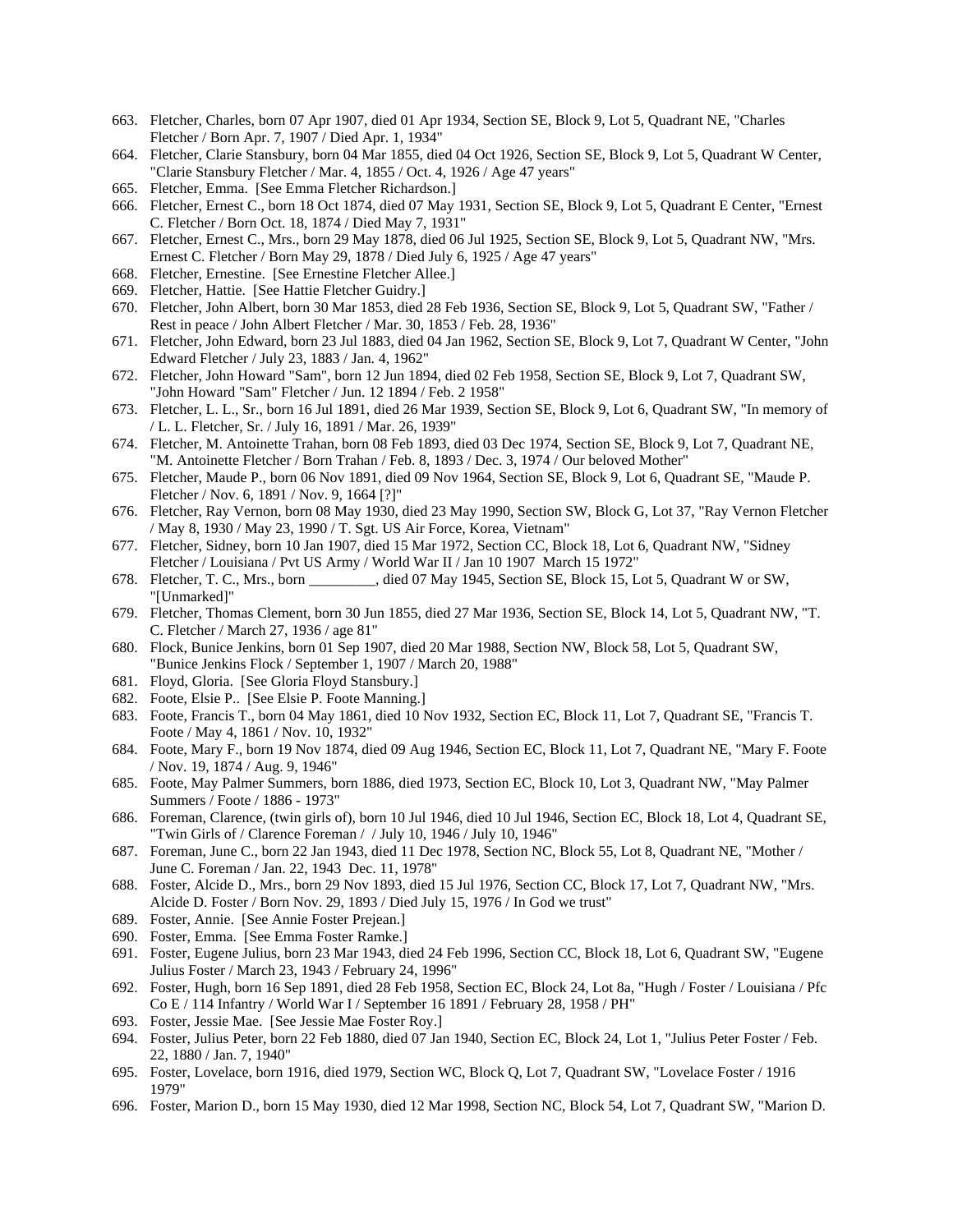663. Fletcher, Charles, born 07 Apr 1907, died 01 Apr 1934, Section SE, Block 9, Lot 5, Quadrant NE, "Charles Fletcher / Born Apr. 7, 1907 / Died Apr. 1, 1934"
664. Fletcher, Clarie Stansbury, born 04 Mar 1855, died 04 Oct 1926, Section SE, Block 9, Lot 5, Quadrant W Center, "Clarie Stansbury Fletcher / Mar. 4, 1855 / Oct. 4, 1926 / Age 47 years"
665. Fletcher, Emma. [See Emma Fletcher Richardson.]
666. Fletcher, Ernest C., born 18 Oct 1874, died 07 May 1931, Section SE, Block 9, Lot 5, Quadrant E Center, "Ernest C. Fletcher / Born Oct. 18, 1874 / Died May 7, 1931"
667. Fletcher, Ernest C., Mrs., born 29 May 1878, died 06 Jul 1925, Section SE, Block 9, Lot 5, Quadrant NW, "Mrs. Ernest C. Fletcher / Born May 29, 1878 / Died July 6, 1925 / Age 47 years"
668. Fletcher, Ernestine. [See Ernestine Fletcher Allee.]
669. Fletcher, Hattie. [See Hattie Fletcher Guidry.]
670. Fletcher, John Albert, born 30 Mar 1853, died 28 Feb 1936, Section SE, Block 9, Lot 5, Quadrant SW, "Father / Rest in peace / John Albert Fletcher / Mar. 30, 1853 / Feb. 28, 1936"
671. Fletcher, John Edward, born 23 Jul 1883, died 04 Jan 1962, Section SE, Block 9, Lot 7, Quadrant W Center, "John Edward Fletcher / July 23, 1883 / Jan. 4, 1962"
672. Fletcher, John Howard "Sam", born 12 Jun 1894, died 02 Feb 1958, Section SE, Block 9, Lot 7, Quadrant SW, "John Howard "Sam" Fletcher / Jun. 12 1894 / Feb. 2 1958"
673. Fletcher, L. L., Sr., born 16 Jul 1891, died 26 Mar 1939, Section SE, Block 9, Lot 6, Quadrant SW, "In memory of / L. L. Fletcher, Sr. / July 16, 1891 / Mar. 26, 1939"
674. Fletcher, M. Antoinette Trahan, born 08 Feb 1893, died 03 Dec 1974, Section SE, Block 9, Lot 7, Quadrant NE, "M. Antoinette Fletcher / Born Trahan / Feb. 8, 1893 / Dec. 3, 1974 / Our beloved Mother"
675. Fletcher, Maude P., born 06 Nov 1891, died 09 Nov 1964, Section SE, Block 9, Lot 6, Quadrant SE, "Maude P. Fletcher / Nov. 6, 1891 / Nov. 9, 1664 [?]"
676. Fletcher, Ray Vernon, born 08 May 1930, died 23 May 1990, Section SW, Block G, Lot 37, "Ray Vernon Fletcher / May 8, 1930 / May 23, 1990 / T. Sgt. US Air Force, Korea, Vietnam"
677. Fletcher, Sidney, born 10 Jan 1907, died 15 Mar 1972, Section CC, Block 18, Lot 6, Quadrant NW, "Sidney Fletcher / Louisiana / Pvt US Army / World War II / Jan 10 1907 March 15 1972"
678. Fletcher, T. C., Mrs., born _________, died 07 May 1945, Section SE, Block 15, Lot 5, Quadrant W or SW, "[Unmarked]"
679. Fletcher, Thomas Clement, born 30 Jun 1855, died 27 Mar 1936, Section SE, Block 14, Lot 5, Quadrant NW, "T. C. Fletcher / March 27, 1936 / age 81"
680. Flock, Bunice Jenkins, born 01 Sep 1907, died 20 Mar 1988, Section NW, Block 58, Lot 5, Quadrant SW, "Bunice Jenkins Flock / September 1, 1907 / March 20, 1988"
681. Floyd, Gloria. [See Gloria Floyd Stansbury.]
682. Foote, Elsie P.. [See Elsie P. Foote Manning.]
683. Foote, Francis T., born 04 May 1861, died 10 Nov 1932, Section EC, Block 11, Lot 7, Quadrant SE, "Francis T. Foote / May 4, 1861 / Nov. 10, 1932"
684. Foote, Mary F., born 19 Nov 1874, died 09 Aug 1946, Section EC, Block 11, Lot 7, Quadrant NE, "Mary F. Foote / Nov. 19, 1874 / Aug. 9, 1946"
685. Foote, May Palmer Summers, born 1886, died 1973, Section EC, Block 10, Lot 3, Quadrant NW, "May Palmer Summers / Foote / 1886 - 1973"
686. Foreman, Clarence, (twin girls of), born 10 Jul 1946, died 10 Jul 1946, Section EC, Block 18, Lot 4, Quadrant SE, "Twin Girls of / Clarence Foreman / / July 10, 1946 / July 10, 1946"
687. Foreman, June C., born 22 Jan 1943, died 11 Dec 1978, Section NC, Block 55, Lot 8, Quadrant NE, "Mother / June C. Foreman / Jan. 22, 1943 Dec. 11, 1978"
688. Foster, Alcide D., Mrs., born 29 Nov 1893, died 15 Jul 1976, Section CC, Block 17, Lot 7, Quadrant NW, "Mrs. Alcide D. Foster / Born Nov. 29, 1893 / Died July 15, 1976 / In God we trust"
689. Foster, Annie. [See Annie Foster Prejean.]
690. Foster, Emma. [See Emma Foster Ramke.]
691. Foster, Eugene Julius, born 23 Mar 1943, died 24 Feb 1996, Section CC, Block 18, Lot 6, Quadrant SW, "Eugene Julius Foster / March 23, 1943 / February 24, 1996"
692. Foster, Hugh, born 16 Sep 1891, died 28 Feb 1958, Section EC, Block 24, Lot 8a, "Hugh / Foster / Louisiana / Pfc Co E / 114 Infantry / World War I / September 16 1891 / February 28, 1958 / PH"
693. Foster, Jessie Mae. [See Jessie Mae Foster Roy.]
694. Foster, Julius Peter, born 22 Feb 1880, died 07 Jan 1940, Section EC, Block 24, Lot 1, "Julius Peter Foster / Feb. 22, 1880 / Jan. 7, 1940"
695. Foster, Lovelace, born 1916, died 1979, Section WC, Block Q, Lot 7, Quadrant SW, "Lovelace Foster / 1916 1979"
696. Foster, Marion D., born 15 May 1930, died 12 Mar 1998, Section NC, Block 54, Lot 7, Quadrant SW, "Marion D.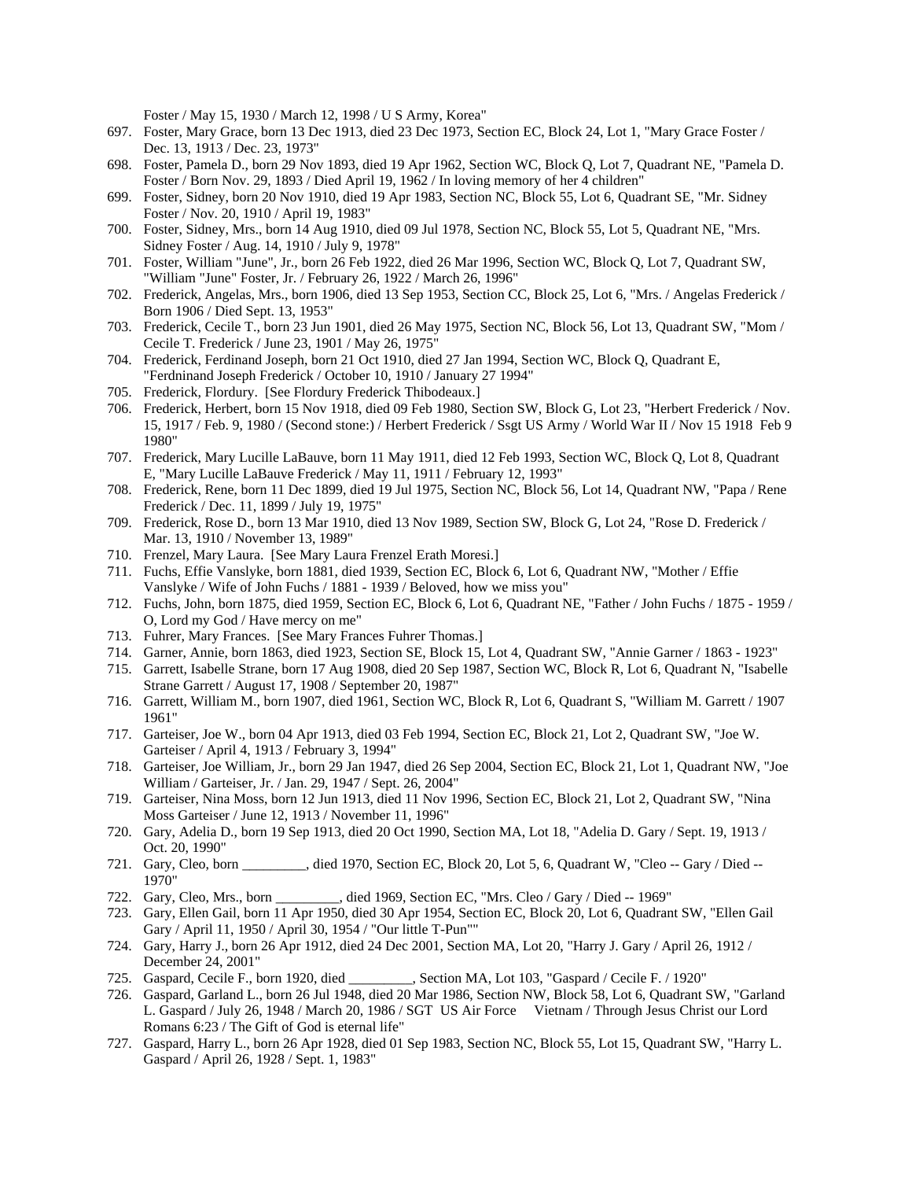Foster / May 15, 1930 / March 12, 1998 / U S Army, Korea"

697. Foster, Mary Grace, born 13 Dec 1913, died 23 Dec 1973, Section EC, Block 24, Lot 1, "Mary Grace Foster / Dec. 13, 1913 / Dec. 23, 1973"
698. Foster, Pamela D., born 29 Nov 1893, died 19 Apr 1962, Section WC, Block Q, Lot 7, Quadrant NE, "Pamela D. Foster / Born Nov. 29, 1893 / Died April 19, 1962 / In loving memory of her 4 children"
699. Foster, Sidney, born 20 Nov 1910, died 19 Apr 1983, Section NC, Block 55, Lot 6, Quadrant SE, "Mr. Sidney Foster / Nov. 20, 1910 / April 19, 1983"
700. Foster, Sidney, Mrs., born 14 Aug 1910, died 09 Jul 1978, Section NC, Block 55, Lot 5, Quadrant NE, "Mrs. Sidney Foster / Aug. 14, 1910 / July 9, 1978"
701. Foster, William "June", Jr., born 26 Feb 1922, died 26 Mar 1996, Section WC, Block Q, Lot 7, Quadrant SW, "William "June" Foster, Jr. / February 26, 1922 / March 26, 1996"
702. Frederick, Angelas, Mrs., born 1906, died 13 Sep 1953, Section CC, Block 25, Lot 6, "Mrs. / Angelas Frederick / Born 1906 / Died Sept. 13, 1953"
703. Frederick, Cecile T., born 23 Jun 1901, died 26 May 1975, Section NC, Block 56, Lot 13, Quadrant SW, "Mom / Cecile T. Frederick / June 23, 1901 / May 26, 1975"
704. Frederick, Ferdinand Joseph, born 21 Oct 1910, died 27 Jan 1994, Section WC, Block Q, Quadrant E, "Ferdninand Joseph Frederick / October 10, 1910 / January 27 1994"
705. Frederick, Flordury. [See Flordury Frederick Thibodeaux.]
706. Frederick, Herbert, born 15 Nov 1918, died 09 Feb 1980, Section SW, Block G, Lot 23, "Herbert Frederick / Nov. 15, 1917 / Feb. 9, 1980 / (Second stone:) / Herbert Frederick / Ssgt US Army / World War II / Nov 15 1918 Feb 9 1980"
707. Frederick, Mary Lucille LaBauve, born 11 May 1911, died 12 Feb 1993, Section WC, Block Q, Lot 8, Quadrant E, "Mary Lucille LaBauve Frederick / May 11, 1911 / February 12, 1993"
708. Frederick, Rene, born 11 Dec 1899, died 19 Jul 1975, Section NC, Block 56, Lot 14, Quadrant NW, "Papa / Rene Frederick / Dec. 11, 1899 / July 19, 1975"
709. Frederick, Rose D., born 13 Mar 1910, died 13 Nov 1989, Section SW, Block G, Lot 24, "Rose D. Frederick / Mar. 13, 1910 / November 13, 1989"
710. Frenzel, Mary Laura. [See Mary Laura Frenzel Erath Moresi.]
711. Fuchs, Effie Vanslyke, born 1881, died 1939, Section EC, Block 6, Lot 6, Quadrant NW, "Mother / Effie Vanslyke / Wife of John Fuchs / 1881 - 1939 / Beloved, how we miss you"
712. Fuchs, John, born 1875, died 1959, Section EC, Block 6, Lot 6, Quadrant NE, "Father / John Fuchs / 1875 - 1959 / O, Lord my God / Have mercy on me"
713. Fuhrer, Mary Frances. [See Mary Frances Fuhrer Thomas.]
714. Garner, Annie, born 1863, died 1923, Section SE, Block 15, Lot 4, Quadrant SW, "Annie Garner / 1863 - 1923"
715. Garrett, Isabelle Strane, born 17 Aug 1908, died 20 Sep 1987, Section WC, Block R, Lot 6, Quadrant N, "Isabelle Strane Garrett / August 17, 1908 / September 20, 1987"
716. Garrett, William M., born 1907, died 1961, Section WC, Block R, Lot 6, Quadrant S, "William M. Garrett / 1907 1961"
717. Garteiser, Joe W., born 04 Apr 1913, died 03 Feb 1994, Section EC, Block 21, Lot 2, Quadrant SW, "Joe W. Garteiser / April 4, 1913 / February 3, 1994"
718. Garteiser, Joe William, Jr., born 29 Jan 1947, died 26 Sep 2004, Section EC, Block 21, Lot 1, Quadrant NW, "Joe William / Garteiser, Jr. / Jan. 29, 1947 / Sept. 26, 2004"
719. Garteiser, Nina Moss, born 12 Jun 1913, died 11 Nov 1996, Section EC, Block 21, Lot 2, Quadrant SW, "Nina Moss Garteiser / June 12, 1913 / November 11, 1996"
720. Gary, Adelia D., born 19 Sep 1913, died 20 Oct 1990, Section MA, Lot 18, "Adelia D. Gary / Sept. 19, 1913 / Oct. 20, 1990"
721. Gary, Cleo, born _________, died 1970, Section EC, Block 20, Lot 5, 6, Quadrant W, "Cleo -- Gary / Died -- 1970"
722. Gary, Cleo, Mrs., born _________, died 1969, Section EC, "Mrs. Cleo / Gary / Died -- 1969"
723. Gary, Ellen Gail, born 11 Apr 1950, died 30 Apr 1954, Section EC, Block 20, Lot 6, Quadrant SW, "Ellen Gail Gary / April 11, 1950 / April 30, 1954 / "Our little T-Pun""
724. Gary, Harry J., born 26 Apr 1912, died 24 Dec 2001, Section MA, Lot 20, "Harry J. Gary / April 26, 1912 / December 24, 2001"
725. Gaspard, Cecile F., born 1920, died _________, Section MA, Lot 103, "Gaspard / Cecile F. / 1920"
726. Gaspard, Garland L., born 26 Jul 1948, died 20 Mar 1986, Section NW, Block 58, Lot 6, Quadrant SW, "Garland L. Gaspard / July 26, 1948 / March 20, 1986 / SGT US Air Force Vietnam / Through Jesus Christ our Lord Romans 6:23 / The Gift of God is eternal life"
727. Gaspard, Harry L., born 26 Apr 1928, died 01 Sep 1983, Section NC, Block 55, Lot 15, Quadrant SW, "Harry L. Gaspard / April 26, 1928 / Sept. 1, 1983"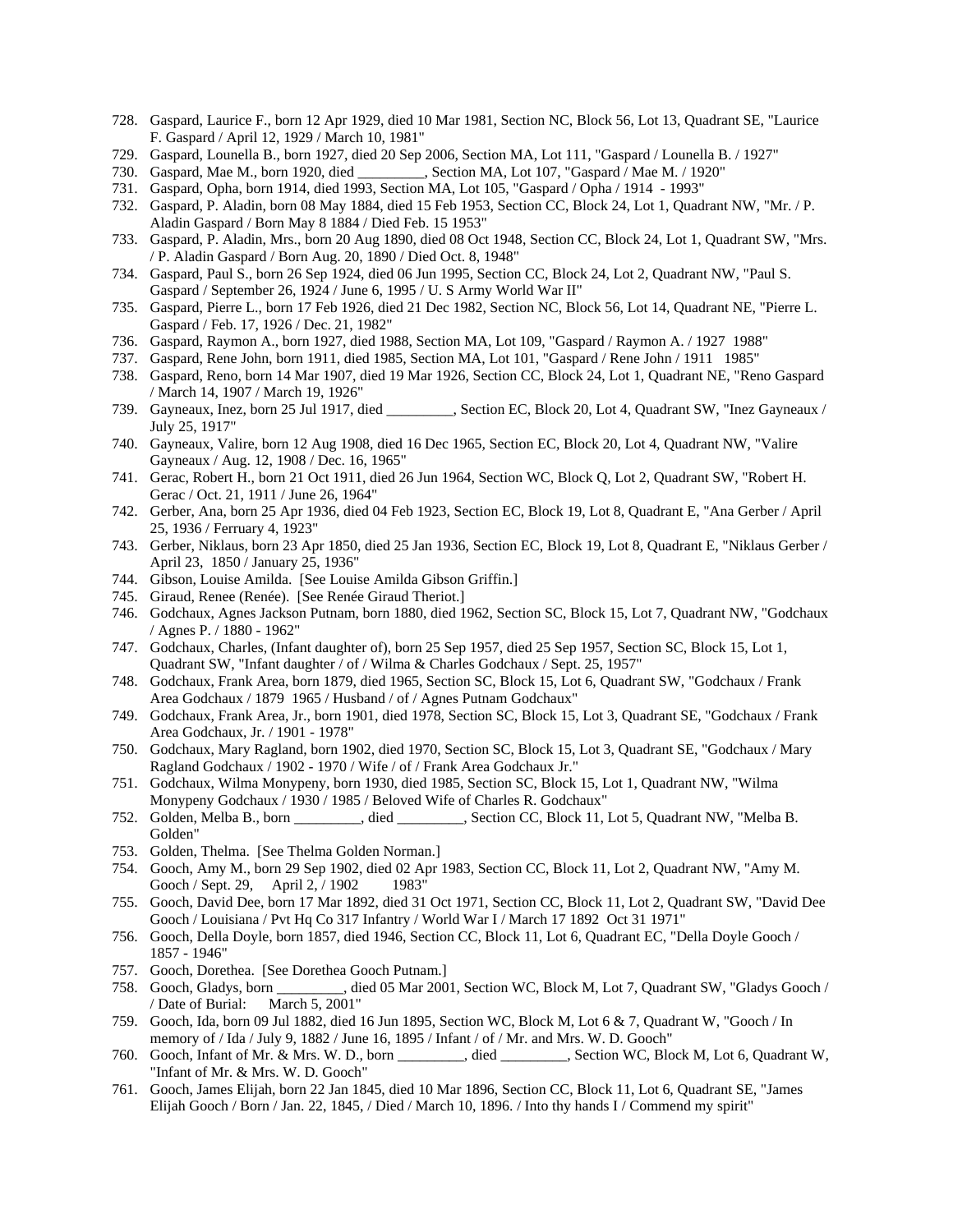728. Gaspard, Laurice F., born 12 Apr 1929, died 10 Mar 1981, Section NC, Block 56, Lot 13, Quadrant SE, "Laurice F. Gaspard / April 12, 1929 / March 10, 1981"
729. Gaspard, Lounella B., born 1927, died 20 Sep 2006, Section MA, Lot 111, "Gaspard / Lounella B. / 1927"
730. Gaspard, Mae M., born 1920, died _________, Section MA, Lot 107, "Gaspard / Mae M. / 1920"
731. Gaspard, Opha, born 1914, died 1993, Section MA, Lot 105, "Gaspard / Opha / 1914 - 1993"
732. Gaspard, P. Aladin, born 08 May 1884, died 15 Feb 1953, Section CC, Block 24, Lot 1, Quadrant NW, "Mr. / P. Aladin Gaspard / Born May 8 1884 / Died Feb. 15 1953"
733. Gaspard, P. Aladin, Mrs., born 20 Aug 1890, died 08 Oct 1948, Section CC, Block 24, Lot 1, Quadrant SW, "Mrs. / P. Aladin Gaspard / Born Aug. 20, 1890 / Died Oct. 8, 1948"
734. Gaspard, Paul S., born 26 Sep 1924, died 06 Jun 1995, Section CC, Block 24, Lot 2, Quadrant NW, "Paul S. Gaspard / September 26, 1924 / June 6, 1995 / U. S Army World War II"
735. Gaspard, Pierre L., born 17 Feb 1926, died 21 Dec 1982, Section NC, Block 56, Lot 14, Quadrant NE, "Pierre L. Gaspard / Feb. 17, 1926 / Dec. 21, 1982"
736. Gaspard, Raymon A., born 1927, died 1988, Section MA, Lot 109, "Gaspard / Raymon A. / 1927 1988"
737. Gaspard, Rene John, born 1911, died 1985, Section MA, Lot 101, "Gaspard / Rene John / 1911 1985"
738. Gaspard, Reno, born 14 Mar 1907, died 19 Mar 1926, Section CC, Block 24, Lot 1, Quadrant NE, "Reno Gaspard / March 14, 1907 / March 19, 1926"
739. Gayneaux, Inez, born 25 Jul 1917, died _________, Section EC, Block 20, Lot 4, Quadrant SW, "Inez Gayneaux / July 25, 1917"
740. Gayneaux, Valire, born 12 Aug 1908, died 16 Dec 1965, Section EC, Block 20, Lot 4, Quadrant NW, "Valire Gayneaux / Aug. 12, 1908 / Dec. 16, 1965"
741. Gerac, Robert H., born 21 Oct 1911, died 26 Jun 1964, Section WC, Block Q, Lot 2, Quadrant SW, "Robert H. Gerac / Oct. 21, 1911 / June 26, 1964"
742. Gerber, Ana, born 25 Apr 1936, died 04 Feb 1923, Section EC, Block 19, Lot 8, Quadrant E, "Ana Gerber / April 25, 1936 / Ferruary 4, 1923"
743. Gerber, Niklaus, born 23 Apr 1850, died 25 Jan 1936, Section EC, Block 19, Lot 8, Quadrant E, "Niklaus Gerber / April 23, 1850 / January 25, 1936"
744. Gibson, Louise Amilda. [See Louise Amilda Gibson Griffin.]
745. Giraud, Renee (Renée). [See Renée Giraud Theriot.]
746. Godchaux, Agnes Jackson Putnam, born 1880, died 1962, Section SC, Block 15, Lot 7, Quadrant NW, "Godchaux / Agnes P. / 1880 - 1962"
747. Godchaux, Charles, (Infant daughter of), born 25 Sep 1957, died 25 Sep 1957, Section SC, Block 15, Lot 1, Quadrant SW, "Infant daughter / of / Wilma & Charles Godchaux / Sept. 25, 1957"
748. Godchaux, Frank Area, born 1879, died 1965, Section SC, Block 15, Lot 6, Quadrant SW, "Godchaux / Frank Area Godchaux / 1879 1965 / Husband / of / Agnes Putnam Godchaux"
749. Godchaux, Frank Area, Jr., born 1901, died 1978, Section SC, Block 15, Lot 3, Quadrant SE, "Godchaux / Frank Area Godchaux, Jr. / 1901 - 1978"
750. Godchaux, Mary Ragland, born 1902, died 1970, Section SC, Block 15, Lot 3, Quadrant SE, "Godchaux / Mary Ragland Godchaux / 1902 - 1970 / Wife / of / Frank Area Godchaux Jr."
751. Godchaux, Wilma Monypeny, born 1930, died 1985, Section SC, Block 15, Lot 1, Quadrant NW, "Wilma Monypeny Godchaux / 1930 / 1985 / Beloved Wife of Charles R. Godchaux"
752. Golden, Melba B., born _________, died _________, Section CC, Block 11, Lot 5, Quadrant NW, "Melba B. Golden"
753. Golden, Thelma. [See Thelma Golden Norman.]
754. Gooch, Amy M., born 29 Sep 1902, died 02 Apr 1983, Section CC, Block 11, Lot 2, Quadrant NW, "Amy M. Gooch / Sept. 29, April 2, / 1902 1983"
755. Gooch, David Dee, born 17 Mar 1892, died 31 Oct 1971, Section CC, Block 11, Lot 2, Quadrant SW, "David Dee Gooch / Louisiana / Pvt Hq Co 317 Infantry / World War I / March 17 1892 Oct 31 1971"
756. Gooch, Della Doyle, born 1857, died 1946, Section CC, Block 11, Lot 6, Quadrant EC, "Della Doyle Gooch / 1857 - 1946"
757. Gooch, Dorethea. [See Dorethea Gooch Putnam.]
758. Gooch, Gladys, born _________, died 05 Mar 2001, Section WC, Block M, Lot 7, Quadrant SW, "Gladys Gooch / / Date of Burial: March 5, 2001"
759. Gooch, Ida, born 09 Jul 1882, died 16 Jun 1895, Section WC, Block M, Lot 6 & 7, Quadrant W, "Gooch / In memory of / Ida / July 9, 1882 / June 16, 1895 / Infant / of / Mr. and Mrs. W. D. Gooch"
760. Gooch, Infant of Mr. & Mrs. W. D., born _________, died _________, Section WC, Block M, Lot 6, Quadrant W, "Infant of Mr. & Mrs. W. D. Gooch"
761. Gooch, James Elijah, born 22 Jan 1845, died 10 Mar 1896, Section CC, Block 11, Lot 6, Quadrant SE, "James Elijah Gooch / Born / Jan. 22, 1845, / Died / March 10, 1896. / Into thy hands I / Commend my spirit"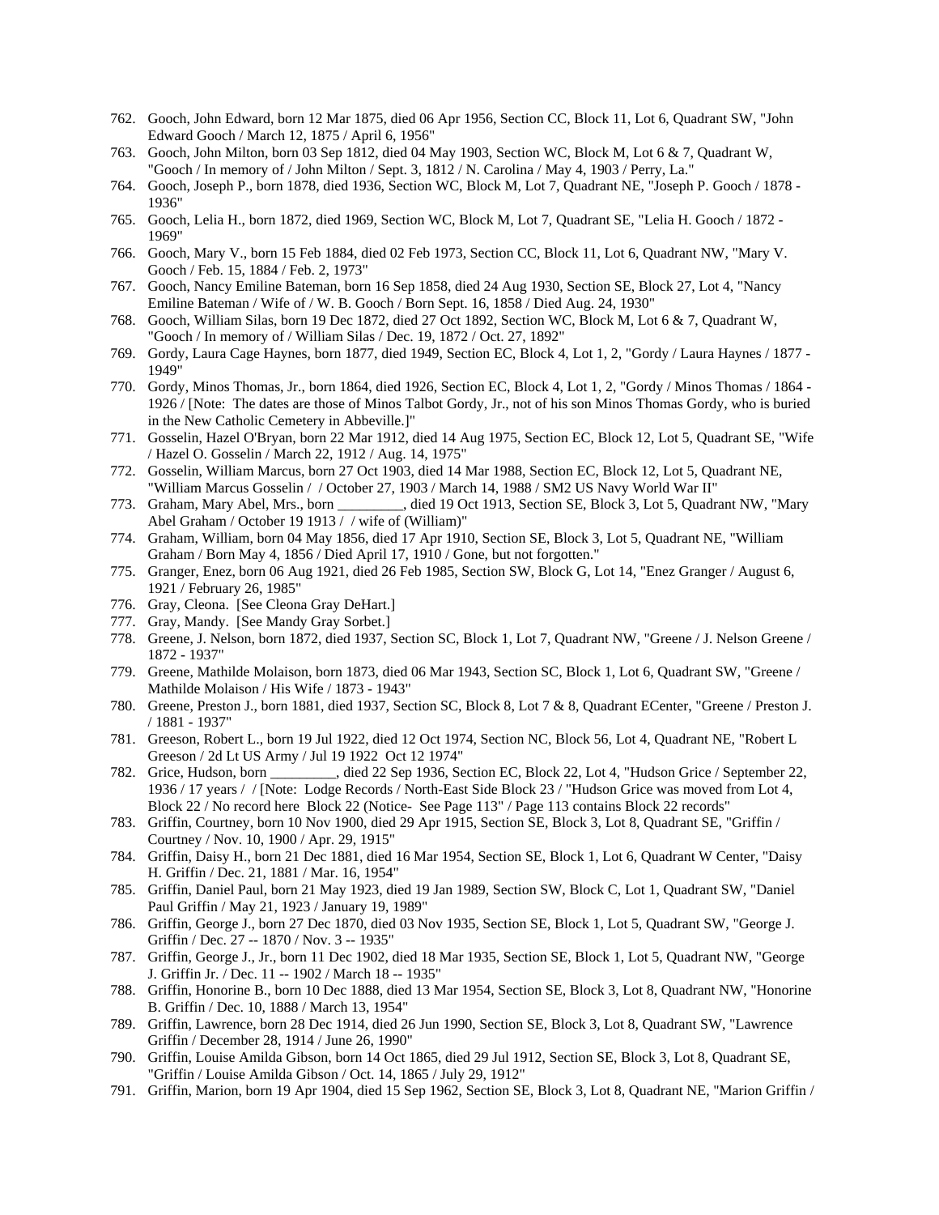762. Gooch, John Edward, born 12 Mar 1875, died 06 Apr 1956, Section CC, Block 11, Lot 6, Quadrant SW, "John Edward Gooch / March 12, 1875 / April 6, 1956"
763. Gooch, John Milton, born 03 Sep 1812, died 04 May 1903, Section WC, Block M, Lot 6 & 7, Quadrant W, "Gooch / In memory of / John Milton / Sept. 3, 1812 / N. Carolina / May 4, 1903 / Perry, La."
764. Gooch, Joseph P., born 1878, died 1936, Section WC, Block M, Lot 7, Quadrant NE, "Joseph P. Gooch / 1878 - 1936"
765. Gooch, Lelia H., born 1872, died 1969, Section WC, Block M, Lot 7, Quadrant SE, "Lelia H. Gooch / 1872 - 1969"
766. Gooch, Mary V., born 15 Feb 1884, died 02 Feb 1973, Section CC, Block 11, Lot 6, Quadrant NW, "Mary V. Gooch / Feb. 15, 1884 / Feb. 2, 1973"
767. Gooch, Nancy Emiline Bateman, born 16 Sep 1858, died 24 Aug 1930, Section SE, Block 27, Lot 4, "Nancy Emiline Bateman / Wife of / W. B. Gooch / Born Sept. 16, 1858 / Died Aug. 24, 1930"
768. Gooch, William Silas, born 19 Dec 1872, died 27 Oct 1892, Section WC, Block M, Lot 6 & 7, Quadrant W, "Gooch / In memory of / William Silas / Dec. 19, 1872 / Oct. 27, 1892"
769. Gordy, Laura Cage Haynes, born 1877, died 1949, Section EC, Block 4, Lot 1, 2, "Gordy / Laura Haynes / 1877 - 1949"
770. Gordy, Minos Thomas, Jr., born 1864, died 1926, Section EC, Block 4, Lot 1, 2, "Gordy / Minos Thomas / 1864 - 1926 / [Note: The dates are those of Minos Talbot Gordy, Jr., not of his son Minos Thomas Gordy, who is buried in the New Catholic Cemetery in Abbeville.]"
771. Gosselin, Hazel O'Bryan, born 22 Mar 1912, died 14 Aug 1975, Section EC, Block 12, Lot 5, Quadrant SE, "Wife / Hazel O. Gosselin / March 22, 1912 / Aug. 14, 1975"
772. Gosselin, William Marcus, born 27 Oct 1903, died 14 Mar 1988, Section EC, Block 12, Lot 5, Quadrant NE, "William Marcus Gosselin / / October 27, 1903 / March 14, 1988 / SM2 US Navy World War II"
773. Graham, Mary Abel, Mrs., born _________, died 19 Oct 1913, Section SE, Block 3, Lot 5, Quadrant NW, "Mary Abel Graham / October 19 1913 / / wife of (William)"
774. Graham, William, born 04 May 1856, died 17 Apr 1910, Section SE, Block 3, Lot 5, Quadrant NE, "William Graham / Born May 4, 1856 / Died April 17, 1910 / Gone, but not forgotten."
775. Granger, Enez, born 06 Aug 1921, died 26 Feb 1985, Section SW, Block G, Lot 14, "Enez Granger / August 6, 1921 / February 26, 1985"
776. Gray, Cleona. [See Cleona Gray DeHart.]
777. Gray, Mandy. [See Mandy Gray Sorbet.]
778. Greene, J. Nelson, born 1872, died 1937, Section SC, Block 1, Lot 7, Quadrant NW, "Greene / J. Nelson Greene / 1872 - 1937"
779. Greene, Mathilde Molaison, born 1873, died 06 Mar 1943, Section SC, Block 1, Lot 6, Quadrant SW, "Greene / Mathilde Molaison / His Wife / 1873 - 1943"
780. Greene, Preston J., born 1881, died 1937, Section SC, Block 8, Lot 7 & 8, Quadrant ECenter, "Greene / Preston J. / 1881 - 1937"
781. Greeson, Robert L., born 19 Jul 1922, died 12 Oct 1974, Section NC, Block 56, Lot 4, Quadrant NE, "Robert L Greeson / 2d Lt US Army / Jul 19 1922 Oct 12 1974"
782. Grice, Hudson, born _________, died 22 Sep 1936, Section EC, Block 22, Lot 4, "Hudson Grice / September 22, 1936 / 17 years / / [Note: Lodge Records / North-East Side Block 23 / "Hudson Grice was moved from Lot 4, Block 22 / No record here Block 22 (Notice- See Page 113" / Page 113 contains Block 22 records"
783. Griffin, Courtney, born 10 Nov 1900, died 29 Apr 1915, Section SE, Block 3, Lot 8, Quadrant SE, "Griffin / Courtney / Nov. 10, 1900 / Apr. 29, 1915"
784. Griffin, Daisy H., born 21 Dec 1881, died 16 Mar 1954, Section SE, Block 1, Lot 6, Quadrant W Center, "Daisy H. Griffin / Dec. 21, 1881 / Mar. 16, 1954"
785. Griffin, Daniel Paul, born 21 May 1923, died 19 Jan 1989, Section SW, Block C, Lot 1, Quadrant SW, "Daniel Paul Griffin / May 21, 1923 / January 19, 1989"
786. Griffin, George J., born 27 Dec 1870, died 03 Nov 1935, Section SE, Block 1, Lot 5, Quadrant SW, "George J. Griffin / Dec. 27 -- 1870 / Nov. 3 -- 1935"
787. Griffin, George J., Jr., born 11 Dec 1902, died 18 Mar 1935, Section SE, Block 1, Lot 5, Quadrant NW, "George J. Griffin Jr. / Dec. 11 -- 1902 / March 18 -- 1935"
788. Griffin, Honorine B., born 10 Dec 1888, died 13 Mar 1954, Section SE, Block 3, Lot 8, Quadrant NW, "Honorine B. Griffin / Dec. 10, 1888 / March 13, 1954"
789. Griffin, Lawrence, born 28 Dec 1914, died 26 Jun 1990, Section SE, Block 3, Lot 8, Quadrant SW, "Lawrence Griffin / December 28, 1914 / June 26, 1990"
790. Griffin, Louise Amilda Gibson, born 14 Oct 1865, died 29 Jul 1912, Section SE, Block 3, Lot 8, Quadrant SE, "Griffin / Louise Amilda Gibson / Oct. 14, 1865 / July 29, 1912"
791. Griffin, Marion, born 19 Apr 1904, died 15 Sep 1962, Section SE, Block 3, Lot 8, Quadrant NE, "Marion Griffin /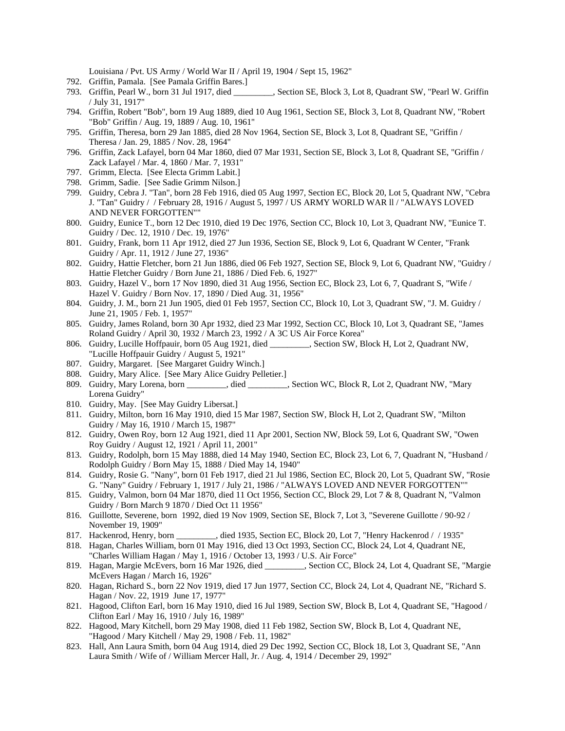Louisiana / Pvt. US Army / World War II / April 19, 1904 / Sept 15, 1962"

792. Griffin, Pamala. [See Pamala Griffin Bares.]
793. Griffin, Pearl W., born 31 Jul 1917, died _________, Section SE, Block 3, Lot 8, Quadrant SW, "Pearl W. Griffin / July 31, 1917"
794. Griffin, Robert "Bob", born 19 Aug 1889, died 10 Aug 1961, Section SE, Block 3, Lot 8, Quadrant NW, "Robert "Bob" Griffin / Aug. 19, 1889 / Aug. 10, 1961"
795. Griffin, Theresa, born 29 Jan 1885, died 28 Nov 1964, Section SE, Block 3, Lot 8, Quadrant SE, "Griffin / Theresa / Jan. 29, 1885 / Nov. 28, 1964"
796. Griffin, Zack Lafayel, born 04 Mar 1860, died 07 Mar 1931, Section SE, Block 3, Lot 8, Quadrant SE, "Griffin / Zack Lafayel / Mar. 4, 1860 / Mar. 7, 1931"
797. Grimm, Electa. [See Electa Grimm Labit.]
798. Grimm, Sadie. [See Sadie Grimm Nilson.]
799. Guidry, Cebra J. "Tan", born 28 Feb 1916, died 05 Aug 1997, Section EC, Block 20, Lot 5, Quadrant NW, "Cebra J. "Tan" Guidry / / February 28, 1916 / August 5, 1997 / US ARMY WORLD WAR ll / "ALWAYS LOVED AND NEVER FORGOTTEN""
800. Guidry, Eunice T., born 12 Dec 1910, died 19 Dec 1976, Section CC, Block 10, Lot 3, Quadrant NW, "Eunice T. Guidry / Dec. 12, 1910 / Dec. 19, 1976"
801. Guidry, Frank, born 11 Apr 1912, died 27 Jun 1936, Section SE, Block 9, Lot 6, Quadrant W Center, "Frank Guidry / Apr. 11, 1912 / June 27, 1936"
802. Guidry, Hattie Fletcher, born 21 Jun 1886, died 06 Feb 1927, Section SE, Block 9, Lot 6, Quadrant NW, "Guidry / Hattie Fletcher Guidry / Born June 21, 1886 / Died Feb. 6, 1927"
803. Guidry, Hazel V., born 17 Nov 1890, died 31 Aug 1956, Section EC, Block 23, Lot 6, 7, Quadrant S, "Wife / Hazel V. Guidry / Born Nov. 17, 1890 / Died Aug. 31, 1956"
804. Guidry, J. M., born 21 Jun 1905, died 01 Feb 1957, Section CC, Block 10, Lot 3, Quadrant SW, "J. M. Guidry / June 21, 1905 / Feb. 1, 1957"
805. Guidry, James Roland, born 30 Apr 1932, died 23 Mar 1992, Section CC, Block 10, Lot 3, Quadrant SE, "James Roland Guidry / April 30, 1932 / March 23, 1992 / A 3C US Air Force Korea"
806. Guidry, Lucille Hoffpauir, born 05 Aug 1921, died _________, Section SW, Block H, Lot 2, Quadrant NW, "Lucille Hoffpauir Guidry / August 5, 1921"
807. Guidry, Margaret. [See Margaret Guidry Winch.]
808. Guidry, Mary Alice. [See Mary Alice Guidry Pelletier.]
809. Guidry, Mary Lorena, born _________, died _________, Section WC, Block R, Lot 2, Quadrant NW, "Mary Lorena Guidry"
810. Guidry, May. [See May Guidry Libersat.]
811. Guidry, Milton, born 16 May 1910, died 15 Mar 1987, Section SW, Block H, Lot 2, Quadrant SW, "Milton Guidry / May 16, 1910 / March 15, 1987"
812. Guidry, Owen Roy, born 12 Aug 1921, died 11 Apr 2001, Section NW, Block 59, Lot 6, Quadrant SW, "Owen Roy Guidry / August 12, 1921 / April 11, 2001"
813. Guidry, Rodolph, born 15 May 1888, died 14 May 1940, Section EC, Block 23, Lot 6, 7, Quadrant N, "Husband / Rodolph Guidry / Born May 15, 1888 / Died May 14, 1940"
814. Guidry, Rosie G. "Nany", born 01 Feb 1917, died 21 Jul 1986, Section EC, Block 20, Lot 5, Quadrant SW, "Rosie G. "Nany" Guidry / February 1, 1917 / July 21, 1986 / "ALWAYS LOVED AND NEVER FORGOTTEN""
815. Guidry, Valmon, born 04 Mar 1870, died 11 Oct 1956, Section CC, Block 29, Lot 7 & 8, Quadrant N, "Valmon Guidry / Born March 9 1870 / Died Oct 11 1956"
816. Guillotte, Severene, born 1992, died 19 Nov 1909, Section SE, Block 7, Lot 3, "Severene Guillotte / 90-92 / November 19, 1909"
817. Hackenrod, Henry, born _________, died 1935, Section EC, Block 20, Lot 7, "Henry Hackenrod / / 1935"
818. Hagan, Charles William, born 01 May 1916, died 13 Oct 1993, Section CC, Block 24, Lot 4, Quadrant NE, "Charles William Hagan / May 1, 1916 / October 13, 1993 / U.S. Air Force"
819. Hagan, Margie McEvers, born 16 Mar 1926, died _________, Section CC, Block 24, Lot 4, Quadrant SE, "Margie McEvers Hagan / March 16, 1926"
820. Hagan, Richard S., born 22 Nov 1919, died 17 Jun 1977, Section CC, Block 24, Lot 4, Quadrant NE, "Richard S. Hagan / Nov. 22, 1919 June 17, 1977"
821. Hagood, Clifton Earl, born 16 May 1910, died 16 Jul 1989, Section SW, Block B, Lot 4, Quadrant SE, "Hagood / Clifton Earl / May 16, 1910 / July 16, 1989"
822. Hagood, Mary Kitchell, born 29 May 1908, died 11 Feb 1982, Section SW, Block B, Lot 4, Quadrant NE, "Hagood / Mary Kitchell / May 29, 1908 / Feb. 11, 1982"
823. Hall, Ann Laura Smith, born 04 Aug 1914, died 29 Dec 1992, Section CC, Block 18, Lot 3, Quadrant SE, "Ann Laura Smith / Wife of / William Mercer Hall, Jr. / Aug. 4, 1914 / December 29, 1992"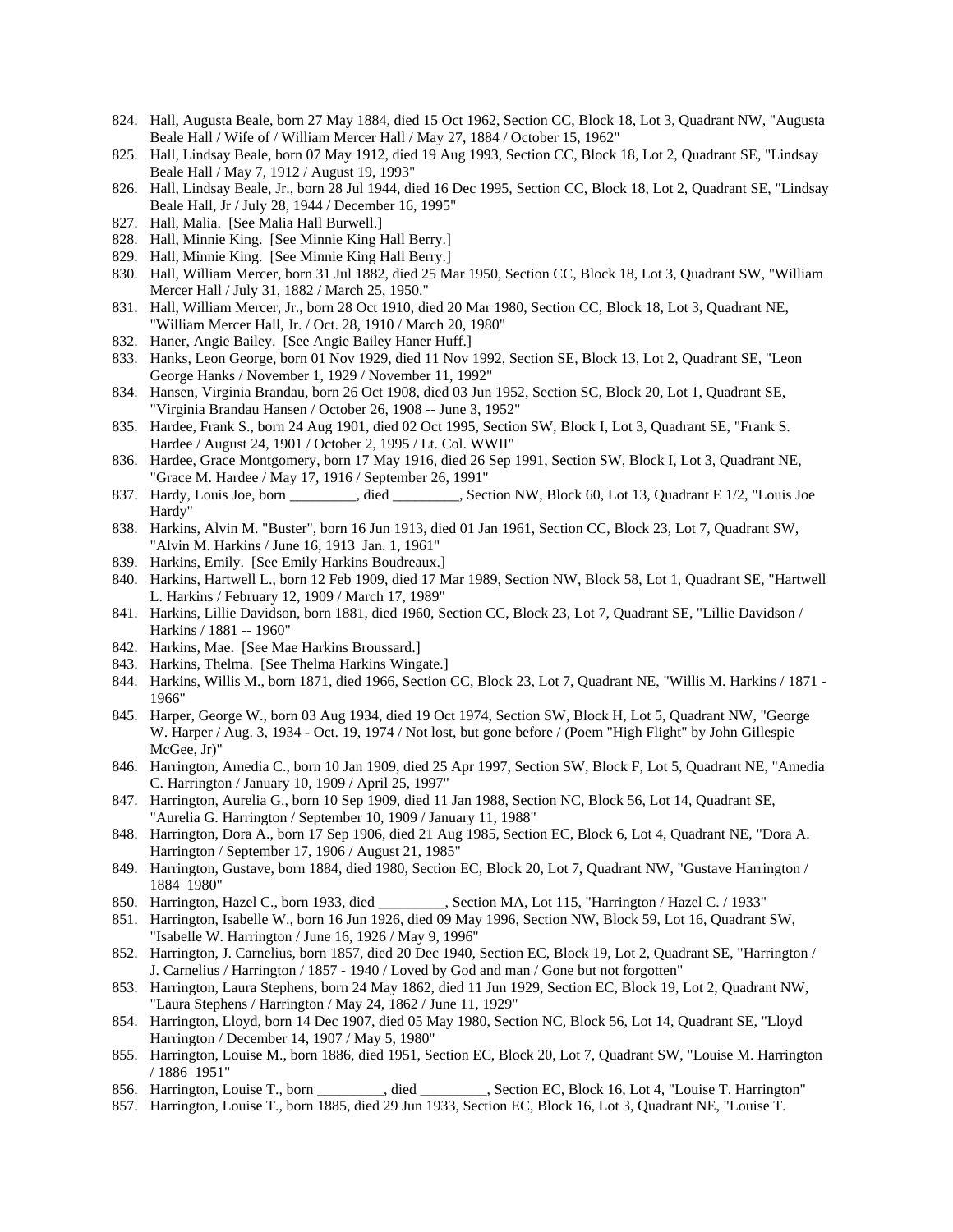824. Hall, Augusta Beale, born 27 May 1884, died 15 Oct 1962, Section CC, Block 18, Lot 3, Quadrant NW, "Augusta Beale Hall / Wife of / William Mercer Hall / May 27, 1884 / October 15, 1962"
825. Hall, Lindsay Beale, born 07 May 1912, died 19 Aug 1993, Section CC, Block 18, Lot 2, Quadrant SE, "Lindsay Beale Hall / May 7, 1912 / August 19, 1993"
826. Hall, Lindsay Beale, Jr., born 28 Jul 1944, died 16 Dec 1995, Section CC, Block 18, Lot 2, Quadrant SE, "Lindsay Beale Hall, Jr / July 28, 1944 / December 16, 1995"
827. Hall, Malia. [See Malia Hall Burwell.]
828. Hall, Minnie King. [See Minnie King Hall Berry.]
829. Hall, Minnie King. [See Minnie King Hall Berry.]
830. Hall, William Mercer, born 31 Jul 1882, died 25 Mar 1950, Section CC, Block 18, Lot 3, Quadrant SW, "William Mercer Hall / July 31, 1882 / March 25, 1950."
831. Hall, William Mercer, Jr., born 28 Oct 1910, died 20 Mar 1980, Section CC, Block 18, Lot 3, Quadrant NE, "William Mercer Hall, Jr. / Oct. 28, 1910 / March 20, 1980"
832. Haner, Angie Bailey. [See Angie Bailey Haner Huff.]
833. Hanks, Leon George, born 01 Nov 1929, died 11 Nov 1992, Section SE, Block 13, Lot 2, Quadrant SE, "Leon George Hanks / November 1, 1929 / November 11, 1992"
834. Hansen, Virginia Brandau, born 26 Oct 1908, died 03 Jun 1952, Section SC, Block 20, Lot 1, Quadrant SE, "Virginia Brandau Hansen / October 26, 1908 -- June 3, 1952"
835. Hardee, Frank S., born 24 Aug 1901, died 02 Oct 1995, Section SW, Block I, Lot 3, Quadrant SE, "Frank S. Hardee / August 24, 1901 / October 2, 1995 / Lt. Col. WWII"
836. Hardee, Grace Montgomery, born 17 May 1916, died 26 Sep 1991, Section SW, Block I, Lot 3, Quadrant NE, "Grace M. Hardee / May 17, 1916 / September 26, 1991"
837. Hardy, Louis Joe, born _________, died _________, Section NW, Block 60, Lot 13, Quadrant E 1/2, "Louis Joe Hardy"
838. Harkins, Alvin M. "Buster", born 16 Jun 1913, died 01 Jan 1961, Section CC, Block 23, Lot 7, Quadrant SW, "Alvin M. Harkins / June 16, 1913 Jan. 1, 1961"
839. Harkins, Emily. [See Emily Harkins Boudreaux.]
840. Harkins, Hartwell L., born 12 Feb 1909, died 17 Mar 1989, Section NW, Block 58, Lot 1, Quadrant SE, "Hartwell L. Harkins / February 12, 1909 / March 17, 1989"
841. Harkins, Lillie Davidson, born 1881, died 1960, Section CC, Block 23, Lot 7, Quadrant SE, "Lillie Davidson / Harkins / 1881 -- 1960"
842. Harkins, Mae. [See Mae Harkins Broussard.]
843. Harkins, Thelma. [See Thelma Harkins Wingate.]
844. Harkins, Willis M., born 1871, died 1966, Section CC, Block 23, Lot 7, Quadrant NE, "Willis M. Harkins / 1871 - 1966"
845. Harper, George W., born 03 Aug 1934, died 19 Oct 1974, Section SW, Block H, Lot 5, Quadrant NW, "George W. Harper / Aug. 3, 1934 - Oct. 19, 1974 / Not lost, but gone before / (Poem "High Flight" by John Gillespie McGee, Jr)"
846. Harrington, Amedia C., born 10 Jan 1909, died 25 Apr 1997, Section SW, Block F, Lot 5, Quadrant NE, "Amedia C. Harrington / January 10, 1909 / April 25, 1997"
847. Harrington, Aurelia G., born 10 Sep 1909, died 11 Jan 1988, Section NC, Block 56, Lot 14, Quadrant SE, "Aurelia G. Harrington / September 10, 1909 / January 11, 1988"
848. Harrington, Dora A., born 17 Sep 1906, died 21 Aug 1985, Section EC, Block 6, Lot 4, Quadrant NE, "Dora A. Harrington / September 17, 1906 / August 21, 1985"
849. Harrington, Gustave, born 1884, died 1980, Section EC, Block 20, Lot 7, Quadrant NW, "Gustave Harrington / 1884 1980"
850. Harrington, Hazel C., born 1933, died _________, Section MA, Lot 115, "Harrington / Hazel C. / 1933"
851. Harrington, Isabelle W., born 16 Jun 1926, died 09 May 1996, Section NW, Block 59, Lot 16, Quadrant SW, "Isabelle W. Harrington / June 16, 1926 / May 9, 1996"
852. Harrington, J. Carnelius, born 1857, died 20 Dec 1940, Section EC, Block 19, Lot 2, Quadrant SE, "Harrington / J. Carnelius / Harrington / 1857 - 1940 / Loved by God and man / Gone but not forgotten"
853. Harrington, Laura Stephens, born 24 May 1862, died 11 Jun 1929, Section EC, Block 19, Lot 2, Quadrant NW, "Laura Stephens / Harrington / May 24, 1862 / June 11, 1929"
854. Harrington, Lloyd, born 14 Dec 1907, died 05 May 1980, Section NC, Block 56, Lot 14, Quadrant SE, "Lloyd Harrington / December 14, 1907 / May 5, 1980"
855. Harrington, Louise M., born 1886, died 1951, Section EC, Block 20, Lot 7, Quadrant SW, "Louise M. Harrington / 1886 1951"
856. Harrington, Louise T., born _________, died _________, Section EC, Block 16, Lot 4, "Louise T. Harrington"
857. Harrington, Louise T., born 1885, died 29 Jun 1933, Section EC, Block 16, Lot 3, Quadrant NE, "Louise T.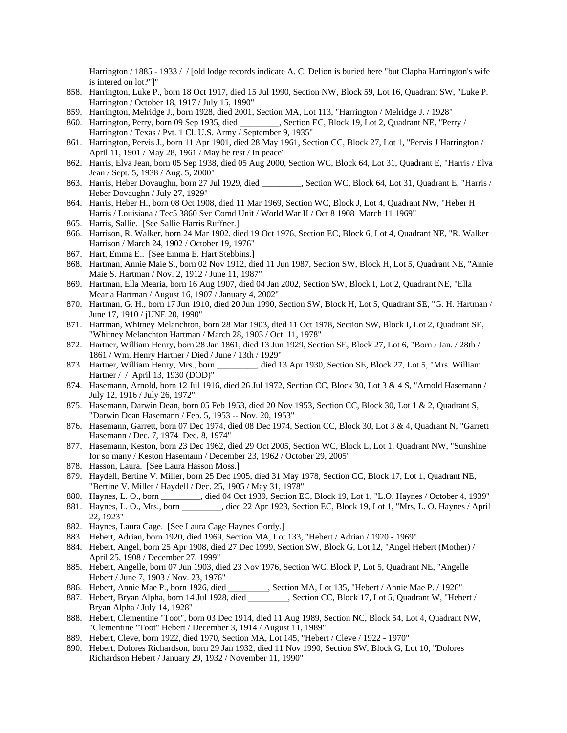Harrington / 1885 - 1933 / / [old lodge records indicate A. C. Delion is buried here "but Clapha Harrington's wife is intered on lot?"]"

858. Harrington, Luke P., born 18 Oct 1917, died 15 Jul 1990, Section NW, Block 59, Lot 16, Quadrant SW, "Luke P. Harrington / October 18, 1917 / July 15, 1990"
859. Harrington, Melridge J., born 1928, died 2001, Section MA, Lot 113, "Harrington / Melridge J. / 1928"
860. Harrington, Perry, born 09 Sep 1935, died _________, Section EC, Block 19, Lot 2, Quadrant NE, "Perry / Harrington / Texas / Pvt. 1 Cl. U.S. Army / September 9, 1935"
861. Harrington, Pervis J., born 11 Apr 1901, died 28 May 1961, Section CC, Block 27, Lot 1, "Pervis J Harrington / April 11, 1901 / May 28, 1961 / May he rest / In peace"
862. Harris, Elva Jean, born 05 Sep 1938, died 05 Aug 2000, Section WC, Block 64, Lot 31, Quadrant E, "Harris / Elva Jean / Sept. 5, 1938 / Aug. 5, 2000"
863. Harris, Heber Dovaughn, born 27 Jul 1929, died _________, Section WC, Block 64, Lot 31, Quadrant E, "Harris / Heber Dovaughn / July 27, 1929"
864. Harris, Heber H., born 08 Oct 1908, died 11 Mar 1969, Section WC, Block J, Lot 4, Quadrant NW, "Heber H Harris / Louisiana / Tec5 3860 Svc Comd Unit / World War II / Oct 8 1908 March 11 1969"
865. Harris, Sallie. [See Sallie Harris Ruffner.]
866. Harrison, R. Walker, born 24 Mar 1902, died 19 Oct 1976, Section EC, Block 6, Lot 4, Quadrant NE, "R. Walker Harrison / March 24, 1902 / October 19, 1976"
867. Hart, Emma E.. [See Emma E. Hart Stebbins.]
868. Hartman, Annie Maie S., born 02 Nov 1912, died 11 Jun 1987, Section SW, Block H, Lot 5, Quadrant NE, "Annie Maie S. Hartman / Nov. 2, 1912 / June 11, 1987"
869. Hartman, Ella Mearia, born 16 Aug 1907, died 04 Jan 2002, Section SW, Block I, Lot 2, Quadrant NE, "Ella Mearia Hartman / August 16, 1907 / January 4, 2002"
870. Hartman, G. H., born 17 Jun 1910, died 20 Jun 1990, Section SW, Block H, Lot 5, Quadrant SE, "G. H. Hartman / June 17, 1910 / jUNE 20, 1990"
871. Hartman, Whitney Melanchton, born 28 Mar 1903, died 11 Oct 1978, Section SW, Block I, Lot 2, Quadrant SE, "Whitney Melanchton Hartman / March 28, 1903 / Oct. 11, 1978"
872. Hartner, William Henry, born 28 Jan 1861, died 13 Jun 1929, Section SE, Block 27, Lot 6, "Born / Jan. / 28th / 1861 / Wm. Henry Hartner / Died / June / 13th / 1929"
873. Hartner, William Henry, Mrs., born _________, died 13 Apr 1930, Section SE, Block 27, Lot 5, "Mrs. William Hartner / / April 13, 1930 (DOD)"
874. Hasemann, Arnold, born 12 Jul 1916, died 26 Jul 1972, Section CC, Block 30, Lot 3 & 4 S, "Arnold Hasemann / July 12, 1916 / July 26, 1972"
875. Hasemann, Darwin Dean, born 05 Feb 1953, died 20 Nov 1953, Section CC, Block 30, Lot 1 & 2, Quadrant S, "Darwin Dean Hasemann / Feb. 5, 1953 -- Nov. 20, 1953"
876. Hasemann, Garrett, born 07 Dec 1974, died 08 Dec 1974, Section CC, Block 30, Lot 3 & 4, Quadrant N, "Garrett Hasemann / Dec. 7, 1974 Dec. 8, 1974"
877. Hasemann, Keston, born 23 Dec 1962, died 29 Oct 2005, Section WC, Block L, Lot 1, Quadrant NW, "Sunshine for so many / Keston Hasemann / December 23, 1962 / October 29, 2005"
878. Hasson, Laura. [See Laura Hasson Moss.]
879. Haydell, Bertine V. Miller, born 25 Dec 1905, died 31 May 1978, Section CC, Block 17, Lot 1, Quadrant NE, "Bertine V. Miller / Haydell / Dec. 25, 1905 / May 31, 1978"
880. Haynes, L. O., born _________, died 04 Oct 1939, Section EC, Block 19, Lot 1, "L.O. Haynes / October 4, 1939"
881. Haynes, L. O., Mrs., born _________, died 22 Apr 1923, Section EC, Block 19, Lot 1, "Mrs. L. O. Haynes / April 22, 1923"
882. Haynes, Laura Cage. [See Laura Cage Haynes Gordy.]
883. Hebert, Adrian, born 1920, died 1969, Section MA, Lot 133, "Hebert / Adrian / 1920 - 1969"
884. Hebert, Angel, born 25 Apr 1908, died 27 Dec 1999, Section SW, Block G, Lot 12, "Angel Hebert (Mother) / April 25, 1908 / December 27, 1999"
885. Hebert, Angelle, born 07 Jun 1903, died 23 Nov 1976, Section WC, Block P, Lot 5, Quadrant NE, "Angelle Hebert / June 7, 1903 / Nov. 23, 1976"
886. Hebert, Annie Mae P., born 1926, died _________, Section MA, Lot 135, "Hebert / Annie Mae P. / 1926"
887. Hebert, Bryan Alpha, born 14 Jul 1928, died _________, Section CC, Block 17, Lot 5, Quadrant W, "Hebert / Bryan Alpha / July 14, 1928"
888. Hebert, Clementine "Toot", born 03 Dec 1914, died 11 Aug 1989, Section NC, Block 54, Lot 4, Quadrant NW, "Clementine "Toot" Hebert / December 3, 1914 / August 11, 1989"
889. Hebert, Cleve, born 1922, died 1970, Section MA, Lot 145, "Hebert / Cleve / 1922 - 1970"
890. Hebert, Dolores Richardson, born 29 Jan 1932, died 11 Nov 1990, Section SW, Block G, Lot 10, "Dolores Richardson Hebert / January 29, 1932 / November 11, 1990"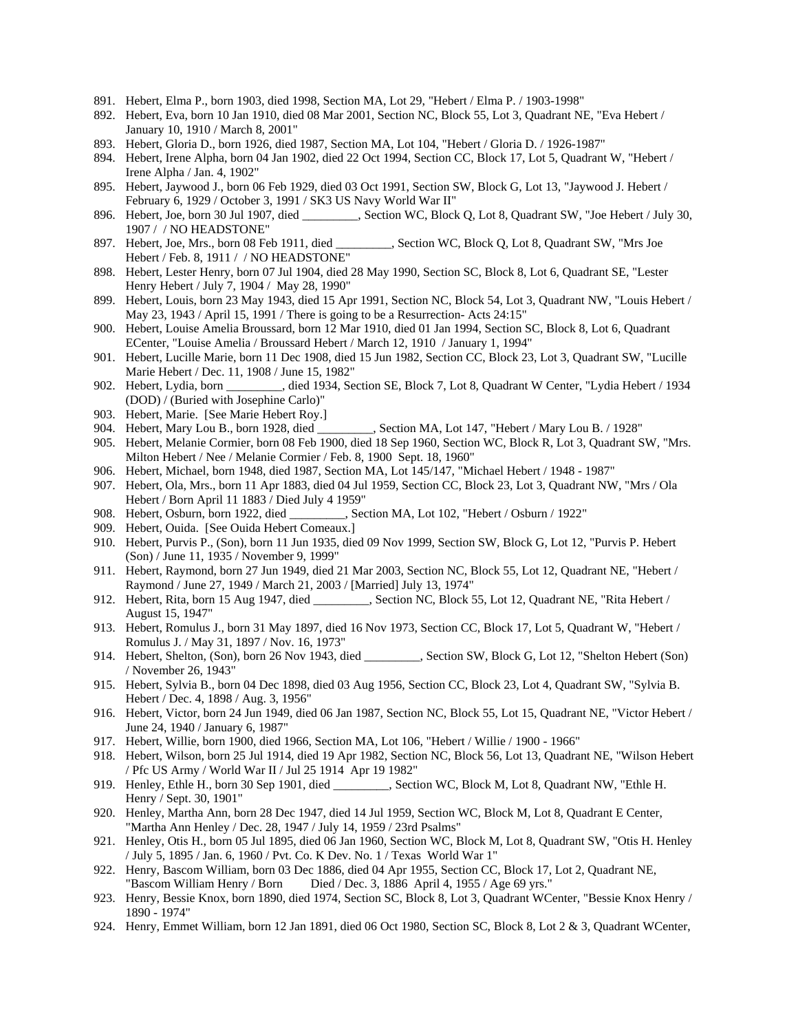891. Hebert, Elma P., born 1903, died 1998, Section MA, Lot 29, "Hebert / Elma P. / 1903-1998"
892. Hebert, Eva, born 10 Jan 1910, died 08 Mar 2001, Section NC, Block 55, Lot 3, Quadrant NE, "Eva Hebert / January 10, 1910 / March 8, 2001"
893. Hebert, Gloria D., born 1926, died 1987, Section MA, Lot 104, "Hebert / Gloria D. / 1926-1987"
894. Hebert, Irene Alpha, born 04 Jan 1902, died 22 Oct 1994, Section CC, Block 17, Lot 5, Quadrant W, "Hebert / Irene Alpha / Jan. 4, 1902"
895. Hebert, Jaywood J., born 06 Feb 1929, died 03 Oct 1991, Section SW, Block G, Lot 13, "Jaywood J. Hebert / February 6, 1929 / October 3, 1991 / SK3 US Navy World War II"
896. Hebert, Joe, born 30 Jul 1907, died _________, Section WC, Block Q, Lot 8, Quadrant SW, "Joe Hebert / July 30, 1907 / / NO HEADSTONE"
897. Hebert, Joe, Mrs., born 08 Feb 1911, died _________, Section WC, Block Q, Lot 8, Quadrant SW, "Mrs Joe Hebert / Feb. 8, 1911 / / NO HEADSTONE"
898. Hebert, Lester Henry, born 07 Jul 1904, died 28 May 1990, Section SC, Block 8, Lot 6, Quadrant SE, "Lester Henry Hebert / July 7, 1904 / May 28, 1990"
899. Hebert, Louis, born 23 May 1943, died 15 Apr 1991, Section NC, Block 54, Lot 3, Quadrant NW, "Louis Hebert / May 23, 1943 / April 15, 1991 / There is going to be a Resurrection- Acts 24:15"
900. Hebert, Louise Amelia Broussard, born 12 Mar 1910, died 01 Jan 1994, Section SC, Block 8, Lot 6, Quadrant ECenter, "Louise Amelia / Broussard Hebert / March 12, 1910 / January 1, 1994"
901. Hebert, Lucille Marie, born 11 Dec 1908, died 15 Jun 1982, Section CC, Block 23, Lot 3, Quadrant SW, "Lucille Marie Hebert / Dec. 11, 1908 / June 15, 1982"
902. Hebert, Lydia, born _________, died 1934, Section SE, Block 7, Lot 8, Quadrant W Center, "Lydia Hebert / 1934 (DOD) / (Buried with Josephine Carlo)"
903. Hebert, Marie. [See Marie Hebert Roy.]
904. Hebert, Mary Lou B., born 1928, died _________, Section MA, Lot 147, "Hebert / Mary Lou B. / 1928"
905. Hebert, Melanie Cormier, born 08 Feb 1900, died 18 Sep 1960, Section WC, Block R, Lot 3, Quadrant SW, "Mrs. Milton Hebert / Nee / Melanie Cormier / Feb. 8, 1900 Sept. 18, 1960"
906. Hebert, Michael, born 1948, died 1987, Section MA, Lot 145/147, "Michael Hebert / 1948 - 1987"
907. Hebert, Ola, Mrs., born 11 Apr 1883, died 04 Jul 1959, Section CC, Block 23, Lot 3, Quadrant NW, "Mrs / Ola Hebert / Born April 11 1883 / Died July 4 1959"
908. Hebert, Osburn, born 1922, died _________, Section MA, Lot 102, "Hebert / Osburn / 1922"
909. Hebert, Ouida. [See Ouida Hebert Comeaux.]
910. Hebert, Purvis P., (Son), born 11 Jun 1935, died 09 Nov 1999, Section SW, Block G, Lot 12, "Purvis P. Hebert (Son) / June 11, 1935 / November 9, 1999"
911. Hebert, Raymond, born 27 Jun 1949, died 21 Mar 2003, Section NC, Block 55, Lot 12, Quadrant NE, "Hebert / Raymond / June 27, 1949 / March 21, 2003 / [Married] July 13, 1974"
912. Hebert, Rita, born 15 Aug 1947, died _________, Section NC, Block 55, Lot 12, Quadrant NE, "Rita Hebert / August 15, 1947"
913. Hebert, Romulus J., born 31 May 1897, died 16 Nov 1973, Section CC, Block 17, Lot 5, Quadrant W, "Hebert / Romulus J. / May 31, 1897 / Nov. 16, 1973"
914. Hebert, Shelton, (Son), born 26 Nov 1943, died _________, Section SW, Block G, Lot 12, "Shelton Hebert (Son) / November 26, 1943"
915. Hebert, Sylvia B., born 04 Dec 1898, died 03 Aug 1956, Section CC, Block 23, Lot 4, Quadrant SW, "Sylvia B. Hebert / Dec. 4, 1898 / Aug. 3, 1956"
916. Hebert, Victor, born 24 Jun 1949, died 06 Jan 1987, Section NC, Block 55, Lot 15, Quadrant NE, "Victor Hebert / June 24, 1940 / January 6, 1987"
917. Hebert, Willie, born 1900, died 1966, Section MA, Lot 106, "Hebert / Willie / 1900 - 1966"
918. Hebert, Wilson, born 25 Jul 1914, died 19 Apr 1982, Section NC, Block 56, Lot 13, Quadrant NE, "Wilson Hebert / Pfc US Army / World War II / Jul 25 1914 Apr 19 1982"
919. Henley, Ethle H., born 30 Sep 1901, died _________, Section WC, Block M, Lot 8, Quadrant NW, "Ethle H. Henry / Sept. 30, 1901"
920. Henley, Martha Ann, born 28 Dec 1947, died 14 Jul 1959, Section WC, Block M, Lot 8, Quadrant E Center, "Martha Ann Henley / Dec. 28, 1947 / July 14, 1959 / 23rd Psalms"
921. Henley, Otis H., born 05 Jul 1895, died 06 Jan 1960, Section WC, Block M, Lot 8, Quadrant SW, "Otis H. Henley / July 5, 1895 / Jan. 6, 1960 / Pvt. Co. K Dev. No. 1 / Texas World War 1"
922. Henry, Bascom William, born 03 Dec 1886, died 04 Apr 1955, Section CC, Block 17, Lot 2, Quadrant NE, "Bascom William Henry / Born Died / Dec. 3, 1886 April 4, 1955 / Age 69 yrs."
923. Henry, Bessie Knox, born 1890, died 1974, Section SC, Block 8, Lot 3, Quadrant WCenter, "Bessie Knox Henry / 1890 - 1974"
924. Henry, Emmet William, born 12 Jan 1891, died 06 Oct 1980, Section SC, Block 8, Lot 2 & 3, Quadrant WCenter,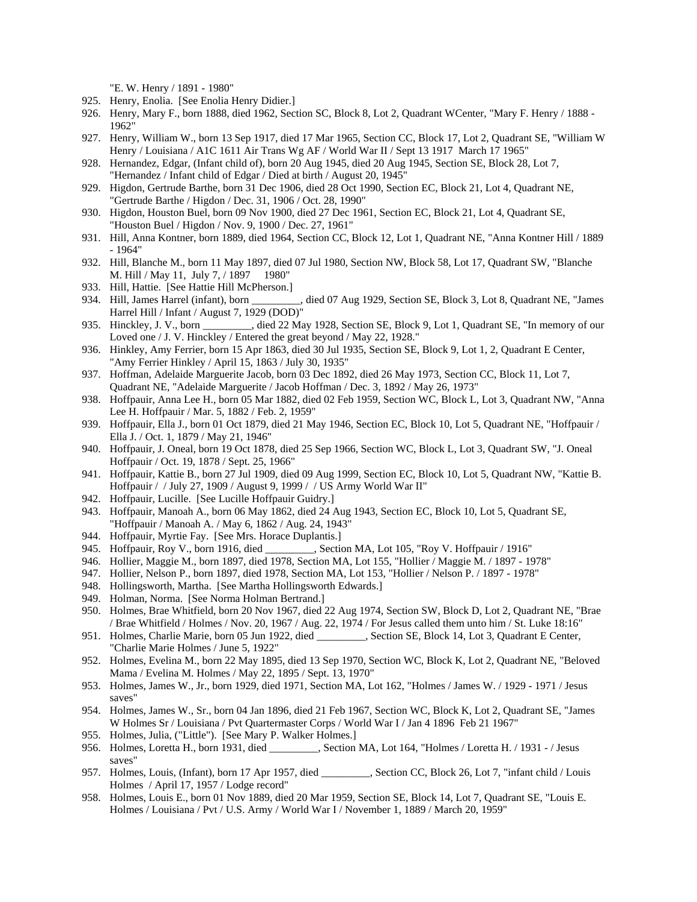"E. W. Henry / 1891 - 1980"

925. Henry, Enolia. [See Enolia Henry Didier.]
926. Henry, Mary F., born 1888, died 1962, Section SC, Block 8, Lot 2, Quadrant WCenter, "Mary F. Henry / 1888 - 1962"
927. Henry, William W., born 13 Sep 1917, died 17 Mar 1965, Section CC, Block 17, Lot 2, Quadrant SE, "William W Henry / Louisiana / A1C 1611 Air Trans Wg AF / World War II / Sept 13 1917 March 17 1965"
928. Hernandez, Edgar, (Infant child of), born 20 Aug 1945, died 20 Aug 1945, Section SE, Block 28, Lot 7, "Hernandez / Infant child of Edgar / Died at birth / August 20, 1945"
929. Higdon, Gertrude Barthe, born 31 Dec 1906, died 28 Oct 1990, Section EC, Block 21, Lot 4, Quadrant NE, "Gertrude Barthe / Higdon / Dec. 31, 1906 / Oct. 28, 1990"
930. Higdon, Houston Buel, born 09 Nov 1900, died 27 Dec 1961, Section EC, Block 21, Lot 4, Quadrant SE, "Houston Buel / Higdon / Nov. 9, 1900 / Dec. 27, 1961"
931. Hill, Anna Kontner, born 1889, died 1964, Section CC, Block 12, Lot 1, Quadrant NE, "Anna Kontner Hill / 1889 - 1964"
932. Hill, Blanche M., born 11 May 1897, died 07 Jul 1980, Section NW, Block 58, Lot 17, Quadrant SW, "Blanche M. Hill / May 11, July 7, / 1897 1980"
933. Hill, Hattie. [See Hattie Hill McPherson.]
934. Hill, James Harrel (infant), born _________, died 07 Aug 1929, Section SE, Block 3, Lot 8, Quadrant NE, "James Harrel Hill / Infant / August 7, 1929 (DOD)"
935. Hinckley, J. V., born _________, died 22 May 1928, Section SE, Block 9, Lot 1, Quadrant SE, "In memory of our Loved one / J. V. Hinckley / Entered the great beyond / May 22, 1928."
936. Hinkley, Amy Ferrier, born 15 Apr 1863, died 30 Jul 1935, Section SE, Block 9, Lot 1, 2, Quadrant E Center, "Amy Ferrier Hinkley / April 15, 1863 / July 30, 1935"
937. Hoffman, Adelaide Marguerite Jacob, born 03 Dec 1892, died 26 May 1973, Section CC, Block 11, Lot 7, Quadrant NE, "Adelaide Marguerite / Jacob Hoffman / Dec. 3, 1892 / May 26, 1973"
938. Hoffpauir, Anna Lee H., born 05 Mar 1882, died 02 Feb 1959, Section WC, Block L, Lot 3, Quadrant NW, "Anna Lee H. Hoffpauir / Mar. 5, 1882 / Feb. 2, 1959"
939. Hoffpauir, Ella J., born 01 Oct 1879, died 21 May 1946, Section EC, Block 10, Lot 5, Quadrant NE, "Hoffpauir / Ella J. / Oct. 1, 1879 / May 21, 1946"
940. Hoffpauir, J. Oneal, born 19 Oct 1878, died 25 Sep 1966, Section WC, Block L, Lot 3, Quadrant SW, "J. Oneal Hoffpauir / Oct. 19, 1878 / Sept. 25, 1966"
941. Hoffpauir, Kattie B., born 27 Jul 1909, died 09 Aug 1999, Section EC, Block 10, Lot 5, Quadrant NW, "Kattie B. Hoffpauir / / July 27, 1909 / August 9, 1999 / / US Army World War II"
942. Hoffpauir, Lucille. [See Lucille Hoffpauir Guidry.]
943. Hoffpauir, Manoah A., born 06 May 1862, died 24 Aug 1943, Section EC, Block 10, Lot 5, Quadrant SE, "Hoffpauir / Manoah A. / May 6, 1862 / Aug. 24, 1943"
944. Hoffpauir, Myrtie Fay. [See Mrs. Horace Duplantis.]
945. Hoffpauir, Roy V., born 1916, died _________, Section MA, Lot 105, "Roy V. Hoffpauir / 1916"
946. Hollier, Maggie M., born 1897, died 1978, Section MA, Lot 155, "Hollier / Maggie M. / 1897 - 1978"
947. Hollier, Nelson P., born 1897, died 1978, Section MA, Lot 153, "Hollier / Nelson P. / 1897 - 1978"
948. Hollingsworth, Martha. [See Martha Hollingsworth Edwards.]
949. Holman, Norma. [See Norma Holman Bertrand.]
950. Holmes, Brae Whitfield, born 20 Nov 1967, died 22 Aug 1974, Section SW, Block D, Lot 2, Quadrant NE, "Brae / Brae Whitfield / Holmes / Nov. 20, 1967 / Aug. 22, 1974 / For Jesus called them unto him / St. Luke 18:16"
951. Holmes, Charlie Marie, born 05 Jun 1922, died _________, Section SE, Block 14, Lot 3, Quadrant E Center, "Charlie Marie Holmes / June 5, 1922"
952. Holmes, Evelina M., born 22 May 1895, died 13 Sep 1970, Section WC, Block K, Lot 2, Quadrant NE, "Beloved Mama / Evelina M. Holmes / May 22, 1895 / Sept. 13, 1970"
953. Holmes, James W., Jr., born 1929, died 1971, Section MA, Lot 162, "Holmes / James W. / 1929 - 1971 / Jesus saves"
954. Holmes, James W., Sr., born 04 Jan 1896, died 21 Feb 1967, Section WC, Block K, Lot 2, Quadrant SE, "James W Holmes Sr / Louisiana / Pvt Quartermaster Corps / World War I / Jan 4 1896 Feb 21 1967"
955. Holmes, Julia, ("Little"). [See Mary P. Walker Holmes.]
956. Holmes, Loretta H., born 1931, died _________, Section MA, Lot 164, "Holmes / Loretta H. / 1931 - / Jesus saves"
957. Holmes, Louis, (Infant), born 17 Apr 1957, died _________, Section CC, Block 26, Lot 7, "infant child / Louis Holmes / April 17, 1957 / Lodge record"
958. Holmes, Louis E., born 01 Nov 1889, died 20 Mar 1959, Section SE, Block 14, Lot 7, Quadrant SE, "Louis E. Holmes / Louisiana / Pvt / U.S. Army / World War I / November 1, 1889 / March 20, 1959"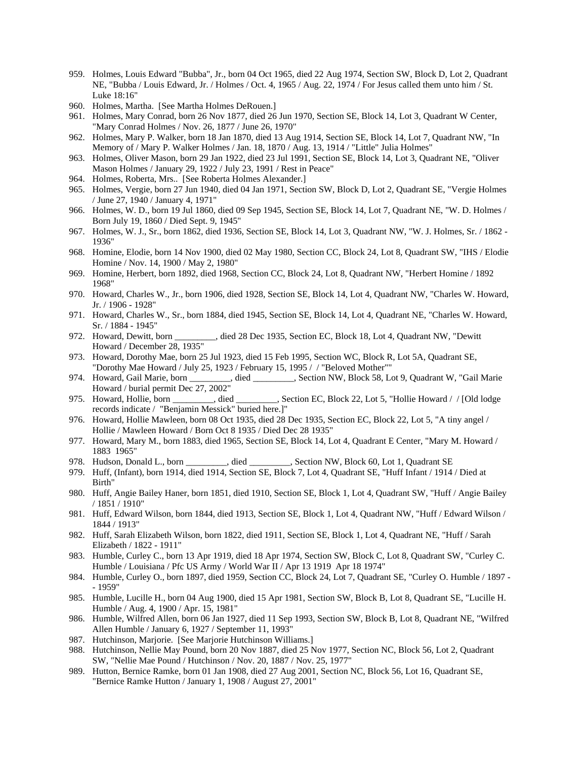959. Holmes, Louis Edward "Bubba", Jr., born 04 Oct 1965, died 22 Aug 1974, Section SW, Block D, Lot 2, Quadrant NE, "Bubba / Louis Edward, Jr. / Holmes / Oct. 4, 1965 / Aug. 22, 1974 / For Jesus called them unto him / St. Luke 18:16"
960. Holmes, Martha. [See Martha Holmes DeRouen.]
961. Holmes, Mary Conrad, born 26 Nov 1877, died 26 Jun 1970, Section SE, Block 14, Lot 3, Quadrant W Center, "Mary Conrad Holmes / Nov. 26, 1877 / June 26, 1970"
962. Holmes, Mary P. Walker, born 18 Jan 1870, died 13 Aug 1914, Section SE, Block 14, Lot 7, Quadrant NW, "In Memory of / Mary P. Walker Holmes / Jan. 18, 1870 / Aug. 13, 1914 / "Little" Julia Holmes"
963. Holmes, Oliver Mason, born 29 Jan 1922, died 23 Jul 1991, Section SE, Block 14, Lot 3, Quadrant NE, "Oliver Mason Holmes / January 29, 1922 / July 23, 1991 / Rest in Peace"
964. Holmes, Roberta, Mrs.. [See Roberta Holmes Alexander.]
965. Holmes, Vergie, born 27 Jun 1940, died 04 Jan 1971, Section SW, Block D, Lot 2, Quadrant SE, "Vergie Holmes / June 27, 1940 / January 4, 1971"
966. Holmes, W. D., born 19 Jul 1860, died 09 Sep 1945, Section SE, Block 14, Lot 7, Quadrant NE, "W. D. Holmes / Born July 19, 1860 / Died Sept. 9, 1945"
967. Holmes, W. J., Sr., born 1862, died 1936, Section SE, Block 14, Lot 3, Quadrant NW, "W. J. Holmes, Sr. / 1862 - 1936"
968. Homine, Elodie, born 14 Nov 1900, died 02 May 1980, Section CC, Block 24, Lot 8, Quadrant SW, "IHS / Elodie Homine / Nov. 14, 1900 / May 2, 1980"
969. Homine, Herbert, born 1892, died 1968, Section CC, Block 24, Lot 8, Quadrant NW, "Herbert Homine / 1892 1968"
970. Howard, Charles W., Jr., born 1906, died 1928, Section SE, Block 14, Lot 4, Quadrant NW, "Charles W. Howard, Jr. / 1906 - 1928"
971. Howard, Charles W., Sr., born 1884, died 1945, Section SE, Block 14, Lot 4, Quadrant NE, "Charles W. Howard, Sr. / 1884 - 1945"
972. Howard, Dewitt, born _________, died 28 Dec 1935, Section EC, Block 18, Lot 4, Quadrant NW, "Dewitt Howard / December 28, 1935"
973. Howard, Dorothy Mae, born 25 Jul 1923, died 15 Feb 1995, Section WC, Block R, Lot 5A, Quadrant SE, "Dorothy Mae Howard / July 25, 1923 / February 15, 1995 / / "Beloved Mother""
974. Howard, Gail Marie, born _________, died _________, Section NW, Block 58, Lot 9, Quadrant W, "Gail Marie Howard / burial permit Dec 27, 2002"
975. Howard, Hollie, born _________, died _________, Section EC, Block 22, Lot 5, "Hollie Howard / / [Old lodge records indicate / "Benjamin Messick" buried here.]"
976. Howard, Hollie Mawleen, born 08 Oct 1935, died 28 Dec 1935, Section EC, Block 22, Lot 5, "A tiny angel / Hollie / Mawleen Howard / Born Oct 8 1935 / Died Dec 28 1935"
977. Howard, Mary M., born 1883, died 1965, Section SE, Block 14, Lot 4, Quadrant E Center, "Mary M. Howard / 1883 1965"
978. Hudson, Donald L., born _________, died _________, Section NW, Block 60, Lot 1, Quadrant SE
979. Huff, (Infant), born 1914, died 1914, Section SE, Block 7, Lot 4, Quadrant SE, "Huff Infant / 1914 / Died at Birth"
980. Huff, Angie Bailey Haner, born 1851, died 1910, Section SE, Block 1, Lot 4, Quadrant SW, "Huff / Angie Bailey / 1851 / 1910"
981. Huff, Edward Wilson, born 1844, died 1913, Section SE, Block 1, Lot 4, Quadrant NW, "Huff / Edward Wilson / 1844 / 1913"
982. Huff, Sarah Elizabeth Wilson, born 1822, died 1911, Section SE, Block 1, Lot 4, Quadrant NE, "Huff / Sarah Elizabeth / 1822 - 1911"
983. Humble, Curley C., born 13 Apr 1919, died 18 Apr 1974, Section SW, Block C, Lot 8, Quadrant SW, "Curley C. Humble / Louisiana / Pfc US Army / World War II / Apr 13 1919 Apr 18 1974"
984. Humble, Curley O., born 1897, died 1959, Section CC, Block 24, Lot 7, Quadrant SE, "Curley O. Humble / 1897 - - 1959"
985. Humble, Lucille H., born 04 Aug 1900, died 15 Apr 1981, Section SW, Block B, Lot 8, Quadrant SE, "Lucille H. Humble / Aug. 4, 1900 / Apr. 15, 1981"
986. Humble, Wilfred Allen, born 06 Jan 1927, died 11 Sep 1993, Section SW, Block B, Lot 8, Quadrant NE, "Wilfred Allen Humble / January 6, 1927 / September 11, 1993"
987. Hutchinson, Marjorie. [See Marjorie Hutchinson Williams.]
988. Hutchinson, Nellie May Pound, born 20 Nov 1887, died 25 Nov 1977, Section NC, Block 56, Lot 2, Quadrant SW, "Nellie Mae Pound / Hutchinson / Nov. 20, 1887 / Nov. 25, 1977"
989. Hutton, Bernice Ramke, born 01 Jan 1908, died 27 Aug 2001, Section NC, Block 56, Lot 16, Quadrant SE, "Bernice Ramke Hutton / January 1, 1908 / August 27, 2001"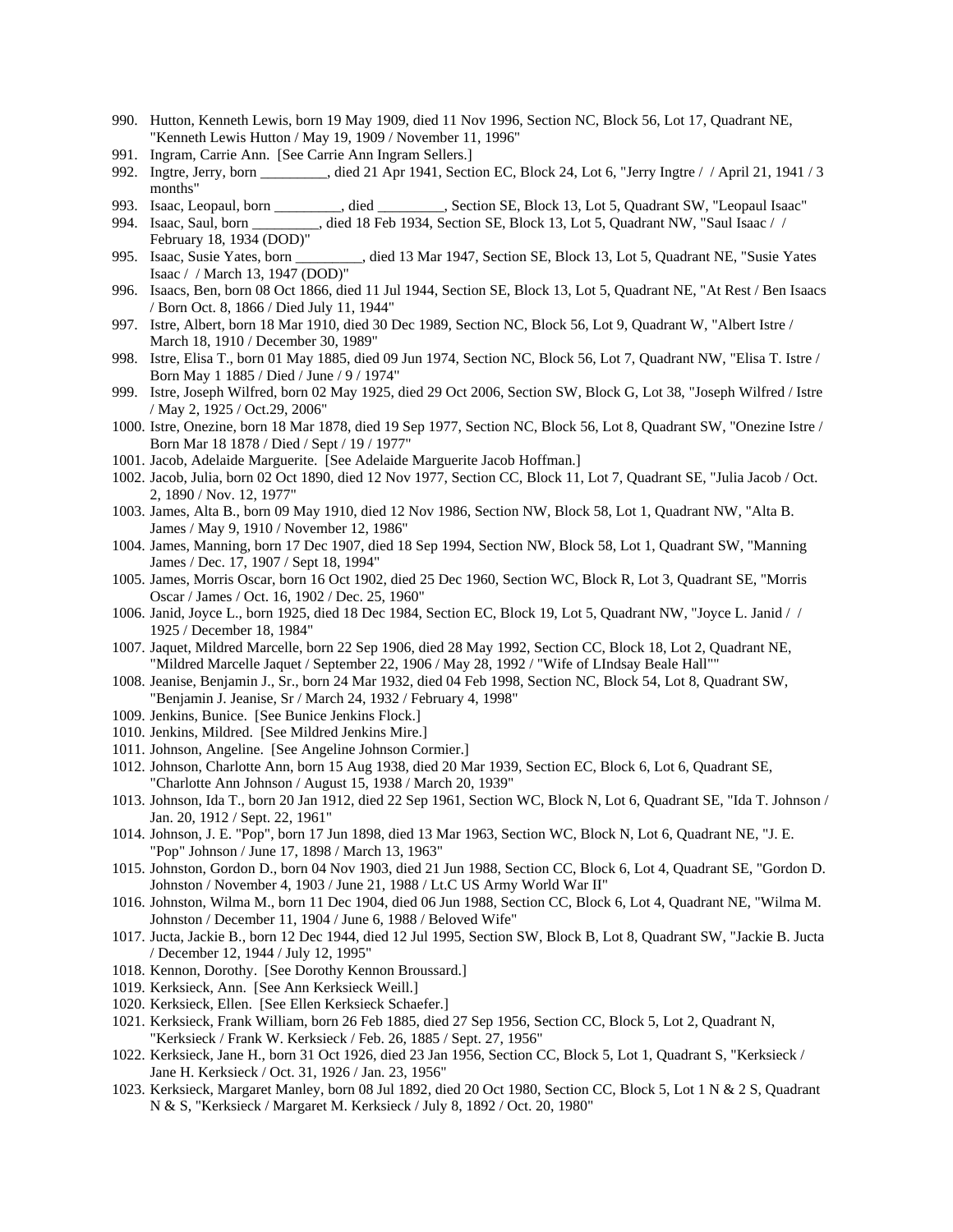990. Hutton, Kenneth Lewis, born 19 May 1909, died 11 Nov 1996, Section NC, Block 56, Lot 17, Quadrant NE, "Kenneth Lewis Hutton / May 19, 1909 / November 11, 1996"
991. Ingram, Carrie Ann. [See Carrie Ann Ingram Sellers.]
992. Ingtre, Jerry, born _________, died 21 Apr 1941, Section EC, Block 24, Lot 6, "Jerry Ingtre / / April 21, 1941 / 3 months"
993. Isaac, Leopaul, born _________, died _________, Section SE, Block 13, Lot 5, Quadrant SW, "Leopaul Isaac"
994. Isaac, Saul, born _________, died 18 Feb 1934, Section SE, Block 13, Lot 5, Quadrant NW, "Saul Isaac / / February 18, 1934 (DOD)"
995. Isaac, Susie Yates, born _________, died 13 Mar 1947, Section SE, Block 13, Lot 5, Quadrant NE, "Susie Yates Isaac / / March 13, 1947 (DOD)"
996. Isaacs, Ben, born 08 Oct 1866, died 11 Jul 1944, Section SE, Block 13, Lot 5, Quadrant NE, "At Rest / Ben Isaacs / Born Oct. 8, 1866 / Died July 11, 1944"
997. Istre, Albert, born 18 Mar 1910, died 30 Dec 1989, Section NC, Block 56, Lot 9, Quadrant W, "Albert Istre / March 18, 1910 / December 30, 1989"
998. Istre, Elisa T., born 01 May 1885, died 09 Jun 1974, Section NC, Block 56, Lot 7, Quadrant NW, "Elisa T. Istre / Born May 1 1885 / Died / June / 9 / 1974"
999. Istre, Joseph Wilfred, born 02 May 1925, died 29 Oct 2006, Section SW, Block G, Lot 38, "Joseph Wilfred / Istre / May 2, 1925 / Oct.29, 2006"
1000. Istre, Onezine, born 18 Mar 1878, died 19 Sep 1977, Section NC, Block 56, Lot 8, Quadrant SW, "Onezine Istre / Born Mar 18 1878 / Died / Sept / 19 / 1977"
1001. Jacob, Adelaide Marguerite. [See Adelaide Marguerite Jacob Hoffman.]
1002. Jacob, Julia, born 02 Oct 1890, died 12 Nov 1977, Section CC, Block 11, Lot 7, Quadrant SE, "Julia Jacob / Oct. 2, 1890 / Nov. 12, 1977"
1003. James, Alta B., born 09 May 1910, died 12 Nov 1986, Section NW, Block 58, Lot 1, Quadrant NW, "Alta B. James / May 9, 1910 / November 12, 1986"
1004. James, Manning, born 17 Dec 1907, died 18 Sep 1994, Section NW, Block 58, Lot 1, Quadrant SW, "Manning James / Dec. 17, 1907 / Sept 18, 1994"
1005. James, Morris Oscar, born 16 Oct 1902, died 25 Dec 1960, Section WC, Block R, Lot 3, Quadrant SE, "Morris Oscar / James / Oct. 16, 1902 / Dec. 25, 1960"
1006. Janid, Joyce L., born 1925, died 18 Dec 1984, Section EC, Block 19, Lot 5, Quadrant NW, "Joyce L. Janid / / 1925 / December 18, 1984"
1007. Jaquet, Mildred Marcelle, born 22 Sep 1906, died 28 May 1992, Section CC, Block 18, Lot 2, Quadrant NE, "Mildred Marcelle Jaquet / September 22, 1906 / May 28, 1992 / "Wife of LIndsay Beale Hall""
1008. Jeanise, Benjamin J., Sr., born 24 Mar 1932, died 04 Feb 1998, Section NC, Block 54, Lot 8, Quadrant SW, "Benjamin J. Jeanise, Sr / March 24, 1932 / February 4, 1998"
1009. Jenkins, Bunice. [See Bunice Jenkins Flock.]
1010. Jenkins, Mildred. [See Mildred Jenkins Mire.]
1011. Johnson, Angeline. [See Angeline Johnson Cormier.]
1012. Johnson, Charlotte Ann, born 15 Aug 1938, died 20 Mar 1939, Section EC, Block 6, Lot 6, Quadrant SE, "Charlotte Ann Johnson / August 15, 1938 / March 20, 1939"
1013. Johnson, Ida T., born 20 Jan 1912, died 22 Sep 1961, Section WC, Block N, Lot 6, Quadrant SE, "Ida T. Johnson / Jan. 20, 1912 / Sept. 22, 1961"
1014. Johnson, J. E. "Pop", born 17 Jun 1898, died 13 Mar 1963, Section WC, Block N, Lot 6, Quadrant NE, "J. E. "Pop" Johnson / June 17, 1898 / March 13, 1963"
1015. Johnston, Gordon D., born 04 Nov 1903, died 21 Jun 1988, Section CC, Block 6, Lot 4, Quadrant SE, "Gordon D. Johnston / November 4, 1903 / June 21, 1988 / Lt.C US Army World War II"
1016. Johnston, Wilma M., born 11 Dec 1904, died 06 Jun 1988, Section CC, Block 6, Lot 4, Quadrant NE, "Wilma M. Johnston / December 11, 1904 / June 6, 1988 / Beloved Wife"
1017. Jucta, Jackie B., born 12 Dec 1944, died 12 Jul 1995, Section SW, Block B, Lot 8, Quadrant SW, "Jackie B. Jucta / December 12, 1944 / July 12, 1995"
1018. Kennon, Dorothy. [See Dorothy Kennon Broussard.]
1019. Kerksieck, Ann. [See Ann Kerksieck Weill.]
1020. Kerksieck, Ellen. [See Ellen Kerksieck Schaefer.]
1021. Kerksieck, Frank William, born 26 Feb 1885, died 27 Sep 1956, Section CC, Block 5, Lot 2, Quadrant N, "Kerksieck / Frank W. Kerksieck / Feb. 26, 1885 / Sept. 27, 1956"
1022. Kerksieck, Jane H., born 31 Oct 1926, died 23 Jan 1956, Section CC, Block 5, Lot 1, Quadrant S, "Kerksieck / Jane H. Kerksieck / Oct. 31, 1926 / Jan. 23, 1956"
1023. Kerksieck, Margaret Manley, born 08 Jul 1892, died 20 Oct 1980, Section CC, Block 5, Lot 1 N & 2 S, Quadrant N & S, "Kerksieck / Margaret M. Kerksieck / July 8, 1892 / Oct. 20, 1980"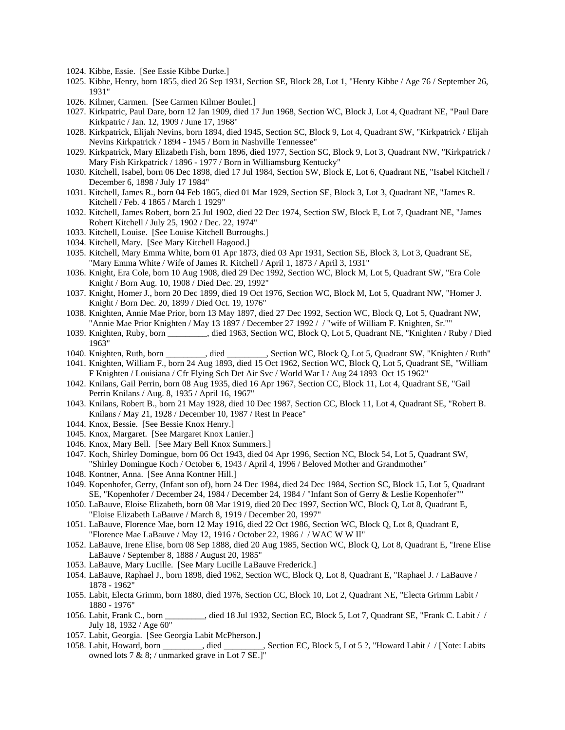1024. Kibbe, Essie.  [See Essie Kibbe Durke.]
1025. Kibbe, Henry, born 1855, died 26 Sep 1931, Section SE, Block 28, Lot 1, "Henry Kibbe / Age 76 / September 26, 1931"
1026. Kilmer, Carmen.  [See Carmen Kilmer Boulet.]
1027. Kirkpatric, Paul Dare, born 12 Jan 1909, died 17 Jun 1968, Section WC, Block J, Lot 4, Quadrant NE, "Paul Dare Kirkpatric / Jan. 12, 1909 / June 17, 1968"
1028. Kirkpatrick, Elijah Nevins, born 1894, died 1945, Section SC, Block 9, Lot 4, Quadrant SW, "Kirkpatrick / Elijah Nevins Kirkpatrick / 1894 - 1945 / Born in Nashville Tennessee"
1029. Kirkpatrick, Mary Elizabeth Fish, born 1896, died 1977, Section SC, Block 9, Lot 3, Quadrant NW, "Kirkpatrick / Mary Fish Kirkpatrick / 1896 - 1977 / Born in Williamsburg Kentucky"
1030. Kitchell, Isabel, born 06 Dec 1898, died 17 Jul 1984, Section SW, Block E, Lot 6, Quadrant NE, "Isabel Kitchell / December 6, 1898 / July 17 1984"
1031. Kitchell, James R., born 04 Feb 1865, died 01 Mar 1929, Section SE, Block 3, Lot 3, Quadrant NE, "James R. Kitchell / Feb. 4 1865 / March 1 1929"
1032. Kitchell, James Robert, born 25 Jul 1902, died 22 Dec 1974, Section SW, Block E, Lot 7, Quadrant NE, "James Robert Kitchell / July 25, 1902 / Dec. 22, 1974"
1033. Kitchell, Louise.  [See Louise Kitchell Burroughs.]
1034. Kitchell, Mary.  [See Mary Kitchell Hagood.]
1035. Kitchell, Mary Emma White, born 01 Apr 1873, died 03 Apr 1931, Section SE, Block 3, Lot 3, Quadrant SE, "Mary Emma White / Wife of James R. Kitchell / April 1, 1873 / April 3, 1931"
1036. Knight, Era Cole, born 10 Aug 1908, died 29 Dec 1992, Section WC, Block M, Lot 5, Quadrant SW, "Era Cole Knight / Born Aug. 10, 1908 / Died Dec. 29, 1992"
1037. Knight, Homer J., born 20 Dec 1899, died 19 Oct 1976, Section WC, Block M, Lot 5, Quadrant NW, "Homer J. Knight / Born Dec. 20, 1899 / Died Oct. 19, 1976"
1038. Knighten, Annie Mae Prior, born 13 May 1897, died 27 Dec 1992, Section WC, Block Q, Lot 5, Quadrant NW, "Annie Mae Prior Knighten / May 13 1897 / December 27 1992 /  / "wife of William F. Knighten, Sr.""
1039. Knighten, Ruby, born _________, died 1963, Section WC, Block Q, Lot 5, Quadrant NE, "Knighten / Ruby / Died 1963"
1040. Knighten, Ruth, born _________, died _________, Section WC, Block Q, Lot 5, Quadrant SW, "Knighten / Ruth"
1041. Knighten, William F., born 24 Aug 1893, died 15 Oct 1962, Section WC, Block Q, Lot 5, Quadrant SE, "William F Knighten / Louisiana / Cfr Flying Sch Det Air Svc / World War I / Aug 24 1893  Oct 15 1962"
1042. Knilans, Gail Perrin, born 08 Aug 1935, died 16 Apr 1967, Section CC, Block 11, Lot 4, Quadrant SE, "Gail Perrin Knilans / Aug. 8, 1935 / April 16, 1967"
1043. Knilans, Robert B., born 21 May 1928, died 10 Dec 1987, Section CC, Block 11, Lot 4, Quadrant SE, "Robert B. Knilans / May 21, 1928 / December 10, 1987 / Rest In Peace"
1044. Knox, Bessie.  [See Bessie Knox Henry.]
1045. Knox, Margaret.  [See Margaret Knox Lanier.]
1046. Knox, Mary Bell.  [See Mary Bell Knox Summers.]
1047. Koch, Shirley Domingue, born 06 Oct 1943, died 04 Apr 1996, Section NC, Block 54, Lot 5, Quadrant SW, "Shirley Domingue Koch / October 6, 1943 / April 4, 1996 / Beloved Mother and Grandmother"
1048. Kontner, Anna.  [See Anna Kontner Hill.]
1049. Kopenhofer, Gerry, (Infant son of), born 24 Dec 1984, died 24 Dec 1984, Section SC, Block 15, Lot 5, Quadrant SE, "Kopenhofer / December 24, 1984 / December 24, 1984 / "Infant Son of Gerry & Leslie Kopenhofer""
1050. LaBauve, Eloise Elizabeth, born 08 Mar 1919, died 20 Dec 1997, Section WC, Block Q, Lot 8, Quadrant E, "Eloise Elizabeth LaBauve / March 8, 1919 / December 20, 1997"
1051. LaBauve, Florence Mae, born 12 May 1916, died 22 Oct 1986, Section WC, Block Q, Lot 8, Quadrant E, "Florence Mae LaBauve / May 12, 1916 / October 22, 1986 /  / WAC W W II"
1052. LaBauve, Irene Elise, born 08 Sep 1888, died 20 Aug 1985, Section WC, Block Q, Lot 8, Quadrant E, "Irene Elise LaBauve / September 8, 1888 / August 20, 1985"
1053. LaBauve, Mary Lucille.  [See Mary Lucille LaBauve Frederick.]
1054. LaBauve, Raphael J., born 1898, died 1962, Section WC, Block Q, Lot 8, Quadrant E, "Raphael J. / LaBauve / 1878 - 1962"
1055. Labit, Electa Grimm, born 1880, died 1976, Section CC, Block 10, Lot 2, Quadrant NE, "Electa Grimm Labit / 1880 - 1976"
1056. Labit, Frank C., born _________, died 18 Jul 1932, Section EC, Block 5, Lot 7, Quadrant SE, "Frank C. Labit /  / July 18, 1932 / Age 60"
1057. Labit, Georgia.  [See Georgia Labit McPherson.]
1058. Labit, Howard, born _________, died _________, Section EC, Block 5, Lot 5 ?, "Howard Labit /  / [Note: Labits owned lots 7 & 8; / unmarked grave in Lot 7 SE.]"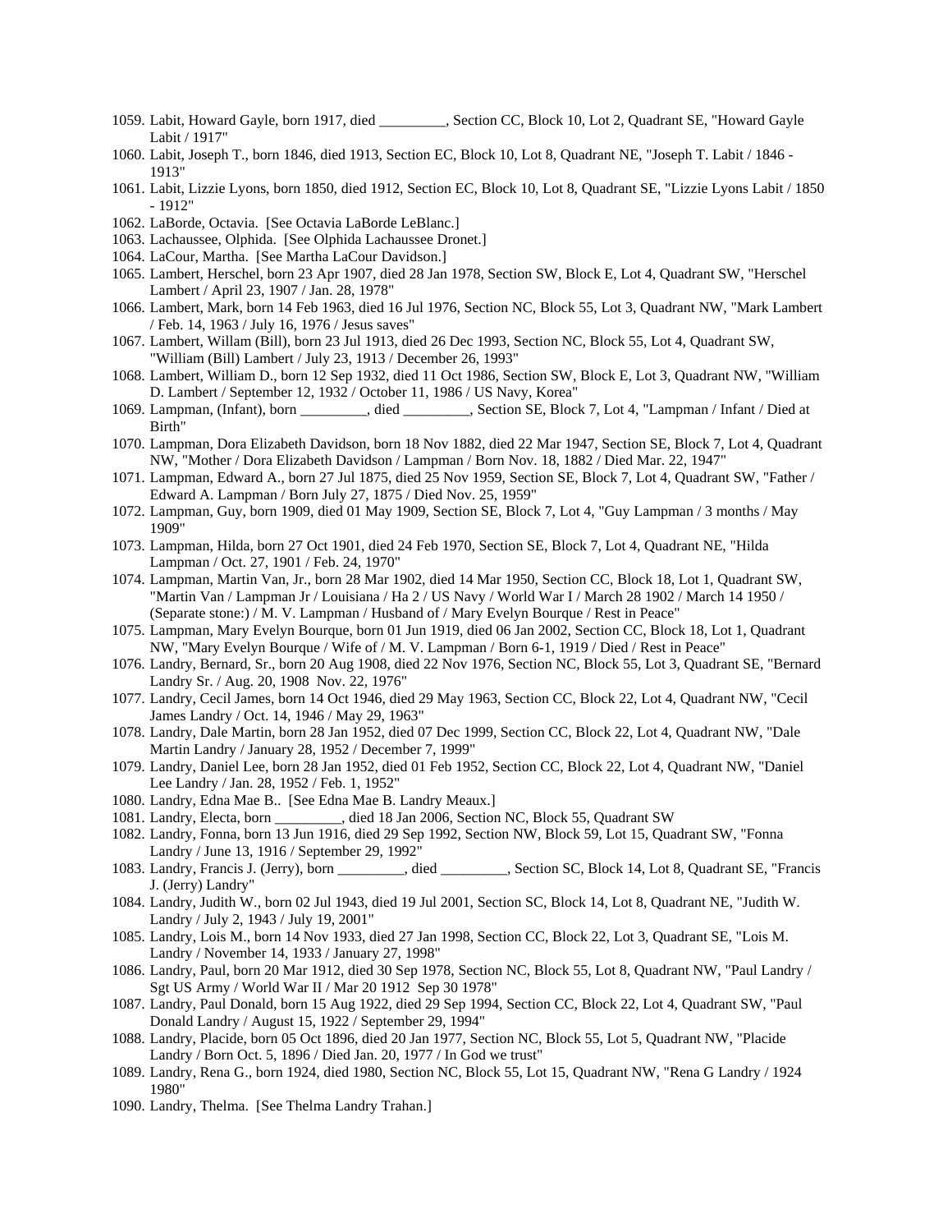1059. Labit, Howard Gayle, born 1917, died _________, Section CC, Block 10, Lot 2, Quadrant SE, "Howard Gayle Labit / 1917"
1060. Labit, Joseph T., born 1846, died 1913, Section EC, Block 10, Lot 8, Quadrant NE, "Joseph T. Labit / 1846 - 1913"
1061. Labit, Lizzie Lyons, born 1850, died 1912, Section EC, Block 10, Lot 8, Quadrant SE, "Lizzie Lyons Labit / 1850 - 1912"
1062. LaBorde, Octavia. [See Octavia LaBorde LeBlanc.]
1063. Lachaussee, Olphida. [See Olphida Lachaussee Dronet.]
1064. LaCour, Martha. [See Martha LaCour Davidson.]
1065. Lambert, Herschel, born 23 Apr 1907, died 28 Jan 1978, Section SW, Block E, Lot 4, Quadrant SW, "Herschel Lambert / April 23, 1907 / Jan. 28, 1978"
1066. Lambert, Mark, born 14 Feb 1963, died 16 Jul 1976, Section NC, Block 55, Lot 3, Quadrant NW, "Mark Lambert / Feb. 14, 1963 / July 16, 1976 / Jesus saves"
1067. Lambert, Willam (Bill), born 23 Jul 1913, died 26 Dec 1993, Section NC, Block 55, Lot 4, Quadrant SW, "William (Bill) Lambert / July 23, 1913 / December 26, 1993"
1068. Lambert, William D., born 12 Sep 1932, died 11 Oct 1986, Section SW, Block E, Lot 3, Quadrant NW, "William D. Lambert / September 12, 1932 / October 11, 1986 / US Navy, Korea"
1069. Lampman, (Infant), born _________, died _________, Section SE, Block 7, Lot 4, "Lampman / Infant / Died at Birth"
1070. Lampman, Dora Elizabeth Davidson, born 18 Nov 1882, died 22 Mar 1947, Section SE, Block 7, Lot 4, Quadrant NW, "Mother / Dora Elizabeth Davidson / Lampman / Born Nov. 18, 1882 / Died Mar. 22, 1947"
1071. Lampman, Edward A., born 27 Jul 1875, died 25 Nov 1959, Section SE, Block 7, Lot 4, Quadrant SW, "Father / Edward A. Lampman / Born July 27, 1875 / Died Nov. 25, 1959"
1072. Lampman, Guy, born 1909, died 01 May 1909, Section SE, Block 7, Lot 4, "Guy Lampman / 3 months / May 1909"
1073. Lampman, Hilda, born 27 Oct 1901, died 24 Feb 1970, Section SE, Block 7, Lot 4, Quadrant NE, "Hilda Lampman / Oct. 27, 1901 / Feb. 24, 1970"
1074. Lampman, Martin Van, Jr., born 28 Mar 1902, died 14 Mar 1950, Section CC, Block 18, Lot 1, Quadrant SW, "Martin Van / Lampman Jr / Louisiana / Ha 2 / US Navy / World War I / March 28 1902 / March 14 1950 / (Separate stone:) / M. V. Lampman / Husband of / Mary Evelyn Bourque / Rest in Peace"
1075. Lampman, Mary Evelyn Bourque, born 01 Jun 1919, died 06 Jan 2002, Section CC, Block 18, Lot 1, Quadrant NW, "Mary Evelyn Bourque / Wife of / M. V. Lampman / Born 6-1, 1919 / Died / Rest in Peace"
1076. Landry, Bernard, Sr., born 20 Aug 1908, died 22 Nov 1976, Section NC, Block 55, Lot 3, Quadrant SE, "Bernard Landry Sr. / Aug. 20, 1908 Nov. 22, 1976"
1077. Landry, Cecil James, born 14 Oct 1946, died 29 May 1963, Section CC, Block 22, Lot 4, Quadrant NW, "Cecil James Landry / Oct. 14, 1946 / May 29, 1963"
1078. Landry, Dale Martin, born 28 Jan 1952, died 07 Dec 1999, Section CC, Block 22, Lot 4, Quadrant NW, "Dale Martin Landry / January 28, 1952 / December 7, 1999"
1079. Landry, Daniel Lee, born 28 Jan 1952, died 01 Feb 1952, Section CC, Block 22, Lot 4, Quadrant NW, "Daniel Lee Landry / Jan. 28, 1952 / Feb. 1, 1952"
1080. Landry, Edna Mae B.. [See Edna Mae B. Landry Meaux.]
1081. Landry, Electa, born _________, died 18 Jan 2006, Section NC, Block 55, Quadrant SW
1082. Landry, Fonna, born 13 Jun 1916, died 29 Sep 1992, Section NW, Block 59, Lot 15, Quadrant SW, "Fonna Landry / June 13, 1916 / September 29, 1992"
1083. Landry, Francis J. (Jerry), born _________, died _________, Section SC, Block 14, Lot 8, Quadrant SE, "Francis J. (Jerry) Landry"
1084. Landry, Judith W., born 02 Jul 1943, died 19 Jul 2001, Section SC, Block 14, Lot 8, Quadrant NE, "Judith W. Landry / July 2, 1943 / July 19, 2001"
1085. Landry, Lois M., born 14 Nov 1933, died 27 Jan 1998, Section CC, Block 22, Lot 3, Quadrant SE, "Lois M. Landry / November 14, 1933 / January 27, 1998"
1086. Landry, Paul, born 20 Mar 1912, died 30 Sep 1978, Section NC, Block 55, Lot 8, Quadrant NW, "Paul Landry / Sgt US Army / World War II / Mar 20 1912 Sep 30 1978"
1087. Landry, Paul Donald, born 15 Aug 1922, died 29 Sep 1994, Section CC, Block 22, Lot 4, Quadrant SW, "Paul Donald Landry / August 15, 1922 / September 29, 1994"
1088. Landry, Placide, born 05 Oct 1896, died 20 Jan 1977, Section NC, Block 55, Lot 5, Quadrant NW, "Placide Landry / Born Oct. 5, 1896 / Died Jan. 20, 1977 / In God we trust"
1089. Landry, Rena G., born 1924, died 1980, Section NC, Block 55, Lot 15, Quadrant NW, "Rena G Landry / 1924 1980"
1090. Landry, Thelma. [See Thelma Landry Trahan.]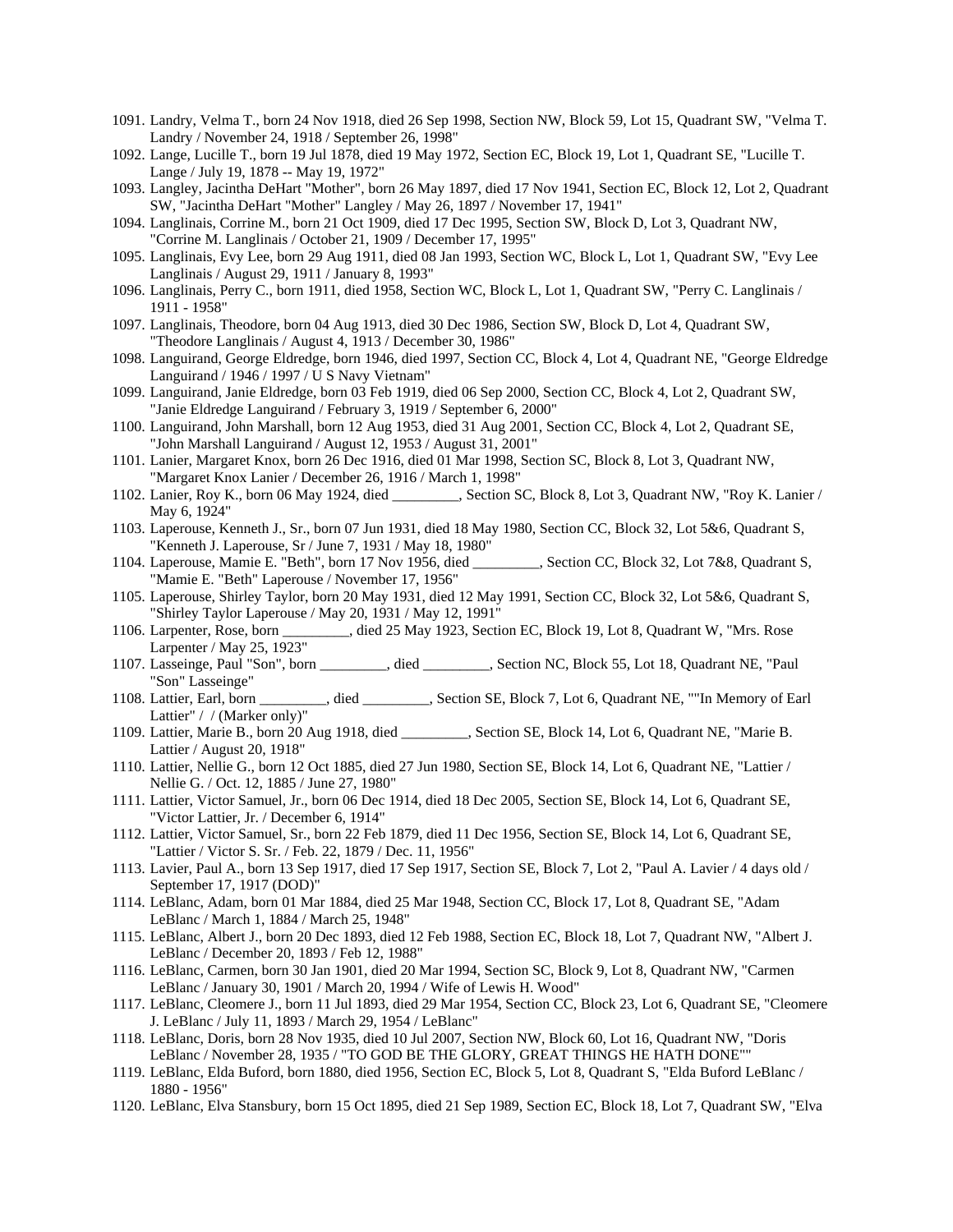1091. Landry, Velma T., born 24 Nov 1918, died 26 Sep 1998, Section NW, Block 59, Lot 15, Quadrant SW, "Velma T. Landry / November 24, 1918 / September 26, 1998"
1092. Lange, Lucille T., born 19 Jul 1878, died 19 May 1972, Section EC, Block 19, Lot 1, Quadrant SE, "Lucille T. Lange / July 19, 1878 -- May 19, 1972"
1093. Langley, Jacintha DeHart "Mother", born 26 May 1897, died 17 Nov 1941, Section EC, Block 12, Lot 2, Quadrant SW, "Jacintha DeHart "Mother" Langley / May 26, 1897 / November 17, 1941"
1094. Langlinais, Corrine M., born 21 Oct 1909, died 17 Dec 1995, Section SW, Block D, Lot 3, Quadrant NW, "Corrine M. Langlinais / October 21, 1909 / December 17, 1995"
1095. Langlinais, Evy Lee, born 29 Aug 1911, died 08 Jan 1993, Section WC, Block L, Lot 1, Quadrant SW, "Evy Lee Langlinais / August 29, 1911 / January 8, 1993"
1096. Langlinais, Perry C., born 1911, died 1958, Section WC, Block L, Lot 1, Quadrant SW, "Perry C. Langlinais / 1911 - 1958"
1097. Langlinais, Theodore, born 04 Aug 1913, died 30 Dec 1986, Section SW, Block D, Lot 4, Quadrant SW, "Theodore Langlinais / August 4, 1913 / December 30, 1986"
1098. Languirand, George Eldredge, born 1946, died 1997, Section CC, Block 4, Lot 4, Quadrant NE, "George Eldredge Languirand / 1946 / 1997 / U S Navy Vietnam"
1099. Languirand, Janie Eldredge, born 03 Feb 1919, died 06 Sep 2000, Section CC, Block 4, Lot 2, Quadrant SW, "Janie Eldredge Languirand / February 3, 1919 / September 6, 2000"
1100. Languirand, John Marshall, born 12 Aug 1953, died 31 Aug 2001, Section CC, Block 4, Lot 2, Quadrant SE, "John Marshall Languirand / August 12, 1953 / August 31, 2001"
1101. Lanier, Margaret Knox, born 26 Dec 1916, died 01 Mar 1998, Section SC, Block 8, Lot 3, Quadrant NW, "Margaret Knox Lanier / December 26, 1916 / March 1, 1998"
1102. Lanier, Roy K., born 06 May 1924, died _________, Section SC, Block 8, Lot 3, Quadrant NW, "Roy K. Lanier / May 6, 1924"
1103. Laperouse, Kenneth J., Sr., born 07 Jun 1931, died 18 May 1980, Section CC, Block 32, Lot 5&6, Quadrant S, "Kenneth J. Laperouse, Sr / June 7, 1931 / May 18, 1980"
1104. Laperouse, Mamie E. "Beth", born 17 Nov 1956, died _________, Section CC, Block 32, Lot 7&8, Quadrant S, "Mamie E. "Beth" Laperouse / November 17, 1956"
1105. Laperouse, Shirley Taylor, born 20 May 1931, died 12 May 1991, Section CC, Block 32, Lot 5&6, Quadrant S, "Shirley Taylor Laperouse / May 20, 1931 / May 12, 1991"
1106. Larpenter, Rose, born _________, died 25 May 1923, Section EC, Block 19, Lot 8, Quadrant W, "Mrs. Rose Larpenter / May 25, 1923"
1107. Lasseinge, Paul "Son", born _________, died _________, Section NC, Block 55, Lot 18, Quadrant NE, "Paul "Son" Lasseinge"
1108. Lattier, Earl, born _________, died _________, Section SE, Block 7, Lot 6, Quadrant NE, ""In Memory of Earl Lattier" / / (Marker only)"
1109. Lattier, Marie B., born 20 Aug 1918, died _________, Section SE, Block 14, Lot 6, Quadrant NE, "Marie B. Lattier / August 20, 1918"
1110. Lattier, Nellie G., born 12 Oct 1885, died 27 Jun 1980, Section SE, Block 14, Lot 6, Quadrant NE, "Lattier / Nellie G. / Oct. 12, 1885 / June 27, 1980"
1111. Lattier, Victor Samuel, Jr., born 06 Dec 1914, died 18 Dec 2005, Section SE, Block 14, Lot 6, Quadrant SE, "Victor Lattier, Jr. / December 6, 1914"
1112. Lattier, Victor Samuel, Sr., born 22 Feb 1879, died 11 Dec 1956, Section SE, Block 14, Lot 6, Quadrant SE, "Lattier / Victor S. Sr. / Feb. 22, 1879 / Dec. 11, 1956"
1113. Lavier, Paul A., born 13 Sep 1917, died 17 Sep 1917, Section SE, Block 7, Lot 2, "Paul A. Lavier / 4 days old / September 17, 1917 (DOD)"
1114. LeBlanc, Adam, born 01 Mar 1884, died 25 Mar 1948, Section CC, Block 17, Lot 8, Quadrant SE, "Adam LeBlanc / March 1, 1884 / March 25, 1948"
1115. LeBlanc, Albert J., born 20 Dec 1893, died 12 Feb 1988, Section EC, Block 18, Lot 7, Quadrant NW, "Albert J. LeBlanc / December 20, 1893 / Feb 12, 1988"
1116. LeBlanc, Carmen, born 30 Jan 1901, died 20 Mar 1994, Section SC, Block 9, Lot 8, Quadrant NW, "Carmen LeBlanc / January 30, 1901 / March 20, 1994 / Wife of Lewis H. Wood"
1117. LeBlanc, Cleomere J., born 11 Jul 1893, died 29 Mar 1954, Section CC, Block 23, Lot 6, Quadrant SE, "Cleomere J. LeBlanc / July 11, 1893 / March 29, 1954 / LeBlanc"
1118. LeBlanc, Doris, born 28 Nov 1935, died 10 Jul 2007, Section NW, Block 60, Lot 16, Quadrant NW, "Doris LeBlanc / November 28, 1935 / "TO GOD BE THE GLORY, GREAT THINGS HE HATH DONE""
1119. LeBlanc, Elda Buford, born 1880, died 1956, Section EC, Block 5, Lot 8, Quadrant S, "Elda Buford LeBlanc / 1880 - 1956"
1120. LeBlanc, Elva Stansbury, born 15 Oct 1895, died 21 Sep 1989, Section EC, Block 18, Lot 7, Quadrant SW, "Elva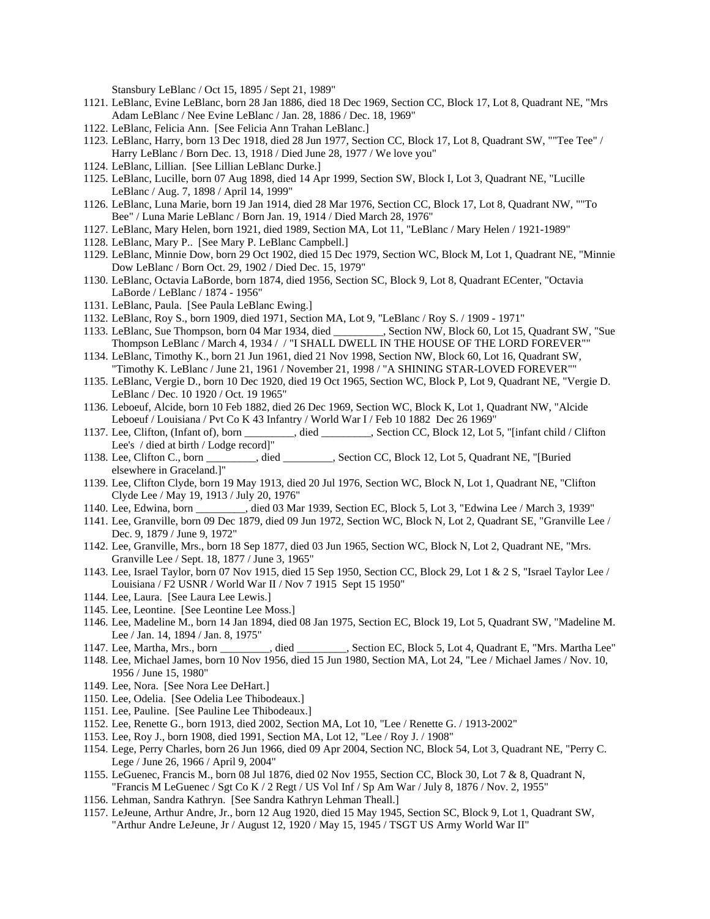Stansbury LeBlanc / Oct 15, 1895 / Sept 21, 1989"

1121. LeBlanc, Evine LeBlanc, born 28 Jan 1886, died 18 Dec 1969, Section CC, Block 17, Lot 8, Quadrant NE, "Mrs Adam LeBlanc / Nee Evine LeBlanc / Jan. 28, 1886 / Dec. 18, 1969"
1122. LeBlanc, Felicia Ann. [See Felicia Ann Trahan LeBlanc.]
1123. LeBlanc, Harry, born 13 Dec 1918, died 28 Jun 1977, Section CC, Block 17, Lot 8, Quadrant SW, ""Tee Tee" / Harry LeBlanc / Born Dec. 13, 1918 / Died June 28, 1977 / We love you"
1124. LeBlanc, Lillian. [See Lillian LeBlanc Durke.]
1125. LeBlanc, Lucille, born 07 Aug 1898, died 14 Apr 1999, Section SW, Block I, Lot 3, Quadrant NE, "Lucille LeBlanc / Aug. 7, 1898 / April 14, 1999"
1126. LeBlanc, Luna Marie, born 19 Jan 1914, died 28 Mar 1976, Section CC, Block 17, Lot 8, Quadrant NW, ""To Bee" / Luna Marie LeBlanc / Born Jan. 19, 1914 / Died March 28, 1976"
1127. LeBlanc, Mary Helen, born 1921, died 1989, Section MA, Lot 11, "LeBlanc / Mary Helen / 1921-1989"
1128. LeBlanc, Mary P.. [See Mary P. LeBlanc Campbell.]
1129. LeBlanc, Minnie Dow, born 29 Oct 1902, died 15 Dec 1979, Section WC, Block M, Lot 1, Quadrant NE, "Minnie Dow LeBlanc / Born Oct. 29, 1902 / Died Dec. 15, 1979"
1130. LeBlanc, Octavia LaBorde, born 1874, died 1956, Section SC, Block 9, Lot 8, Quadrant ECenter, "Octavia LaBorde / LeBlanc / 1874 - 1956"
1131. LeBlanc, Paula. [See Paula LeBlanc Ewing.]
1132. LeBlanc, Roy S., born 1909, died 1971, Section MA, Lot 9, "LeBlanc / Roy S. / 1909 - 1971"
1133. LeBlanc, Sue Thompson, born 04 Mar 1934, died _________, Section NW, Block 60, Lot 15, Quadrant SW, "Sue Thompson LeBlanc / March 4, 1934 / / "I SHALL DWELL IN THE HOUSE OF THE LORD FOREVER""
1134. LeBlanc, Timothy K., born 21 Jun 1961, died 21 Nov 1998, Section NW, Block 60, Lot 16, Quadrant SW, "Timothy K. LeBlanc / June 21, 1961 / November 21, 1998 / "A SHINING STAR-LOVED FOREVER""
1135. LeBlanc, Vergie D., born 10 Dec 1920, died 19 Oct 1965, Section WC, Block P, Lot 9, Quadrant NE, "Vergie D. LeBlanc / Dec. 10 1920 / Oct. 19 1965"
1136. Leboeuf, Alcide, born 10 Feb 1882, died 26 Dec 1969, Section WC, Block K, Lot 1, Quadrant NW, "Alcide Leboeuf / Louisiana / Pvt Co K 43 Infantry / World War I / Feb 10 1882 Dec 26 1969"
1137. Lee, Clifton, (Infant of), born _________, died _________, Section CC, Block 12, Lot 5, "[infant child / Clifton Lee's / died at birth / Lodge record]"
1138. Lee, Clifton C., born _________, died _________, Section CC, Block 12, Lot 5, Quadrant NE, "[Buried elsewhere in Graceland.]"
1139. Lee, Clifton Clyde, born 19 May 1913, died 20 Jul 1976, Section WC, Block N, Lot 1, Quadrant NE, "Clifton Clyde Lee / May 19, 1913 / July 20, 1976"
1140. Lee, Edwina, born _________, died 03 Mar 1939, Section EC, Block 5, Lot 3, "Edwina Lee / March 3, 1939"
1141. Lee, Granville, born 09 Dec 1879, died 09 Jun 1972, Section WC, Block N, Lot 2, Quadrant SE, "Granville Lee / Dec. 9, 1879 / June 9, 1972"
1142. Lee, Granville, Mrs., born 18 Sep 1877, died 03 Jun 1965, Section WC, Block N, Lot 2, Quadrant NE, "Mrs. Granville Lee / Sept. 18, 1877 / June 3, 1965"
1143. Lee, Israel Taylor, born 07 Nov 1915, died 15 Sep 1950, Section CC, Block 29, Lot 1 & 2 S, "Israel Taylor Lee / Louisiana / F2 USNR / World War II / Nov 7 1915 Sept 15 1950"
1144. Lee, Laura. [See Laura Lee Lewis.]
1145. Lee, Leontine. [See Leontine Lee Moss.]
1146. Lee, Madeline M., born 14 Jan 1894, died 08 Jan 1975, Section EC, Block 19, Lot 5, Quadrant SW, "Madeline M. Lee / Jan. 14, 1894 / Jan. 8, 1975"
1147. Lee, Martha, Mrs., born _________, died _________, Section EC, Block 5, Lot 4, Quadrant E, "Mrs. Martha Lee"
1148. Lee, Michael James, born 10 Nov 1956, died 15 Jun 1980, Section MA, Lot 24, "Lee / Michael James / Nov. 10, 1956 / June 15, 1980"
1149. Lee, Nora. [See Nora Lee DeHart.]
1150. Lee, Odelia. [See Odelia Lee Thibodeaux.]
1151. Lee, Pauline. [See Pauline Lee Thibodeaux.]
1152. Lee, Renette G., born 1913, died 2002, Section MA, Lot 10, "Lee / Renette G. / 1913-2002"
1153. Lee, Roy J., born 1908, died 1991, Section MA, Lot 12, "Lee / Roy J. / 1908"
1154. Lege, Perry Charles, born 26 Jun 1966, died 09 Apr 2004, Section NC, Block 54, Lot 3, Quadrant NE, "Perry C. Lege / June 26, 1966 / April 9, 2004"
1155. LeGuenec, Francis M., born 08 Jul 1876, died 02 Nov 1955, Section CC, Block 30, Lot 7 & 8, Quadrant N, "Francis M LeGuenec / Sgt Co K / 2 Regt / US Vol Inf / Sp Am War / July 8, 1876 / Nov. 2, 1955"
1156. Lehman, Sandra Kathryn. [See Sandra Kathryn Lehman Theall.]
1157. LeJeune, Arthur Andre, Jr., born 12 Aug 1920, died 15 May 1945, Section SC, Block 9, Lot 1, Quadrant SW, "Arthur Andre LeJeune, Jr / August 12, 1920 / May 15, 1945 / TSGT US Army World War II"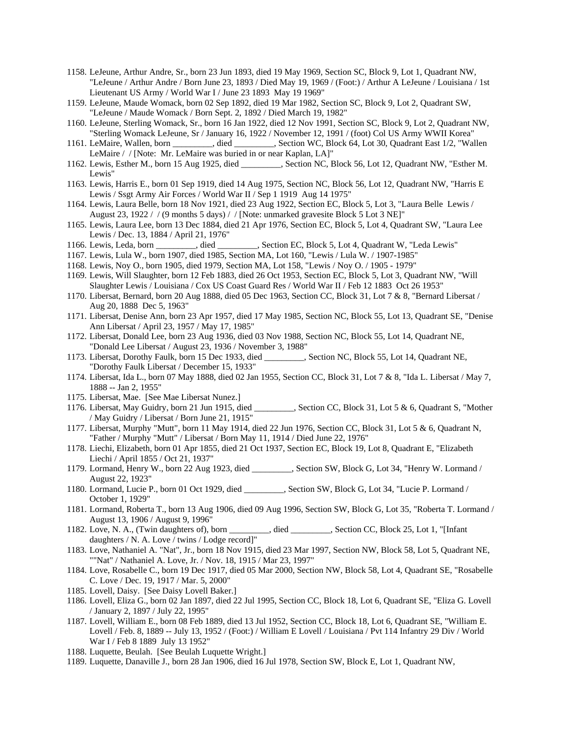1158. LeJeune, Arthur Andre, Sr., born 23 Jun 1893, died 19 May 1969, Section SC, Block 9, Lot 1, Quadrant NW, "LeJeune / Arthur Andre / Born June 23, 1893 / Died May 19, 1969 / (Foot:) / Arthur A LeJeune / Louisiana / 1st Lieutenant US Army / World War I / June 23 1893 May 19 1969"
1159. LeJeune, Maude Womack, born 02 Sep 1892, died 19 Mar 1982, Section SC, Block 9, Lot 2, Quadrant SW, "LeJeune / Maude Womack / Born Sept. 2, 1892 / Died March 19, 1982"
1160. LeJeune, Sterling Womack, Sr., born 16 Jan 1922, died 12 Nov 1991, Section SC, Block 9, Lot 2, Quadrant NW, "Sterling Womack LeJeune, Sr / January 16, 1922 / November 12, 1991 / (foot) Col US Army WWII Korea"
1161. LeMaire, Wallen, born _________, died _________, Section WC, Block 64, Lot 30, Quadrant East 1/2, "Wallen LeMaire / / [Note: Mr. LeMaire was buried in or near Kaplan, LA]"
1162. Lewis, Esther M., born 15 Aug 1925, died _________, Section NC, Block 56, Lot 12, Quadrant NW, "Esther M. Lewis"
1163. Lewis, Harris E., born 01 Sep 1919, died 14 Aug 1975, Section NC, Block 56, Lot 12, Quadrant NW, "Harris E Lewis / Ssgt Army Air Forces / World War II / Sep 1 1919 Aug 14 1975"
1164. Lewis, Laura Belle, born 18 Nov 1921, died 23 Aug 1922, Section EC, Block 5, Lot 3, "Laura Belle Lewis / August 23, 1922 / / (9 months 5 days) / / [Note: unmarked gravesite Block 5 Lot 3 NE]"
1165. Lewis, Laura Lee, born 13 Dec 1884, died 21 Apr 1976, Section EC, Block 5, Lot 4, Quadrant SW, "Laura Lee Lewis / Dec. 13, 1884 / April 21, 1976"
1166. Lewis, Leda, born _________, died _________, Section EC, Block 5, Lot 4, Quadrant W, "Leda Lewis"
1167. Lewis, Lula W., born 1907, died 1985, Section MA, Lot 160, "Lewis / Lula W. / 1907-1985"
1168. Lewis, Noy O., born 1905, died 1979, Section MA, Lot 158, "Lewis / Noy O. / 1905 - 1979"
1169. Lewis, Will Slaughter, born 12 Feb 1883, died 26 Oct 1953, Section EC, Block 5, Lot 3, Quadrant NW, "Will Slaughter Lewis / Louisiana / Cox US Coast Guard Res / World War II / Feb 12 1883 Oct 26 1953"
1170. Libersat, Bernard, born 20 Aug 1888, died 05 Dec 1963, Section CC, Block 31, Lot 7 & 8, "Bernard Libersat / Aug 20, 1888 Dec 5, 1963"
1171. Libersat, Denise Ann, born 23 Apr 1957, died 17 May 1985, Section NC, Block 55, Lot 13, Quadrant SE, "Denise Ann Libersat / April 23, 1957 / May 17, 1985"
1172. Libersat, Donald Lee, born 23 Aug 1936, died 03 Nov 1988, Section NC, Block 55, Lot 14, Quadrant NE, "Donald Lee Libersat / August 23, 1936 / November 3, 1988"
1173. Libersat, Dorothy Faulk, born 15 Dec 1933, died _________, Section NC, Block 55, Lot 14, Quadrant NE, "Dorothy Faulk Libersat / December 15, 1933"
1174. Libersat, Ida L., born 07 May 1888, died 02 Jan 1955, Section CC, Block 31, Lot 7 & 8, "Ida L. Libersat / May 7, 1888 -- Jan 2, 1955"
1175. Libersat, Mae. [See Mae Libersat Nunez.]
1176. Libersat, May Guidry, born 21 Jun 1915, died _________, Section CC, Block 31, Lot 5 & 6, Quadrant S, "Mother / May Guidry / Libersat / Born June 21, 1915"
1177. Libersat, Murphy "Mutt", born 11 May 1914, died 22 Jun 1976, Section CC, Block 31, Lot 5 & 6, Quadrant N, "Father / Murphy "Mutt" / Libersat / Born May 11, 1914 / Died June 22, 1976"
1178. Liechi, Elizabeth, born 01 Apr 1855, died 21 Oct 1937, Section EC, Block 19, Lot 8, Quadrant E, "Elizabeth Liechi / April 1855 / Oct 21, 1937"
1179. Lormand, Henry W., born 22 Aug 1923, died _________, Section SW, Block G, Lot 34, "Henry W. Lormand / August 22, 1923"
1180. Lormand, Lucie P., born 01 Oct 1929, died _________, Section SW, Block G, Lot 34, "Lucie P. Lormand / October 1, 1929"
1181. Lormand, Roberta T., born 13 Aug 1906, died 09 Aug 1996, Section SW, Block G, Lot 35, "Roberta T. Lormand / August 13, 1906 / August 9, 1996"
1182. Love, N. A., (Twin daughters of), born _________, died _________, Section CC, Block 25, Lot 1, "[Infant daughters / N. A. Love / twins / Lodge record]"
1183. Love, Nathaniel A. "Nat", Jr., born 18 Nov 1915, died 23 Mar 1997, Section NW, Block 58, Lot 5, Quadrant NE, ""Nat" / Nathaniel A. Love, Jr. / Nov. 18, 1915 / Mar 23, 1997"
1184. Love, Rosabelle C., born 19 Dec 1917, died 05 Mar 2000, Section NW, Block 58, Lot 4, Quadrant SE, "Rosabelle C. Love / Dec. 19, 1917 / Mar. 5, 2000"
1185. Lovell, Daisy. [See Daisy Lovell Baker.]
1186. Lovell, Eliza G., born 02 Jan 1897, died 22 Jul 1995, Section CC, Block 18, Lot 6, Quadrant SE, "Eliza G. Lovell / January 2, 1897 / July 22, 1995"
1187. Lovell, William E., born 08 Feb 1889, died 13 Jul 1952, Section CC, Block 18, Lot 6, Quadrant SE, "William E. Lovell / Feb. 8, 1889 -- July 13, 1952 / (Foot:) / William E Lovell / Louisiana / Pvt 114 Infantry 29 Div / World War I / Feb 8 1889 July 13 1952"
1188. Luquette, Beulah. [See Beulah Luquette Wright.]
1189. Luquette, Danaville J., born 28 Jan 1906, died 16 Jul 1978, Section SW, Block E, Lot 1, Quadrant NW,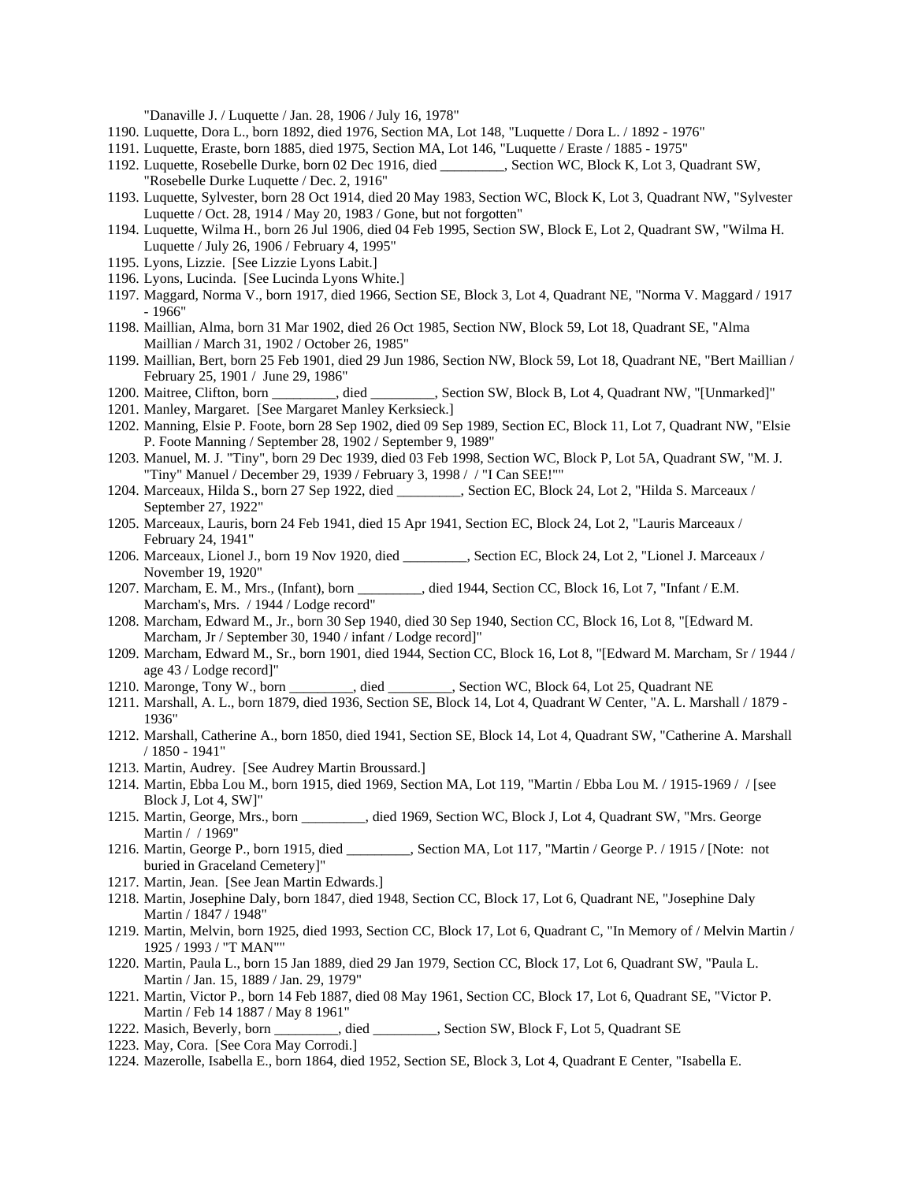"Danaville J. / Luquette / Jan. 28, 1906 / July 16, 1978"

1190. Luquette, Dora L., born 1892, died 1976, Section MA, Lot 148, "Luquette / Dora L. / 1892 - 1976"
1191. Luquette, Eraste, born 1885, died 1975, Section MA, Lot 146, "Luquette / Eraste / 1885 - 1975"
1192. Luquette, Rosebelle Durke, born 02 Dec 1916, died _________, Section WC, Block K, Lot 3, Quadrant SW, "Rosebelle Durke Luquette / Dec. 2, 1916"
1193. Luquette, Sylvester, born 28 Oct 1914, died 20 May 1983, Section WC, Block K, Lot 3, Quadrant NW, "Sylvester Luquette / Oct. 28, 1914 / May 20, 1983 / Gone, but not forgotten"
1194. Luquette, Wilma H., born 26 Jul 1906, died 04 Feb 1995, Section SW, Block E, Lot 2, Quadrant SW, "Wilma H. Luquette / July 26, 1906 / February 4, 1995"
1195. Lyons, Lizzie. [See Lizzie Lyons Labit.]
1196. Lyons, Lucinda. [See Lucinda Lyons White.]
1197. Maggard, Norma V., born 1917, died 1966, Section SE, Block 3, Lot 4, Quadrant NE, "Norma V. Maggard / 1917 - 1966"
1198. Maillian, Alma, born 31 Mar 1902, died 26 Oct 1985, Section NW, Block 59, Lot 18, Quadrant SE, "Alma Maillian / March 31, 1902 / October 26, 1985"
1199. Maillian, Bert, born 25 Feb 1901, died 29 Jun 1986, Section NW, Block 59, Lot 18, Quadrant NE, "Bert Maillian / February 25, 1901 / June 29, 1986"
1200. Maitree, Clifton, born _________, died _________, Section SW, Block B, Lot 4, Quadrant NW, "[Unmarked]"
1201. Manley, Margaret. [See Margaret Manley Kerksieck.]
1202. Manning, Elsie P. Foote, born 28 Sep 1902, died 09 Sep 1989, Section EC, Block 11, Lot 7, Quadrant NW, "Elsie P. Foote Manning / September 28, 1902 / September 9, 1989"
1203. Manuel, M. J. "Tiny", born 29 Dec 1939, died 03 Feb 1998, Section WC, Block P, Lot 5A, Quadrant SW, "M. J. "Tiny" Manuel / December 29, 1939 / February 3, 1998 / / "I Can SEE!""
1204. Marceaux, Hilda S., born 27 Sep 1922, died _________, Section EC, Block 24, Lot 2, "Hilda S. Marceaux / September 27, 1922"
1205. Marceaux, Lauris, born 24 Feb 1941, died 15 Apr 1941, Section EC, Block 24, Lot 2, "Lauris Marceaux / February 24, 1941"
1206. Marceaux, Lionel J., born 19 Nov 1920, died _________, Section EC, Block 24, Lot 2, "Lionel J. Marceaux / November 19, 1920"
1207. Marcham, E. M., Mrs., (Infant), born _________, died 1944, Section CC, Block 16, Lot 7, "Infant / E.M. Marcham's, Mrs. / 1944 / Lodge record"
1208. Marcham, Edward M., Jr., born 30 Sep 1940, died 30 Sep 1940, Section CC, Block 16, Lot 8, "[Edward M. Marcham, Jr / September 30, 1940 / infant / Lodge record]"
1209. Marcham, Edward M., Sr., born 1901, died 1944, Section CC, Block 16, Lot 8, "[Edward M. Marcham, Sr / 1944 / age 43 / Lodge record]"
1210. Maronge, Tony W., born _________, died _________, Section WC, Block 64, Lot 25, Quadrant NE
1211. Marshall, A. L., born 1879, died 1936, Section SE, Block 14, Lot 4, Quadrant W Center, "A. L. Marshall / 1879 - 1936"
1212. Marshall, Catherine A., born 1850, died 1941, Section SE, Block 14, Lot 4, Quadrant SW, "Catherine A. Marshall / 1850 - 1941"
1213. Martin, Audrey. [See Audrey Martin Broussard.]
1214. Martin, Ebba Lou M., born 1915, died 1969, Section MA, Lot 119, "Martin / Ebba Lou M. / 1915-1969 / / [see Block J, Lot 4, SW]"
1215. Martin, George, Mrs., born _________, died 1969, Section WC, Block J, Lot 4, Quadrant SW, "Mrs. George Martin / / 1969"
1216. Martin, George P., born 1915, died _________, Section MA, Lot 117, "Martin / George P. / 1915 / [Note: not buried in Graceland Cemetery]"
1217. Martin, Jean. [See Jean Martin Edwards.]
1218. Martin, Josephine Daly, born 1847, died 1948, Section CC, Block 17, Lot 6, Quadrant NE, "Josephine Daly Martin / 1847 / 1948"
1219. Martin, Melvin, born 1925, died 1993, Section CC, Block 17, Lot 6, Quadrant C, "In Memory of / Melvin Martin / 1925 / 1993 / "T MAN""
1220. Martin, Paula L., born 15 Jan 1889, died 29 Jan 1979, Section CC, Block 17, Lot 6, Quadrant SW, "Paula L. Martin / Jan. 15, 1889 / Jan. 29, 1979"
1221. Martin, Victor P., born 14 Feb 1887, died 08 May 1961, Section CC, Block 17, Lot 6, Quadrant SE, "Victor P. Martin / Feb 14 1887 / May 8 1961"
1222. Masich, Beverly, born _________, died _________, Section SW, Block F, Lot 5, Quadrant SE
1223. May, Cora. [See Cora May Corrodi.]
1224. Mazerolle, Isabella E., born 1864, died 1952, Section SE, Block 3, Lot 4, Quadrant E Center, "Isabella E.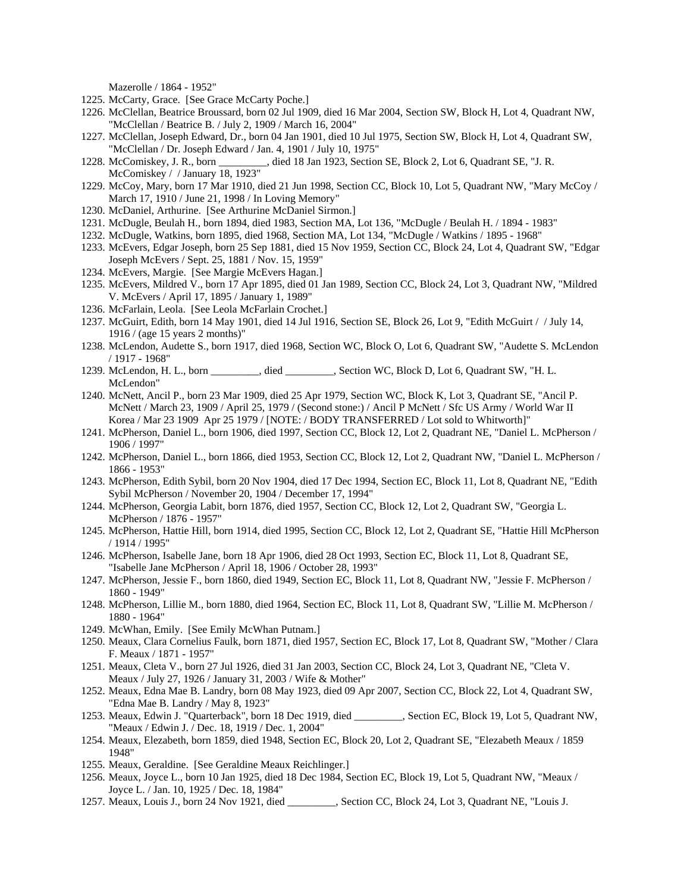Mazerolle / 1864 - 1952"

1225. McCarty, Grace.  [See Grace McCarty Poche.]
1226. McClellan, Beatrice Broussard, born 02 Jul 1909, died 16 Mar 2004, Section SW, Block H, Lot 4, Quadrant NW, "McClellan / Beatrice B. / July 2, 1909 / March 16, 2004"
1227. McClellan, Joseph Edward, Dr., born 04 Jan 1901, died 10 Jul 1975, Section SW, Block H, Lot 4, Quadrant SW, "McClellan / Dr. Joseph Edward / Jan. 4, 1901 / July 10, 1975"
1228. McComiskey, J. R., born _________, died 18 Jan 1923, Section SE, Block 2, Lot 6, Quadrant SE, "J. R. McComiskey /  / January 18, 1923"
1229. McCoy, Mary, born 17 Mar 1910, died 21 Jun 1998, Section CC, Block 10, Lot 5, Quadrant NW, "Mary McCoy / March 17, 1910 / June 21, 1998 / In Loving Memory"
1230. McDaniel, Arthurine.  [See Arthurine McDaniel Sirmon.]
1231. McDugle, Beulah H., born 1894, died 1983, Section MA, Lot 136, "McDugle / Beulah H. / 1894 - 1983"
1232. McDugle, Watkins, born 1895, died 1968, Section MA, Lot 134, "McDugle / Watkins / 1895 - 1968"
1233. McEvers, Edgar Joseph, born 25 Sep 1881, died 15 Nov 1959, Section CC, Block 24, Lot 4, Quadrant SW, "Edgar Joseph McEvers / Sept. 25, 1881 / Nov. 15, 1959"
1234. McEvers, Margie.  [See Margie McEvers Hagan.]
1235. McEvers, Mildred V., born 17 Apr 1895, died 01 Jan 1989, Section CC, Block 24, Lot 3, Quadrant NW, "Mildred V. McEvers / April 17, 1895 / January 1, 1989"
1236. McFarlain, Leola.  [See Leola McFarlain Crochet.]
1237. McGuirt, Edith, born 14 May 1901, died 14 Jul 1916, Section SE, Block 26, Lot 9, "Edith McGuirt /  / July 14, 1916 / (age 15 years 2 months)"
1238. McLendon, Audette S., born 1917, died 1968, Section WC, Block O, Lot 6, Quadrant SW, "Audette S. McLendon / 1917 - 1968"
1239. McLendon, H. L., born _________, died _________, Section WC, Block D, Lot 6, Quadrant SW, "H. L. McLendon"
1240. McNett, Ancil P., born 23 Mar 1909, died 25 Apr 1979, Section WC, Block K, Lot 3, Quadrant SE, "Ancil P. McNett / March 23, 1909 / April 25, 1979 / (Second stone:) / Ancil P McNett / Sfc US Army / World War II Korea / Mar 23 1909  Apr 25 1979 / [NOTE: / BODY TRANSFERRED / Lot sold to Whitworth]"
1241. McPherson, Daniel L., born 1906, died 1997, Section CC, Block 12, Lot 2, Quadrant NE, "Daniel L. McPherson / 1906 / 1997"
1242. McPherson, Daniel L., born 1866, died 1953, Section CC, Block 12, Lot 2, Quadrant NW, "Daniel L. McPherson / 1866 - 1953"
1243. McPherson, Edith Sybil, born 20 Nov 1904, died 17 Dec 1994, Section EC, Block 11, Lot 8, Quadrant NE, "Edith Sybil McPherson / November 20, 1904 / December 17, 1994"
1244. McPherson, Georgia Labit, born 1876, died 1957, Section CC, Block 12, Lot 2, Quadrant SW, "Georgia L. McPherson / 1876 - 1957"
1245. McPherson, Hattie Hill, born 1914, died 1995, Section CC, Block 12, Lot 2, Quadrant SE, "Hattie Hill McPherson / 1914 / 1995"
1246. McPherson, Isabelle Jane, born 18 Apr 1906, died 28 Oct 1993, Section EC, Block 11, Lot 8, Quadrant SE, "Isabelle Jane McPherson / April 18, 1906 / October 28, 1993"
1247. McPherson, Jessie F., born 1860, died 1949, Section EC, Block 11, Lot 8, Quadrant NW, "Jessie F. McPherson / 1860 - 1949"
1248. McPherson, Lillie M., born 1880, died 1964, Section EC, Block 11, Lot 8, Quadrant SW, "Lillie M. McPherson / 1880 - 1964"
1249. McWhan, Emily.  [See Emily McWhan Putnam.]
1250. Meaux, Clara Cornelius Faulk, born 1871, died 1957, Section EC, Block 17, Lot 8, Quadrant SW, "Mother / Clara F. Meaux / 1871 - 1957"
1251. Meaux, Cleta V., born 27 Jul 1926, died 31 Jan 2003, Section CC, Block 24, Lot 3, Quadrant NE, "Cleta V. Meaux / July 27, 1926 / January 31, 2003 / Wife & Mother"
1252. Meaux, Edna Mae B. Landry, born 08 May 1923, died 09 Apr 2007, Section CC, Block 22, Lot 4, Quadrant SW, "Edna Mae B. Landry / May 8, 1923"
1253. Meaux, Edwin J. "Quarterback", born 18 Dec 1919, died _________, Section EC, Block 19, Lot 5, Quadrant NW, "Meaux / Edwin J. / Dec. 18, 1919 / Dec. 1, 2004"
1254. Meaux, Elezabeth, born 1859, died 1948, Section EC, Block 20, Lot 2, Quadrant SE, "Elezabeth Meaux / 1859 1948"
1255. Meaux, Geraldine.  [See Geraldine Meaux Reichlinger.]
1256. Meaux, Joyce L., born 10 Jan 1925, died 18 Dec 1984, Section EC, Block 19, Lot 5, Quadrant NW, "Meaux / Joyce L. / Jan. 10, 1925 / Dec. 18, 1984"
1257. Meaux, Louis J., born 24 Nov 1921, died _________, Section CC, Block 24, Lot 3, Quadrant NE, "Louis J.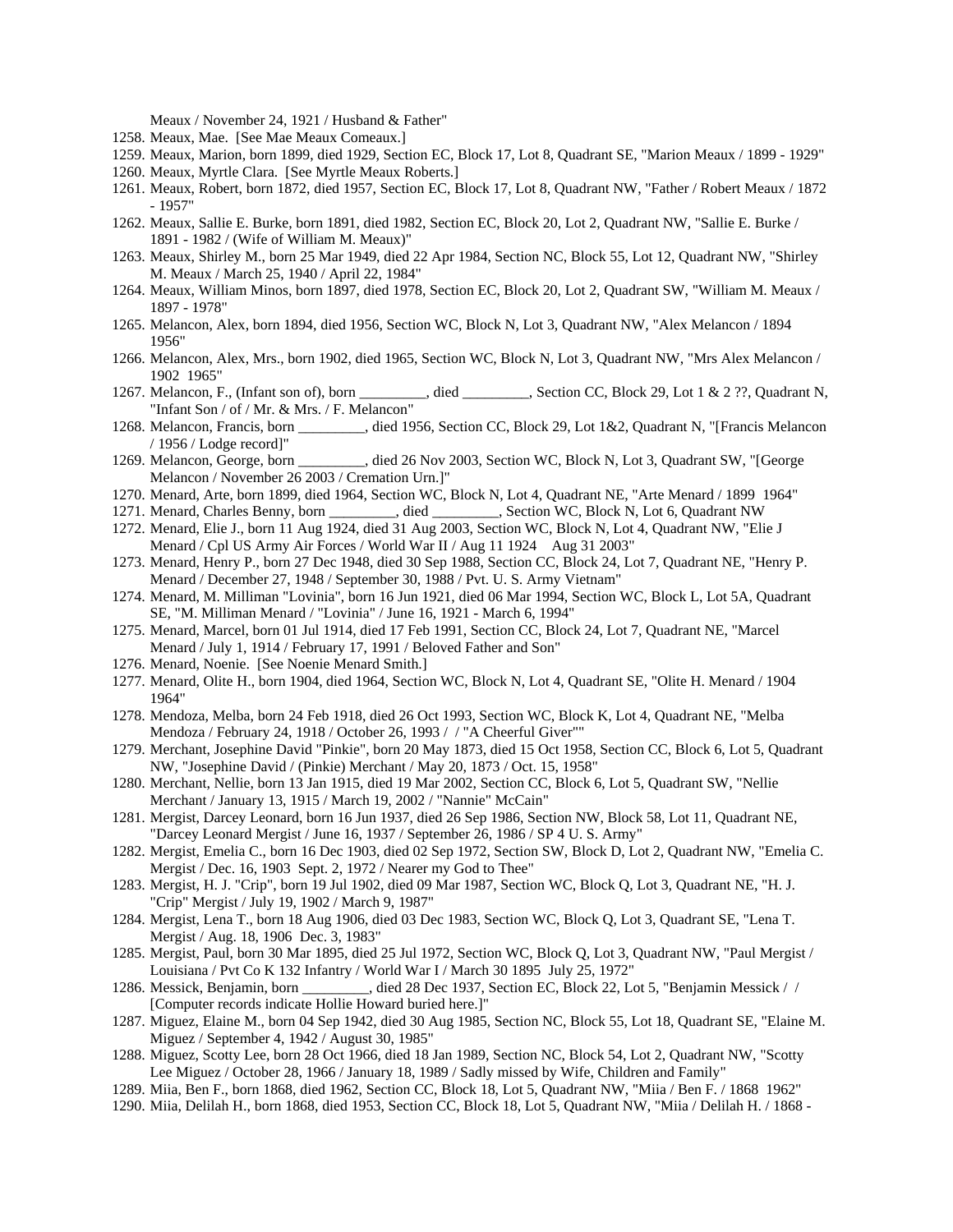Meaux / November 24, 1921 / Husband & Father"

1258. Meaux, Mae.  [See Mae Meaux Comeaux.]
1259. Meaux, Marion, born 1899, died 1929, Section EC, Block 17, Lot 8, Quadrant SE, "Marion Meaux / 1899 - 1929"
1260. Meaux, Myrtle Clara.  [See Myrtle Meaux Roberts.]
1261. Meaux, Robert, born 1872, died 1957, Section EC, Block 17, Lot 8, Quadrant NW, "Father / Robert Meaux / 1872 - 1957"
1262. Meaux, Sallie E. Burke, born 1891, died 1982, Section EC, Block 20, Lot 2, Quadrant NW, "Sallie E. Burke / 1891 - 1982 / (Wife of William M. Meaux)"
1263. Meaux, Shirley M., born 25 Mar 1949, died 22 Apr 1984, Section NC, Block 55, Lot 12, Quadrant NW, "Shirley M. Meaux / March 25, 1940 / April 22, 1984"
1264. Meaux, William Minos, born 1897, died 1978, Section EC, Block 20, Lot 2, Quadrant SW, "William M. Meaux / 1897 - 1978"
1265. Melancon, Alex, born 1894, died 1956, Section WC, Block N, Lot 3, Quadrant NW, "Alex Melancon / 1894 1956"
1266. Melancon, Alex, Mrs., born 1902, died 1965, Section WC, Block N, Lot 3, Quadrant NW, "Mrs Alex Melancon / 1902  1965"
1267. Melancon, F., (Infant son of), born _________, died _________, Section CC, Block 29, Lot 1 & 2 ??, Quadrant N, "Infant Son / of / Mr. & Mrs. / F. Melancon"
1268. Melancon, Francis, born _________, died 1956, Section CC, Block 29, Lot 1&2, Quadrant N, "[Francis Melancon / 1956 / Lodge record]"
1269. Melancon, George, born _________, died 26 Nov 2003, Section WC, Block N, Lot 3, Quadrant SW, "[George Melancon / November 26 2003 / Cremation Urn.]"
1270. Menard, Arte, born 1899, died 1964, Section WC, Block N, Lot 4, Quadrant NE, "Arte Menard / 1899  1964"
1271. Menard, Charles Benny, born _________, died _________, Section WC, Block N, Lot 6, Quadrant NW
1272. Menard, Elie J., born 11 Aug 1924, died 31 Aug 2003, Section WC, Block N, Lot 4, Quadrant NW, "Elie J Menard / Cpl US Army Air Forces / World War II / Aug 11 1924    Aug 31 2003"
1273. Menard, Henry P., born 27 Dec 1948, died 30 Sep 1988, Section CC, Block 24, Lot 7, Quadrant NE, "Henry P. Menard / December 27, 1948 / September 30, 1988 / Pvt. U. S. Army Vietnam"
1274. Menard, M. Milliman "Lovinia", born 16 Jun 1921, died 06 Mar 1994, Section WC, Block L, Lot 5A, Quadrant SE, "M. Milliman Menard / "Lovinia" / June 16, 1921 - March 6, 1994"
1275. Menard, Marcel, born 01 Jul 1914, died 17 Feb 1991, Section CC, Block 24, Lot 7, Quadrant NE, "Marcel Menard / July 1, 1914 / February 17, 1991 / Beloved Father and Son"
1276. Menard, Noenie.  [See Noenie Menard Smith.]
1277. Menard, Olite H., born 1904, died 1964, Section WC, Block N, Lot 4, Quadrant SE, "Olite H. Menard / 1904 1964"
1278. Mendoza, Melba, born 24 Feb 1918, died 26 Oct 1993, Section WC, Block K, Lot 4, Quadrant NE, "Melba Mendoza / February 24, 1918 / October 26, 1993 /  / "A Cheerful Giver""
1279. Merchant, Josephine David "Pinkie", born 20 May 1873, died 15 Oct 1958, Section CC, Block 6, Lot 5, Quadrant NW, "Josephine David / (Pinkie) Merchant / May 20, 1873 / Oct. 15, 1958"
1280. Merchant, Nellie, born 13 Jan 1915, died 19 Mar 2002, Section CC, Block 6, Lot 5, Quadrant SW, "Nellie Merchant / January 13, 1915 / March 19, 2002 / "Nannie" McCain"
1281. Mergist, Darcey Leonard, born 16 Jun 1937, died 26 Sep 1986, Section NW, Block 58, Lot 11, Quadrant NE, "Darcey Leonard Mergist / June 16, 1937 / September 26, 1986 / SP 4 U. S. Army"
1282. Mergist, Emelia C., born 16 Dec 1903, died 02 Sep 1972, Section SW, Block D, Lot 2, Quadrant NW, "Emelia C. Mergist / Dec. 16, 1903  Sept. 2, 1972 / Nearer my God to Thee"
1283. Mergist, H. J. "Crip", born 19 Jul 1902, died 09 Mar 1987, Section WC, Block Q, Lot 3, Quadrant NE, "H. J. "Crip" Mergist / July 19, 1902 / March 9, 1987"
1284. Mergist, Lena T., born 18 Aug 1906, died 03 Dec 1983, Section WC, Block Q, Lot 3, Quadrant SE, "Lena T. Mergist / Aug. 18, 1906  Dec. 3, 1983"
1285. Mergist, Paul, born 30 Mar 1895, died 25 Jul 1972, Section WC, Block Q, Lot 3, Quadrant NW, "Paul Mergist / Louisiana / Pvt Co K 132 Infantry / World War I / March 30 1895  July 25, 1972"
1286. Messick, Benjamin, born _________, died 28 Dec 1937, Section EC, Block 22, Lot 5, "Benjamin Messick /  / [Computer records indicate Hollie Howard buried here.]"
1287. Miguez, Elaine M., born 04 Sep 1942, died 30 Aug 1985, Section NC, Block 55, Lot 18, Quadrant SE, "Elaine M. Miguez / September 4, 1942 / August 30, 1985"
1288. Miguez, Scotty Lee, born 28 Oct 1966, died 18 Jan 1989, Section NC, Block 54, Lot 2, Quadrant NW, "Scotty Lee Miguez / October 28, 1966 / January 18, 1989 / Sadly missed by Wife, Children and Family"
1289. Miia, Ben F., born 1868, died 1962, Section CC, Block 18, Lot 5, Quadrant NW, "Miia / Ben F. / 1868  1962"
1290. Miia, Delilah H., born 1868, died 1953, Section CC, Block 18, Lot 5, Quadrant NW, "Miia / Delilah H. / 1868 -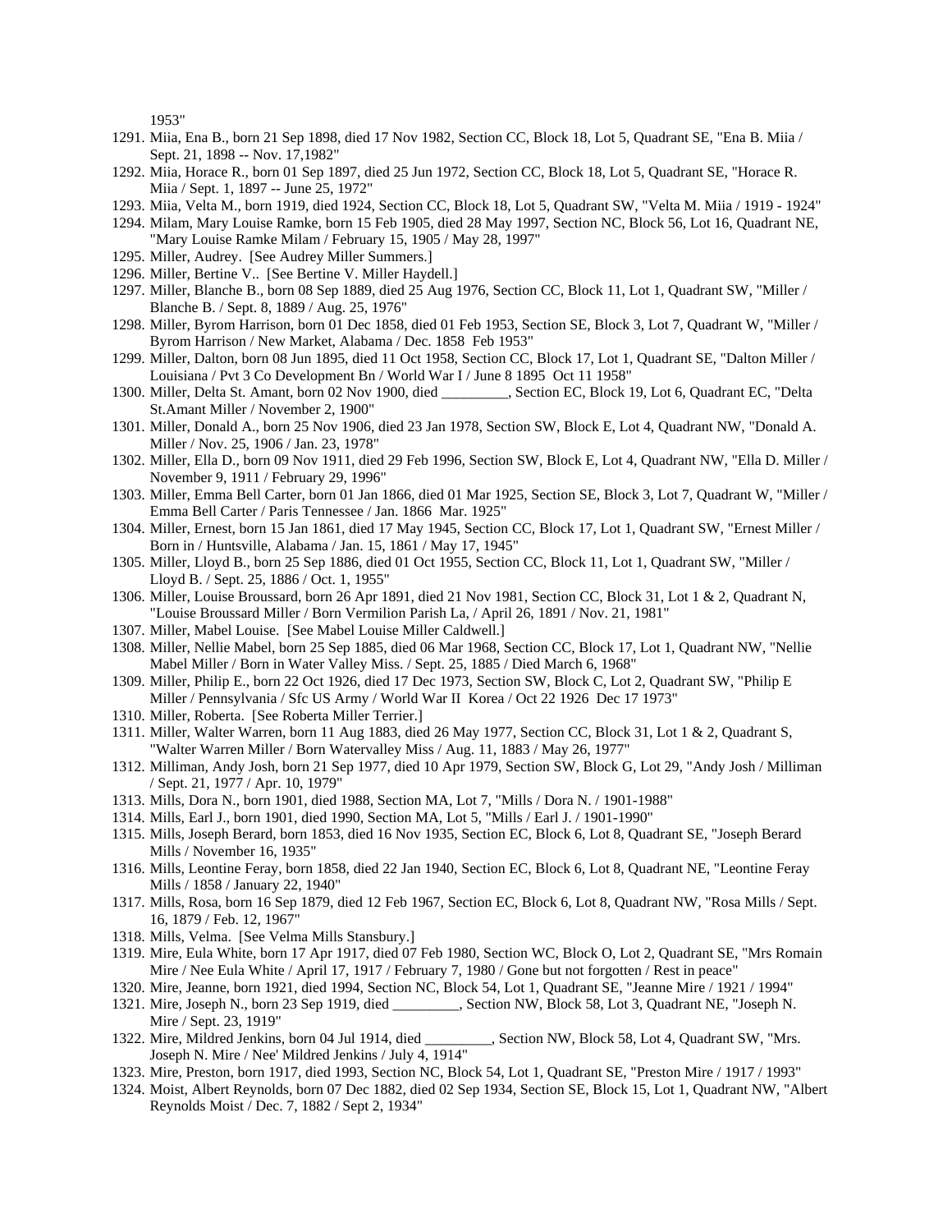1953"

1291. Miia, Ena B., born 21 Sep 1898, died 17 Nov 1982, Section CC, Block 18, Lot 5, Quadrant SE, "Ena B. Miia / Sept. 21, 1898 -- Nov. 17,1982"
1292. Miia, Horace R., born 01 Sep 1897, died 25 Jun 1972, Section CC, Block 18, Lot 5, Quadrant SE, "Horace R. Miia / Sept. 1, 1897 -- June 25, 1972"
1293. Miia, Velta M., born 1919, died 1924, Section CC, Block 18, Lot 5, Quadrant SW, "Velta M. Miia / 1919 - 1924"
1294. Milam, Mary Louise Ramke, born 15 Feb 1905, died 28 May 1997, Section NC, Block 56, Lot 16, Quadrant NE, "Mary Louise Ramke Milam / February 15, 1905 / May 28, 1997"
1295. Miller, Audrey. [See Audrey Miller Summers.]
1296. Miller, Bertine V.. [See Bertine V. Miller Haydell.]
1297. Miller, Blanche B., born 08 Sep 1889, died 25 Aug 1976, Section CC, Block 11, Lot 1, Quadrant SW, "Miller / Blanche B. / Sept. 8, 1889 / Aug. 25, 1976"
1298. Miller, Byrom Harrison, born 01 Dec 1858, died 01 Feb 1953, Section SE, Block 3, Lot 7, Quadrant W, "Miller / Byrom Harrison / New Market, Alabama / Dec. 1858 Feb 1953"
1299. Miller, Dalton, born 08 Jun 1895, died 11 Oct 1958, Section CC, Block 17, Lot 1, Quadrant SE, "Dalton Miller / Louisiana / Pvt 3 Co Development Bn / World War I / June 8 1895 Oct 11 1958"
1300. Miller, Delta St. Amant, born 02 Nov 1900, died _________, Section EC, Block 19, Lot 6, Quadrant EC, "Delta St.Amant Miller / November 2, 1900"
1301. Miller, Donald A., born 25 Nov 1906, died 23 Jan 1978, Section SW, Block E, Lot 4, Quadrant NW, "Donald A. Miller / Nov. 25, 1906 / Jan. 23, 1978"
1302. Miller, Ella D., born 09 Nov 1911, died 29 Feb 1996, Section SW, Block E, Lot 4, Quadrant NW, "Ella D. Miller / November 9, 1911 / February 29, 1996"
1303. Miller, Emma Bell Carter, born 01 Jan 1866, died 01 Mar 1925, Section SE, Block 3, Lot 7, Quadrant W, "Miller / Emma Bell Carter / Paris Tennessee / Jan. 1866 Mar. 1925"
1304. Miller, Ernest, born 15 Jan 1861, died 17 May 1945, Section CC, Block 17, Lot 1, Quadrant SW, "Ernest Miller / Born in / Huntsville, Alabama / Jan. 15, 1861 / May 17, 1945"
1305. Miller, Lloyd B., born 25 Sep 1886, died 01 Oct 1955, Section CC, Block 11, Lot 1, Quadrant SW, "Miller / Lloyd B. / Sept. 25, 1886 / Oct. 1, 1955"
1306. Miller, Louise Broussard, born 26 Apr 1891, died 21 Nov 1981, Section CC, Block 31, Lot 1 & 2, Quadrant N, "Louise Broussard Miller / Born Vermilion Parish La, / April 26, 1891 / Nov. 21, 1981"
1307. Miller, Mabel Louise. [See Mabel Louise Miller Caldwell.]
1308. Miller, Nellie Mabel, born 25 Sep 1885, died 06 Mar 1968, Section CC, Block 17, Lot 1, Quadrant NW, "Nellie Mabel Miller / Born in Water Valley Miss. / Sept. 25, 1885 / Died March 6, 1968"
1309. Miller, Philip E., born 22 Oct 1926, died 17 Dec 1973, Section SW, Block C, Lot 2, Quadrant SW, "Philip E Miller / Pennsylvania / Sfc US Army / World War II Korea / Oct 22 1926 Dec 17 1973"
1310. Miller, Roberta. [See Roberta Miller Terrier.]
1311. Miller, Walter Warren, born 11 Aug 1883, died 26 May 1977, Section CC, Block 31, Lot 1 & 2, Quadrant S, "Walter Warren Miller / Born Watervalley Miss / Aug. 11, 1883 / May 26, 1977"
1312. Milliman, Andy Josh, born 21 Sep 1977, died 10 Apr 1979, Section SW, Block G, Lot 29, "Andy Josh / Milliman / Sept. 21, 1977 / Apr. 10, 1979"
1313. Mills, Dora N., born 1901, died 1988, Section MA, Lot 7, "Mills / Dora N. / 1901-1988"
1314. Mills, Earl J., born 1901, died 1990, Section MA, Lot 5, "Mills / Earl J. / 1901-1990"
1315. Mills, Joseph Berard, born 1853, died 16 Nov 1935, Section EC, Block 6, Lot 8, Quadrant SE, "Joseph Berard Mills / November 16, 1935"
1316. Mills, Leontine Feray, born 1858, died 22 Jan 1940, Section EC, Block 6, Lot 8, Quadrant NE, "Leontine Feray Mills / 1858 / January 22, 1940"
1317. Mills, Rosa, born 16 Sep 1879, died 12 Feb 1967, Section EC, Block 6, Lot 8, Quadrant NW, "Rosa Mills / Sept. 16, 1879 / Feb. 12, 1967"
1318. Mills, Velma. [See Velma Mills Stansbury.]
1319. Mire, Eula White, born 17 Apr 1917, died 07 Feb 1980, Section WC, Block O, Lot 2, Quadrant SE, "Mrs Romain Mire / Nee Eula White / April 17, 1917 / February 7, 1980 / Gone but not forgotten / Rest in peace"
1320. Mire, Jeanne, born 1921, died 1994, Section NC, Block 54, Lot 1, Quadrant SE, "Jeanne Mire / 1921 / 1994"
1321. Mire, Joseph N., born 23 Sep 1919, died _________, Section NW, Block 58, Lot 3, Quadrant NE, "Joseph N. Mire / Sept. 23, 1919"
1322. Mire, Mildred Jenkins, born 04 Jul 1914, died _________, Section NW, Block 58, Lot 4, Quadrant SW, "Mrs. Joseph N. Mire / Nee' Mildred Jenkins / July 4, 1914"
1323. Mire, Preston, born 1917, died 1993, Section NC, Block 54, Lot 1, Quadrant SE, "Preston Mire / 1917 / 1993"
1324. Moist, Albert Reynolds, born 07 Dec 1882, died 02 Sep 1934, Section SE, Block 15, Lot 1, Quadrant NW, "Albert Reynolds Moist / Dec. 7, 1882 / Sept 2, 1934"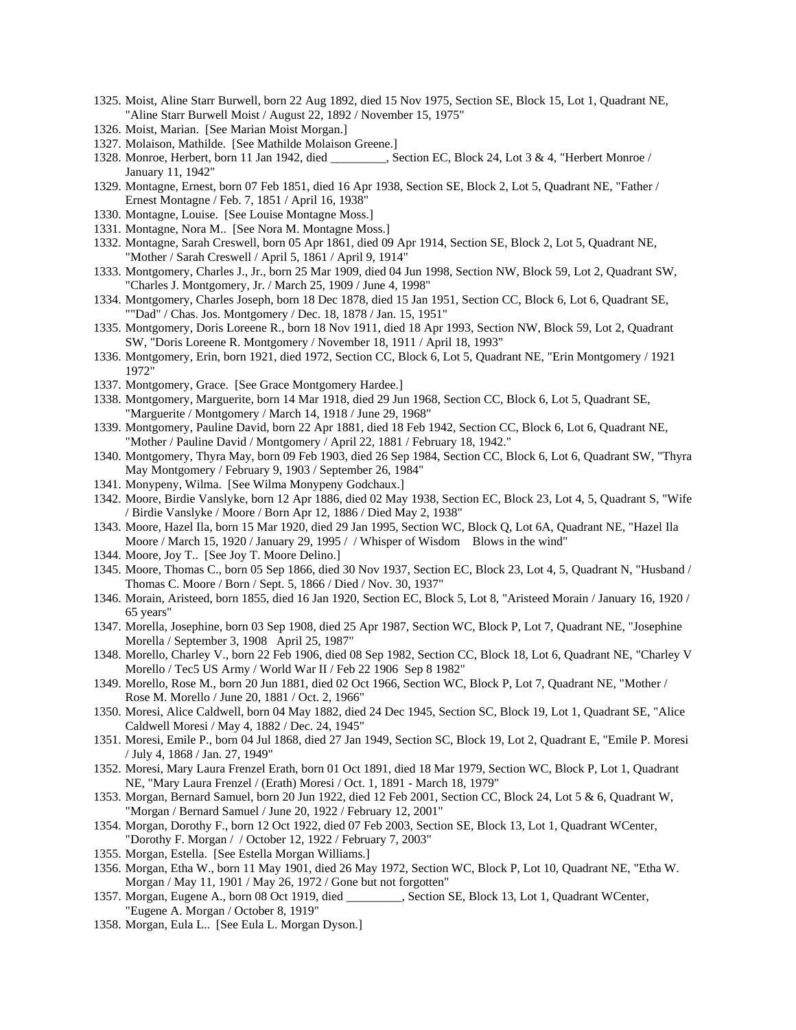1325. Moist, Aline Starr Burwell, born 22 Aug 1892, died 15 Nov 1975, Section SE, Block 15, Lot 1, Quadrant NE, "Aline Starr Burwell Moist / August 22, 1892 / November 15, 1975"
1326. Moist, Marian. [See Marian Moist Morgan.]
1327. Molaison, Mathilde. [See Mathilde Molaison Greene.]
1328. Monroe, Herbert, born 11 Jan 1942, died _________, Section EC, Block 24, Lot 3 & 4, "Herbert Monroe / January 11, 1942"
1329. Montagne, Ernest, born 07 Feb 1851, died 16 Apr 1938, Section SE, Block 2, Lot 5, Quadrant NE, "Father / Ernest Montagne / Feb. 7, 1851 / April 16, 1938"
1330. Montagne, Louise. [See Louise Montagne Moss.]
1331. Montagne, Nora M.. [See Nora M. Montagne Moss.]
1332. Montagne, Sarah Creswell, born 05 Apr 1861, died 09 Apr 1914, Section SE, Block 2, Lot 5, Quadrant NE, "Mother / Sarah Creswell / April 5, 1861 / April 9, 1914"
1333. Montgomery, Charles J., Jr., born 25 Mar 1909, died 04 Jun 1998, Section NW, Block 59, Lot 2, Quadrant SW, "Charles J. Montgomery, Jr. / March 25, 1909 / June 4, 1998"
1334. Montgomery, Charles Joseph, born 18 Dec 1878, died 15 Jan 1951, Section CC, Block 6, Lot 6, Quadrant SE, ""Dad" / Chas. Jos. Montgomery / Dec. 18, 1878 / Jan. 15, 1951"
1335. Montgomery, Doris Loreene R., born 18 Nov 1911, died 18 Apr 1993, Section NW, Block 59, Lot 2, Quadrant SW, "Doris Loreene R. Montgomery / November 18, 1911 / April 18, 1993"
1336. Montgomery, Erin, born 1921, died 1972, Section CC, Block 6, Lot 5, Quadrant NE, "Erin Montgomery / 1921 1972"
1337. Montgomery, Grace. [See Grace Montgomery Hardee.]
1338. Montgomery, Marguerite, born 14 Mar 1918, died 29 Jun 1968, Section CC, Block 6, Lot 5, Quadrant SE, "Marguerite / Montgomery / March 14, 1918 / June 29, 1968"
1339. Montgomery, Pauline David, born 22 Apr 1881, died 18 Feb 1942, Section CC, Block 6, Lot 6, Quadrant NE, "Mother / Pauline David / Montgomery / April 22, 1881 / February 18, 1942."
1340. Montgomery, Thyra May, born 09 Feb 1903, died 26 Sep 1984, Section CC, Block 6, Lot 6, Quadrant SW, "Thyra May Montgomery / February 9, 1903 / September 26, 1984"
1341. Monypeny, Wilma. [See Wilma Monypeny Godchaux.]
1342. Moore, Birdie Vanslyke, born 12 Apr 1886, died 02 May 1938, Section EC, Block 23, Lot 4, 5, Quadrant S, "Wife / Birdie Vanslyke / Moore / Born Apr 12, 1886 / Died May 2, 1938"
1343. Moore, Hazel Ila, born 15 Mar 1920, died 29 Jan 1995, Section WC, Block Q, Lot 6A, Quadrant NE, "Hazel Ila Moore / March 15, 1920 / January 29, 1995 / / Whisper of Wisdom Blows in the wind"
1344. Moore, Joy T.. [See Joy T. Moore Delino.]
1345. Moore, Thomas C., born 05 Sep 1866, died 30 Nov 1937, Section EC, Block 23, Lot 4, 5, Quadrant N, "Husband / Thomas C. Moore / Born / Sept. 5, 1866 / Died / Nov. 30, 1937"
1346. Morain, Aristeed, born 1855, died 16 Jan 1920, Section EC, Block 5, Lot 8, "Aristeed Morain / January 16, 1920 / 65 years"
1347. Morella, Josephine, born 03 Sep 1908, died 25 Apr 1987, Section WC, Block P, Lot 7, Quadrant NE, "Josephine Morella / September 3, 1908 April 25, 1987"
1348. Morello, Charley V., born 22 Feb 1906, died 08 Sep 1982, Section CC, Block 18, Lot 6, Quadrant NE, "Charley V Morello / Tec5 US Army / World War II / Feb 22 1906 Sep 8 1982"
1349. Morello, Rose M., born 20 Jun 1881, died 02 Oct 1966, Section WC, Block P, Lot 7, Quadrant NE, "Mother / Rose M. Morello / June 20, 1881 / Oct. 2, 1966"
1350. Moresi, Alice Caldwell, born 04 May 1882, died 24 Dec 1945, Section SC, Block 19, Lot 1, Quadrant SE, "Alice Caldwell Moresi / May 4, 1882 / Dec. 24, 1945"
1351. Moresi, Emile P., born 04 Jul 1868, died 27 Jan 1949, Section SC, Block 19, Lot 2, Quadrant E, "Emile P. Moresi / July 4, 1868 / Jan. 27, 1949"
1352. Moresi, Mary Laura Frenzel Erath, born 01 Oct 1891, died 18 Mar 1979, Section WC, Block P, Lot 1, Quadrant NE, "Mary Laura Frenzel / (Erath) Moresi / Oct. 1, 1891 - March 18, 1979"
1353. Morgan, Bernard Samuel, born 20 Jun 1922, died 12 Feb 2001, Section CC, Block 24, Lot 5 & 6, Quadrant W, "Morgan / Bernard Samuel / June 20, 1922 / February 12, 2001"
1354. Morgan, Dorothy F., born 12 Oct 1922, died 07 Feb 2003, Section SE, Block 13, Lot 1, Quadrant WCenter, "Dorothy F. Morgan / / October 12, 1922 / February 7, 2003"
1355. Morgan, Estella. [See Estella Morgan Williams.]
1356. Morgan, Etha W., born 11 May 1901, died 26 May 1972, Section WC, Block P, Lot 10, Quadrant NE, "Etha W. Morgan / May 11, 1901 / May 26, 1972 / Gone but not forgotten"
1357. Morgan, Eugene A., born 08 Oct 1919, died _________, Section SE, Block 13, Lot 1, Quadrant WCenter, "Eugene A. Morgan / October 8, 1919"
1358. Morgan, Eula L.. [See Eula L. Morgan Dyson.]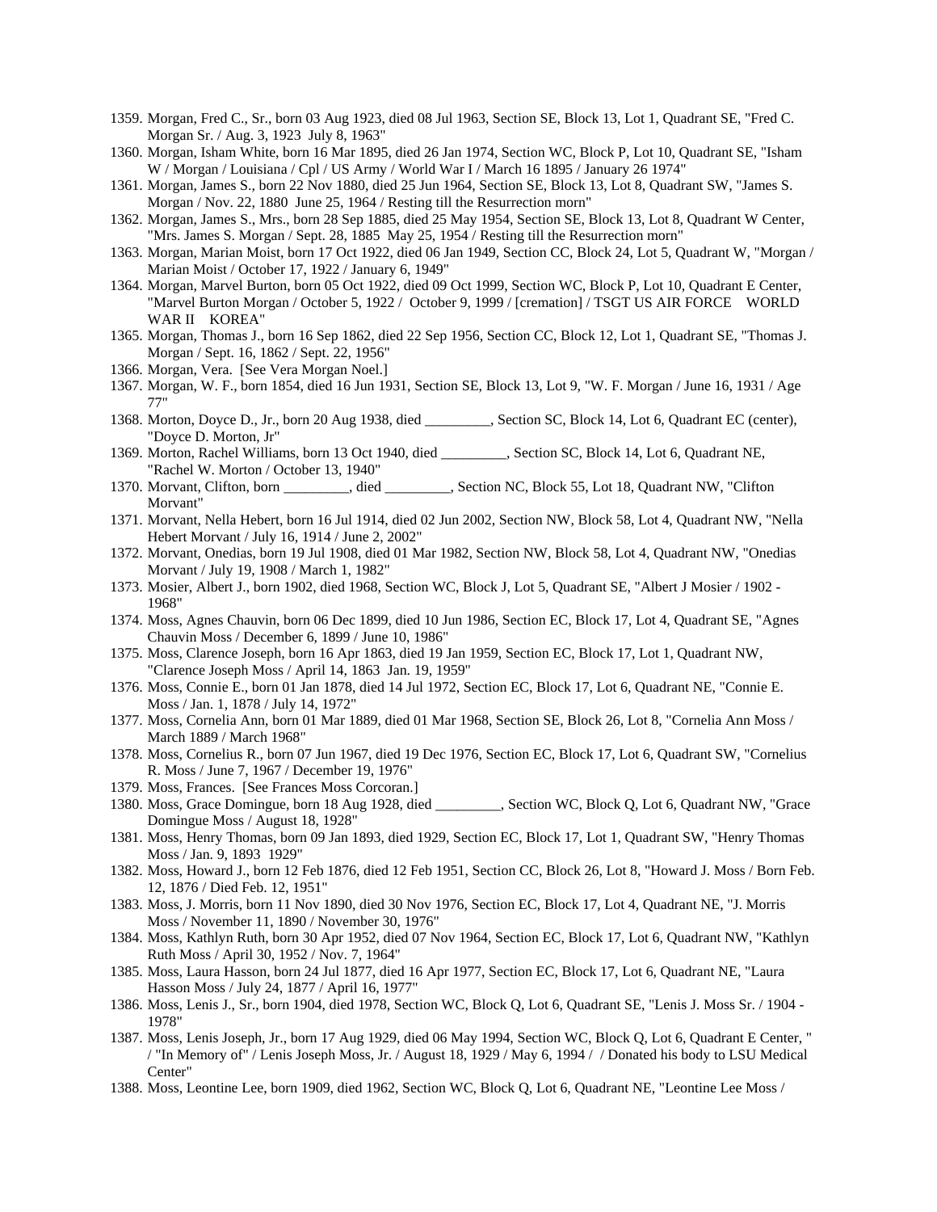1359. Morgan, Fred C., Sr., born 03 Aug 1923, died 08 Jul 1963, Section SE, Block 13, Lot 1, Quadrant SE, "Fred C. Morgan Sr. / Aug. 3, 1923 July 8, 1963"
1360. Morgan, Isham White, born 16 Mar 1895, died 26 Jan 1974, Section WC, Block P, Lot 10, Quadrant SE, "Isham W / Morgan / Louisiana / Cpl / US Army / World War I / March 16 1895 / January 26 1974"
1361. Morgan, James S., born 22 Nov 1880, died 25 Jun 1964, Section SE, Block 13, Lot 8, Quadrant SW, "James S. Morgan / Nov. 22, 1880 June 25, 1964 / Resting till the Resurrection morn"
1362. Morgan, James S., Mrs., born 28 Sep 1885, died 25 May 1954, Section SE, Block 13, Lot 8, Quadrant W Center, "Mrs. James S. Morgan / Sept. 28, 1885 May 25, 1954 / Resting till the Resurrection morn"
1363. Morgan, Marian Moist, born 17 Oct 1922, died 06 Jan 1949, Section CC, Block 24, Lot 5, Quadrant W, "Morgan / Marian Moist / October 17, 1922 / January 6, 1949"
1364. Morgan, Marvel Burton, born 05 Oct 1922, died 09 Oct 1999, Section WC, Block P, Lot 10, Quadrant E Center, "Marvel Burton Morgan / October 5, 1922 / October 9, 1999 / [cremation] / TSGT US AIR FORCE WORLD WAR II KOREA"
1365. Morgan, Thomas J., born 16 Sep 1862, died 22 Sep 1956, Section CC, Block 12, Lot 1, Quadrant SE, "Thomas J. Morgan / Sept. 16, 1862 / Sept. 22, 1956"
1366. Morgan, Vera. [See Vera Morgan Noel.]
1367. Morgan, W. F., born 1854, died 16 Jun 1931, Section SE, Block 13, Lot 9, "W. F. Morgan / June 16, 1931 / Age 77"
1368. Morton, Doyce D., Jr., born 20 Aug 1938, died _________, Section SC, Block 14, Lot 6, Quadrant EC (center), "Doyce D. Morton, Jr"
1369. Morton, Rachel Williams, born 13 Oct 1940, died _________, Section SC, Block 14, Lot 6, Quadrant NE, "Rachel W. Morton / October 13, 1940"
1370. Morvant, Clifton, born _________, died _________, Section NC, Block 55, Lot 18, Quadrant NW, "Clifton Morvant"
1371. Morvant, Nella Hebert, born 16 Jul 1914, died 02 Jun 2002, Section NW, Block 58, Lot 4, Quadrant NW, "Nella Hebert Morvant / July 16, 1914 / June 2, 2002"
1372. Morvant, Onedias, born 19 Jul 1908, died 01 Mar 1982, Section NW, Block 58, Lot 4, Quadrant NW, "Onedias Morvant / July 19, 1908 / March 1, 1982"
1373. Mosier, Albert J., born 1902, died 1968, Section WC, Block J, Lot 5, Quadrant SE, "Albert J Mosier / 1902 - 1968"
1374. Moss, Agnes Chauvin, born 06 Dec 1899, died 10 Jun 1986, Section EC, Block 17, Lot 4, Quadrant SE, "Agnes Chauvin Moss / December 6, 1899 / June 10, 1986"
1375. Moss, Clarence Joseph, born 16 Apr 1863, died 19 Jan 1959, Section EC, Block 17, Lot 1, Quadrant NW, "Clarence Joseph Moss / April 14, 1863 Jan. 19, 1959"
1376. Moss, Connie E., born 01 Jan 1878, died 14 Jul 1972, Section EC, Block 17, Lot 6, Quadrant NE, "Connie E. Moss / Jan. 1, 1878 / July 14, 1972"
1377. Moss, Cornelia Ann, born 01 Mar 1889, died 01 Mar 1968, Section SE, Block 26, Lot 8, "Cornelia Ann Moss / March 1889 / March 1968"
1378. Moss, Cornelius R., born 07 Jun 1967, died 19 Dec 1976, Section EC, Block 17, Lot 6, Quadrant SW, "Cornelius R. Moss / June 7, 1967 / December 19, 1976"
1379. Moss, Frances. [See Frances Moss Corcoran.]
1380. Moss, Grace Domingue, born 18 Aug 1928, died _________, Section WC, Block Q, Lot 6, Quadrant NW, "Grace Domingue Moss / August 18, 1928"
1381. Moss, Henry Thomas, born 09 Jan 1893, died 1929, Section EC, Block 17, Lot 1, Quadrant SW, "Henry Thomas Moss / Jan. 9, 1893 1929"
1382. Moss, Howard J., born 12 Feb 1876, died 12 Feb 1951, Section CC, Block 26, Lot 8, "Howard J. Moss / Born Feb. 12, 1876 / Died Feb. 12, 1951"
1383. Moss, J. Morris, born 11 Nov 1890, died 30 Nov 1976, Section EC, Block 17, Lot 4, Quadrant NE, "J. Morris Moss / November 11, 1890 / November 30, 1976"
1384. Moss, Kathlyn Ruth, born 30 Apr 1952, died 07 Nov 1964, Section EC, Block 17, Lot 6, Quadrant NW, "Kathlyn Ruth Moss / April 30, 1952 / Nov. 7, 1964"
1385. Moss, Laura Hasson, born 24 Jul 1877, died 16 Apr 1977, Section EC, Block 17, Lot 6, Quadrant NE, "Laura Hasson Moss / July 24, 1877 / April 16, 1977"
1386. Moss, Lenis J., Sr., born 1904, died 1978, Section WC, Block Q, Lot 6, Quadrant SE, "Lenis J. Moss Sr. / 1904 - 1978"
1387. Moss, Lenis Joseph, Jr., born 17 Aug 1929, died 06 May 1994, Section WC, Block Q, Lot 6, Quadrant E Center, " / "In Memory of" / Lenis Joseph Moss, Jr. / August 18, 1929 / May 6, 1994 / / Donated his body to LSU Medical Center"
1388. Moss, Leontine Lee, born 1909, died 1962, Section WC, Block Q, Lot 6, Quadrant NE, "Leontine Lee Moss /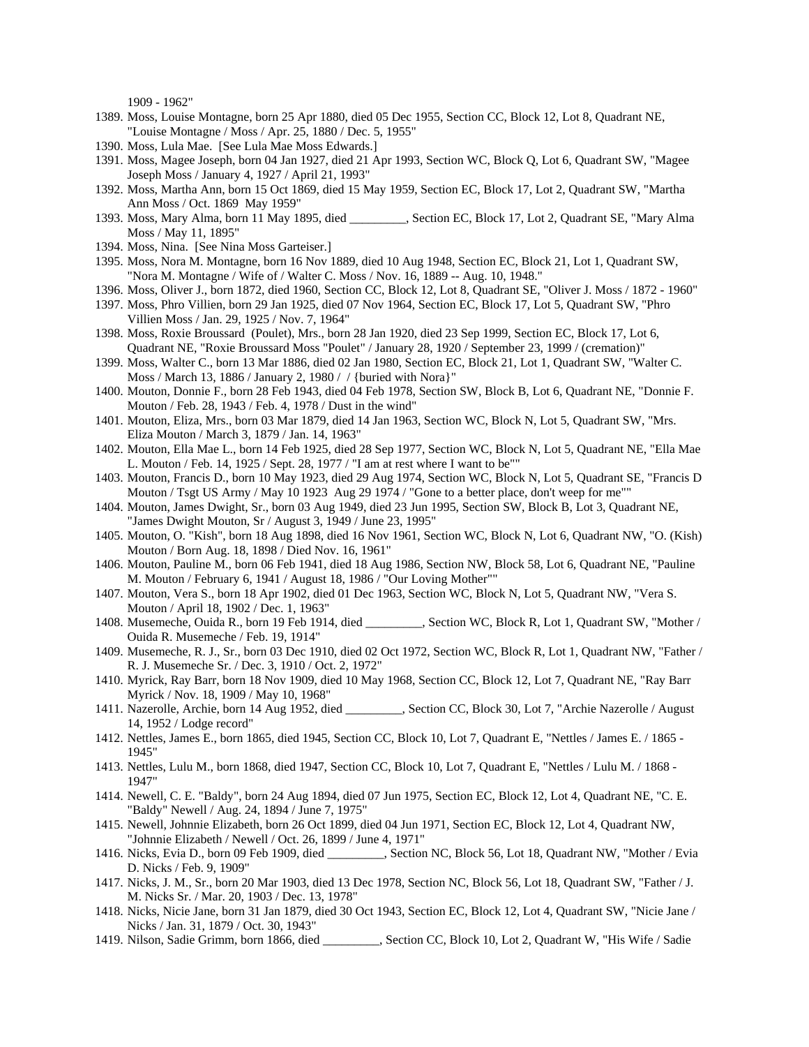1909 - 1962"

1389. Moss, Louise Montagne, born 25 Apr 1880, died 05 Dec 1955, Section CC, Block 12, Lot 8, Quadrant NE, "Louise Montagne / Moss / Apr. 25, 1880 / Dec. 5, 1955"
1390. Moss, Lula Mae. [See Lula Mae Moss Edwards.]
1391. Moss, Magee Joseph, born 04 Jan 1927, died 21 Apr 1993, Section WC, Block Q, Lot 6, Quadrant SW, "Magee Joseph Moss / January 4, 1927 / April 21, 1993"
1392. Moss, Martha Ann, born 15 Oct 1869, died 15 May 1959, Section EC, Block 17, Lot 2, Quadrant SW, "Martha Ann Moss / Oct. 1869 May 1959"
1393. Moss, Mary Alma, born 11 May 1895, died _________, Section EC, Block 17, Lot 2, Quadrant SE, "Mary Alma Moss / May 11, 1895"
1394. Moss, Nina. [See Nina Moss Garteiser.]
1395. Moss, Nora M. Montagne, born 16 Nov 1889, died 10 Aug 1948, Section EC, Block 21, Lot 1, Quadrant SW, "Nora M. Montagne / Wife of / Walter C. Moss / Nov. 16, 1889 -- Aug. 10, 1948."
1396. Moss, Oliver J., born 1872, died 1960, Section CC, Block 12, Lot 8, Quadrant SE, "Oliver J. Moss / 1872 - 1960"
1397. Moss, Phro Villien, born 29 Jan 1925, died 07 Nov 1964, Section EC, Block 17, Lot 5, Quadrant SW, "Phro Villien Moss / Jan. 29, 1925 / Nov. 7, 1964"
1398. Moss, Roxie Broussard (Poulet), Mrs., born 28 Jan 1920, died 23 Sep 1999, Section EC, Block 17, Lot 6, Quadrant NE, "Roxie Broussard Moss "Poulet" / January 28, 1920 / September 23, 1999 / (cremation)"
1399. Moss, Walter C., born 13 Mar 1886, died 02 Jan 1980, Section EC, Block 21, Lot 1, Quadrant SW, "Walter C. Moss / March 13, 1886 / January 2, 1980 / / {buried with Nora}"
1400. Mouton, Donnie F., born 28 Feb 1943, died 04 Feb 1978, Section SW, Block B, Lot 6, Quadrant NE, "Donnie F. Mouton / Feb. 28, 1943 / Feb. 4, 1978 / Dust in the wind"
1401. Mouton, Eliza, Mrs., born 03 Mar 1879, died 14 Jan 1963, Section WC, Block N, Lot 5, Quadrant SW, "Mrs. Eliza Mouton / March 3, 1879 / Jan. 14, 1963"
1402. Mouton, Ella Mae L., born 14 Feb 1925, died 28 Sep 1977, Section WC, Block N, Lot 5, Quadrant NE, "Ella Mae L. Mouton / Feb. 14, 1925 / Sept. 28, 1977 / "I am at rest where I want to be""
1403. Mouton, Francis D., born 10 May 1923, died 29 Aug 1974, Section WC, Block N, Lot 5, Quadrant SE, "Francis D Mouton / Tsgt US Army / May 10 1923 Aug 29 1974 / "Gone to a better place, don't weep for me""
1404. Mouton, James Dwight, Sr., born 03 Aug 1949, died 23 Jun 1995, Section SW, Block B, Lot 3, Quadrant NE, "James Dwight Mouton, Sr / August 3, 1949 / June 23, 1995"
1405. Mouton, O. "Kish", born 18 Aug 1898, died 16 Nov 1961, Section WC, Block N, Lot 6, Quadrant NW, "O. (Kish) Mouton / Born Aug. 18, 1898 / Died Nov. 16, 1961"
1406. Mouton, Pauline M., born 06 Feb 1941, died 18 Aug 1986, Section NW, Block 58, Lot 6, Quadrant NE, "Pauline M. Mouton / February 6, 1941 / August 18, 1986 / "Our Loving Mother""
1407. Mouton, Vera S., born 18 Apr 1902, died 01 Dec 1963, Section WC, Block N, Lot 5, Quadrant NW, "Vera S. Mouton / April 18, 1902 / Dec. 1, 1963"
1408. Musemeche, Ouida R., born 19 Feb 1914, died _________, Section WC, Block R, Lot 1, Quadrant SW, "Mother / Ouida R. Musemeche / Feb. 19, 1914"
1409. Musemeche, R. J., Sr., born 03 Dec 1910, died 02 Oct 1972, Section WC, Block R, Lot 1, Quadrant NW, "Father / R. J. Musemeche Sr. / Dec. 3, 1910 / Oct. 2, 1972"
1410. Myrick, Ray Barr, born 18 Nov 1909, died 10 May 1968, Section CC, Block 12, Lot 7, Quadrant NE, "Ray Barr Myrick / Nov. 18, 1909 / May 10, 1968"
1411. Nazerolle, Archie, born 14 Aug 1952, died _________, Section CC, Block 30, Lot 7, "Archie Nazerolle / August 14, 1952 / Lodge record"
1412. Nettles, James E., born 1865, died 1945, Section CC, Block 10, Lot 7, Quadrant E, "Nettles / James E. / 1865 - 1945"
1413. Nettles, Lulu M., born 1868, died 1947, Section CC, Block 10, Lot 7, Quadrant E, "Nettles / Lulu M. / 1868 - 1947"
1414. Newell, C. E. "Baldy", born 24 Aug 1894, died 07 Jun 1975, Section EC, Block 12, Lot 4, Quadrant NE, "C. E. "Baldy" Newell / Aug. 24, 1894 / June 7, 1975"
1415. Newell, Johnnie Elizabeth, born 26 Oct 1899, died 04 Jun 1971, Section EC, Block 12, Lot 4, Quadrant NW, "Johnnie Elizabeth / Newell / Oct. 26, 1899 / June 4, 1971"
1416. Nicks, Evia D., born 09 Feb 1909, died _________, Section NC, Block 56, Lot 18, Quadrant NW, "Mother / Evia D. Nicks / Feb. 9, 1909"
1417. Nicks, J. M., Sr., born 20 Mar 1903, died 13 Dec 1978, Section NC, Block 56, Lot 18, Quadrant SW, "Father / J. M. Nicks Sr. / Mar. 20, 1903 / Dec. 13, 1978"
1418. Nicks, Nicie Jane, born 31 Jan 1879, died 30 Oct 1943, Section EC, Block 12, Lot 4, Quadrant SW, "Nicie Jane / Nicks / Jan. 31, 1879 / Oct. 30, 1943"
1419. Nilson, Sadie Grimm, born 1866, died _________, Section CC, Block 10, Lot 2, Quadrant W, "His Wife / Sadie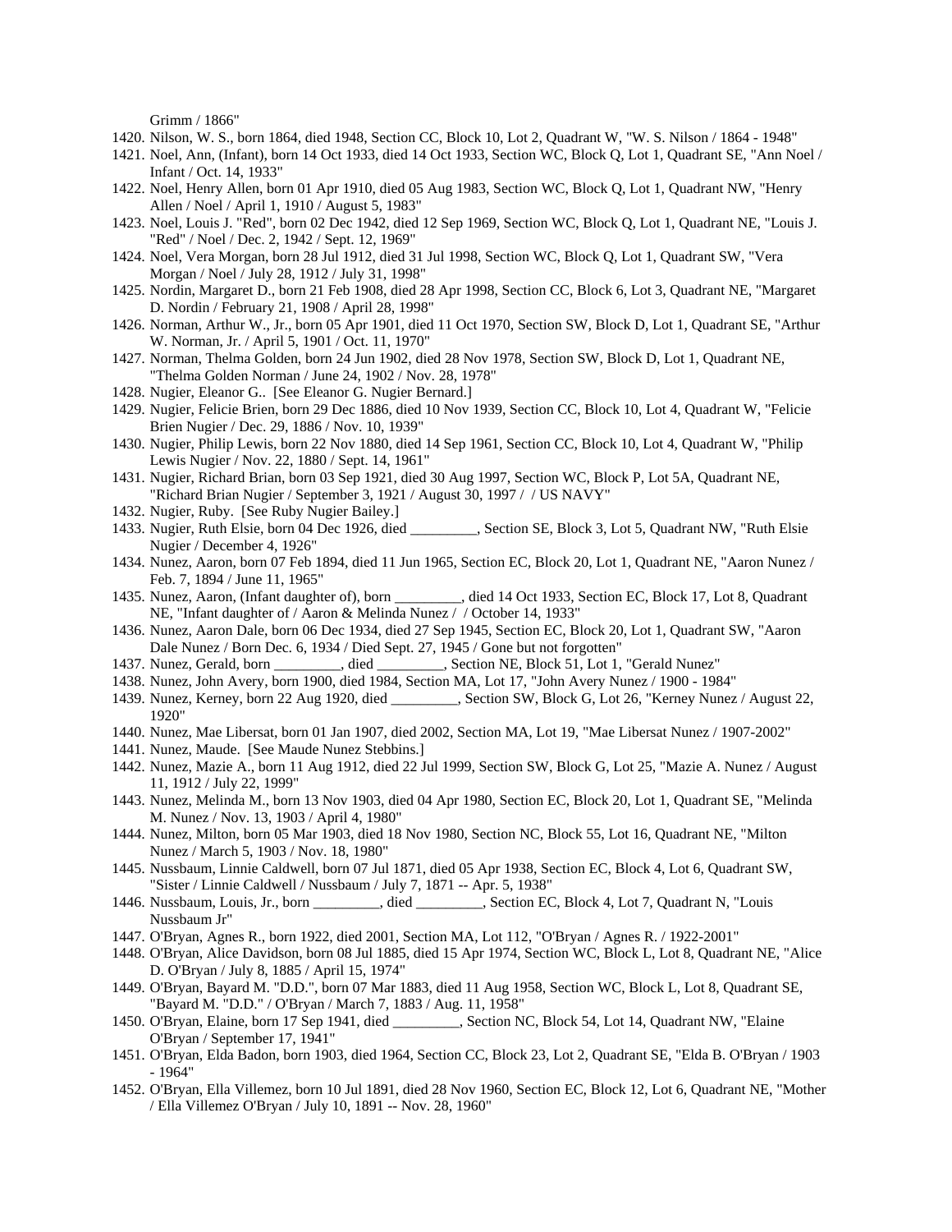Grimm / 1866"

1420. Nilson, W. S., born 1864, died 1948, Section CC, Block 10, Lot 2, Quadrant W, "W. S. Nilson / 1864 - 1948"
1421. Noel, Ann, (Infant), born 14 Oct 1933, died 14 Oct 1933, Section WC, Block Q, Lot 1, Quadrant SE, "Ann Noel / Infant / Oct. 14, 1933"
1422. Noel, Henry Allen, born 01 Apr 1910, died 05 Aug 1983, Section WC, Block Q, Lot 1, Quadrant NW, "Henry Allen / Noel / April 1, 1910 / August 5, 1983"
1423. Noel, Louis J. "Red", born 02 Dec 1942, died 12 Sep 1969, Section WC, Block Q, Lot 1, Quadrant NE, "Louis J. "Red" / Noel / Dec. 2, 1942 / Sept. 12, 1969"
1424. Noel, Vera Morgan, born 28 Jul 1912, died 31 Jul 1998, Section WC, Block Q, Lot 1, Quadrant SW, "Vera Morgan / Noel / July 28, 1912 / July 31, 1998"
1425. Nordin, Margaret D., born 21 Feb 1908, died 28 Apr 1998, Section CC, Block 6, Lot 3, Quadrant NE, "Margaret D. Nordin / February 21, 1908 / April 28, 1998"
1426. Norman, Arthur W., Jr., born 05 Apr 1901, died 11 Oct 1970, Section SW, Block D, Lot 1, Quadrant SE, "Arthur W. Norman, Jr. / April 5, 1901 / Oct. 11, 1970"
1427. Norman, Thelma Golden, born 24 Jun 1902, died 28 Nov 1978, Section SW, Block D, Lot 1, Quadrant NE, "Thelma Golden Norman / June 24, 1902 / Nov. 28, 1978"
1428. Nugier, Eleanor G.. [See Eleanor G. Nugier Bernard.]
1429. Nugier, Felicie Brien, born 29 Dec 1886, died 10 Nov 1939, Section CC, Block 10, Lot 4, Quadrant W, "Felicie Brien Nugier / Dec. 29, 1886 / Nov. 10, 1939"
1430. Nugier, Philip Lewis, born 22 Nov 1880, died 14 Sep 1961, Section CC, Block 10, Lot 4, Quadrant W, "Philip Lewis Nugier / Nov. 22, 1880 / Sept. 14, 1961"
1431. Nugier, Richard Brian, born 03 Sep 1921, died 30 Aug 1997, Section WC, Block P, Lot 5A, Quadrant NE, "Richard Brian Nugier / September 3, 1921 / August 30, 1997 / / US NAVY"
1432. Nugier, Ruby. [See Ruby Nugier Bailey.]
1433. Nugier, Ruth Elsie, born 04 Dec 1926, died _________, Section SE, Block 3, Lot 5, Quadrant NW, "Ruth Elsie Nugier / December 4, 1926"
1434. Nunez, Aaron, born 07 Feb 1894, died 11 Jun 1965, Section EC, Block 20, Lot 1, Quadrant NE, "Aaron Nunez / Feb. 7, 1894 / June 11, 1965"
1435. Nunez, Aaron, (Infant daughter of), born _________, died 14 Oct 1933, Section EC, Block 17, Lot 8, Quadrant NE, "Infant daughter of / Aaron & Melinda Nunez / / October 14, 1933"
1436. Nunez, Aaron Dale, born 06 Dec 1934, died 27 Sep 1945, Section EC, Block 20, Lot 1, Quadrant SW, "Aaron Dale Nunez / Born Dec. 6, 1934 / Died Sept. 27, 1945 / Gone but not forgotten"
1437. Nunez, Gerald, born _________, died _________, Section NE, Block 51, Lot 1, "Gerald Nunez"
1438. Nunez, John Avery, born 1900, died 1984, Section MA, Lot 17, "John Avery Nunez / 1900 - 1984"
1439. Nunez, Kerney, born 22 Aug 1920, died _________, Section SW, Block G, Lot 26, "Kerney Nunez / August 22, 1920"
1440. Nunez, Mae Libersat, born 01 Jan 1907, died 2002, Section MA, Lot 19, "Mae Libersat Nunez / 1907-2002"
1441. Nunez, Maude. [See Maude Nunez Stebbins.]
1442. Nunez, Mazie A., born 11 Aug 1912, died 22 Jul 1999, Section SW, Block G, Lot 25, "Mazie A. Nunez / August 11, 1912 / July 22, 1999"
1443. Nunez, Melinda M., born 13 Nov 1903, died 04 Apr 1980, Section EC, Block 20, Lot 1, Quadrant SE, "Melinda M. Nunez / Nov. 13, 1903 / April 4, 1980"
1444. Nunez, Milton, born 05 Mar 1903, died 18 Nov 1980, Section NC, Block 55, Lot 16, Quadrant NE, "Milton Nunez / March 5, 1903 / Nov. 18, 1980"
1445. Nussbaum, Linnie Caldwell, born 07 Jul 1871, died 05 Apr 1938, Section EC, Block 4, Lot 6, Quadrant SW, "Sister / Linnie Caldwell / Nussbaum / July 7, 1871 -- Apr. 5, 1938"
1446. Nussbaum, Louis, Jr., born _________, died _________, Section EC, Block 4, Lot 7, Quadrant N, "Louis Nussbaum Jr"
1447. O'Bryan, Agnes R., born 1922, died 2001, Section MA, Lot 112, "O'Bryan / Agnes R. / 1922-2001"
1448. O'Bryan, Alice Davidson, born 08 Jul 1885, died 15 Apr 1974, Section WC, Block L, Lot 8, Quadrant NE, "Alice D. O'Bryan / July 8, 1885 / April 15, 1974"
1449. O'Bryan, Bayard M. "D.D.", born 07 Mar 1883, died 11 Aug 1958, Section WC, Block L, Lot 8, Quadrant SE, "Bayard M. "D.D." / O'Bryan / March 7, 1883 / Aug. 11, 1958"
1450. O'Bryan, Elaine, born 17 Sep 1941, died _________, Section NC, Block 54, Lot 14, Quadrant NW, "Elaine O'Bryan / September 17, 1941"
1451. O'Bryan, Elda Badon, born 1903, died 1964, Section CC, Block 23, Lot 2, Quadrant SE, "Elda B. O'Bryan / 1903 - 1964"
1452. O'Bryan, Ella Villemez, born 10 Jul 1891, died 28 Nov 1960, Section EC, Block 12, Lot 6, Quadrant NE, "Mother / Ella Villemez O'Bryan / July 10, 1891 -- Nov. 28, 1960"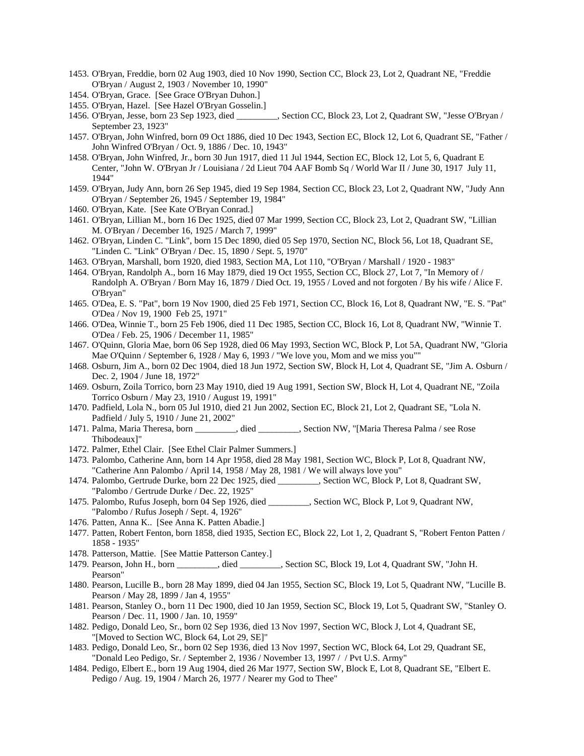1453. O'Bryan, Freddie, born 02 Aug 1903, died 10 Nov 1990, Section CC, Block 23, Lot 2, Quadrant NE, "Freddie O'Bryan / August 2, 1903 / November 10, 1990"
1454. O'Bryan, Grace. [See Grace O'Bryan Duhon.]
1455. O'Bryan, Hazel. [See Hazel O'Bryan Gosselin.]
1456. O'Bryan, Jesse, born 23 Sep 1923, died _________, Section CC, Block 23, Lot 2, Quadrant SW, "Jesse O'Bryan / September 23, 1923"
1457. O'Bryan, John Winfred, born 09 Oct 1886, died 10 Dec 1943, Section EC, Block 12, Lot 6, Quadrant SE, "Father / John Winfred O'Bryan / Oct. 9, 1886 / Dec. 10, 1943"
1458. O'Bryan, John Winfred, Jr., born 30 Jun 1917, died 11 Jul 1944, Section EC, Block 12, Lot 5, 6, Quadrant E Center, "John W. O'Bryan Jr / Louisiana / 2d Lieut 704 AAF Bomb Sq / World War II / June 30, 1917 July 11, 1944"
1459. O'Bryan, Judy Ann, born 26 Sep 1945, died 19 Sep 1984, Section CC, Block 23, Lot 2, Quadrant NW, "Judy Ann O'Bryan / September 26, 1945 / September 19, 1984"
1460. O'Bryan, Kate. [See Kate O'Bryan Conrad.]
1461. O'Bryan, Lillian M., born 16 Dec 1925, died 07 Mar 1999, Section CC, Block 23, Lot 2, Quadrant SW, "Lillian M. O'Bryan / December 16, 1925 / March 7, 1999"
1462. O'Bryan, Linden C. "Link", born 15 Dec 1890, died 05 Sep 1970, Section NC, Block 56, Lot 18, Quadrant SE, "Linden C. "Link" O'Bryan / Dec. 15, 1890 / Sept. 5, 1970"
1463. O'Bryan, Marshall, born 1920, died 1983, Section MA, Lot 110, "O'Bryan / Marshall / 1920 - 1983"
1464. O'Bryan, Randolph A., born 16 May 1879, died 19 Oct 1955, Section CC, Block 27, Lot 7, "In Memory of / Randolph A. O'Bryan / Born May 16, 1879 / Died Oct. 19, 1955 / Loved and not forgoten / By his wife / Alice F. O'Bryan"
1465. O'Dea, E. S. "Pat", born 19 Nov 1900, died 25 Feb 1971, Section CC, Block 16, Lot 8, Quadrant NW, "E. S. "Pat" O'Dea / Nov 19, 1900 Feb 25, 1971"
1466. O'Dea, Winnie T., born 25 Feb 1906, died 11 Dec 1985, Section CC, Block 16, Lot 8, Quadrant NW, "Winnie T. O'Dea / Feb. 25, 1906 / December 11, 1985"
1467. O'Quinn, Gloria Mae, born 06 Sep 1928, died 06 May 1993, Section WC, Block P, Lot 5A, Quadrant NW, "Gloria Mae O'Quinn / September 6, 1928 / May 6, 1993 / "We love you, Mom and we miss you""
1468. Osburn, Jim A., born 02 Dec 1904, died 18 Jun 1972, Section SW, Block H, Lot 4, Quadrant SE, "Jim A. Osburn / Dec. 2, 1904 / June 18, 1972"
1469. Osburn, Zoila Torrico, born 23 May 1910, died 19 Aug 1991, Section SW, Block H, Lot 4, Quadrant NE, "Zoila Torrico Osburn / May 23, 1910 / August 19, 1991"
1470. Padfield, Lola N., born 05 Jul 1910, died 21 Jun 2002, Section EC, Block 21, Lot 2, Quadrant SE, "Lola N. Padfield / July 5, 1910 / June 21, 2002"
1471. Palma, Maria Theresa, born _________, died _________, Section NW, "[Maria Theresa Palma / see Rose Thibodeaux]"
1472. Palmer, Ethel Clair. [See Ethel Clair Palmer Summers.]
1473. Palombo, Catherine Ann, born 14 Apr 1958, died 28 May 1981, Section WC, Block P, Lot 8, Quadrant NW, "Catherine Ann Palombo / April 14, 1958 / May 28, 1981 / We will always love you"
1474. Palombo, Gertrude Durke, born 22 Dec 1925, died _________, Section WC, Block P, Lot 8, Quadrant SW, "Palombo / Gertrude Durke / Dec. 22, 1925"
1475. Palombo, Rufus Joseph, born 04 Sep 1926, died _________, Section WC, Block P, Lot 9, Quadrant NW, "Palombo / Rufus Joseph / Sept. 4, 1926"
1476. Patten, Anna K.. [See Anna K. Patten Abadie.]
1477. Patten, Robert Fenton, born 1858, died 1935, Section EC, Block 22, Lot 1, 2, Quadrant S, "Robert Fenton Patten / 1858 - 1935"
1478. Patterson, Mattie. [See Mattie Patterson Cantey.]
1479. Pearson, John H., born _________, died _________, Section SC, Block 19, Lot 4, Quadrant SW, "John H. Pearson"
1480. Pearson, Lucille B., born 28 May 1899, died 04 Jan 1955, Section SC, Block 19, Lot 5, Quadrant NW, "Lucille B. Pearson / May 28, 1899 / Jan 4, 1955"
1481. Pearson, Stanley O., born 11 Dec 1900, died 10 Jan 1959, Section SC, Block 19, Lot 5, Quadrant SW, "Stanley O. Pearson / Dec. 11, 1900 / Jan. 10, 1959"
1482. Pedigo, Donald Leo, Sr., born 02 Sep 1936, died 13 Nov 1997, Section WC, Block J, Lot 4, Quadrant SE, "[Moved to Section WC, Block 64, Lot 29, SE]"
1483. Pedigo, Donald Leo, Sr., born 02 Sep 1936, died 13 Nov 1997, Section WC, Block 64, Lot 29, Quadrant SE, "Donald Leo Pedigo, Sr. / September 2, 1936 / November 13, 1997 / / Pvt U.S. Army"
1484. Pedigo, Elbert E., born 19 Aug 1904, died 26 Mar 1977, Section SW, Block E, Lot 8, Quadrant SE, "Elbert E. Pedigo / Aug. 19, 1904 / March 26, 1977 / Nearer my God to Thee"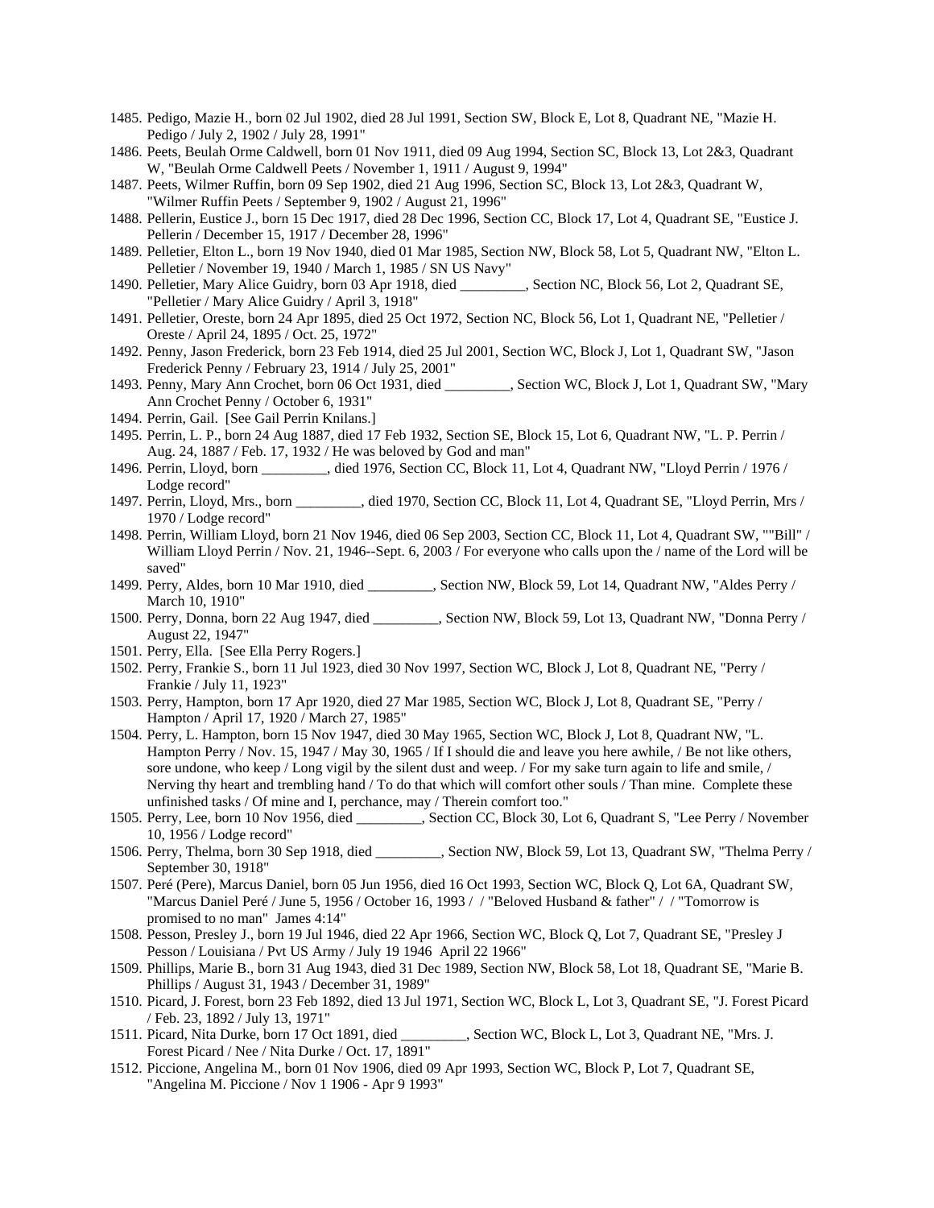1485. Pedigo, Mazie H., born 02 Jul 1902, died 28 Jul 1991, Section SW, Block E, Lot 8, Quadrant NE, "Mazie H. Pedigo / July 2, 1902 / July 28, 1991"
1486. Peets, Beulah Orme Caldwell, born 01 Nov 1911, died 09 Aug 1994, Section SC, Block 13, Lot 2&3, Quadrant W, "Beulah Orme Caldwell Peets / November 1, 1911 / August 9, 1994"
1487. Peets, Wilmer Ruffin, born 09 Sep 1902, died 21 Aug 1996, Section SC, Block 13, Lot 2&3, Quadrant W, "Wilmer Ruffin Peets / September 9, 1902 / August 21, 1996"
1488. Pellerin, Eustice J., born 15 Dec 1917, died 28 Dec 1996, Section CC, Block 17, Lot 4, Quadrant SE, "Eustice J. Pellerin / December 15, 1917 / December 28, 1996"
1489. Pelletier, Elton L., born 19 Nov 1940, died 01 Mar 1985, Section NW, Block 58, Lot 5, Quadrant NW, "Elton L. Pelletier / November 19, 1940 / March 1, 1985 / SN US Navy"
1490. Pelletier, Mary Alice Guidry, born 03 Apr 1918, died _________, Section NC, Block 56, Lot 2, Quadrant SE, "Pelletier / Mary Alice Guidry / April 3, 1918"
1491. Pelletier, Oreste, born 24 Apr 1895, died 25 Oct 1972, Section NC, Block 56, Lot 1, Quadrant NE, "Pelletier / Oreste / April 24, 1895 / Oct. 25, 1972"
1492. Penny, Jason Frederick, born 23 Feb 1914, died 25 Jul 2001, Section WC, Block J, Lot 1, Quadrant SW, "Jason Frederick Penny / February 23, 1914 / July 25, 2001"
1493. Penny, Mary Ann Crochet, born 06 Oct 1931, died _________, Section WC, Block J, Lot 1, Quadrant SW, "Mary Ann Crochet Penny / October 6, 1931"
1494. Perrin, Gail. [See Gail Perrin Knilans.]
1495. Perrin, L. P., born 24 Aug 1887, died 17 Feb 1932, Section SE, Block 15, Lot 6, Quadrant NW, "L. P. Perrin / Aug. 24, 1887 / Feb. 17, 1932 / He was beloved by God and man"
1496. Perrin, Lloyd, born _________, died 1976, Section CC, Block 11, Lot 4, Quadrant NW, "Lloyd Perrin / 1976 / Lodge record"
1497. Perrin, Lloyd, Mrs., born _________, died 1970, Section CC, Block 11, Lot 4, Quadrant SE, "Lloyd Perrin, Mrs / 1970 / Lodge record"
1498. Perrin, William Lloyd, born 21 Nov 1946, died 06 Sep 2003, Section CC, Block 11, Lot 4, Quadrant SW, ""Bill" / William Lloyd Perrin / Nov. 21, 1946--Sept. 6, 2003 / For everyone who calls upon the / name of the Lord will be saved"
1499. Perry, Aldes, born 10 Mar 1910, died _________, Section NW, Block 59, Lot 14, Quadrant NW, "Aldes Perry / March 10, 1910"
1500. Perry, Donna, born 22 Aug 1947, died _________, Section NW, Block 59, Lot 13, Quadrant NW, "Donna Perry / August 22, 1947"
1501. Perry, Ella. [See Ella Perry Rogers.]
1502. Perry, Frankie S., born 11 Jul 1923, died 30 Nov 1997, Section WC, Block J, Lot 8, Quadrant NE, "Perry / Frankie / July 11, 1923"
1503. Perry, Hampton, born 17 Apr 1920, died 27 Mar 1985, Section WC, Block J, Lot 8, Quadrant SE, "Perry / Hampton / April 17, 1920 / March 27, 1985"
1504. Perry, L. Hampton, born 15 Nov 1947, died 30 May 1965, Section WC, Block J, Lot 8, Quadrant NW, "L. Hampton Perry / Nov. 15, 1947 / May 30, 1965 / If I should die and leave you here awhile, / Be not like others, sore undone, who keep / Long vigil by the silent dust and weep. / For my sake turn again to life and smile, / Nerving thy heart and trembling hand / To do that which will comfort other souls / Than mine. Complete these unfinished tasks / Of mine and I, perchance, may / Therein comfort too."
1505. Perry, Lee, born 10 Nov 1956, died _________, Section CC, Block 30, Lot 6, Quadrant S, "Lee Perry / November 10, 1956 / Lodge record"
1506. Perry, Thelma, born 30 Sep 1918, died _________, Section NW, Block 59, Lot 13, Quadrant SW, "Thelma Perry / September 30, 1918"
1507. Peré (Pere), Marcus Daniel, born 05 Jun 1956, died 16 Oct 1993, Section WC, Block Q, Lot 6A, Quadrant SW, "Marcus Daniel Peré / June 5, 1956 / October 16, 1993 / / "Beloved Husband & father" / / "Tomorrow is promised to no man" James 4:14"
1508. Pesson, Presley J., born 19 Jul 1946, died 22 Apr 1966, Section WC, Block Q, Lot 7, Quadrant SE, "Presley J Pesson / Louisiana / Pvt US Army / July 19 1946 April 22 1966"
1509. Phillips, Marie B., born 31 Aug 1943, died 31 Dec 1989, Section NW, Block 58, Lot 18, Quadrant SE, "Marie B. Phillips / August 31, 1943 / December 31, 1989"
1510. Picard, J. Forest, born 23 Feb 1892, died 13 Jul 1971, Section WC, Block L, Lot 3, Quadrant SE, "J. Forest Picard / Feb. 23, 1892 / July 13, 1971"
1511. Picard, Nita Durke, born 17 Oct 1891, died _________, Section WC, Block L, Lot 3, Quadrant NE, "Mrs. J. Forest Picard / Nee / Nita Durke / Oct. 17, 1891"
1512. Piccione, Angelina M., born 01 Nov 1906, died 09 Apr 1993, Section WC, Block P, Lot 7, Quadrant SE, "Angelina M. Piccione / Nov 1 1906 - Apr 9 1993"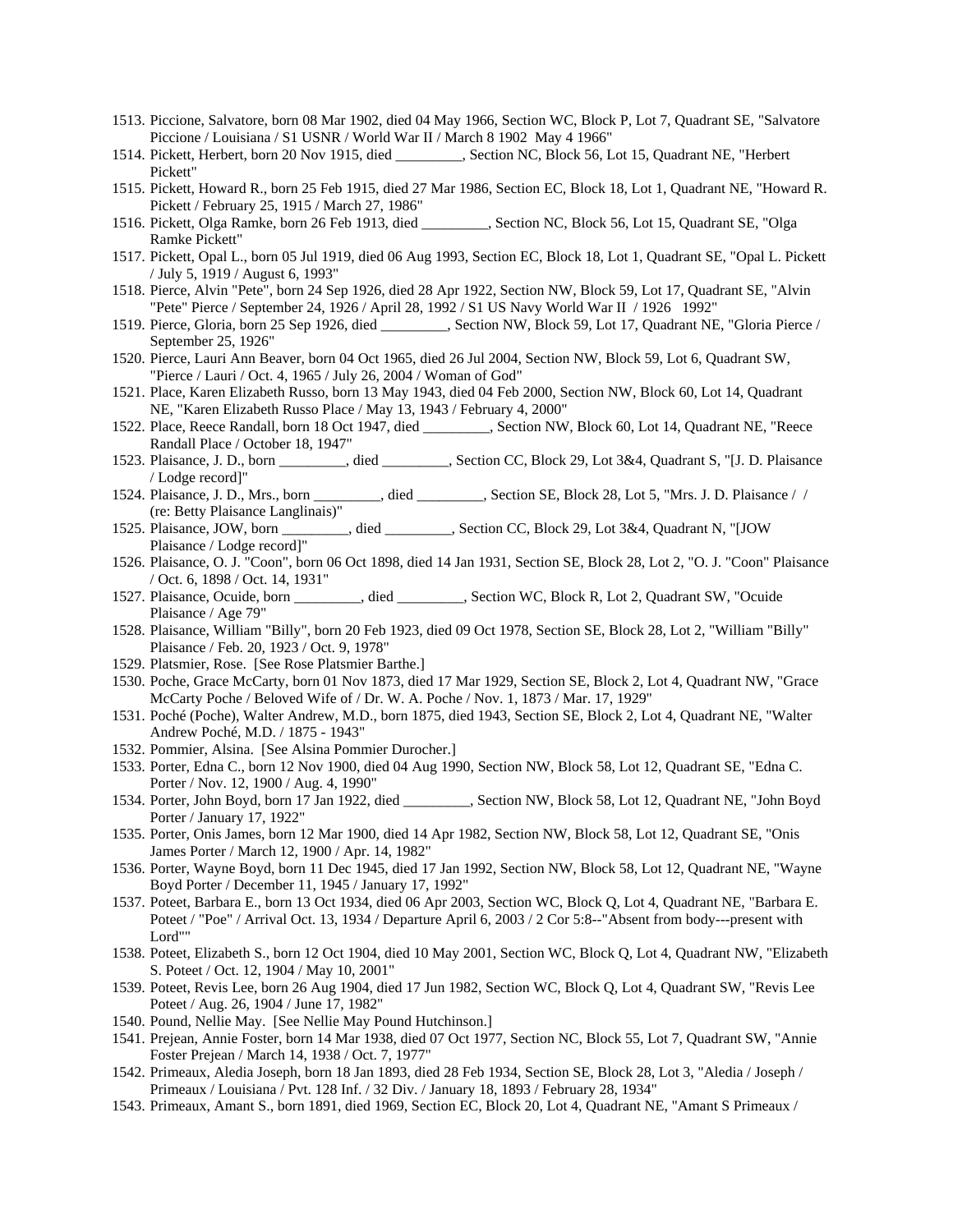1513. Piccione, Salvatore, born 08 Mar 1902, died 04 May 1966, Section WC, Block P, Lot 7, Quadrant SE, "Salvatore Piccione / Louisiana / S1 USNR / World War II / March 8 1902  May 4 1966"
1514. Pickett, Herbert, born 20 Nov 1915, died _________, Section NC, Block 56, Lot 15, Quadrant NE, "Herbert Pickett"
1515. Pickett, Howard R., born 25 Feb 1915, died 27 Mar 1986, Section EC, Block 18, Lot 1, Quadrant NE, "Howard R. Pickett / February 25, 1915 / March 27, 1986"
1516. Pickett, Olga Ramke, born 26 Feb 1913, died _________, Section NC, Block 56, Lot 15, Quadrant SE, "Olga Ramke Pickett"
1517. Pickett, Opal L., born 05 Jul 1919, died 06 Aug 1993, Section EC, Block 18, Lot 1, Quadrant SE, "Opal L. Pickett / July 5, 1919 / August 6, 1993"
1518. Pierce, Alvin "Pete", born 24 Sep 1926, died 28 Apr 1922, Section NW, Block 59, Lot 17, Quadrant SE, "Alvin "Pete" Pierce / September 24, 1926 / April 28, 1992 / S1 US Navy World War II  / 1926   1992"
1519. Pierce, Gloria, born 25 Sep 1926, died _________, Section NW, Block 59, Lot 17, Quadrant NE, "Gloria Pierce / September 25, 1926"
1520. Pierce, Lauri Ann Beaver, born 04 Oct 1965, died 26 Jul 2004, Section NW, Block 59, Lot 6, Quadrant SW, "Pierce / Lauri / Oct. 4, 1965 / July 26, 2004 / Woman of God"
1521. Place, Karen Elizabeth Russo, born 13 May 1943, died 04 Feb 2000, Section NW, Block 60, Lot 14, Quadrant NE, "Karen Elizabeth Russo Place / May 13, 1943 / February 4, 2000"
1522. Place, Reece Randall, born 18 Oct 1947, died _________, Section NW, Block 60, Lot 14, Quadrant NE, "Reece Randall Place / October 18, 1947"
1523. Plaisance, J. D., born _________, died _________, Section CC, Block 29, Lot 3&4, Quadrant S, "[J. D. Plaisance / Lodge record]"
1524. Plaisance, J. D., Mrs., born _________, died _________, Section SE, Block 28, Lot 5, "Mrs. J. D. Plaisance /  / (re: Betty Plaisance Langlinais)"
1525. Plaisance, JOW, born _________, died _________, Section CC, Block 29, Lot 3&4, Quadrant N, "[JOW Plaisance / Lodge record]"
1526. Plaisance, O. J. "Coon", born 06 Oct 1898, died 14 Jan 1931, Section SE, Block 28, Lot 2, "O. J. "Coon" Plaisance / Oct. 6, 1898 / Oct. 14, 1931"
1527. Plaisance, Ocuide, born _________, died _________, Section WC, Block R, Lot 2, Quadrant SW, "Ocuide Plaisance / Age 79"
1528. Plaisance, William "Billy", born 20 Feb 1923, died 09 Oct 1978, Section SE, Block 28, Lot 2, "William "Billy" Plaisance / Feb. 20, 1923 / Oct. 9, 1978"
1529. Platsmier, Rose.  [See Rose Platsmier Barthe.]
1530. Poche, Grace McCarty, born 01 Nov 1873, died 17 Mar 1929, Section SE, Block 2, Lot 4, Quadrant NW, "Grace McCarty Poche / Beloved Wife of / Dr. W. A. Poche / Nov. 1, 1873 / Mar. 17, 1929"
1531. Poché (Poche), Walter Andrew, M.D., born 1875, died 1943, Section SE, Block 2, Lot 4, Quadrant NE, "Walter Andrew Poché, M.D. / 1875 - 1943"
1532. Pommier, Alsina.  [See Alsina Pommier Durocher.]
1533. Porter, Edna C., born 12 Nov 1900, died 04 Aug 1990, Section NW, Block 58, Lot 12, Quadrant SE, "Edna C. Porter / Nov. 12, 1900 / Aug. 4, 1990"
1534. Porter, John Boyd, born 17 Jan 1922, died _________, Section NW, Block 58, Lot 12, Quadrant NE, "John Boyd Porter / January 17, 1922"
1535. Porter, Onis James, born 12 Mar 1900, died 14 Apr 1982, Section NW, Block 58, Lot 12, Quadrant SE, "Onis James Porter / March 12, 1900 / Apr. 14, 1982"
1536. Porter, Wayne Boyd, born 11 Dec 1945, died 17 Jan 1992, Section NW, Block 58, Lot 12, Quadrant NE, "Wayne Boyd Porter / December 11, 1945 / January 17, 1992"
1537. Poteet, Barbara E., born 13 Oct 1934, died 06 Apr 2003, Section WC, Block Q, Lot 4, Quadrant NE, "Barbara E. Poteet / "Poe" / Arrival Oct. 13, 1934 / Departure April 6, 2003 / 2 Cor 5:8--"Absent from body---present with Lord""
1538. Poteet, Elizabeth S., born 12 Oct 1904, died 10 May 2001, Section WC, Block Q, Lot 4, Quadrant NW, "Elizabeth S. Poteet / Oct. 12, 1904 / May 10, 2001"
1539. Poteet, Revis Lee, born 26 Aug 1904, died 17 Jun 1982, Section WC, Block Q, Lot 4, Quadrant SW, "Revis Lee Poteet / Aug. 26, 1904 / June 17, 1982"
1540. Pound, Nellie May.  [See Nellie May Pound Hutchinson.]
1541. Prejean, Annie Foster, born 14 Mar 1938, died 07 Oct 1977, Section NC, Block 55, Lot 7, Quadrant SW, "Annie Foster Prejean / March 14, 1938 / Oct. 7, 1977"
1542. Primeaux, Aledia Joseph, born 18 Jan 1893, died 28 Feb 1934, Section SE, Block 28, Lot 3, "Aledia / Joseph / Primeaux / Louisiana / Pvt. 128 Inf. / 32 Div. / January 18, 1893 / February 28, 1934"
1543. Primeaux, Amant S., born 1891, died 1969, Section EC, Block 20, Lot 4, Quadrant NE, "Amant S Primeaux /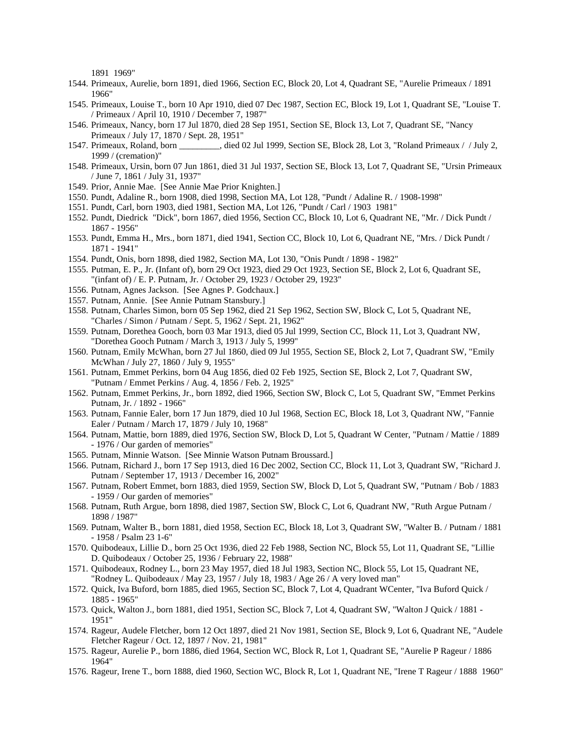1891 1969"

1544. Primeaux, Aurelie, born 1891, died 1966, Section EC, Block 20, Lot 4, Quadrant SE, "Aurelie Primeaux / 1891 1966"
1545. Primeaux, Louise T., born 10 Apr 1910, died 07 Dec 1987, Section EC, Block 19, Lot 1, Quadrant SE, "Louise T. / Primeaux / April 10, 1910 / December 7, 1987"
1546. Primeaux, Nancy, born 17 Jul 1870, died 28 Sep 1951, Section SE, Block 13, Lot 7, Quadrant SE, "Nancy Primeaux / July 17, 1870 / Sept. 28, 1951"
1547. Primeaux, Roland, born _________, died 02 Jul 1999, Section SE, Block 28, Lot 3, "Roland Primeaux / / July 2, 1999 / (cremation)"
1548. Primeaux, Ursin, born 07 Jun 1861, died 31 Jul 1937, Section SE, Block 13, Lot 7, Quadrant SE, "Ursin Primeaux / June 7, 1861 / July 31, 1937"
1549. Prior, Annie Mae. [See Annie Mae Prior Knighten.]
1550. Pundt, Adaline R., born 1908, died 1998, Section MA, Lot 128, "Pundt / Adaline R. / 1908-1998"
1551. Pundt, Carl, born 1903, died 1981, Section MA, Lot 126, "Pundt / Carl / 1903 1981"
1552. Pundt, Diedrick "Dick", born 1867, died 1956, Section CC, Block 10, Lot 6, Quadrant NE, "Mr. / Dick Pundt / 1867 - 1956"
1553. Pundt, Emma H., Mrs., born 1871, died 1941, Section CC, Block 10, Lot 6, Quadrant NE, "Mrs. / Dick Pundt / 1871 - 1941"
1554. Pundt, Onis, born 1898, died 1982, Section MA, Lot 130, "Onis Pundt / 1898 - 1982"
1555. Putman, E. P., Jr. (Infant of), born 29 Oct 1923, died 29 Oct 1923, Section SE, Block 2, Lot 6, Quadrant SE, "(infant of) / E. P. Putnam, Jr. / October 29, 1923 / October 29, 1923"
1556. Putnam, Agnes Jackson. [See Agnes P. Godchaux.]
1557. Putnam, Annie. [See Annie Putnam Stansbury.]
1558. Putnam, Charles Simon, born 05 Sep 1962, died 21 Sep 1962, Section SW, Block C, Lot 5, Quadrant NE, "Charles / Simon / Putnam / Sept. 5, 1962 / Sept. 21, 1962"
1559. Putnam, Dorethea Gooch, born 03 Mar 1913, died 05 Jul 1999, Section CC, Block 11, Lot 3, Quadrant NW, "Dorethea Gooch Putnam / March 3, 1913 / July 5, 1999"
1560. Putnam, Emily McWhan, born 27 Jul 1860, died 09 Jul 1955, Section SE, Block 2, Lot 7, Quadrant SW, "Emily McWhan / July 27, 1860 / July 9, 1955"
1561. Putnam, Emmet Perkins, born 04 Aug 1856, died 02 Feb 1925, Section SE, Block 2, Lot 7, Quadrant SW, "Putnam / Emmet Perkins / Aug. 4, 1856 / Feb. 2, 1925"
1562. Putnam, Emmet Perkins, Jr., born 1892, died 1966, Section SW, Block C, Lot 5, Quadrant SW, "Emmet Perkins Putnam, Jr. / 1892 - 1966"
1563. Putnam, Fannie Ealer, born 17 Jun 1879, died 10 Jul 1968, Section EC, Block 18, Lot 3, Quadrant NW, "Fannie Ealer / Putnam / March 17, 1879 / July 10, 1968"
1564. Putnam, Mattie, born 1889, died 1976, Section SW, Block D, Lot 5, Quadrant W Center, "Putnam / Mattie / 1889 - 1976 / Our garden of memories"
1565. Putnam, Minnie Watson. [See Minnie Watson Putnam Broussard.]
1566. Putnam, Richard J., born 17 Sep 1913, died 16 Dec 2002, Section CC, Block 11, Lot 3, Quadrant SW, "Richard J. Putnam / September 17, 1913 / December 16, 2002"
1567. Putnam, Robert Emmet, born 1883, died 1959, Section SW, Block D, Lot 5, Quadrant SW, "Putnam / Bob / 1883 - 1959 / Our garden of memories"
1568. Putnam, Ruth Argue, born 1898, died 1987, Section SW, Block C, Lot 6, Quadrant NW, "Ruth Argue Putnam / 1898 / 1987"
1569. Putnam, Walter B., born 1881, died 1958, Section EC, Block 18, Lot 3, Quadrant SW, "Walter B. / Putnam / 1881 - 1958 / Psalm 23 1-6"
1570. Quibodeaux, Lillie D., born 25 Oct 1936, died 22 Feb 1988, Section NC, Block 55, Lot 11, Quadrant SE, "Lillie D. Quibodeaux / October 25, 1936 / February 22, 1988"
1571. Quibodeaux, Rodney L., born 23 May 1957, died 18 Jul 1983, Section NC, Block 55, Lot 15, Quadrant NE, "Rodney L. Quibodeaux / May 23, 1957 / July 18, 1983 / Age 26 / A very loved man"
1572. Quick, Iva Buford, born 1885, died 1965, Section SC, Block 7, Lot 4, Quadrant WCenter, "Iva Buford Quick / 1885 - 1965"
1573. Quick, Walton J., born 1881, died 1951, Section SC, Block 7, Lot 4, Quadrant SW, "Walton J Quick / 1881 - 1951"
1574. Rageur, Audele Fletcher, born 12 Oct 1897, died 21 Nov 1981, Section SE, Block 9, Lot 6, Quadrant NE, "Audele Fletcher Rageur / Oct. 12, 1897 / Nov. 21, 1981"
1575. Rageur, Aurelie P., born 1886, died 1964, Section WC, Block R, Lot 1, Quadrant SE, "Aurelie P Rageur / 1886 1964"
1576. Rageur, Irene T., born 1888, died 1960, Section WC, Block R, Lot 1, Quadrant NE, "Irene T Rageur / 1888 1960"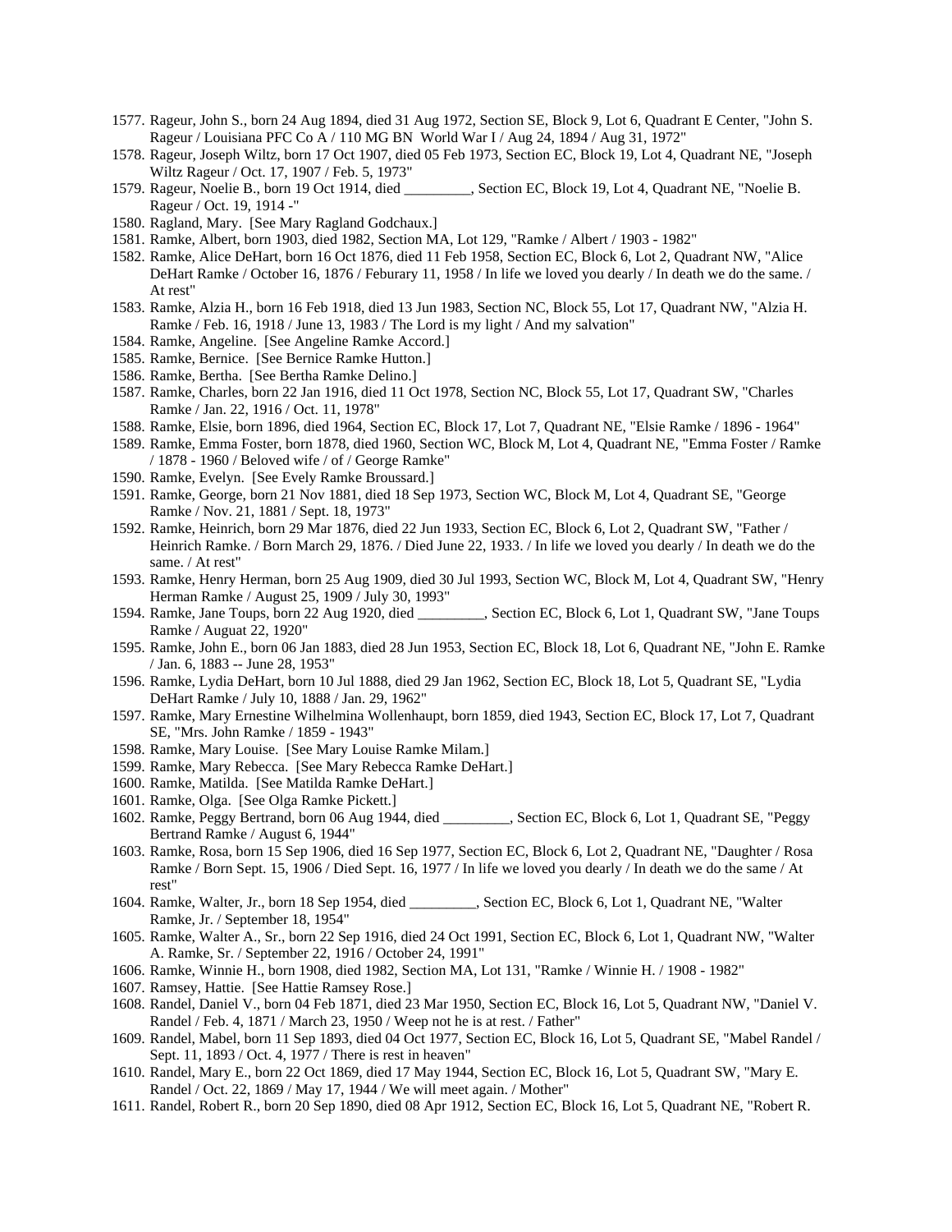1577. Rageur, John S., born 24 Aug 1894, died 31 Aug 1972, Section SE, Block 9, Lot 6, Quadrant E Center, "John S. Rageur / Louisiana PFC Co A / 110 MG BN World War I / Aug 24, 1894 / Aug 31, 1972"
1578. Rageur, Joseph Wiltz, born 17 Oct 1907, died 05 Feb 1973, Section EC, Block 19, Lot 4, Quadrant NE, "Joseph Wiltz Rageur / Oct. 17, 1907 / Feb. 5, 1973"
1579. Rageur, Noelie B., born 19 Oct 1914, died _________, Section EC, Block 19, Lot 4, Quadrant NE, "Noelie B. Rageur / Oct. 19, 1914 -"
1580. Ragland, Mary. [See Mary Ragland Godchaux.]
1581. Ramke, Albert, born 1903, died 1982, Section MA, Lot 129, "Ramke / Albert / 1903 - 1982"
1582. Ramke, Alice DeHart, born 16 Oct 1876, died 11 Feb 1958, Section EC, Block 6, Lot 2, Quadrant NW, "Alice DeHart Ramke / October 16, 1876 / Feburary 11, 1958 / In life we loved you dearly / In death we do the same. / At rest"
1583. Ramke, Alzia H., born 16 Feb 1918, died 13 Jun 1983, Section NC, Block 55, Lot 17, Quadrant NW, "Alzia H. Ramke / Feb. 16, 1918 / June 13, 1983 / The Lord is my light / And my salvation"
1584. Ramke, Angeline. [See Angeline Ramke Accord.]
1585. Ramke, Bernice. [See Bernice Ramke Hutton.]
1586. Ramke, Bertha. [See Bertha Ramke Delino.]
1587. Ramke, Charles, born 22 Jan 1916, died 11 Oct 1978, Section NC, Block 55, Lot 17, Quadrant SW, "Charles Ramke / Jan. 22, 1916 / Oct. 11, 1978"
1588. Ramke, Elsie, born 1896, died 1964, Section EC, Block 17, Lot 7, Quadrant NE, "Elsie Ramke / 1896 - 1964"
1589. Ramke, Emma Foster, born 1878, died 1960, Section WC, Block M, Lot 4, Quadrant NE, "Emma Foster / Ramke / 1878 - 1960 / Beloved wife / of / George Ramke"
1590. Ramke, Evelyn. [See Evely Ramke Broussard.]
1591. Ramke, George, born 21 Nov 1881, died 18 Sep 1973, Section WC, Block M, Lot 4, Quadrant SE, "George Ramke / Nov. 21, 1881 / Sept. 18, 1973"
1592. Ramke, Heinrich, born 29 Mar 1876, died 22 Jun 1933, Section EC, Block 6, Lot 2, Quadrant SW, "Father / Heinrich Ramke. / Born March 29, 1876. / Died June 22, 1933. / In life we loved you dearly / In death we do the same. / At rest"
1593. Ramke, Henry Herman, born 25 Aug 1909, died 30 Jul 1993, Section WC, Block M, Lot 4, Quadrant SW, "Henry Herman Ramke / August 25, 1909 / July 30, 1993"
1594. Ramke, Jane Toups, born 22 Aug 1920, died _________, Section EC, Block 6, Lot 1, Quadrant SW, "Jane Toups Ramke / Auguat 22, 1920"
1595. Ramke, John E., born 06 Jan 1883, died 28 Jun 1953, Section EC, Block 18, Lot 6, Quadrant NE, "John E. Ramke / Jan. 6, 1883 -- June 28, 1953"
1596. Ramke, Lydia DeHart, born 10 Jul 1888, died 29 Jan 1962, Section EC, Block 18, Lot 5, Quadrant SE, "Lydia DeHart Ramke / July 10, 1888 / Jan. 29, 1962"
1597. Ramke, Mary Ernestine Wilhelmina Wollenhaupt, born 1859, died 1943, Section EC, Block 17, Lot 7, Quadrant SE, "Mrs. John Ramke / 1859 - 1943"
1598. Ramke, Mary Louise. [See Mary Louise Ramke Milam.]
1599. Ramke, Mary Rebecca. [See Mary Rebecca Ramke DeHart.]
1600. Ramke, Matilda. [See Matilda Ramke DeHart.]
1601. Ramke, Olga. [See Olga Ramke Pickett.]
1602. Ramke, Peggy Bertrand, born 06 Aug 1944, died _________, Section EC, Block 6, Lot 1, Quadrant SE, "Peggy Bertrand Ramke / August 6, 1944"
1603. Ramke, Rosa, born 15 Sep 1906, died 16 Sep 1977, Section EC, Block 6, Lot 2, Quadrant NE, "Daughter / Rosa Ramke / Born Sept. 15, 1906 / Died Sept. 16, 1977 / In life we loved you dearly / In death we do the same / At rest"
1604. Ramke, Walter, Jr., born 18 Sep 1954, died _________, Section EC, Block 6, Lot 1, Quadrant NE, "Walter Ramke, Jr. / September 18, 1954"
1605. Ramke, Walter A., Sr., born 22 Sep 1916, died 24 Oct 1991, Section EC, Block 6, Lot 1, Quadrant NW, "Walter A. Ramke, Sr. / September 22, 1916 / October 24, 1991"
1606. Ramke, Winnie H., born 1908, died 1982, Section MA, Lot 131, "Ramke / Winnie H. / 1908 - 1982"
1607. Ramsey, Hattie. [See Hattie Ramsey Rose.]
1608. Randel, Daniel V., born 04 Feb 1871, died 23 Mar 1950, Section EC, Block 16, Lot 5, Quadrant NW, "Daniel V. Randel / Feb. 4, 1871 / March 23, 1950 / Weep not he is at rest. / Father"
1609. Randel, Mabel, born 11 Sep 1893, died 04 Oct 1977, Section EC, Block 16, Lot 5, Quadrant SE, "Mabel Randel / Sept. 11, 1893 / Oct. 4, 1977 / There is rest in heaven"
1610. Randel, Mary E., born 22 Oct 1869, died 17 May 1944, Section EC, Block 16, Lot 5, Quadrant SW, "Mary E. Randel / Oct. 22, 1869 / May 17, 1944 / We will meet again. / Mother"
1611. Randel, Robert R., born 20 Sep 1890, died 08 Apr 1912, Section EC, Block 16, Lot 5, Quadrant NE, "Robert R.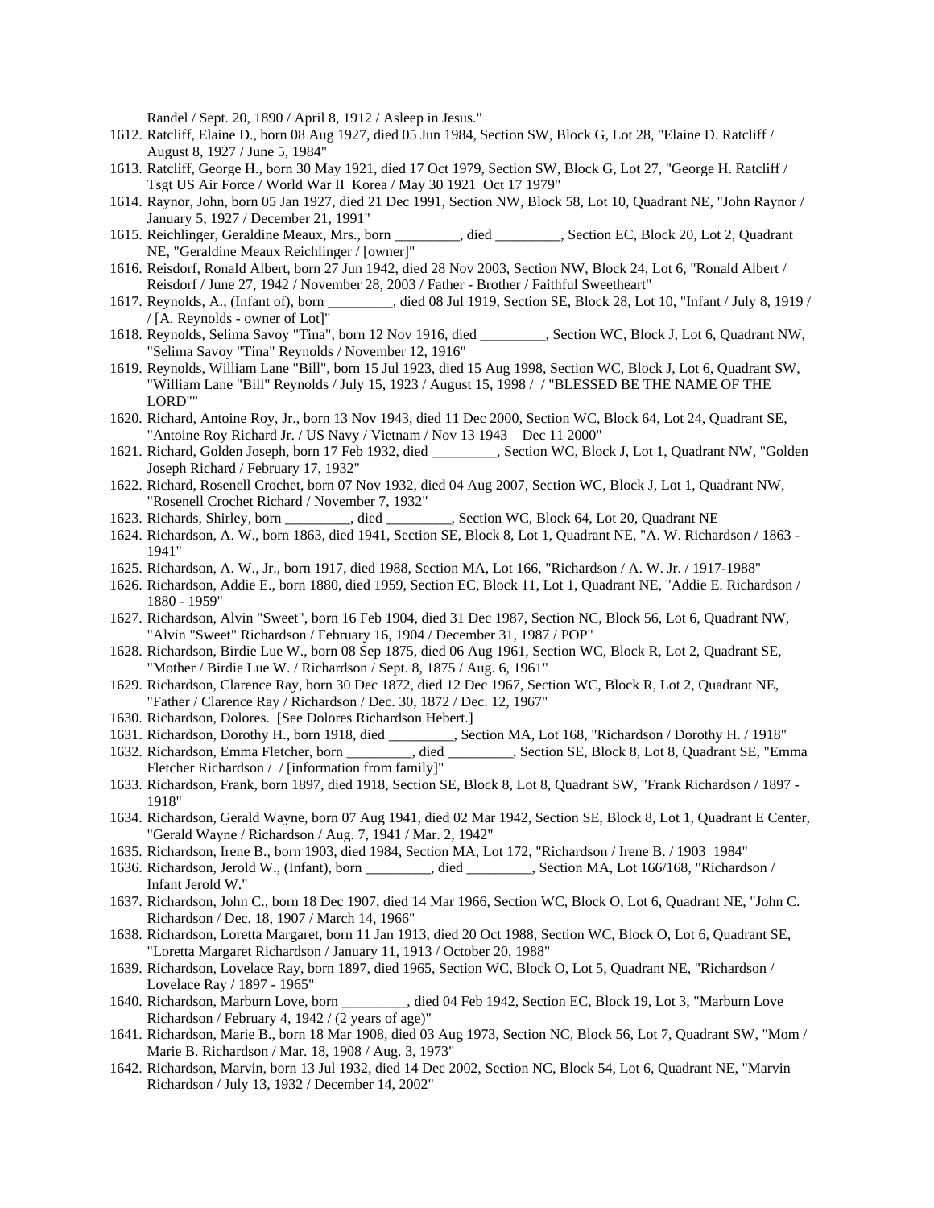Randel / Sept. 20, 1890 / April 8, 1912 / Asleep in Jesus."

1612. Ratcliff, Elaine D., born 08 Aug 1927, died 05 Jun 1984, Section SW, Block G, Lot 28, "Elaine D. Ratcliff / August 8, 1927 / June 5, 1984"
1613. Ratcliff, George H., born 30 May 1921, died 17 Oct 1979, Section SW, Block G, Lot 27, "George H. Ratcliff / Tsgt US Air Force / World War II Korea / May 30 1921 Oct 17 1979"
1614. Raynor, John, born 05 Jan 1927, died 21 Dec 1991, Section NW, Block 58, Lot 10, Quadrant NE, "John Raynor / January 5, 1927 / December 21, 1991"
1615. Reichlinger, Geraldine Meaux, Mrs., born _________, died _________, Section EC, Block 20, Lot 2, Quadrant NE, "Geraldine Meaux Reichlinger / [owner]"
1616. Reisdorf, Ronald Albert, born 27 Jun 1942, died 28 Nov 2003, Section NW, Block 24, Lot 6, "Ronald Albert / Reisdorf / June 27, 1942 / November 28, 2003 / Father - Brother / Faithful Sweetheart"
1617. Reynolds, A., (Infant of), born _________, died 08 Jul 1919, Section SE, Block 28, Lot 10, "Infant / July 8, 1919 / / [A. Reynolds - owner of Lot]"
1618. Reynolds, Selima Savoy "Tina", born 12 Nov 1916, died _________, Section WC, Block J, Lot 6, Quadrant NW, "Selima Savoy "Tina" Reynolds / November 12, 1916"
1619. Reynolds, William Lane "Bill", born 15 Jul 1923, died 15 Aug 1998, Section WC, Block J, Lot 6, Quadrant SW, "William Lane "Bill" Reynolds / July 15, 1923 / August 15, 1998 / / "BLESSED BE THE NAME OF THE LORD""
1620. Richard, Antoine Roy, Jr., born 13 Nov 1943, died 11 Dec 2000, Section WC, Block 64, Lot 24, Quadrant SE, "Antoine Roy Richard Jr. / US Navy / Vietnam / Nov 13 1943 Dec 11 2000"
1621. Richard, Golden Joseph, born 17 Feb 1932, died _________, Section WC, Block J, Lot 1, Quadrant NW, "Golden Joseph Richard / February 17, 1932"
1622. Richard, Rosenell Crochet, born 07 Nov 1932, died 04 Aug 2007, Section WC, Block J, Lot 1, Quadrant NW, "Rosenell Crochet Richard / November 7, 1932"
1623. Richards, Shirley, born _________, died _________, Section WC, Block 64, Lot 20, Quadrant NE
1624. Richardson, A. W., born 1863, died 1941, Section SE, Block 8, Lot 1, Quadrant NE, "A. W. Richardson / 1863 - 1941"
1625. Richardson, A. W., Jr., born 1917, died 1988, Section MA, Lot 166, "Richardson / A. W. Jr. / 1917-1988"
1626. Richardson, Addie E., born 1880, died 1959, Section EC, Block 11, Lot 1, Quadrant NE, "Addie E. Richardson / 1880 - 1959"
1627. Richardson, Alvin "Sweet", born 16 Feb 1904, died 31 Dec 1987, Section NC, Block 56, Lot 6, Quadrant NW, "Alvin "Sweet" Richardson / February 16, 1904 / December 31, 1987 / POP"
1628. Richardson, Birdie Lue W., born 08 Sep 1875, died 06 Aug 1961, Section WC, Block R, Lot 2, Quadrant SE, "Mother / Birdie Lue W. / Richardson / Sept. 8, 1875 / Aug. 6, 1961"
1629. Richardson, Clarence Ray, born 30 Dec 1872, died 12 Dec 1967, Section WC, Block R, Lot 2, Quadrant NE, "Father / Clarence Ray / Richardson / Dec. 30, 1872 / Dec. 12, 1967"
1630. Richardson, Dolores. [See Dolores Richardson Hebert.]
1631. Richardson, Dorothy H., born 1918, died _________, Section MA, Lot 168, "Richardson / Dorothy H. / 1918"
1632. Richardson, Emma Fletcher, born _________, died _________, Section SE, Block 8, Lot 8, Quadrant SE, "Emma Fletcher Richardson / / [information from family]"
1633. Richardson, Frank, born 1897, died 1918, Section SE, Block 8, Lot 8, Quadrant SW, "Frank Richardson / 1897 - 1918"
1634. Richardson, Gerald Wayne, born 07 Aug 1941, died 02 Mar 1942, Section SE, Block 8, Lot 1, Quadrant E Center, "Gerald Wayne / Richardson / Aug. 7, 1941 / Mar. 2, 1942"
1635. Richardson, Irene B., born 1903, died 1984, Section MA, Lot 172, "Richardson / Irene B. / 1903 1984"
1636. Richardson, Jerold W., (Infant), born _________, died _________, Section MA, Lot 166/168, "Richardson / Infant Jerold W."
1637. Richardson, John C., born 18 Dec 1907, died 14 Mar 1966, Section WC, Block O, Lot 6, Quadrant NE, "John C. Richardson / Dec. 18, 1907 / March 14, 1966"
1638. Richardson, Loretta Margaret, born 11 Jan 1913, died 20 Oct 1988, Section WC, Block O, Lot 6, Quadrant SE, "Loretta Margaret Richardson / January 11, 1913 / October 20, 1988"
1639. Richardson, Lovelace Ray, born 1897, died 1965, Section WC, Block O, Lot 5, Quadrant NE, "Richardson / Lovelace Ray / 1897 - 1965"
1640. Richardson, Marburn Love, born _________, died 04 Feb 1942, Section EC, Block 19, Lot 3, "Marburn Love Richardson / February 4, 1942 / (2 years of age)"
1641. Richardson, Marie B., born 18 Mar 1908, died 03 Aug 1973, Section NC, Block 56, Lot 7, Quadrant SW, "Mom / Marie B. Richardson / Mar. 18, 1908 / Aug. 3, 1973"
1642. Richardson, Marvin, born 13 Jul 1932, died 14 Dec 2002, Section NC, Block 54, Lot 6, Quadrant NE, "Marvin Richardson / July 13, 1932 / December 14, 2002"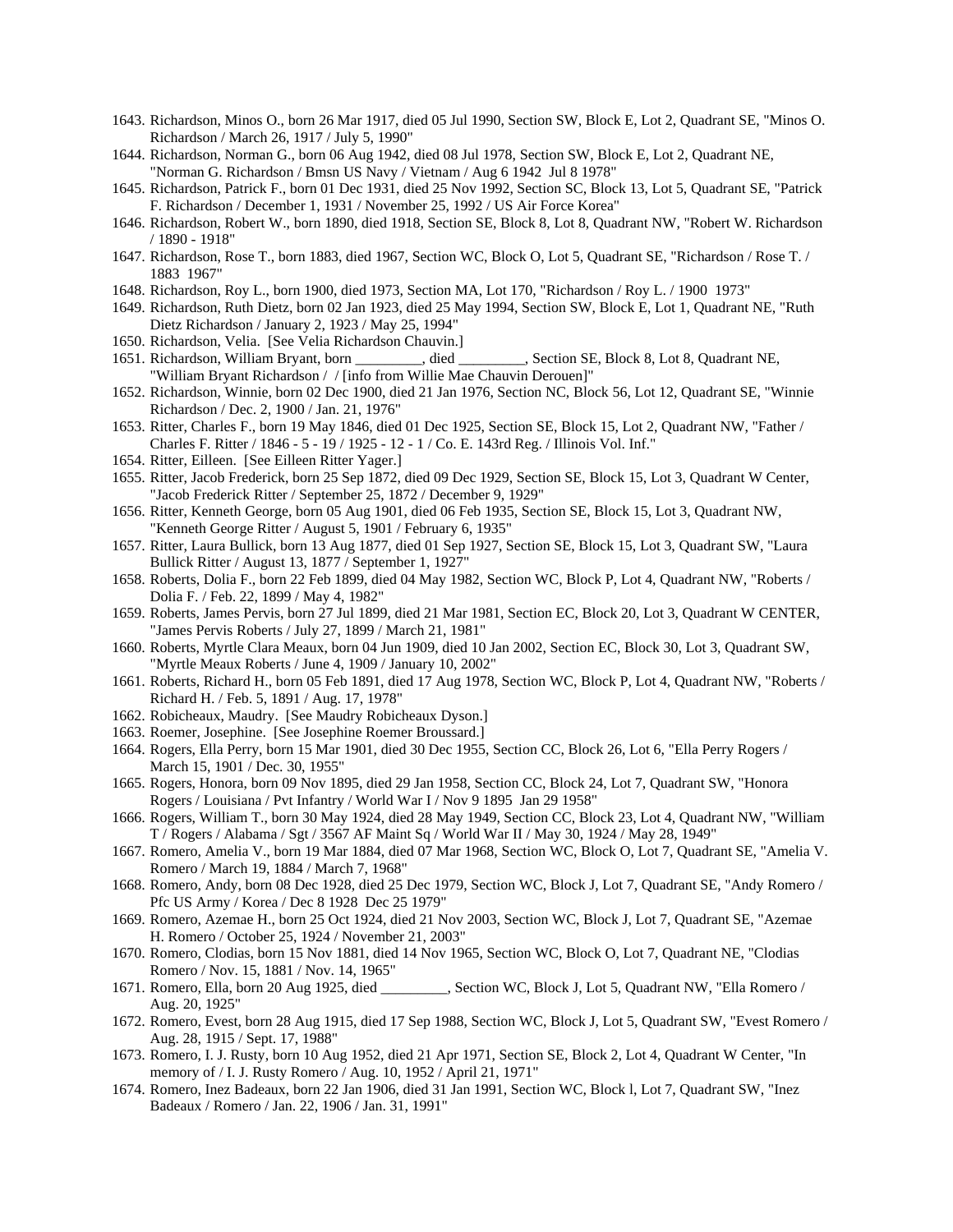1643. Richardson, Minos O., born 26 Mar 1917, died 05 Jul 1990, Section SW, Block E, Lot 2, Quadrant SE, "Minos O. Richardson / March 26, 1917 / July 5, 1990"
1644. Richardson, Norman G., born 06 Aug 1942, died 08 Jul 1978, Section SW, Block E, Lot 2, Quadrant NE, "Norman G. Richardson / Bmsn US Navy / Vietnam / Aug 6 1942  Jul 8 1978"
1645. Richardson, Patrick F., born 01 Dec 1931, died 25 Nov 1992, Section SC, Block 13, Lot 5, Quadrant SE, "Patrick F. Richardson / December 1, 1931 / November 25, 1992 / US Air Force Korea"
1646. Richardson, Robert W., born 1890, died 1918, Section SE, Block 8, Lot 8, Quadrant NW, "Robert W. Richardson / 1890 - 1918"
1647. Richardson, Rose T., born 1883, died 1967, Section WC, Block O, Lot 5, Quadrant SE, "Richardson / Rose T. / 1883  1967"
1648. Richardson, Roy L., born 1900, died 1973, Section MA, Lot 170, "Richardson / Roy L. / 1900  1973"
1649. Richardson, Ruth Dietz, born 02 Jan 1923, died 25 May 1994, Section SW, Block E, Lot 1, Quadrant NE, "Ruth Dietz Richardson / January 2, 1923 / May 25, 1994"
1650. Richardson, Velia.  [See Velia Richardson Chauvin.]
1651. Richardson, William Bryant, born _________, died _________, Section SE, Block 8, Lot 8, Quadrant NE, "William Bryant Richardson /  / [info from Willie Mae Chauvin Derouen]"
1652. Richardson, Winnie, born 02 Dec 1900, died 21 Jan 1976, Section NC, Block 56, Lot 12, Quadrant SE, "Winnie Richardson / Dec. 2, 1900 / Jan. 21, 1976"
1653. Ritter, Charles F., born 19 May 1846, died 01 Dec 1925, Section SE, Block 15, Lot 2, Quadrant NW, "Father / Charles F. Ritter / 1846 - 5 - 19 / 1925 - 12 - 1 / Co. E. 143rd Reg. / Illinois Vol. Inf."
1654. Ritter, Eilleen.  [See Eilleen Ritter Yager.]
1655. Ritter, Jacob Frederick, born 25 Sep 1872, died 09 Dec 1929, Section SE, Block 15, Lot 3, Quadrant W Center, "Jacob Frederick Ritter / September 25, 1872 / December 9, 1929"
1656. Ritter, Kenneth George, born 05 Aug 1901, died 06 Feb 1935, Section SE, Block 15, Lot 3, Quadrant NW, "Kenneth George Ritter / August 5, 1901 / February 6, 1935"
1657. Ritter, Laura Bullick, born 13 Aug 1877, died 01 Sep 1927, Section SE, Block 15, Lot 3, Quadrant SW, "Laura Bullick Ritter / August 13, 1877 / September 1, 1927"
1658. Roberts, Dolia F., born 22 Feb 1899, died 04 May 1982, Section WC, Block P, Lot 4, Quadrant NW, "Roberts / Dolia F. / Feb. 22, 1899 / May 4, 1982"
1659. Roberts, James Pervis, born 27 Jul 1899, died 21 Mar 1981, Section EC, Block 20, Lot 3, Quadrant W CENTER, "James Pervis Roberts / July 27, 1899 / March 21, 1981"
1660. Roberts, Myrtle Clara Meaux, born 04 Jun 1909, died 10 Jan 2002, Section EC, Block 30, Lot 3, Quadrant SW, "Myrtle Meaux Roberts / June 4, 1909 / January 10, 2002"
1661. Roberts, Richard H., born 05 Feb 1891, died 17 Aug 1978, Section WC, Block P, Lot 4, Quadrant NW, "Roberts / Richard H. / Feb. 5, 1891 / Aug. 17, 1978"
1662. Robicheaux, Maudry.  [See Maudry Robicheaux Dyson.]
1663. Roemer, Josephine.  [See Josephine Roemer Broussard.]
1664. Rogers, Ella Perry, born 15 Mar 1901, died 30 Dec 1955, Section CC, Block 26, Lot 6, "Ella Perry Rogers / March 15, 1901 / Dec. 30, 1955"
1665. Rogers, Honora, born 09 Nov 1895, died 29 Jan 1958, Section CC, Block 24, Lot 7, Quadrant SW, "Honora Rogers / Louisiana / Pvt Infantry / World War I / Nov 9 1895  Jan 29 1958"
1666. Rogers, William T., born 30 May 1924, died 28 May 1949, Section CC, Block 23, Lot 4, Quadrant NW, "William T / Rogers / Alabama / Sgt / 3567 AF Maint Sq / World War II / May 30, 1924 / May 28, 1949"
1667. Romero, Amelia V., born 19 Mar 1884, died 07 Mar 1968, Section WC, Block O, Lot 7, Quadrant SE, "Amelia V. Romero / March 19, 1884 / March 7, 1968"
1668. Romero, Andy, born 08 Dec 1928, died 25 Dec 1979, Section WC, Block J, Lot 7, Quadrant SE, "Andy Romero / Pfc US Army / Korea / Dec 8 1928  Dec 25 1979"
1669. Romero, Azemae H., born 25 Oct 1924, died 21 Nov 2003, Section WC, Block J, Lot 7, Quadrant SE, "Azemae H. Romero / October 25, 1924 / November 21, 2003"
1670. Romero, Clodias, born 15 Nov 1881, died 14 Nov 1965, Section WC, Block O, Lot 7, Quadrant NE, "Clodias Romero / Nov. 15, 1881 / Nov. 14, 1965"
1671. Romero, Ella, born 20 Aug 1925, died _________, Section WC, Block J, Lot 5, Quadrant NW, "Ella Romero / Aug. 20, 1925"
1672. Romero, Evest, born 28 Aug 1915, died 17 Sep 1988, Section WC, Block J, Lot 5, Quadrant SW, "Evest Romero / Aug. 28, 1915 / Sept. 17, 1988"
1673. Romero, I. J. Rusty, born 10 Aug 1952, died 21 Apr 1971, Section SE, Block 2, Lot 4, Quadrant W Center, "In memory of / I. J. Rusty Romero / Aug. 10, 1952 / April 21, 1971"
1674. Romero, Inez Badeaux, born 22 Jan 1906, died 31 Jan 1991, Section WC, Block l, Lot 7, Quadrant SW, "Inez Badeaux / Romero / Jan. 22, 1906 / Jan. 31, 1991"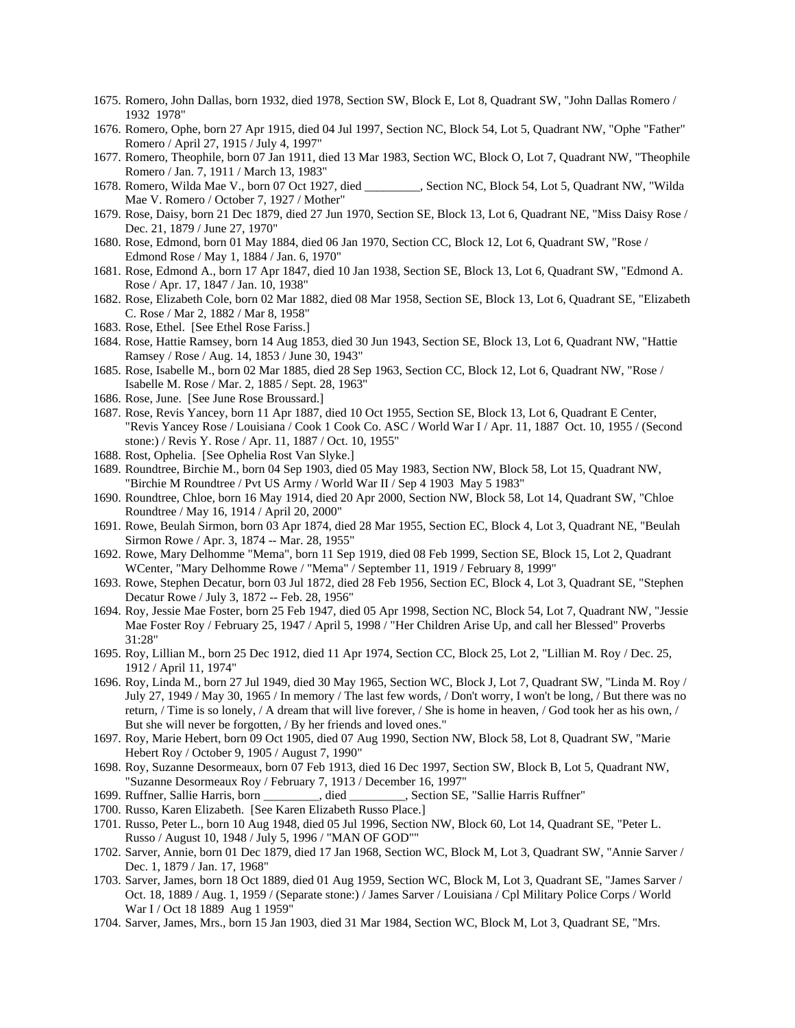1675. Romero, John Dallas, born 1932, died 1978, Section SW, Block E, Lot 8, Quadrant SW, "John Dallas Romero / 1932 1978"
1676. Romero, Ophe, born 27 Apr 1915, died 04 Jul 1997, Section NC, Block 54, Lot 5, Quadrant NW, "Ophe "Father" Romero / April 27, 1915 / July 4, 1997"
1677. Romero, Theophile, born 07 Jan 1911, died 13 Mar 1983, Section WC, Block O, Lot 7, Quadrant NW, "Theophile Romero / Jan. 7, 1911 / March 13, 1983"
1678. Romero, Wilda Mae V., born 07 Oct 1927, died _________, Section NC, Block 54, Lot 5, Quadrant NW, "Wilda Mae V. Romero / October 7, 1927 / Mother"
1679. Rose, Daisy, born 21 Dec 1879, died 27 Jun 1970, Section SE, Block 13, Lot 6, Quadrant NE, "Miss Daisy Rose / Dec. 21, 1879 / June 27, 1970"
1680. Rose, Edmond, born 01 May 1884, died 06 Jan 1970, Section CC, Block 12, Lot 6, Quadrant SW, "Rose / Edmond Rose / May 1, 1884 / Jan. 6, 1970"
1681. Rose, Edmond A., born 17 Apr 1847, died 10 Jan 1938, Section SE, Block 13, Lot 6, Quadrant SW, "Edmond A. Rose / Apr. 17, 1847 / Jan. 10, 1938"
1682. Rose, Elizabeth Cole, born 02 Mar 1882, died 08 Mar 1958, Section SE, Block 13, Lot 6, Quadrant SE, "Elizabeth C. Rose / Mar 2, 1882 / Mar 8, 1958"
1683. Rose, Ethel. [See Ethel Rose Fariss.]
1684. Rose, Hattie Ramsey, born 14 Aug 1853, died 30 Jun 1943, Section SE, Block 13, Lot 6, Quadrant NW, "Hattie Ramsey / Rose / Aug. 14, 1853 / June 30, 1943"
1685. Rose, Isabelle M., born 02 Mar 1885, died 28 Sep 1963, Section CC, Block 12, Lot 6, Quadrant NW, "Rose / Isabelle M. Rose / Mar. 2, 1885 / Sept. 28, 1963"
1686. Rose, June. [See June Rose Broussard.]
1687. Rose, Revis Yancey, born 11 Apr 1887, died 10 Oct 1955, Section SE, Block 13, Lot 6, Quadrant E Center, "Revis Yancey Rose / Louisiana / Cook 1 Cook Co. ASC / World War I / Apr. 11, 1887 Oct. 10, 1955 / (Second stone:) / Revis Y. Rose / Apr. 11, 1887 / Oct. 10, 1955"
1688. Rost, Ophelia. [See Ophelia Rost Van Slyke.]
1689. Roundtree, Birchie M., born 04 Sep 1903, died 05 May 1983, Section NW, Block 58, Lot 15, Quadrant NW, "Birchie M Roundtree / Pvt US Army / World War II / Sep 4 1903 May 5 1983"
1690. Roundtree, Chloe, born 16 May 1914, died 20 Apr 2000, Section NW, Block 58, Lot 14, Quadrant SW, "Chloe Roundtree / May 16, 1914 / April 20, 2000"
1691. Rowe, Beulah Sirmon, born 03 Apr 1874, died 28 Mar 1955, Section EC, Block 4, Lot 3, Quadrant NE, "Beulah Sirmon Rowe / Apr. 3, 1874 -- Mar. 28, 1955"
1692. Rowe, Mary Delhomme "Mema", born 11 Sep 1919, died 08 Feb 1999, Section SE, Block 15, Lot 2, Quadrant WCenter, "Mary Delhomme Rowe / "Mema" / September 11, 1919 / February 8, 1999"
1693. Rowe, Stephen Decatur, born 03 Jul 1872, died 28 Feb 1956, Section EC, Block 4, Lot 3, Quadrant SE, "Stephen Decatur Rowe / July 3, 1872 -- Feb. 28, 1956"
1694. Roy, Jessie Mae Foster, born 25 Feb 1947, died 05 Apr 1998, Section NC, Block 54, Lot 7, Quadrant NW, "Jessie Mae Foster Roy / February 25, 1947 / April 5, 1998 / "Her Children Arise Up, and call her Blessed" Proverbs 31:28"
1695. Roy, Lillian M., born 25 Dec 1912, died 11 Apr 1974, Section CC, Block 25, Lot 2, "Lillian M. Roy / Dec. 25, 1912 / April 11, 1974"
1696. Roy, Linda M., born 27 Jul 1949, died 30 May 1965, Section WC, Block J, Lot 7, Quadrant SW, "Linda M. Roy / July 27, 1949 / May 30, 1965 / In memory / The last few words, / Don't worry, I won't be long, / But there was no return, / Time is so lonely, / A dream that will live forever, / She is home in heaven, / God took her as his own, / But she will never be forgotten, / By her friends and loved ones."
1697. Roy, Marie Hebert, born 09 Oct 1905, died 07 Aug 1990, Section NW, Block 58, Lot 8, Quadrant SW, "Marie Hebert Roy / October 9, 1905 / August 7, 1990"
1698. Roy, Suzanne Desormeaux, born 07 Feb 1913, died 16 Dec 1997, Section SW, Block B, Lot 5, Quadrant NW, "Suzanne Desormeaux Roy / February 7, 1913 / December 16, 1997"
1699. Ruffner, Sallie Harris, born _________, died _________, Section SE, "Sallie Harris Ruffner"
1700. Russo, Karen Elizabeth. [See Karen Elizabeth Russo Place.]
1701. Russo, Peter L., born 10 Aug 1948, died 05 Jul 1996, Section NW, Block 60, Lot 14, Quadrant SE, "Peter L. Russo / August 10, 1948 / July 5, 1996 / "MAN OF GOD""
1702. Sarver, Annie, born 01 Dec 1879, died 17 Jan 1968, Section WC, Block M, Lot 3, Quadrant SW, "Annie Sarver / Dec. 1, 1879 / Jan. 17, 1968"
1703. Sarver, James, born 18 Oct 1889, died 01 Aug 1959, Section WC, Block M, Lot 3, Quadrant SE, "James Sarver / Oct. 18, 1889 / Aug. 1, 1959 / (Separate stone:) / James Sarver / Louisiana / Cpl Military Police Corps / World War I / Oct 18 1889 Aug 1 1959"
1704. Sarver, James, Mrs., born 15 Jan 1903, died 31 Mar 1984, Section WC, Block M, Lot 3, Quadrant SE, "Mrs.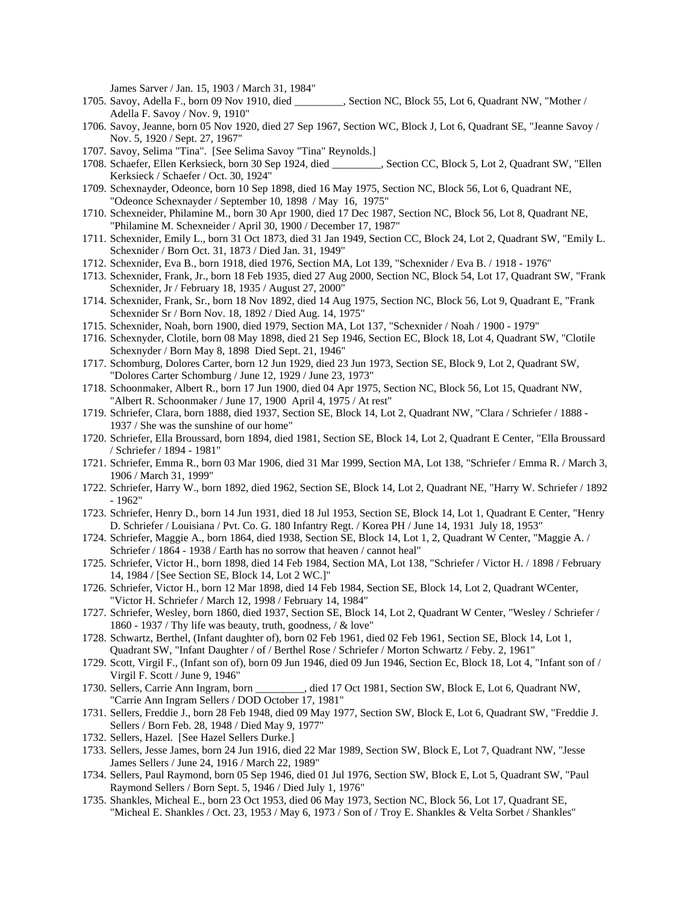James Sarver / Jan. 15, 1903 / March 31, 1984"

1705. Savoy, Adella F., born 09 Nov 1910, died _________, Section NC, Block 55, Lot 6, Quadrant NW, "Mother / Adella F. Savoy / Nov. 9, 1910"
1706. Savoy, Jeanne, born 05 Nov 1920, died 27 Sep 1967, Section WC, Block J, Lot 6, Quadrant SE, "Jeanne Savoy / Nov. 5, 1920 / Sept. 27, 1967"
1707. Savoy, Selima "Tina". [See Selima Savoy "Tina" Reynolds.]
1708. Schaefer, Ellen Kerksieck, born 30 Sep 1924, died _________, Section CC, Block 5, Lot 2, Quadrant SW, "Ellen Kerksieck / Schaefer / Oct. 30, 1924"
1709. Schexnayder, Odeonce, born 10 Sep 1898, died 16 May 1975, Section NC, Block 56, Lot 6, Quadrant NE, "Odeonce Schexnayder / September 10, 1898 / May 16, 1975"
1710. Schexneider, Philamine M., born 30 Apr 1900, died 17 Dec 1987, Section NC, Block 56, Lot 8, Quadrant NE, "Philamine M. Schexneider / April 30, 1900 / December 17, 1987"
1711. Schexnider, Emily L., born 31 Oct 1873, died 31 Jan 1949, Section CC, Block 24, Lot 2, Quadrant SW, "Emily L. Schexnider / Born Oct. 31, 1873 / Died Jan. 31, 1949"
1712. Schexnider, Eva B., born 1918, died 1976, Section MA, Lot 139, "Schexnider / Eva B. / 1918 - 1976"
1713. Schexnider, Frank, Jr., born 18 Feb 1935, died 27 Aug 2000, Section NC, Block 54, Lot 17, Quadrant SW, "Frank Schexnider, Jr / February 18, 1935 / August 27, 2000"
1714. Schexnider, Frank, Sr., born 18 Nov 1892, died 14 Aug 1975, Section NC, Block 56, Lot 9, Quadrant E, "Frank Schexnider Sr / Born Nov. 18, 1892 / Died Aug. 14, 1975"
1715. Schexnider, Noah, born 1900, died 1979, Section MA, Lot 137, "Schexnider / Noah / 1900 - 1979"
1716. Schexnyder, Clotile, born 08 May 1898, died 21 Sep 1946, Section EC, Block 18, Lot 4, Quadrant SW, "Clotile Schexnyder / Born May 8, 1898 Died Sept. 21, 1946"
1717. Schomburg, Dolores Carter, born 12 Jun 1929, died 23 Jun 1973, Section SE, Block 9, Lot 2, Quadrant SW, "Dolores Carter Schomburg / June 12, 1929 / June 23, 1973"
1718. Schoonmaker, Albert R., born 17 Jun 1900, died 04 Apr 1975, Section NC, Block 56, Lot 15, Quadrant NW, "Albert R. Schoonmaker / June 17, 1900 April 4, 1975 / At rest"
1719. Schriefer, Clara, born 1888, died 1937, Section SE, Block 14, Lot 2, Quadrant NW, "Clara / Schriefer / 1888 - 1937 / She was the sunshine of our home"
1720. Schriefer, Ella Broussard, born 1894, died 1981, Section SE, Block 14, Lot 2, Quadrant E Center, "Ella Broussard / Schriefer / 1894 - 1981"
1721. Schriefer, Emma R., born 03 Mar 1906, died 31 Mar 1999, Section MA, Lot 138, "Schriefer / Emma R. / March 3, 1906 / March 31, 1999"
1722. Schriefer, Harry W., born 1892, died 1962, Section SE, Block 14, Lot 2, Quadrant NE, "Harry W. Schriefer / 1892 - 1962"
1723. Schriefer, Henry D., born 14 Jun 1931, died 18 Jul 1953, Section SE, Block 14, Lot 1, Quadrant E Center, "Henry D. Schriefer / Louisiana / Pvt. Co. G. 180 Infantry Regt. / Korea PH / June 14, 1931 July 18, 1953"
1724. Schriefer, Maggie A., born 1864, died 1938, Section SE, Block 14, Lot 1, 2, Quadrant W Center, "Maggie A. / Schriefer / 1864 - 1938 / Earth has no sorrow that heaven / cannot heal"
1725. Schriefer, Victor H., born 1898, died 14 Feb 1984, Section MA, Lot 138, "Schriefer / Victor H. / 1898 / February 14, 1984 / [See Section SE, Block 14, Lot 2 WC.]"
1726. Schriefer, Victor H., born 12 Mar 1898, died 14 Feb 1984, Section SE, Block 14, Lot 2, Quadrant WCenter, "Victor H. Schriefer / March 12, 1998 / February 14, 1984"
1727. Schriefer, Wesley, born 1860, died 1937, Section SE, Block 14, Lot 2, Quadrant W Center, "Wesley / Schriefer / 1860 - 1937 / Thy life was beauty, truth, goodness, / & love"
1728. Schwartz, Berthel, (Infant daughter of), born 02 Feb 1961, died 02 Feb 1961, Section SE, Block 14, Lot 1, Quadrant SW, "Infant Daughter / of / Berthel Rose / Schriefer / Morton Schwartz / Feby. 2, 1961"
1729. Scott, Virgil F., (Infant son of), born 09 Jun 1946, died 09 Jun 1946, Section Ec, Block 18, Lot 4, "Infant son of / Virgil F. Scott / June 9, 1946"
1730. Sellers, Carrie Ann Ingram, born _________, died 17 Oct 1981, Section SW, Block E, Lot 6, Quadrant NW, "Carrie Ann Ingram Sellers / DOD October 17, 1981"
1731. Sellers, Freddie J., born 28 Feb 1948, died 09 May 1977, Section SW, Block E, Lot 6, Quadrant SW, "Freddie J. Sellers / Born Feb. 28, 1948 / Died May 9, 1977"
1732. Sellers, Hazel. [See Hazel Sellers Durke.]
1733. Sellers, Jesse James, born 24 Jun 1916, died 22 Mar 1989, Section SW, Block E, Lot 7, Quadrant NW, "Jesse James Sellers / June 24, 1916 / March 22, 1989"
1734. Sellers, Paul Raymond, born 05 Sep 1946, died 01 Jul 1976, Section SW, Block E, Lot 5, Quadrant SW, "Paul Raymond Sellers / Born Sept. 5, 1946 / Died July 1, 1976"
1735. Shankles, Micheal E., born 23 Oct 1953, died 06 May 1973, Section NC, Block 56, Lot 17, Quadrant SE, "Micheal E. Shankles / Oct. 23, 1953 / May 6, 1973 / Son of / Troy E. Shankles & Velta Sorbet / Shankles"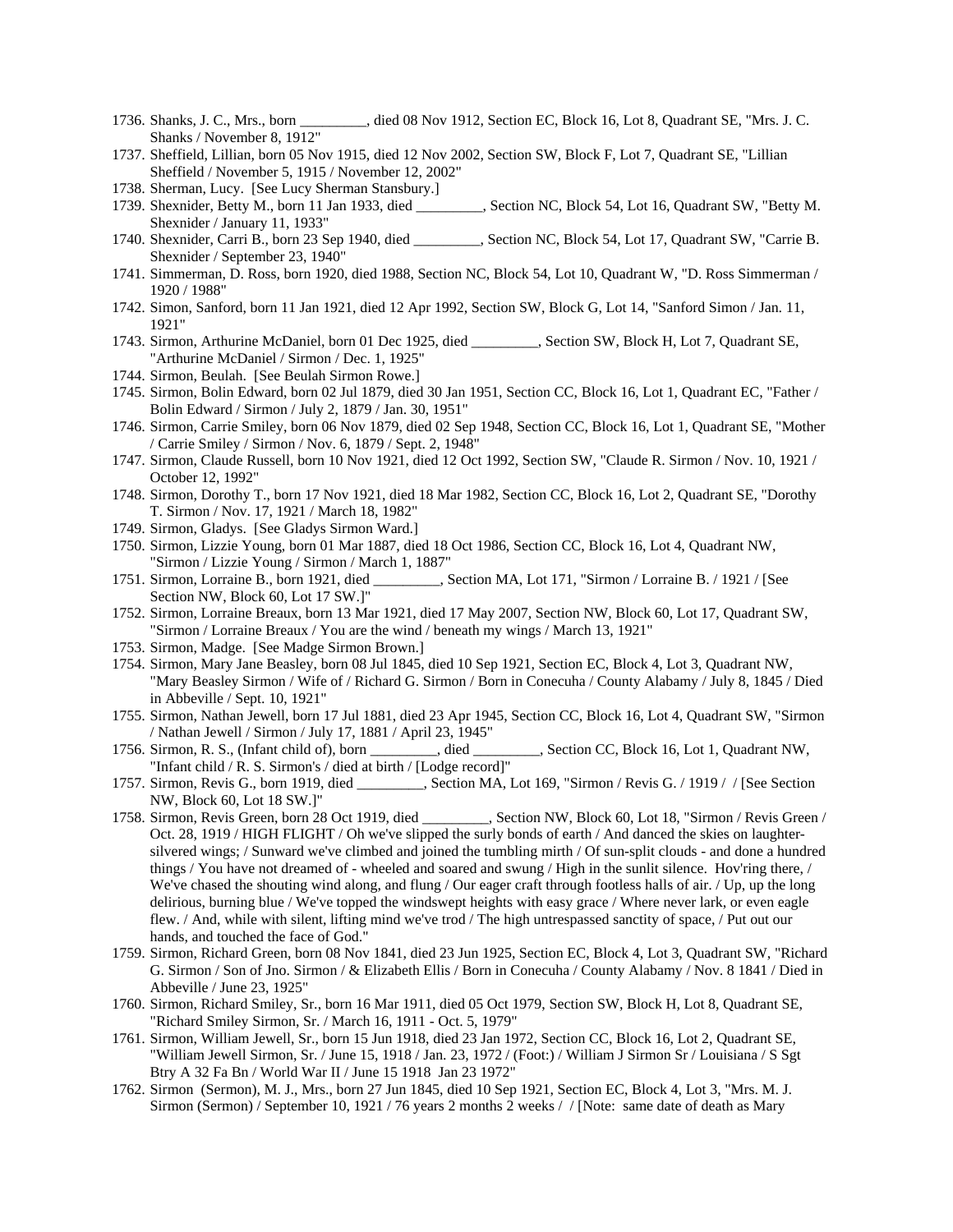1736. Shanks, J. C., Mrs., born _________, died 08 Nov 1912, Section EC, Block 16, Lot 8, Quadrant SE, "Mrs. J. C. Shanks / November 8, 1912"
1737. Sheffield, Lillian, born 05 Nov 1915, died 12 Nov 2002, Section SW, Block F, Lot 7, Quadrant SE, "Lillian Sheffield / November 5, 1915 / November 12, 2002"
1738. Sherman, Lucy. [See Lucy Sherman Stansbury.]
1739. Shexnider, Betty M., born 11 Jan 1933, died _________, Section NC, Block 54, Lot 16, Quadrant SW, "Betty M. Shexnider / January 11, 1933"
1740. Shexnider, Carri B., born 23 Sep 1940, died _________, Section NC, Block 54, Lot 17, Quadrant SW, "Carrie B. Shexnider / September 23, 1940"
1741. Simmerman, D. Ross, born 1920, died 1988, Section NC, Block 54, Lot 10, Quadrant W, "D. Ross Simmerman / 1920 / 1988"
1742. Simon, Sanford, born 11 Jan 1921, died 12 Apr 1992, Section SW, Block G, Lot 14, "Sanford Simon / Jan. 11, 1921"
1743. Sirmon, Arthurine McDaniel, born 01 Dec 1925, died _________, Section SW, Block H, Lot 7, Quadrant SE, "Arthurine McDaniel / Sirmon / Dec. 1, 1925"
1744. Sirmon, Beulah. [See Beulah Sirmon Rowe.]
1745. Sirmon, Bolin Edward, born 02 Jul 1879, died 30 Jan 1951, Section CC, Block 16, Lot 1, Quadrant EC, "Father / Bolin Edward / Sirmon / July 2, 1879 / Jan. 30, 1951"
1746. Sirmon, Carrie Smiley, born 06 Nov 1879, died 02 Sep 1948, Section CC, Block 16, Lot 1, Quadrant SE, "Mother / Carrie Smiley / Sirmon / Nov. 6, 1879 / Sept. 2, 1948"
1747. Sirmon, Claude Russell, born 10 Nov 1921, died 12 Oct 1992, Section SW, "Claude R. Sirmon / Nov. 10, 1921 / October 12, 1992"
1748. Sirmon, Dorothy T., born 17 Nov 1921, died 18 Mar 1982, Section CC, Block 16, Lot 2, Quadrant SE, "Dorothy T. Sirmon / Nov. 17, 1921 / March 18, 1982"
1749. Sirmon, Gladys. [See Gladys Sirmon Ward.]
1750. Sirmon, Lizzie Young, born 01 Mar 1887, died 18 Oct 1986, Section CC, Block 16, Lot 4, Quadrant NW, "Sirmon / Lizzie Young / Sirmon / March 1, 1887"
1751. Sirmon, Lorraine B., born 1921, died _________, Section MA, Lot 171, "Sirmon / Lorraine B. / 1921 / [See Section NW, Block 60, Lot 17 SW.]"
1752. Sirmon, Lorraine Breaux, born 13 Mar 1921, died 17 May 2007, Section NW, Block 60, Lot 17, Quadrant SW, "Sirmon / Lorraine Breaux / You are the wind / beneath my wings / March 13, 1921"
1753. Sirmon, Madge. [See Madge Sirmon Brown.]
1754. Sirmon, Mary Jane Beasley, born 08 Jul 1845, died 10 Sep 1921, Section EC, Block 4, Lot 3, Quadrant NW, "Mary Beasley Sirmon / Wife of / Richard G. Sirmon / Born in Conecuha / County Alabamy / July 8, 1845 / Died in Abbeville / Sept. 10, 1921"
1755. Sirmon, Nathan Jewell, born 17 Jul 1881, died 23 Apr 1945, Section CC, Block 16, Lot 4, Quadrant SW, "Sirmon / Nathan Jewell / Sirmon / July 17, 1881 / April 23, 1945"
1756. Sirmon, R. S., (Infant child of), born _________, died _________, Section CC, Block 16, Lot 1, Quadrant NW, "Infant child / R. S. Sirmon's / died at birth / [Lodge record]"
1757. Sirmon, Revis G., born 1919, died _________, Section MA, Lot 169, "Sirmon / Revis G. / 1919 / / [See Section NW, Block 60, Lot 18 SW.]"
1758. Sirmon, Revis Green, born 28 Oct 1919, died _________, Section NW, Block 60, Lot 18, "Sirmon / Revis Green / Oct. 28, 1919 / HIGH FLIGHT / Oh we've slipped the surly bonds of earth / And danced the skies on laughter-silvered wings; / Sunward we've climbed and joined the tumbling mirth / Of sun-split clouds - and done a hundred things / You have not dreamed of - wheeled and soared and swung / High in the sunlit silence. Hov'ring there, / We've chased the shouting wind along, and flung / Our eager craft through footless halls of air. / Up, up the long delirious, burning blue / We've topped the windswept heights with easy grace / Where never lark, or even eagle flew. / And, while with silent, lifting mind we've trod / The high untrespassed sanctity of space, / Put out our hands, and touched the face of God."
1759. Sirmon, Richard Green, born 08 Nov 1841, died 23 Jun 1925, Section EC, Block 4, Lot 3, Quadrant SW, "Richard G. Sirmon / Son of Jno. Sirmon / & Elizabeth Ellis / Born in Conecuha / County Alabamy / Nov. 8 1841 / Died in Abbeville / June 23, 1925"
1760. Sirmon, Richard Smiley, Sr., born 16 Mar 1911, died 05 Oct 1979, Section SW, Block H, Lot 8, Quadrant SE, "Richard Smiley Sirmon, Sr. / March 16, 1911 - Oct. 5, 1979"
1761. Sirmon, William Jewell, Sr., born 15 Jun 1918, died 23 Jan 1972, Section CC, Block 16, Lot 2, Quadrant SE, "William Jewell Sirmon, Sr. / June 15, 1918 / Jan. 23, 1972 / (Foot:) / William J Sirmon Sr / Louisiana / S Sgt Btry A 32 Fa Bn / World War II / June 15 1918 Jan 23 1972"
1762. Sirmon (Sermon), M. J., Mrs., born 27 Jun 1845, died 10 Sep 1921, Section EC, Block 4, Lot 3, "Mrs. M. J. Sirmon (Sermon) / September 10, 1921 / 76 years 2 months 2 weeks / / [Note: same date of death as Mary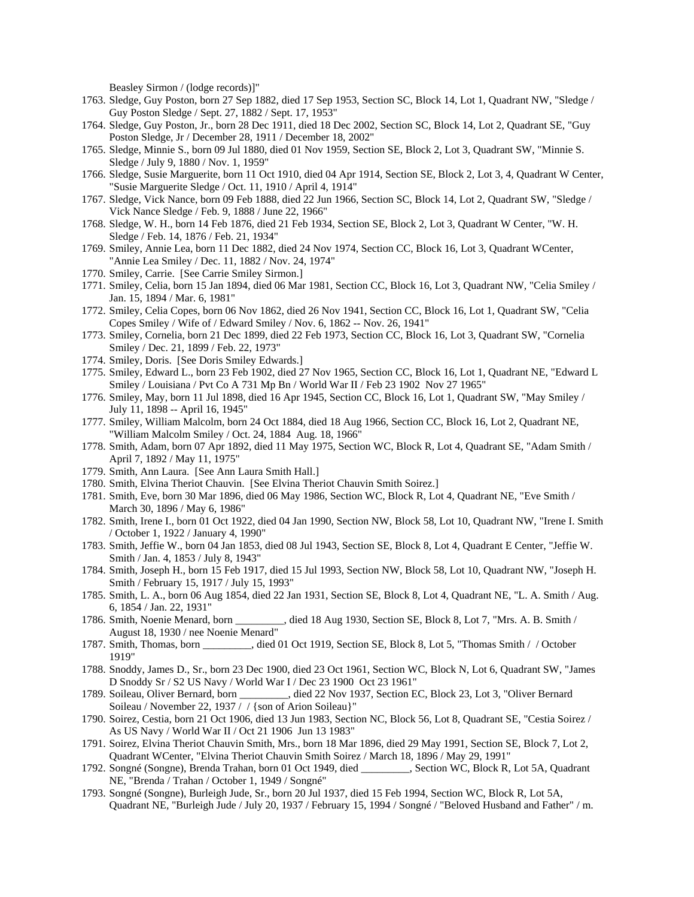Beasley Sirmon / (lodge records)]"

1763. Sledge, Guy Poston, born 27 Sep 1882, died 17 Sep 1953, Section SC, Block 14, Lot 1, Quadrant NW, "Sledge / Guy Poston Sledge / Sept. 27, 1882 / Sept. 17, 1953"
1764. Sledge, Guy Poston, Jr., born 28 Dec 1911, died 18 Dec 2002, Section SC, Block 14, Lot 2, Quadrant SE, "Guy Poston Sledge, Jr / December 28, 1911 / December 18, 2002"
1765. Sledge, Minnie S., born 09 Jul 1880, died 01 Nov 1959, Section SE, Block 2, Lot 3, Quadrant SW, "Minnie S. Sledge / July 9, 1880 / Nov. 1, 1959"
1766. Sledge, Susie Marguerite, born 11 Oct 1910, died 04 Apr 1914, Section SE, Block 2, Lot 3, 4, Quadrant W Center, "Susie Marguerite Sledge / Oct. 11, 1910 / April 4, 1914"
1767. Sledge, Vick Nance, born 09 Feb 1888, died 22 Jun 1966, Section SC, Block 14, Lot 2, Quadrant SW, "Sledge / Vick Nance Sledge / Feb. 9, 1888 / June 22, 1966"
1768. Sledge, W. H., born 14 Feb 1876, died 21 Feb 1934, Section SE, Block 2, Lot 3, Quadrant W Center, "W. H. Sledge / Feb. 14, 1876 / Feb. 21, 1934"
1769. Smiley, Annie Lea, born 11 Dec 1882, died 24 Nov 1974, Section CC, Block 16, Lot 3, Quadrant WCenter, "Annie Lea Smiley / Dec. 11, 1882 / Nov. 24, 1974"
1770. Smiley, Carrie. [See Carrie Smiley Sirmon.]
1771. Smiley, Celia, born 15 Jan 1894, died 06 Mar 1981, Section CC, Block 16, Lot 3, Quadrant NW, "Celia Smiley / Jan. 15, 1894 / Mar. 6, 1981"
1772. Smiley, Celia Copes, born 06 Nov 1862, died 26 Nov 1941, Section CC, Block 16, Lot 1, Quadrant SW, "Celia Copes Smiley / Wife of / Edward Smiley / Nov. 6, 1862 -- Nov. 26, 1941"
1773. Smiley, Cornelia, born 21 Dec 1899, died 22 Feb 1973, Section CC, Block 16, Lot 3, Quadrant SW, "Cornelia Smiley / Dec. 21, 1899 / Feb. 22, 1973"
1774. Smiley, Doris. [See Doris Smiley Edwards.]
1775. Smiley, Edward L., born 23 Feb 1902, died 27 Nov 1965, Section CC, Block 16, Lot 1, Quadrant NE, "Edward L Smiley / Louisiana / Pvt Co A 731 Mp Bn / World War II / Feb 23 1902 Nov 27 1965"
1776. Smiley, May, born 11 Jul 1898, died 16 Apr 1945, Section CC, Block 16, Lot 1, Quadrant SW, "May Smiley / July 11, 1898 -- April 16, 1945"
1777. Smiley, William Malcolm, born 24 Oct 1884, died 18 Aug 1966, Section CC, Block 16, Lot 2, Quadrant NE, "William Malcolm Smiley / Oct. 24, 1884 Aug. 18, 1966"
1778. Smith, Adam, born 07 Apr 1892, died 11 May 1975, Section WC, Block R, Lot 4, Quadrant SE, "Adam Smith / April 7, 1892 / May 11, 1975"
1779. Smith, Ann Laura. [See Ann Laura Smith Hall.]
1780. Smith, Elvina Theriot Chauvin. [See Elvina Theriot Chauvin Smith Soirez.]
1781. Smith, Eve, born 30 Mar 1896, died 06 May 1986, Section WC, Block R, Lot 4, Quadrant NE, "Eve Smith / March 30, 1896 / May 6, 1986"
1782. Smith, Irene I., born 01 Oct 1922, died 04 Jan 1990, Section NW, Block 58, Lot 10, Quadrant NW, "Irene I. Smith / October 1, 1922 / January 4, 1990"
1783. Smith, Jeffie W., born 04 Jan 1853, died 08 Jul 1943, Section SE, Block 8, Lot 4, Quadrant E Center, "Jeffie W. Smith / Jan. 4, 1853 / July 8, 1943"
1784. Smith, Joseph H., born 15 Feb 1917, died 15 Jul 1993, Section NW, Block 58, Lot 10, Quadrant NW, "Joseph H. Smith / February 15, 1917 / July 15, 1993"
1785. Smith, L. A., born 06 Aug 1854, died 22 Jan 1931, Section SE, Block 8, Lot 4, Quadrant NE, "L. A. Smith / Aug. 6, 1854 / Jan. 22, 1931"
1786. Smith, Noenie Menard, born _________, died 18 Aug 1930, Section SE, Block 8, Lot 7, "Mrs. A. B. Smith / August 18, 1930 / nee Noenie Menard"
1787. Smith, Thomas, born _________, died 01 Oct 1919, Section SE, Block 8, Lot 5, "Thomas Smith / / October 1919"
1788. Snoddy, James D., Sr., born 23 Dec 1900, died 23 Oct 1961, Section WC, Block N, Lot 6, Quadrant SW, "James D Snoddy Sr / S2 US Navy / World War I / Dec 23 1900 Oct 23 1961"
1789. Soileau, Oliver Bernard, born _________, died 22 Nov 1937, Section EC, Block 23, Lot 3, "Oliver Bernard Soileau / November 22, 1937 / / {son of Arion Soileau}"
1790. Soirez, Cestia, born 21 Oct 1906, died 13 Jun 1983, Section NC, Block 56, Lot 8, Quadrant SE, "Cestia Soirez / As US Navy / World War II / Oct 21 1906 Jun 13 1983"
1791. Soirez, Elvina Theriot Chauvin Smith, Mrs., born 18 Mar 1896, died 29 May 1991, Section SE, Block 7, Lot 2, Quadrant WCenter, "Elvina Theriot Chauvin Smith Soirez / March 18, 1896 / May 29, 1991"
1792. Songné (Songne), Brenda Trahan, born 01 Oct 1949, died _________, Section WC, Block R, Lot 5A, Quadrant NE, "Brenda / Trahan / October 1, 1949 / Songné"
1793. Songné (Songne), Burleigh Jude, Sr., born 20 Jul 1937, died 15 Feb 1994, Section WC, Block R, Lot 5A, Quadrant NE, "Burleigh Jude / July 20, 1937 / February 15, 1994 / Songné / "Beloved Husband and Father" / m.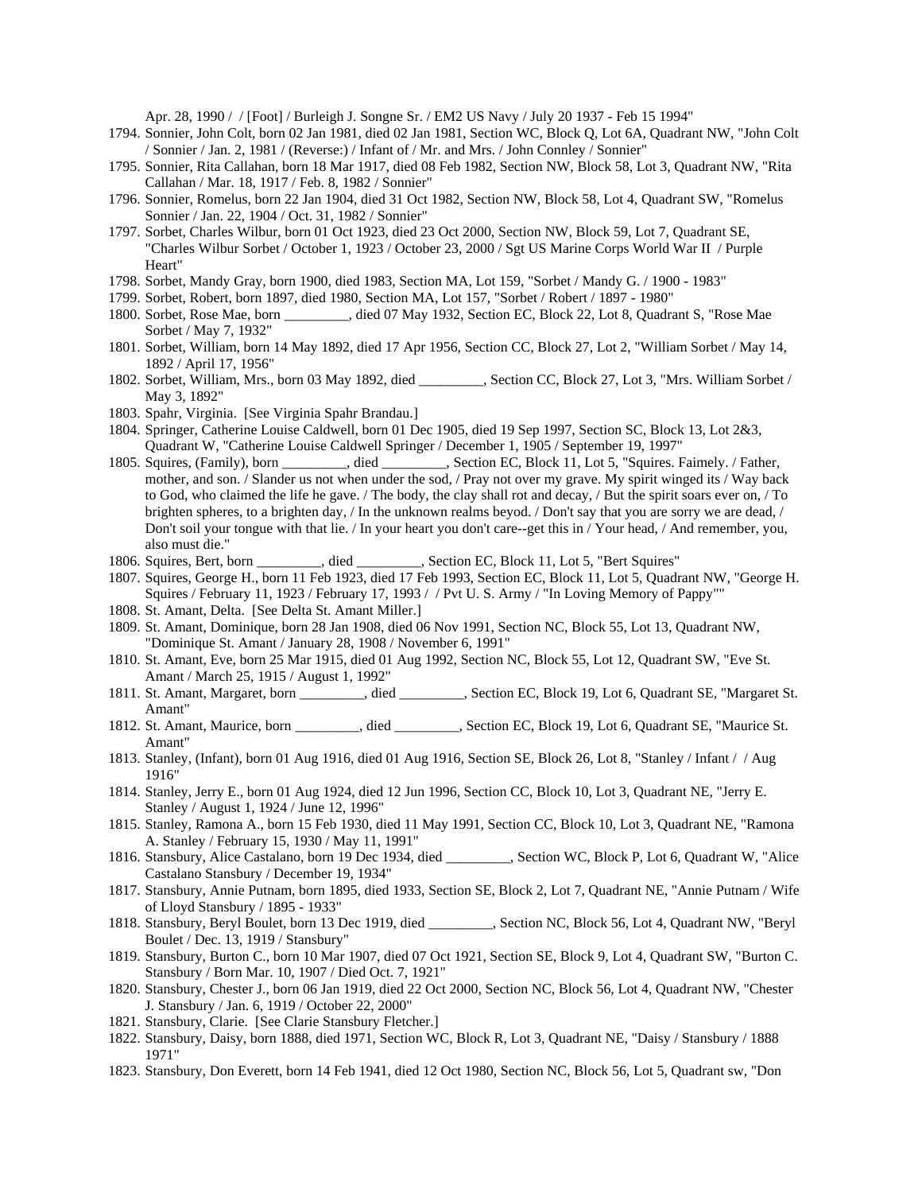Apr. 28, 1990 /  / [Foot] / Burleigh J. Songne Sr. / EM2 US Navy / July 20 1937 - Feb 15 1994"

1794. Sonnier, John Colt, born 02 Jan 1981, died 02 Jan 1981, Section WC, Block Q, Lot 6A, Quadrant NW, "John Colt / Sonnier / Jan. 2, 1981 / (Reverse:) / Infant of / Mr. and Mrs. / John Connley / Sonnier"
1795. Sonnier, Rita Callahan, born 18 Mar 1917, died 08 Feb 1982, Section NW, Block 58, Lot 3, Quadrant NW, "Rita Callahan / Mar. 18, 1917 / Feb. 8, 1982 / Sonnier"
1796. Sonnier, Romelus, born 22 Jan 1904, died 31 Oct 1982, Section NW, Block 58, Lot 4, Quadrant SW, "Romelus Sonnier / Jan. 22, 1904 / Oct. 31, 1982 / Sonnier"
1797. Sorbet, Charles Wilbur, born 01 Oct 1923, died 23 Oct 2000, Section NW, Block 59, Lot 7, Quadrant SE, "Charles Wilbur Sorbet / October 1, 1923 / October 23, 2000 / Sgt US Marine Corps World War II  / Purple Heart"
1798. Sorbet, Mandy Gray, born 1900, died 1983, Section MA, Lot 159, "Sorbet / Mandy G. / 1900 - 1983"
1799. Sorbet, Robert, born 1897, died 1980, Section MA, Lot 157, "Sorbet / Robert / 1897 - 1980"
1800. Sorbet, Rose Mae, born _________, died 07 May 1932, Section EC, Block 22, Lot 8, Quadrant S, "Rose Mae Sorbet / May 7, 1932"
1801. Sorbet, William, born 14 May 1892, died 17 Apr 1956, Section CC, Block 27, Lot 2, "William Sorbet / May 14, 1892 / April 17, 1956"
1802. Sorbet, William, Mrs., born 03 May 1892, died _________, Section CC, Block 27, Lot 3, "Mrs. William Sorbet / May 3, 1892"
1803. Spahr, Virginia.  [See Virginia Spahr Brandau.]
1804. Springer, Catherine Louise Caldwell, born 01 Dec 1905, died 19 Sep 1997, Section SC, Block 13, Lot 2&3, Quadrant W, "Catherine Louise Caldwell Springer / December 1, 1905 / September 19, 1997"
1805. Squires, (Family), born _________, died _________, Section EC, Block 11, Lot 5, "Squires. Faimely. / Father, mother, and son. / Slander us not when under the sod, / Pray not over my grave. My spirit winged its / Way back to God, who claimed the life he gave. / The body, the clay shall rot and decay, / But the spirit soars ever on, / To brighten spheres, to a brighten day, / In the unknown realms beyod. / Don't say that you are sorry we are dead, / Don't soil your tongue with that lie. / In your heart you don't care--get this in / Your head, / And remember, you, also must die."
1806. Squires, Bert, born _________, died _________, Section EC, Block 11, Lot 5, "Bert Squires"
1807. Squires, George H., born 11 Feb 1923, died 17 Feb 1993, Section EC, Block 11, Lot 5, Quadrant NW, "George H. Squires / February 11, 1923 / February 17, 1993 /  / Pvt U. S. Army / "In Loving Memory of Pappy""
1808. St. Amant, Delta.  [See Delta St. Amant Miller.]
1809. St. Amant, Dominique, born 28 Jan 1908, died 06 Nov 1991, Section NC, Block 55, Lot 13, Quadrant NW, "Dominique St. Amant / January 28, 1908 / November 6, 1991"
1810. St. Amant, Eve, born 25 Mar 1915, died 01 Aug 1992, Section NC, Block 55, Lot 12, Quadrant SW, "Eve St. Amant / March 25, 1915 / August 1, 1992"
1811. St. Amant, Margaret, born _________, died _________, Section EC, Block 19, Lot 6, Quadrant SE, "Margaret St. Amant"
1812. St. Amant, Maurice, born _________, died _________, Section EC, Block 19, Lot 6, Quadrant SE, "Maurice St. Amant"
1813. Stanley, (Infant), born 01 Aug 1916, died 01 Aug 1916, Section SE, Block 26, Lot 8, "Stanley / Infant /  / Aug 1916"
1814. Stanley, Jerry E., born 01 Aug 1924, died 12 Jun 1996, Section CC, Block 10, Lot 3, Quadrant NE, "Jerry E. Stanley / August 1, 1924 / June 12, 1996"
1815. Stanley, Ramona A., born 15 Feb 1930, died 11 May 1991, Section CC, Block 10, Lot 3, Quadrant NE, "Ramona A. Stanley / February 15, 1930 / May 11, 1991"
1816. Stansbury, Alice Castalano, born 19 Dec 1934, died _________, Section WC, Block P, Lot 6, Quadrant W, "Alice Castalano Stansbury / December 19, 1934"
1817. Stansbury, Annie Putnam, born 1895, died 1933, Section SE, Block 2, Lot 7, Quadrant NE, "Annie Putnam / Wife of Lloyd Stansbury / 1895 - 1933"
1818. Stansbury, Beryl Boulet, born 13 Dec 1919, died _________, Section NC, Block 56, Lot 4, Quadrant NW, "Beryl Boulet / Dec. 13, 1919 / Stansbury"
1819. Stansbury, Burton C., born 10 Mar 1907, died 07 Oct 1921, Section SE, Block 9, Lot 4, Quadrant SW, "Burton C. Stansbury / Born Mar. 10, 1907 / Died Oct. 7, 1921"
1820. Stansbury, Chester J., born 06 Jan 1919, died 22 Oct 2000, Section NC, Block 56, Lot 4, Quadrant NW, "Chester J. Stansbury / Jan. 6, 1919 / October 22, 2000"
1821. Stansbury, Clarie.  [See Clarie Stansbury Fletcher.]
1822. Stansbury, Daisy, born 1888, died 1971, Section WC, Block R, Lot 3, Quadrant NE, "Daisy / Stansbury / 1888 1971"
1823. Stansbury, Don Everett, born 14 Feb 1941, died 12 Oct 1980, Section NC, Block 56, Lot 5, Quadrant sw, "Don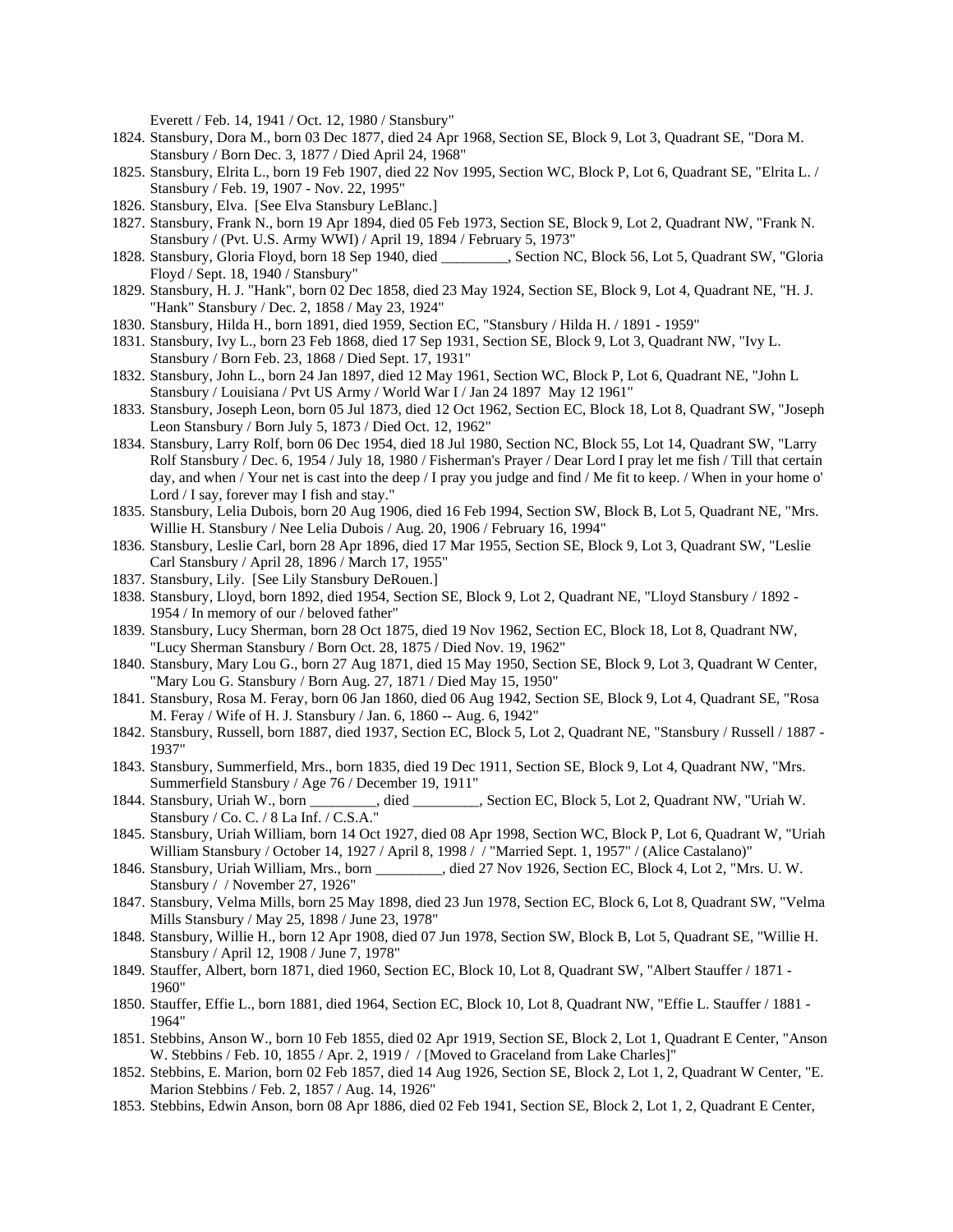Everett / Feb. 14, 1941 / Oct. 12, 1980 / Stansbury"

1824. Stansbury, Dora M., born 03 Dec 1877, died 24 Apr 1968, Section SE, Block 9, Lot 3, Quadrant SE, "Dora M. Stansbury / Born Dec. 3, 1877 / Died April 24, 1968"
1825. Stansbury, Elrita L., born 19 Feb 1907, died 22 Nov 1995, Section WC, Block P, Lot 6, Quadrant SE, "Elrita L. / Stansbury / Feb. 19, 1907 - Nov. 22, 1995"
1826. Stansbury, Elva. [See Elva Stansbury LeBlanc.]
1827. Stansbury, Frank N., born 19 Apr 1894, died 05 Feb 1973, Section SE, Block 9, Lot 2, Quadrant NW, "Frank N. Stansbury / (Pvt. U.S. Army WWI) / April 19, 1894 / February 5, 1973"
1828. Stansbury, Gloria Floyd, born 18 Sep 1940, died _________, Section NC, Block 56, Lot 5, Quadrant SW, "Gloria Floyd / Sept. 18, 1940 / Stansbury"
1829. Stansbury, H. J. "Hank", born 02 Dec 1858, died 23 May 1924, Section SE, Block 9, Lot 4, Quadrant NE, "H. J. "Hank" Stansbury / Dec. 2, 1858 / May 23, 1924"
1830. Stansbury, Hilda H., born 1891, died 1959, Section EC, "Stansbury / Hilda H. / 1891 - 1959"
1831. Stansbury, Ivy L., born 23 Feb 1868, died 17 Sep 1931, Section SE, Block 9, Lot 3, Quadrant NW, "Ivy L. Stansbury / Born Feb. 23, 1868 / Died Sept. 17, 1931"
1832. Stansbury, John L., born 24 Jan 1897, died 12 May 1961, Section WC, Block P, Lot 6, Quadrant NE, "John L Stansbury / Louisiana / Pvt US Army / World War I / Jan 24 1897 May 12 1961"
1833. Stansbury, Joseph Leon, born 05 Jul 1873, died 12 Oct 1962, Section EC, Block 18, Lot 8, Quadrant SW, "Joseph Leon Stansbury / Born July 5, 1873 / Died Oct. 12, 1962"
1834. Stansbury, Larry Rolf, born 06 Dec 1954, died 18 Jul 1980, Section NC, Block 55, Lot 14, Quadrant SW, "Larry Rolf Stansbury / Dec. 6, 1954 / July 18, 1980 / Fisherman's Prayer / Dear Lord I pray let me fish / Till that certain day, and when / Your net is cast into the deep / I pray you judge and find / Me fit to keep. / When in your home o' Lord / I say, forever may I fish and stay."
1835. Stansbury, Lelia Dubois, born 20 Aug 1906, died 16 Feb 1994, Section SW, Block B, Lot 5, Quadrant NE, "Mrs. Willie H. Stansbury / Nee Lelia Dubois / Aug. 20, 1906 / February 16, 1994"
1836. Stansbury, Leslie Carl, born 28 Apr 1896, died 17 Mar 1955, Section SE, Block 9, Lot 3, Quadrant SW, "Leslie Carl Stansbury / April 28, 1896 / March 17, 1955"
1837. Stansbury, Lily. [See Lily Stansbury DeRouen.]
1838. Stansbury, Lloyd, born 1892, died 1954, Section SE, Block 9, Lot 2, Quadrant NE, "Lloyd Stansbury / 1892 - 1954 / In memory of our / beloved father"
1839. Stansbury, Lucy Sherman, born 28 Oct 1875, died 19 Nov 1962, Section EC, Block 18, Lot 8, Quadrant NW, "Lucy Sherman Stansbury / Born Oct. 28, 1875 / Died Nov. 19, 1962"
1840. Stansbury, Mary Lou G., born 27 Aug 1871, died 15 May 1950, Section SE, Block 9, Lot 3, Quadrant W Center, "Mary Lou G. Stansbury / Born Aug. 27, 1871 / Died May 15, 1950"
1841. Stansbury, Rosa M. Feray, born 06 Jan 1860, died 06 Aug 1942, Section SE, Block 9, Lot 4, Quadrant SE, "Rosa M. Feray / Wife of H. J. Stansbury / Jan. 6, 1860 -- Aug. 6, 1942"
1842. Stansbury, Russell, born 1887, died 1937, Section EC, Block 5, Lot 2, Quadrant NE, "Stansbury / Russell / 1887 - 1937"
1843. Stansbury, Summerfield, Mrs., born 1835, died 19 Dec 1911, Section SE, Block 9, Lot 4, Quadrant NW, "Mrs. Summerfield Stansbury / Age 76 / December 19, 1911"
1844. Stansbury, Uriah W., born _________, died _________, Section EC, Block 5, Lot 2, Quadrant NW, "Uriah W. Stansbury / Co. C. / 8 La Inf. / C.S.A."
1845. Stansbury, Uriah William, born 14 Oct 1927, died 08 Apr 1998, Section WC, Block P, Lot 6, Quadrant W, "Uriah William Stansbury / October 14, 1927 / April 8, 1998 / / "Married Sept. 1, 1957" / (Alice Castalano)"
1846. Stansbury, Uriah William, Mrs., born _________, died 27 Nov 1926, Section EC, Block 4, Lot 2, "Mrs. U. W. Stansbury / / November 27, 1926"
1847. Stansbury, Velma Mills, born 25 May 1898, died 23 Jun 1978, Section EC, Block 6, Lot 8, Quadrant SW, "Velma Mills Stansbury / May 25, 1898 / June 23, 1978"
1848. Stansbury, Willie H., born 12 Apr 1908, died 07 Jun 1978, Section SW, Block B, Lot 5, Quadrant SE, "Willie H. Stansbury / April 12, 1908 / June 7, 1978"
1849. Stauffer, Albert, born 1871, died 1960, Section EC, Block 10, Lot 8, Quadrant SW, "Albert Stauffer / 1871 - 1960"
1850. Stauffer, Effie L., born 1881, died 1964, Section EC, Block 10, Lot 8, Quadrant NW, "Effie L. Stauffer / 1881 - 1964"
1851. Stebbins, Anson W., born 10 Feb 1855, died 02 Apr 1919, Section SE, Block 2, Lot 1, Quadrant E Center, "Anson W. Stebbins / Feb. 10, 1855 / Apr. 2, 1919 / / [Moved to Graceland from Lake Charles]"
1852. Stebbins, E. Marion, born 02 Feb 1857, died 14 Aug 1926, Section SE, Block 2, Lot 1, 2, Quadrant W Center, "E. Marion Stebbins / Feb. 2, 1857 / Aug. 14, 1926"
1853. Stebbins, Edwin Anson, born 08 Apr 1886, died 02 Feb 1941, Section SE, Block 2, Lot 1, 2, Quadrant E Center,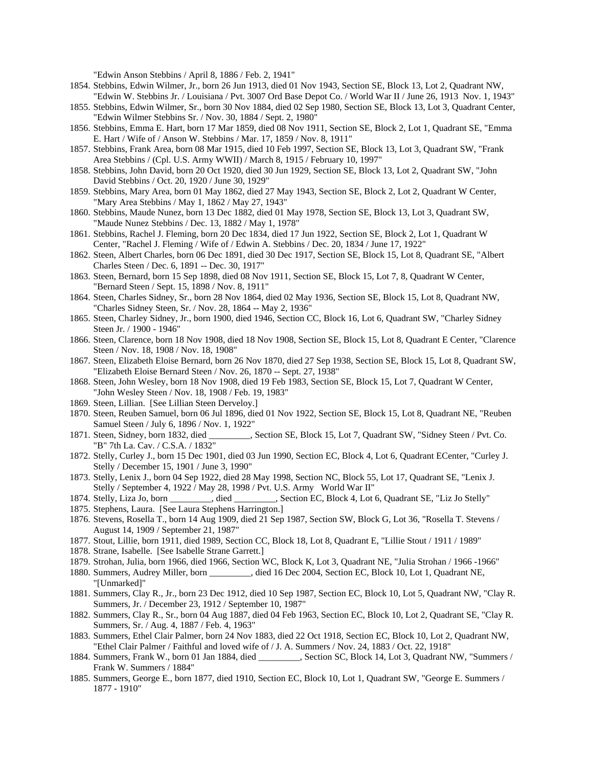"Edwin Anson Stebbins / April 8, 1886 / Feb. 2, 1941"

1854. Stebbins, Edwin Wilmer, Jr., born 26 Jun 1913, died 01 Nov 1943, Section SE, Block 13, Lot 2, Quadrant NW, "Edwin W. Stebbins Jr. / Louisiana / Pvt. 3007 Ord Base Depot Co. / World War II / June 26, 1913 Nov. 1, 1943"
1855. Stebbins, Edwin Wilmer, Sr., born 30 Nov 1884, died 02 Sep 1980, Section SE, Block 13, Lot 3, Quadrant Center, "Edwin Wilmer Stebbins Sr. / Nov. 30, 1884 / Sept. 2, 1980"
1856. Stebbins, Emma E. Hart, born 17 Mar 1859, died 08 Nov 1911, Section SE, Block 2, Lot 1, Quadrant SE, "Emma E. Hart / Wife of / Anson W. Stebbins / Mar. 17, 1859 / Nov. 8, 1911"
1857. Stebbins, Frank Area, born 08 Mar 1915, died 10 Feb 1997, Section SE, Block 13, Lot 3, Quadrant SW, "Frank Area Stebbins / (Cpl. U.S. Army WWII) / March 8, 1915 / February 10, 1997"
1858. Stebbins, John David, born 20 Oct 1920, died 30 Jun 1929, Section SE, Block 13, Lot 2, Quadrant SW, "John David Stebbins / Oct. 20, 1920 / June 30, 1929"
1859. Stebbins, Mary Area, born 01 May 1862, died 27 May 1943, Section SE, Block 2, Lot 2, Quadrant W Center, "Mary Area Stebbins / May 1, 1862 / May 27, 1943"
1860. Stebbins, Maude Nunez, born 13 Dec 1882, died 01 May 1978, Section SE, Block 13, Lot 3, Quadrant SW, "Maude Nunez Stebbins / Dec. 13, 1882 / May 1, 1978"
1861. Stebbins, Rachel J. Fleming, born 20 Dec 1834, died 17 Jun 1922, Section SE, Block 2, Lot 1, Quadrant W Center, "Rachel J. Fleming / Wife of / Edwin A. Stebbins / Dec. 20, 1834 / June 17, 1922"
1862. Steen, Albert Charles, born 06 Dec 1891, died 30 Dec 1917, Section SE, Block 15, Lot 8, Quadrant SE, "Albert Charles Steen / Dec. 6, 1891 -- Dec. 30, 1917"
1863. Steen, Bernard, born 15 Sep 1898, died 08 Nov 1911, Section SE, Block 15, Lot 7, 8, Quadrant W Center, "Bernard Steen / Sept. 15, 1898 / Nov. 8, 1911"
1864. Steen, Charles Sidney, Sr., born 28 Nov 1864, died 02 May 1936, Section SE, Block 15, Lot 8, Quadrant NW, "Charles Sidney Steen, Sr. / Nov. 28, 1864 -- May 2, 1936"
1865. Steen, Charley Sidney, Jr., born 1900, died 1946, Section CC, Block 16, Lot 6, Quadrant SW, "Charley Sidney Steen Jr. / 1900 - 1946"
1866. Steen, Clarence, born 18 Nov 1908, died 18 Nov 1908, Section SE, Block 15, Lot 8, Quadrant E Center, "Clarence Steen / Nov. 18, 1908 / Nov. 18, 1908"
1867. Steen, Elizabeth Eloise Bernard, born 26 Nov 1870, died 27 Sep 1938, Section SE, Block 15, Lot 8, Quadrant SW, "Elizabeth Eloise Bernard Steen / Nov. 26, 1870 -- Sept. 27, 1938"
1868. Steen, John Wesley, born 18 Nov 1908, died 19 Feb 1983, Section SE, Block 15, Lot 7, Quadrant W Center, "John Wesley Steen / Nov. 18, 1908 / Feb. 19, 1983"
1869. Steen, Lillian. [See Lillian Steen Derveloy.]
1870. Steen, Reuben Samuel, born 06 Jul 1896, died 01 Nov 1922, Section SE, Block 15, Lot 8, Quadrant NE, "Reuben Samuel Steen / July 6, 1896 / Nov. 1, 1922"
1871. Steen, Sidney, born 1832, died _________, Section SE, Block 15, Lot 7, Quadrant SW, "Sidney Steen / Pvt. Co. "B" 7th La. Cav. / C.S.A. / 1832"
1872. Stelly, Curley J., born 15 Dec 1901, died 03 Jun 1990, Section EC, Block 4, Lot 6, Quadrant ECenter, "Curley J. Stelly / December 15, 1901 / June 3, 1990"
1873. Stelly, Lenix J., born 04 Sep 1922, died 28 May 1998, Section NC, Block 55, Lot 17, Quadrant SE, "Lenix J. Stelly / September 4, 1922 / May 28, 1998 / Pvt. U.S. Army World War II"
1874. Stelly, Liza Jo, born _________, died _________, Section EC, Block 4, Lot 6, Quadrant SE, "Liz Jo Stelly"
1875. Stephens, Laura. [See Laura Stephens Harrington.]
1876. Stevens, Rosella T., born 14 Aug 1909, died 21 Sep 1987, Section SW, Block G, Lot 36, "Rosella T. Stevens / August 14, 1909 / September 21, 1987"
1877. Stout, Lillie, born 1911, died 1989, Section CC, Block 18, Lot 8, Quadrant E, "Lillie Stout / 1911 / 1989"
1878. Strane, Isabelle. [See Isabelle Strane Garrett.]
1879. Strohan, Julia, born 1966, died 1966, Section WC, Block K, Lot 3, Quadrant NE, "Julia Strohan / 1966 -1966"
1880. Summers, Audrey Miller, born _________, died 16 Dec 2004, Section EC, Block 10, Lot 1, Quadrant NE, "[Unmarked]"
1881. Summers, Clay R., Jr., born 23 Dec 1912, died 10 Sep 1987, Section EC, Block 10, Lot 5, Quadrant NW, "Clay R. Summers, Jr. / December 23, 1912 / September 10, 1987"
1882. Summers, Clay R., Sr., born 04 Aug 1887, died 04 Feb 1963, Section EC, Block 10, Lot 2, Quadrant SE, "Clay R. Summers, Sr. / Aug. 4, 1887 / Feb. 4, 1963"
1883. Summers, Ethel Clair Palmer, born 24 Nov 1883, died 22 Oct 1918, Section EC, Block 10, Lot 2, Quadrant NW, "Ethel Clair Palmer / Faithful and loved wife of / J. A. Summers / Nov. 24, 1883 / Oct. 22, 1918"
1884. Summers, Frank W., born 01 Jan 1884, died _________, Section SC, Block 14, Lot 3, Quadrant NW, "Summers / Frank W. Summers / 1884"
1885. Summers, George E., born 1877, died 1910, Section EC, Block 10, Lot 1, Quadrant SW, "George E. Summers / 1877 - 1910"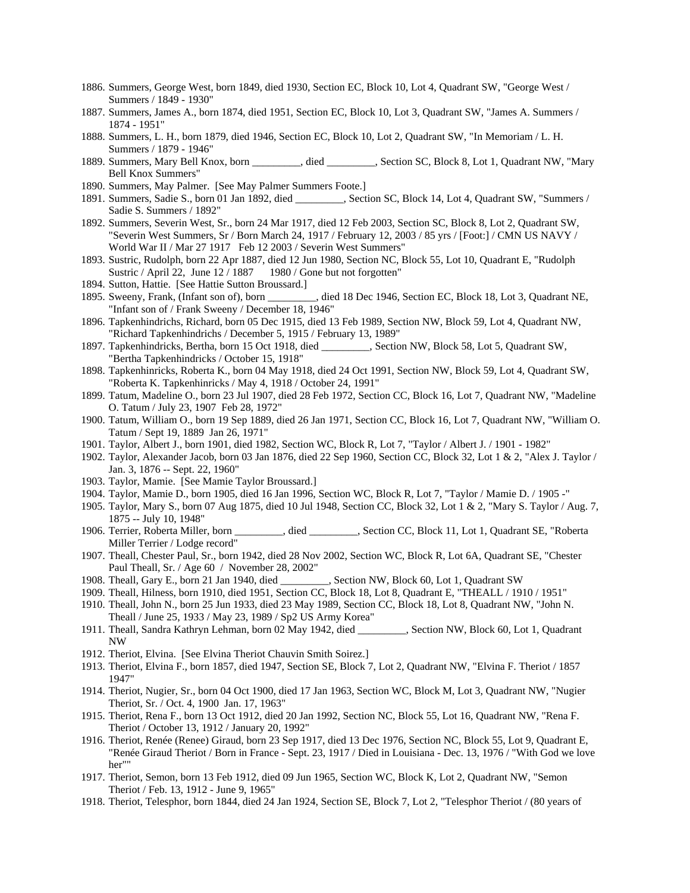1886. Summers, George West, born 1849, died 1930, Section EC, Block 10, Lot 4, Quadrant SW, "George West / Summers / 1849 - 1930"
1887. Summers, James A., born 1874, died 1951, Section EC, Block 10, Lot 3, Quadrant SW, "James A. Summers / 1874 - 1951"
1888. Summers, L. H., born 1879, died 1946, Section EC, Block 10, Lot 2, Quadrant SW, "In Memoriam / L. H. Summers / 1879 - 1946"
1889. Summers, Mary Bell Knox, born _________, died _________, Section SC, Block 8, Lot 1, Quadrant NW, "Mary Bell Knox Summers"
1890. Summers, May Palmer. [See May Palmer Summers Foote.]
1891. Summers, Sadie S., born 01 Jan 1892, died _________, Section SC, Block 14, Lot 4, Quadrant SW, "Summers / Sadie S. Summers / 1892"
1892. Summers, Severin West, Sr., born 24 Mar 1917, died 12 Feb 2003, Section SC, Block 8, Lot 2, Quadrant SW, "Severin West Summers, Sr / Born March 24, 1917 / February 12, 2003 / 85 yrs / [Foot:] / CMN US NAVY / World War II / Mar 27 1917 Feb 12 2003 / Severin West Summers"
1893. Sustric, Rudolph, born 22 Apr 1887, died 12 Jun 1980, Section NC, Block 55, Lot 10, Quadrant E, "Rudolph Sustric / April 22, June 12 / 1887 1980 / Gone but not forgotten"
1894. Sutton, Hattie. [See Hattie Sutton Broussard.]
1895. Sweeny, Frank, (Infant son of), born _________, died 18 Dec 1946, Section EC, Block 18, Lot 3, Quadrant NE, "Infant son of / Frank Sweeny / December 18, 1946"
1896. Tapkenhindrichs, Richard, born 05 Dec 1915, died 13 Feb 1989, Section NW, Block 59, Lot 4, Quadrant NW, "Richard Tapkenhindrichs / December 5, 1915 / February 13, 1989"
1897. Tapkenhindricks, Bertha, born 15 Oct 1918, died _________, Section NW, Block 58, Lot 5, Quadrant SW, "Bertha Tapkenhindricks / October 15, 1918"
1898. Tapkenhinricks, Roberta K., born 04 May 1918, died 24 Oct 1991, Section NW, Block 59, Lot 4, Quadrant SW, "Roberta K. Tapkenhinricks / May 4, 1918 / October 24, 1991"
1899. Tatum, Madeline O., born 23 Jul 1907, died 28 Feb 1972, Section CC, Block 16, Lot 7, Quadrant NW, "Madeline O. Tatum / July 23, 1907 Feb 28, 1972"
1900. Tatum, William O., born 19 Sep 1889, died 26 Jan 1971, Section CC, Block 16, Lot 7, Quadrant NW, "William O. Tatum / Sept 19, 1889 Jan 26, 1971"
1901. Taylor, Albert J., born 1901, died 1982, Section WC, Block R, Lot 7, "Taylor / Albert J. / 1901 - 1982"
1902. Taylor, Alexander Jacob, born 03 Jan 1876, died 22 Sep 1960, Section CC, Block 32, Lot 1 & 2, "Alex J. Taylor / Jan. 3, 1876 -- Sept. 22, 1960"
1903. Taylor, Mamie. [See Mamie Taylor Broussard.]
1904. Taylor, Mamie D., born 1905, died 16 Jan 1996, Section WC, Block R, Lot 7, "Taylor / Mamie D. / 1905 -"
1905. Taylor, Mary S., born 07 Aug 1875, died 10 Jul 1948, Section CC, Block 32, Lot 1 & 2, "Mary S. Taylor / Aug. 7, 1875 -- July 10, 1948"
1906. Terrier, Roberta Miller, born _________, died _________, Section CC, Block 11, Lot 1, Quadrant SE, "Roberta Miller Terrier / Lodge record"
1907. Theall, Chester Paul, Sr., born 1942, died 28 Nov 2002, Section WC, Block R, Lot 6A, Quadrant SE, "Chester Paul Theall, Sr. / Age 60 / November 28, 2002"
1908. Theall, Gary E., born 21 Jan 1940, died _________, Section NW, Block 60, Lot 1, Quadrant SW
1909. Theall, Hilness, born 1910, died 1951, Section CC, Block 18, Lot 8, Quadrant E, "THEALL / 1910 / 1951"
1910. Theall, John N., born 25 Jun 1933, died 23 May 1989, Section CC, Block 18, Lot 8, Quadrant NW, "John N. Theall / June 25, 1933 / May 23, 1989 / Sp2 US Army Korea"
1911. Theall, Sandra Kathryn Lehman, born 02 May 1942, died _________, Section NW, Block 60, Lot 1, Quadrant NW
1912. Theriot, Elvina. [See Elvina Theriot Chauvin Smith Soirez.]
1913. Theriot, Elvina F., born 1857, died 1947, Section SE, Block 7, Lot 2, Quadrant NW, "Elvina F. Theriot / 1857 1947"
1914. Theriot, Nugier, Sr., born 04 Oct 1900, died 17 Jan 1963, Section WC, Block M, Lot 3, Quadrant NW, "Nugier Theriot, Sr. / Oct. 4, 1900 Jan. 17, 1963"
1915. Theriot, Rena F., born 13 Oct 1912, died 20 Jan 1992, Section NC, Block 55, Lot 16, Quadrant NW, "Rena F. Theriot / October 13, 1912 / January 20, 1992"
1916. Theriot, Renée (Renee) Giraud, born 23 Sep 1917, died 13 Dec 1976, Section NC, Block 55, Lot 9, Quadrant E, "Renée Giraud Theriot / Born in France - Sept. 23, 1917 / Died in Louisiana - Dec. 13, 1976 / "With God we love her""
1917. Theriot, Semon, born 13 Feb 1912, died 09 Jun 1965, Section WC, Block K, Lot 2, Quadrant NW, "Semon Theriot / Feb. 13, 1912 - June 9, 1965"
1918. Theriot, Telesphor, born 1844, died 24 Jan 1924, Section SE, Block 7, Lot 2, "Telesphor Theriot / (80 years of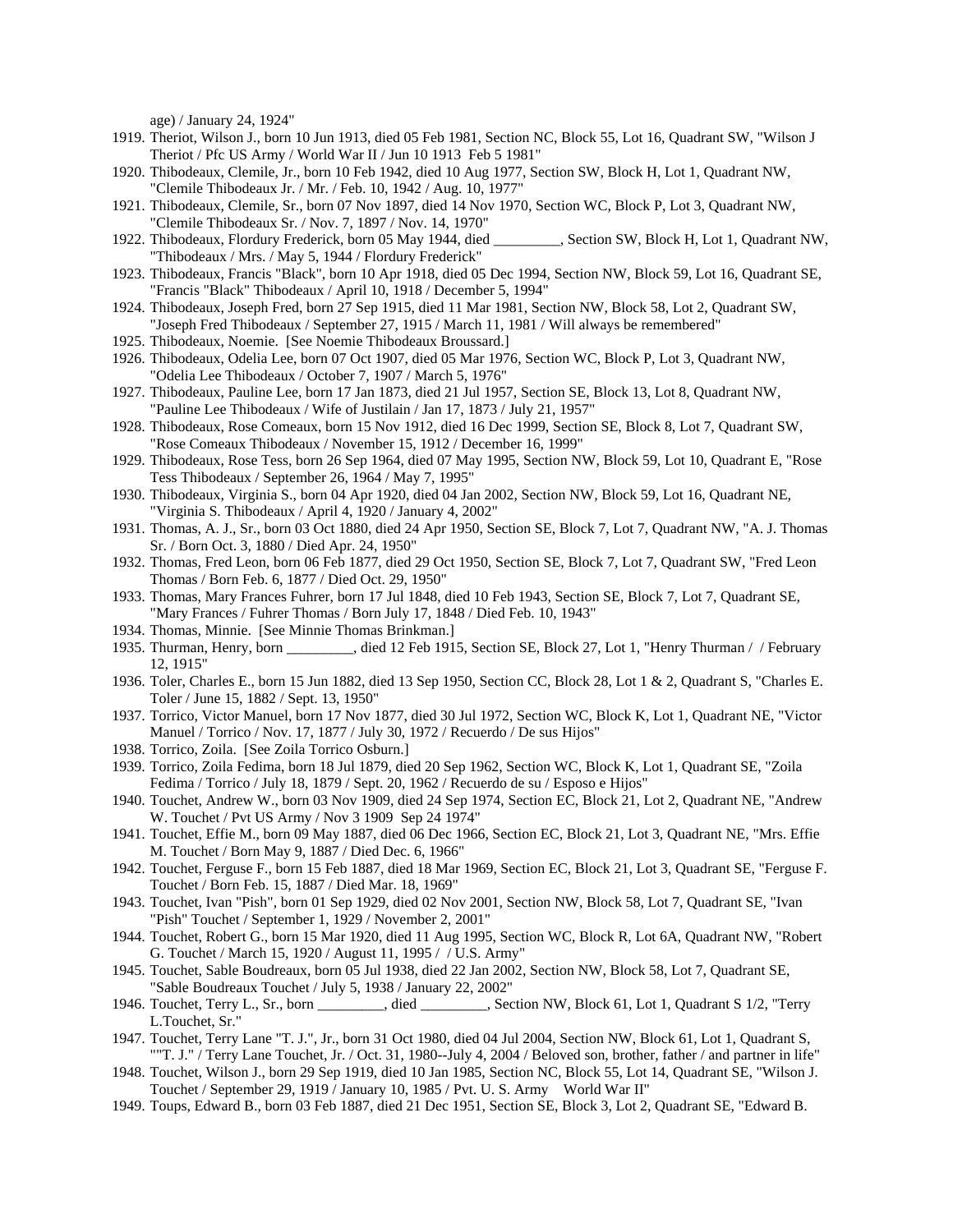age) / January 24, 1924"

1919. Theriot, Wilson J., born 10 Jun 1913, died 05 Feb 1981, Section NC, Block 55, Lot 16, Quadrant SW, "Wilson J Theriot / Pfc US Army / World War II / Jun 10 1913 Feb 5 1981"
1920. Thibodeaux, Clemile, Jr., born 10 Feb 1942, died 10 Aug 1977, Section SW, Block H, Lot 1, Quadrant NW, "Clemile Thibodeaux Jr. / Mr. / Feb. 10, 1942 / Aug. 10, 1977"
1921. Thibodeaux, Clemile, Sr., born 07 Nov 1897, died 14 Nov 1970, Section WC, Block P, Lot 3, Quadrant NW, "Clemile Thibodeaux Sr. / Nov. 7, 1897 / Nov. 14, 1970"
1922. Thibodeaux, Flordury Frederick, born 05 May 1944, died _________, Section SW, Block H, Lot 1, Quadrant NW, "Thibodeaux / Mrs. / May 5, 1944 / Flordury Frederick"
1923. Thibodeaux, Francis "Black", born 10 Apr 1918, died 05 Dec 1994, Section NW, Block 59, Lot 16, Quadrant SE, "Francis "Black" Thibodeaux / April 10, 1918 / December 5, 1994"
1924. Thibodeaux, Joseph Fred, born 27 Sep 1915, died 11 Mar 1981, Section NW, Block 58, Lot 2, Quadrant SW, "Joseph Fred Thibodeaux / September 27, 1915 / March 11, 1981 / Will always be remembered"
1925. Thibodeaux, Noemie. [See Noemie Thibodeaux Broussard.]
1926. Thibodeaux, Odelia Lee, born 07 Oct 1907, died 05 Mar 1976, Section WC, Block P, Lot 3, Quadrant NW, "Odelia Lee Thibodeaux / October 7, 1907 / March 5, 1976"
1927. Thibodeaux, Pauline Lee, born 17 Jan 1873, died 21 Jul 1957, Section SE, Block 13, Lot 8, Quadrant NW, "Pauline Lee Thibodeaux / Wife of Justilain / Jan 17, 1873 / July 21, 1957"
1928. Thibodeaux, Rose Comeaux, born 15 Nov 1912, died 16 Dec 1999, Section SE, Block 8, Lot 7, Quadrant SW, "Rose Comeaux Thibodeaux / November 15, 1912 / December 16, 1999"
1929. Thibodeaux, Rose Tess, born 26 Sep 1964, died 07 May 1995, Section NW, Block 59, Lot 10, Quadrant E, "Rose Tess Thibodeaux / September 26, 1964 / May 7, 1995"
1930. Thibodeaux, Virginia S., born 04 Apr 1920, died 04 Jan 2002, Section NW, Block 59, Lot 16, Quadrant NE, "Virginia S. Thibodeaux / April 4, 1920 / January 4, 2002"
1931. Thomas, A. J., Sr., born 03 Oct 1880, died 24 Apr 1950, Section SE, Block 7, Lot 7, Quadrant NW, "A. J. Thomas Sr. / Born Oct. 3, 1880 / Died Apr. 24, 1950"
1932. Thomas, Fred Leon, born 06 Feb 1877, died 29 Oct 1950, Section SE, Block 7, Lot 7, Quadrant SW, "Fred Leon Thomas / Born Feb. 6, 1877 / Died Oct. 29, 1950"
1933. Thomas, Mary Frances Fuhrer, born 17 Jul 1848, died 10 Feb 1943, Section SE, Block 7, Lot 7, Quadrant SE, "Mary Frances / Fuhrer Thomas / Born July 17, 1848 / Died Feb. 10, 1943"
1934. Thomas, Minnie. [See Minnie Thomas Brinkman.]
1935. Thurman, Henry, born _________, died 12 Feb 1915, Section SE, Block 27, Lot 1, "Henry Thurman / / February 12, 1915"
1936. Toler, Charles E., born 15 Jun 1882, died 13 Sep 1950, Section CC, Block 28, Lot 1 & 2, Quadrant S, "Charles E. Toler / June 15, 1882 / Sept. 13, 1950"
1937. Torrico, Victor Manuel, born 17 Nov 1877, died 30 Jul 1972, Section WC, Block K, Lot 1, Quadrant NE, "Victor Manuel / Torrico / Nov. 17, 1877 / July 30, 1972 / Recuerdo / De sus Hijos"
1938. Torrico, Zoila. [See Zoila Torrico Osburn.]
1939. Torrico, Zoila Fedima, born 18 Jul 1879, died 20 Sep 1962, Section WC, Block K, Lot 1, Quadrant SE, "Zoila Fedima / Torrico / July 18, 1879 / Sept. 20, 1962 / Recuerdo de su / Esposo e Hijos"
1940. Touchet, Andrew W., born 03 Nov 1909, died 24 Sep 1974, Section EC, Block 21, Lot 2, Quadrant NE, "Andrew W. Touchet / Pvt US Army / Nov 3 1909 Sep 24 1974"
1941. Touchet, Effie M., born 09 May 1887, died 06 Dec 1966, Section EC, Block 21, Lot 3, Quadrant NE, "Mrs. Effie M. Touchet / Born May 9, 1887 / Died Dec. 6, 1966"
1942. Touchet, Ferguse F., born 15 Feb 1887, died 18 Mar 1969, Section EC, Block 21, Lot 3, Quadrant SE, "Ferguse F. Touchet / Born Feb. 15, 1887 / Died Mar. 18, 1969"
1943. Touchet, Ivan "Pish", born 01 Sep 1929, died 02 Nov 2001, Section NW, Block 58, Lot 7, Quadrant SE, "Ivan "Pish" Touchet / September 1, 1929 / November 2, 2001"
1944. Touchet, Robert G., born 15 Mar 1920, died 11 Aug 1995, Section WC, Block R, Lot 6A, Quadrant NW, "Robert G. Touchet / March 15, 1920 / August 11, 1995 / / U.S. Army"
1945. Touchet, Sable Boudreaux, born 05 Jul 1938, died 22 Jan 2002, Section NW, Block 58, Lot 7, Quadrant SE, "Sable Boudreaux Touchet / July 5, 1938 / January 22, 2002"
1946. Touchet, Terry L., Sr., born _________, died _________, Section NW, Block 61, Lot 1, Quadrant S 1/2, "Terry L.Touchet, Sr."
1947. Touchet, Terry Lane "T. J.", Jr., born 31 Oct 1980, died 04 Jul 2004, Section NW, Block 61, Lot 1, Quadrant S, ""T. J." / Terry Lane Touchet, Jr. / Oct. 31, 1980--July 4, 2004 / Beloved son, brother, father / and partner in life"
1948. Touchet, Wilson J., born 29 Sep 1919, died 10 Jan 1985, Section NC, Block 55, Lot 14, Quadrant SE, "Wilson J. Touchet / September 29, 1919 / January 10, 1985 / Pvt. U. S. Army World War II"
1949. Toups, Edward B., born 03 Feb 1887, died 21 Dec 1951, Section SE, Block 3, Lot 2, Quadrant SE, "Edward B.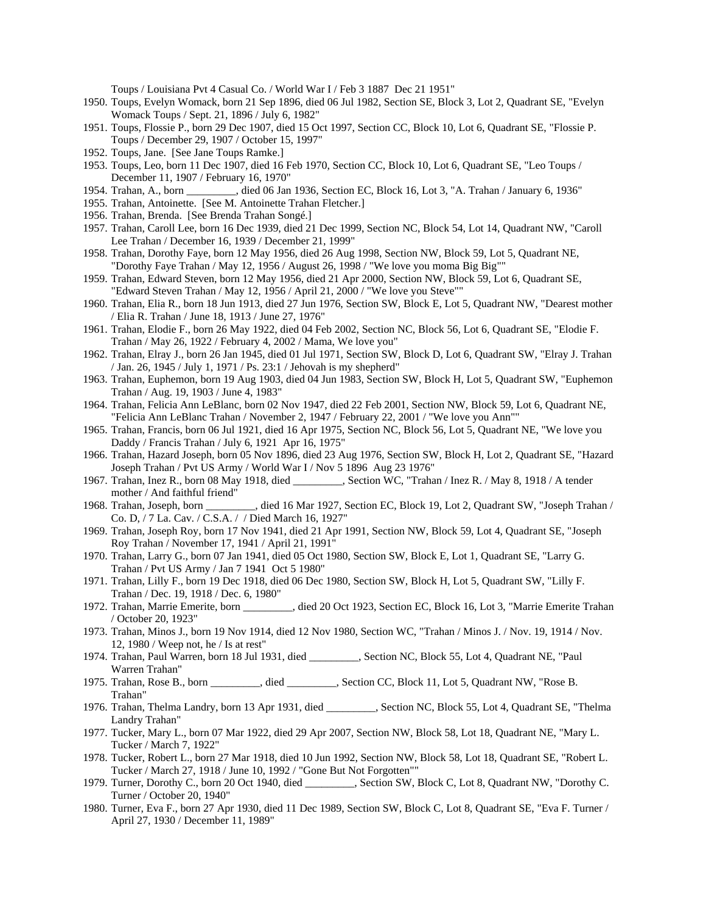Toups / Louisiana Pvt 4 Casual Co. / World War I / Feb 3 1887 Dec 21 1951"

1950. Toups, Evelyn Womack, born 21 Sep 1896, died 06 Jul 1982, Section SE, Block 3, Lot 2, Quadrant SE, "Evelyn Womack Toups / Sept. 21, 1896 / July 6, 1982"
1951. Toups, Flossie P., born 29 Dec 1907, died 15 Oct 1997, Section CC, Block 10, Lot 6, Quadrant SE, "Flossie P. Toups / December 29, 1907 / October 15, 1997"
1952. Toups, Jane. [See Jane Toups Ramke.]
1953. Toups, Leo, born 11 Dec 1907, died 16 Feb 1970, Section CC, Block 10, Lot 6, Quadrant SE, "Leo Toups / December 11, 1907 / February 16, 1970"
1954. Trahan, A., born _________, died 06 Jan 1936, Section EC, Block 16, Lot 3, "A. Trahan / January 6, 1936"
1955. Trahan, Antoinette. [See M. Antoinette Trahan Fletcher.]
1956. Trahan, Brenda. [See Brenda Trahan Songé.]
1957. Trahan, Caroll Lee, born 16 Dec 1939, died 21 Dec 1999, Section NC, Block 54, Lot 14, Quadrant NW, "Caroll Lee Trahan / December 16, 1939 / December 21, 1999"
1958. Trahan, Dorothy Faye, born 12 May 1956, died 26 Aug 1998, Section NW, Block 59, Lot 5, Quadrant NE, "Dorothy Faye Trahan / May 12, 1956 / August 26, 1998 / "We love you moma Big Big""
1959. Trahan, Edward Steven, born 12 May 1956, died 21 Apr 2000, Section NW, Block 59, Lot 6, Quadrant SE, "Edward Steven Trahan / May 12, 1956 / April 21, 2000 / "We love you Steve""
1960. Trahan, Elia R., born 18 Jun 1913, died 27 Jun 1976, Section SW, Block E, Lot 5, Quadrant NW, "Dearest mother / Elia R. Trahan / June 18, 1913 / June 27, 1976"
1961. Trahan, Elodie F., born 26 May 1922, died 04 Feb 2002, Section NC, Block 56, Lot 6, Quadrant SE, "Elodie F. Trahan / May 26, 1922 / February 4, 2002 / Mama, We love you"
1962. Trahan, Elray J., born 26 Jan 1945, died 01 Jul 1971, Section SW, Block D, Lot 6, Quadrant SW, "Elray J. Trahan / Jan. 26, 1945 / July 1, 1971 / Ps. 23:1 / Jehovah is my shepherd"
1963. Trahan, Euphemon, born 19 Aug 1903, died 04 Jun 1983, Section SW, Block H, Lot 5, Quadrant SW, "Euphemon Trahan / Aug. 19, 1903 / June 4, 1983"
1964. Trahan, Felicia Ann LeBlanc, born 02 Nov 1947, died 22 Feb 2001, Section NW, Block 59, Lot 6, Quadrant NE, "Felicia Ann LeBlanc Trahan / November 2, 1947 / February 22, 2001 / "We love you Ann""
1965. Trahan, Francis, born 06 Jul 1921, died 16 Apr 1975, Section NC, Block 56, Lot 5, Quadrant NE, "We love you Daddy / Francis Trahan / July 6, 1921 Apr 16, 1975"
1966. Trahan, Hazard Joseph, born 05 Nov 1896, died 23 Aug 1976, Section SW, Block H, Lot 2, Quadrant SE, "Hazard Joseph Trahan / Pvt US Army / World War I / Nov 5 1896 Aug 23 1976"
1967. Trahan, Inez R., born 08 May 1918, died _________, Section WC, "Trahan / Inez R. / May 8, 1918 / A tender mother / And faithful friend"
1968. Trahan, Joseph, born _________, died 16 Mar 1927, Section EC, Block 19, Lot 2, Quadrant SW, "Joseph Trahan / Co. D, / 7 La. Cav. / C.S.A. / / Died March 16, 1927"
1969. Trahan, Joseph Roy, born 17 Nov 1941, died 21 Apr 1991, Section NW, Block 59, Lot 4, Quadrant SE, "Joseph Roy Trahan / November 17, 1941 / April 21, 1991"
1970. Trahan, Larry G., born 07 Jan 1941, died 05 Oct 1980, Section SW, Block E, Lot 1, Quadrant SE, "Larry G. Trahan / Pvt US Army / Jan 7 1941 Oct 5 1980"
1971. Trahan, Lilly F., born 19 Dec 1918, died 06 Dec 1980, Section SW, Block H, Lot 5, Quadrant SW, "Lilly F. Trahan / Dec. 19, 1918 / Dec. 6, 1980"
1972. Trahan, Marrie Emerite, born _________, died 20 Oct 1923, Section EC, Block 16, Lot 3, "Marrie Emerite Trahan / October 20, 1923"
1973. Trahan, Minos J., born 19 Nov 1914, died 12 Nov 1980, Section WC, "Trahan / Minos J. / Nov. 19, 1914 / Nov. 12, 1980 / Weep not, he / Is at rest"
1974. Trahan, Paul Warren, born 18 Jul 1931, died _________, Section NC, Block 55, Lot 4, Quadrant NE, "Paul Warren Trahan"
1975. Trahan, Rose B., born _________, died _________, Section CC, Block 11, Lot 5, Quadrant NW, "Rose B. Trahan"
1976. Trahan, Thelma Landry, born 13 Apr 1931, died _________, Section NC, Block 55, Lot 4, Quadrant SE, "Thelma Landry Trahan"
1977. Tucker, Mary L., born 07 Mar 1922, died 29 Apr 2007, Section NW, Block 58, Lot 18, Quadrant NE, "Mary L. Tucker / March 7, 1922"
1978. Tucker, Robert L., born 27 Mar 1918, died 10 Jun 1992, Section NW, Block 58, Lot 18, Quadrant SE, "Robert L. Tucker / March 27, 1918 / June 10, 1992 / "Gone But Not Forgotten""
1979. Turner, Dorothy C., born 20 Oct 1940, died _________, Section SW, Block C, Lot 8, Quadrant NW, "Dorothy C. Turner / October 20, 1940"
1980. Turner, Eva F., born 27 Apr 1930, died 11 Dec 1989, Section SW, Block C, Lot 8, Quadrant SE, "Eva F. Turner / April 27, 1930 / December 11, 1989"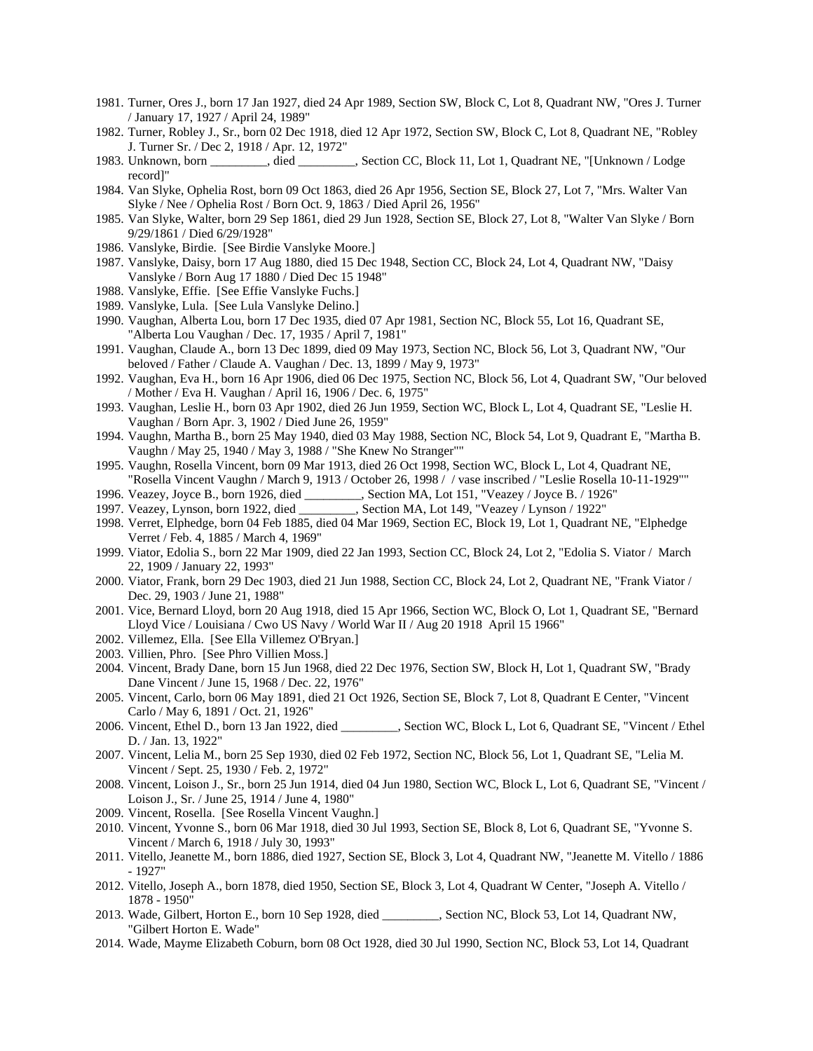1981. Turner, Ores J., born 17 Jan 1927, died 24 Apr 1989, Section SW, Block C, Lot 8, Quadrant NW, "Ores J. Turner / January 17, 1927 / April 24, 1989"
1982. Turner, Robley J., Sr., born 02 Dec 1918, died 12 Apr 1972, Section SW, Block C, Lot 8, Quadrant NE, "Robley J. Turner Sr. / Dec 2, 1918 / Apr. 12, 1972"
1983. Unknown, born _________, died _________, Section CC, Block 11, Lot 1, Quadrant NE, "[Unknown / Lodge record]"
1984. Van Slyke, Ophelia Rost, born 09 Oct 1863, died 26 Apr 1956, Section SE, Block 27, Lot 7, "Mrs. Walter Van Slyke / Nee / Ophelia Rost / Born Oct. 9, 1863 / Died April 26, 1956"
1985. Van Slyke, Walter, born 29 Sep 1861, died 29 Jun 1928, Section SE, Block 27, Lot 8, "Walter Van Slyke / Born 9/29/1861 / Died 6/29/1928"
1986. Vanslyke, Birdie. [See Birdie Vanslyke Moore.]
1987. Vanslyke, Daisy, born 17 Aug 1880, died 15 Dec 1948, Section CC, Block 24, Lot 4, Quadrant NW, "Daisy Vanslyke / Born Aug 17 1880 / Died Dec 15 1948"
1988. Vanslyke, Effie. [See Effie Vanslyke Fuchs.]
1989. Vanslyke, Lula. [See Lula Vanslyke Delino.]
1990. Vaughan, Alberta Lou, born 17 Dec 1935, died 07 Apr 1981, Section NC, Block 55, Lot 16, Quadrant SE, "Alberta Lou Vaughan / Dec. 17, 1935 / April 7, 1981"
1991. Vaughan, Claude A., born 13 Dec 1899, died 09 May 1973, Section NC, Block 56, Lot 3, Quadrant NW, "Our beloved / Father / Claude A. Vaughan / Dec. 13, 1899 / May 9, 1973"
1992. Vaughan, Eva H., born 16 Apr 1906, died 06 Dec 1975, Section NC, Block 56, Lot 4, Quadrant SW, "Our beloved / Mother / Eva H. Vaughan / April 16, 1906 / Dec. 6, 1975"
1993. Vaughan, Leslie H., born 03 Apr 1902, died 26 Jun 1959, Section WC, Block L, Lot 4, Quadrant SE, "Leslie H. Vaughan / Born Apr. 3, 1902 / Died June 26, 1959"
1994. Vaughn, Martha B., born 25 May 1940, died 03 May 1988, Section NC, Block 54, Lot 9, Quadrant E, "Martha B. Vaughn / May 25, 1940 / May 3, 1988 / "She Knew No Stranger""
1995. Vaughn, Rosella Vincent, born 09 Mar 1913, died 26 Oct 1998, Section WC, Block L, Lot 4, Quadrant NE, "Rosella Vincent Vaughn / March 9, 1913 / October 26, 1998 / / vase inscribed / "Leslie Rosella 10-11-1929""
1996. Veazey, Joyce B., born 1926, died _________, Section MA, Lot 151, "Veazey / Joyce B. / 1926"
1997. Veazey, Lynson, born 1922, died _________, Section MA, Lot 149, "Veazey / Lynson / 1922"
1998. Verret, Elphedge, born 04 Feb 1885, died 04 Mar 1969, Section EC, Block 19, Lot 1, Quadrant NE, "Elphedge Verret / Feb. 4, 1885 / March 4, 1969"
1999. Viator, Edolia S., born 22 Mar 1909, died 22 Jan 1993, Section CC, Block 24, Lot 2, "Edolia S. Viator / March 22, 1909 / January 22, 1993"
2000. Viator, Frank, born 29 Dec 1903, died 21 Jun 1988, Section CC, Block 24, Lot 2, Quadrant NE, "Frank Viator / Dec. 29, 1903 / June 21, 1988"
2001. Vice, Bernard Lloyd, born 20 Aug 1918, died 15 Apr 1966, Section WC, Block O, Lot 1, Quadrant SE, "Bernard Lloyd Vice / Louisiana / Cwo US Navy / World War II / Aug 20 1918 April 15 1966"
2002. Villemez, Ella. [See Ella Villemez O'Bryan.]
2003. Villien, Phro. [See Phro Villien Moss.]
2004. Vincent, Brady Dane, born 15 Jun 1968, died 22 Dec 1976, Section SW, Block H, Lot 1, Quadrant SW, "Brady Dane Vincent / June 15, 1968 / Dec. 22, 1976"
2005. Vincent, Carlo, born 06 May 1891, died 21 Oct 1926, Section SE, Block 7, Lot 8, Quadrant E Center, "Vincent Carlo / May 6, 1891 / Oct. 21, 1926"
2006. Vincent, Ethel D., born 13 Jan 1922, died _________, Section WC, Block L, Lot 6, Quadrant SE, "Vincent / Ethel D. / Jan. 13, 1922"
2007. Vincent, Lelia M., born 25 Sep 1930, died 02 Feb 1972, Section NC, Block 56, Lot 1, Quadrant SE, "Lelia M. Vincent / Sept. 25, 1930 / Feb. 2, 1972"
2008. Vincent, Loison J., Sr., born 25 Jun 1914, died 04 Jun 1980, Section WC, Block L, Lot 6, Quadrant SE, "Vincent / Loison J., Sr. / June 25, 1914 / June 4, 1980"
2009. Vincent, Rosella. [See Rosella Vincent Vaughn.]
2010. Vincent, Yvonne S., born 06 Mar 1918, died 30 Jul 1993, Section SE, Block 8, Lot 6, Quadrant SE, "Yvonne S. Vincent / March 6, 1918 / July 30, 1993"
2011. Vitello, Jeanette M., born 1886, died 1927, Section SE, Block 3, Lot 4, Quadrant NW, "Jeanette M. Vitello / 1886 - 1927"
2012. Vitello, Joseph A., born 1878, died 1950, Section SE, Block 3, Lot 4, Quadrant W Center, "Joseph A. Vitello / 1878 - 1950"
2013. Wade, Gilbert, Horton E., born 10 Sep 1928, died _________, Section NC, Block 53, Lot 14, Quadrant NW, "Gilbert Horton E. Wade"
2014. Wade, Mayme Elizabeth Coburn, born 08 Oct 1928, died 30 Jul 1990, Section NC, Block 53, Lot 14, Quadrant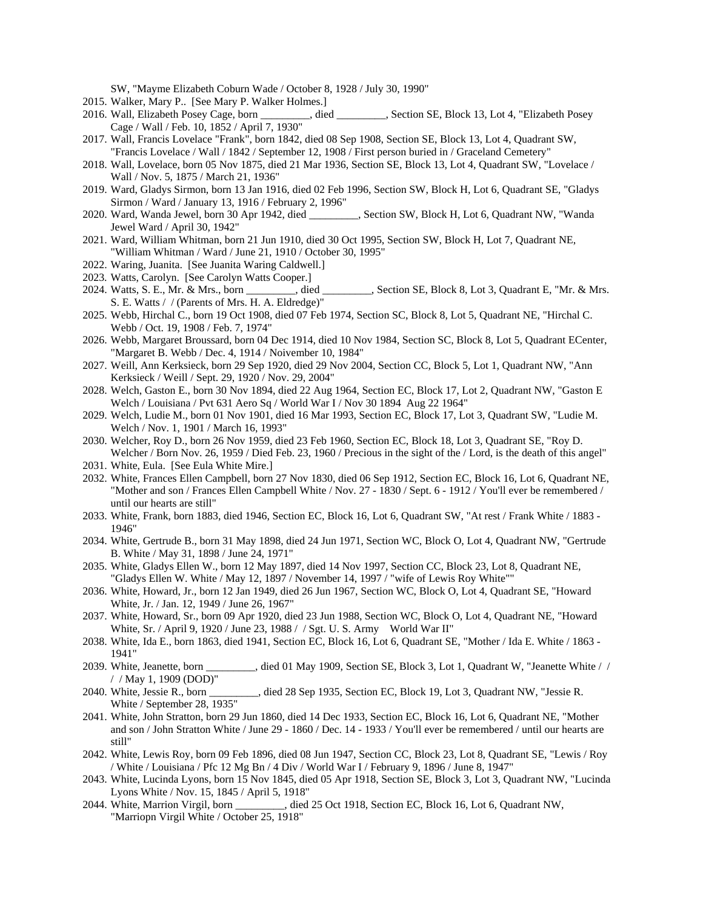SW, "Mayme Elizabeth Coburn Wade / October 8, 1928 / July 30, 1990"

2015. Walker, Mary P.. [See Mary P. Walker Holmes.]
2016. Wall, Elizabeth Posey Cage, born _________, died _________, Section SE, Block 13, Lot 4, "Elizabeth Posey Cage / Wall / Feb. 10, 1852 / April 7, 1930"
2017. Wall, Francis Lovelace "Frank", born 1842, died 08 Sep 1908, Section SE, Block 13, Lot 4, Quadrant SW, "Francis Lovelace / Wall / 1842 / September 12, 1908 / First person buried in / Graceland Cemetery"
2018. Wall, Lovelace, born 05 Nov 1875, died 21 Mar 1936, Section SE, Block 13, Lot 4, Quadrant SW, "Lovelace / Wall / Nov. 5, 1875 / March 21, 1936"
2019. Ward, Gladys Sirmon, born 13 Jan 1916, died 02 Feb 1996, Section SW, Block H, Lot 6, Quadrant SE, "Gladys Sirmon / Ward / January 13, 1916 / February 2, 1996"
2020. Ward, Wanda Jewel, born 30 Apr 1942, died _________, Section SW, Block H, Lot 6, Quadrant NW, "Wanda Jewel Ward / April 30, 1942"
2021. Ward, William Whitman, born 21 Jun 1910, died 30 Oct 1995, Section SW, Block H, Lot 7, Quadrant NE, "William Whitman / Ward / June 21, 1910 / October 30, 1995"
2022. Waring, Juanita. [See Juanita Waring Caldwell.]
2023. Watts, Carolyn. [See Carolyn Watts Cooper.]
2024. Watts, S. E., Mr. & Mrs., born _________, died _________, Section SE, Block 8, Lot 3, Quadrant E, "Mr. & Mrs. S. E. Watts / / (Parents of Mrs. H. A. Eldredge)"
2025. Webb, Hirchal C., born 19 Oct 1908, died 07 Feb 1974, Section SC, Block 8, Lot 5, Quadrant NE, "Hirchal C. Webb / Oct. 19, 1908 / Feb. 7, 1974"
2026. Webb, Margaret Broussard, born 04 Dec 1914, died 10 Nov 1984, Section SC, Block 8, Lot 5, Quadrant ECenter, "Margaret B. Webb / Dec. 4, 1914 / Noivember 10, 1984"
2027. Weill, Ann Kerksieck, born 29 Sep 1920, died 29 Nov 2004, Section CC, Block 5, Lot 1, Quadrant NW, "Ann Kerksieck / Weill / Sept. 29, 1920 / Nov. 29, 2004"
2028. Welch, Gaston E., born 30 Nov 1894, died 22 Aug 1964, Section EC, Block 17, Lot 2, Quadrant NW, "Gaston E Welch / Louisiana / Pvt 631 Aero Sq / World War I / Nov 30 1894 Aug 22 1964"
2029. Welch, Ludie M., born 01 Nov 1901, died 16 Mar 1993, Section EC, Block 17, Lot 3, Quadrant SW, "Ludie M. Welch / Nov. 1, 1901 / March 16, 1993"
2030. Welcher, Roy D., born 26 Nov 1959, died 23 Feb 1960, Section EC, Block 18, Lot 3, Quadrant SE, "Roy D. Welcher / Born Nov. 26, 1959 / Died Feb. 23, 1960 / Precious in the sight of the / Lord, is the death of this angel"
2031. White, Eula. [See Eula White Mire.]
2032. White, Frances Ellen Campbell, born 27 Nov 1830, died 06 Sep 1912, Section EC, Block 16, Lot 6, Quadrant NE, "Mother and son / Frances Ellen Campbell White / Nov. 27 - 1830 / Sept. 6 - 1912 / You'll ever be remembered / until our hearts are still"
2033. White, Frank, born 1883, died 1946, Section EC, Block 16, Lot 6, Quadrant SW, "At rest / Frank White / 1883 - 1946"
2034. White, Gertrude B., born 31 May 1898, died 24 Jun 1971, Section WC, Block O, Lot 4, Quadrant NW, "Gertrude B. White / May 31, 1898 / June 24, 1971"
2035. White, Gladys Ellen W., born 12 May 1897, died 14 Nov 1997, Section CC, Block 23, Lot 8, Quadrant NE, "Gladys Ellen W. White / May 12, 1897 / November 14, 1997 / "wife of Lewis Roy White""
2036. White, Howard, Jr., born 12 Jan 1949, died 26 Jun 1967, Section WC, Block O, Lot 4, Quadrant SE, "Howard White, Jr. / Jan. 12, 1949 / June 26, 1967"
2037. White, Howard, Sr., born 09 Apr 1920, died 23 Jun 1988, Section WC, Block O, Lot 4, Quadrant NE, "Howard White, Sr. / April 9, 1920 / June 23, 1988 / / Sgt. U. S. Army World War II"
2038. White, Ida E., born 1863, died 1941, Section EC, Block 16, Lot 6, Quadrant SE, "Mother / Ida E. White / 1863 - 1941"
2039. White, Jeanette, born _________, died 01 May 1909, Section SE, Block 3, Lot 1, Quadrant W, "Jeanette White / / / / May 1, 1909 (DOD)"
2040. White, Jessie R., born _________, died 28 Sep 1935, Section EC, Block 19, Lot 3, Quadrant NW, "Jessie R. White / September 28, 1935"
2041. White, John Stratton, born 29 Jun 1860, died 14 Dec 1933, Section EC, Block 16, Lot 6, Quadrant NE, "Mother and son / John Stratton White / June 29 - 1860 / Dec. 14 - 1933 / You'll ever be remembered / until our hearts are still"
2042. White, Lewis Roy, born 09 Feb 1896, died 08 Jun 1947, Section CC, Block 23, Lot 8, Quadrant SE, "Lewis / Roy / White / Louisiana / Pfc 12 Mg Bn / 4 Div / World War I / February 9, 1896 / June 8, 1947"
2043. White, Lucinda Lyons, born 15 Nov 1845, died 05 Apr 1918, Section SE, Block 3, Lot 3, Quadrant NW, "Lucinda Lyons White / Nov. 15, 1845 / April 5, 1918"
2044. White, Marrion Virgil, born _________, died 25 Oct 1918, Section EC, Block 16, Lot 6, Quadrant NW, "Marriopn Virgil White / October 25, 1918"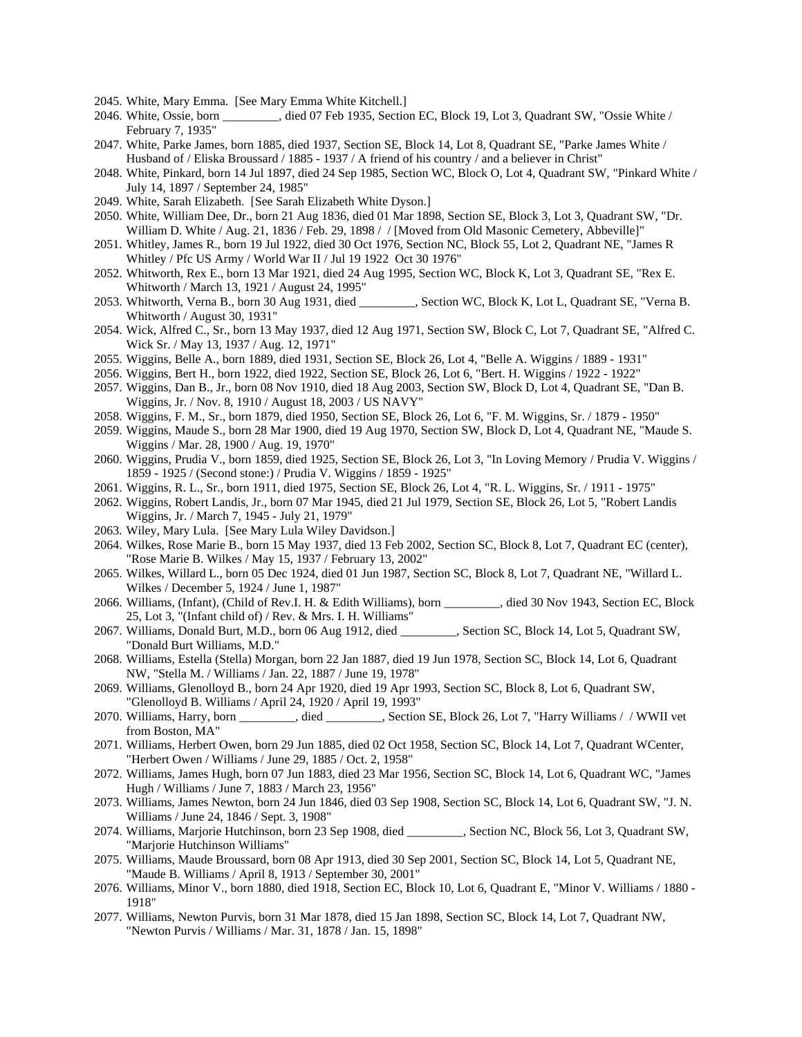2045. White, Mary Emma. [See Mary Emma White Kitchell.]
2046. White, Ossie, born _________, died 07 Feb 1935, Section EC, Block 19, Lot 3, Quadrant SW, "Ossie White / February 7, 1935"
2047. White, Parke James, born 1885, died 1937, Section SE, Block 14, Lot 8, Quadrant SE, "Parke James White / Husband of / Eliska Broussard / 1885 - 1937 / A friend of his country / and a believer in Christ"
2048. White, Pinkard, born 14 Jul 1897, died 24 Sep 1985, Section WC, Block O, Lot 4, Quadrant SW, "Pinkard White / July 14, 1897 / September 24, 1985"
2049. White, Sarah Elizabeth. [See Sarah Elizabeth White Dyson.]
2050. White, William Dee, Dr., born 21 Aug 1836, died 01 Mar 1898, Section SE, Block 3, Lot 3, Quadrant SW, "Dr. William D. White / Aug. 21, 1836 / Feb. 29, 1898 / / [Moved from Old Masonic Cemetery, Abbeville]"
2051. Whitley, James R., born 19 Jul 1922, died 30 Oct 1976, Section NC, Block 55, Lot 2, Quadrant NE, "James R Whitley / Pfc US Army / World War II / Jul 19 1922 Oct 30 1976"
2052. Whitworth, Rex E., born 13 Mar 1921, died 24 Aug 1995, Section WC, Block K, Lot 3, Quadrant SE, "Rex E. Whitworth / March 13, 1921 / August 24, 1995"
2053. Whitworth, Verna B., born 30 Aug 1931, died _________, Section WC, Block K, Lot L, Quadrant SE, "Verna B. Whitworth / August 30, 1931"
2054. Wick, Alfred C., Sr., born 13 May 1937, died 12 Aug 1971, Section SW, Block C, Lot 7, Quadrant SE, "Alfred C. Wick Sr. / May 13, 1937 / Aug. 12, 1971"
2055. Wiggins, Belle A., born 1889, died 1931, Section SE, Block 26, Lot 4, "Belle A. Wiggins / 1889 - 1931"
2056. Wiggins, Bert H., born 1922, died 1922, Section SE, Block 26, Lot 6, "Bert. H. Wiggins / 1922 - 1922"
2057. Wiggins, Dan B., Jr., born 08 Nov 1910, died 18 Aug 2003, Section SW, Block D, Lot 4, Quadrant SE, "Dan B. Wiggins, Jr. / Nov. 8, 1910 / August 18, 2003 / US NAVY"
2058. Wiggins, F. M., Sr., born 1879, died 1950, Section SE, Block 26, Lot 6, "F. M. Wiggins, Sr. / 1879 - 1950"
2059. Wiggins, Maude S., born 28 Mar 1900, died 19 Aug 1970, Section SW, Block D, Lot 4, Quadrant NE, "Maude S. Wiggins / Mar. 28, 1900 / Aug. 19, 1970"
2060. Wiggins, Prudia V., born 1859, died 1925, Section SE, Block 26, Lot 3, "In Loving Memory / Prudia V. Wiggins / 1859 - 1925 / (Second stone:) / Prudia V. Wiggins / 1859 - 1925"
2061. Wiggins, R. L., Sr., born 1911, died 1975, Section SE, Block 26, Lot 4, "R. L. Wiggins, Sr. / 1911 - 1975"
2062. Wiggins, Robert Landis, Jr., born 07 Mar 1945, died 21 Jul 1979, Section SE, Block 26, Lot 5, "Robert Landis Wiggins, Jr. / March 7, 1945 - July 21, 1979"
2063. Wiley, Mary Lula. [See Mary Lula Wiley Davidson.]
2064. Wilkes, Rose Marie B., born 15 May 1937, died 13 Feb 2002, Section SC, Block 8, Lot 7, Quadrant EC (center), "Rose Marie B. Wilkes / May 15, 1937 / February 13, 2002"
2065. Wilkes, Willard L., born 05 Dec 1924, died 01 Jun 1987, Section SC, Block 8, Lot 7, Quadrant NE, "Willard L. Wilkes / December 5, 1924 / June 1, 1987"
2066. Williams, (Infant), (Child of Rev.I. H. & Edith Williams), born _________, died 30 Nov 1943, Section EC, Block 25, Lot 3, "(Infant child of) / Rev. & Mrs. I. H. Williams"
2067. Williams, Donald Burt, M.D., born 06 Aug 1912, died _________, Section SC, Block 14, Lot 5, Quadrant SW, "Donald Burt Williams, M.D."
2068. Williams, Estella (Stella) Morgan, born 22 Jan 1887, died 19 Jun 1978, Section SC, Block 14, Lot 6, Quadrant NW, "Stella M. / Williams / Jan. 22, 1887 / June 19, 1978"
2069. Williams, Glenolloyd B., born 24 Apr 1920, died 19 Apr 1993, Section SC, Block 8, Lot 6, Quadrant SW, "Glenolloyd B. Williams / April 24, 1920 / April 19, 1993"
2070. Williams, Harry, born _________, died _________, Section SE, Block 26, Lot 7, "Harry Williams / / WWII vet from Boston, MA"
2071. Williams, Herbert Owen, born 29 Jun 1885, died 02 Oct 1958, Section SC, Block 14, Lot 7, Quadrant WCenter, "Herbert Owen / Williams / June 29, 1885 / Oct. 2, 1958"
2072. Williams, James Hugh, born 07 Jun 1883, died 23 Mar 1956, Section SC, Block 14, Lot 6, Quadrant WC, "James Hugh / Williams / June 7, 1883 / March 23, 1956"
2073. Williams, James Newton, born 24 Jun 1846, died 03 Sep 1908, Section SC, Block 14, Lot 6, Quadrant SW, "J. N. Williams / June 24, 1846 / Sept. 3, 1908"
2074. Williams, Marjorie Hutchinson, born 23 Sep 1908, died _________, Section NC, Block 56, Lot 3, Quadrant SW, "Marjorie Hutchinson Williams"
2075. Williams, Maude Broussard, born 08 Apr 1913, died 30 Sep 2001, Section SC, Block 14, Lot 5, Quadrant NE, "Maude B. Williams / April 8, 1913 / September 30, 2001"
2076. Williams, Minor V., born 1880, died 1918, Section EC, Block 10, Lot 6, Quadrant E, "Minor V. Williams / 1880 - 1918"
2077. Williams, Newton Purvis, born 31 Mar 1878, died 15 Jan 1898, Section SC, Block 14, Lot 7, Quadrant NW, "Newton Purvis / Williams / Mar. 31, 1878 / Jan. 15, 1898"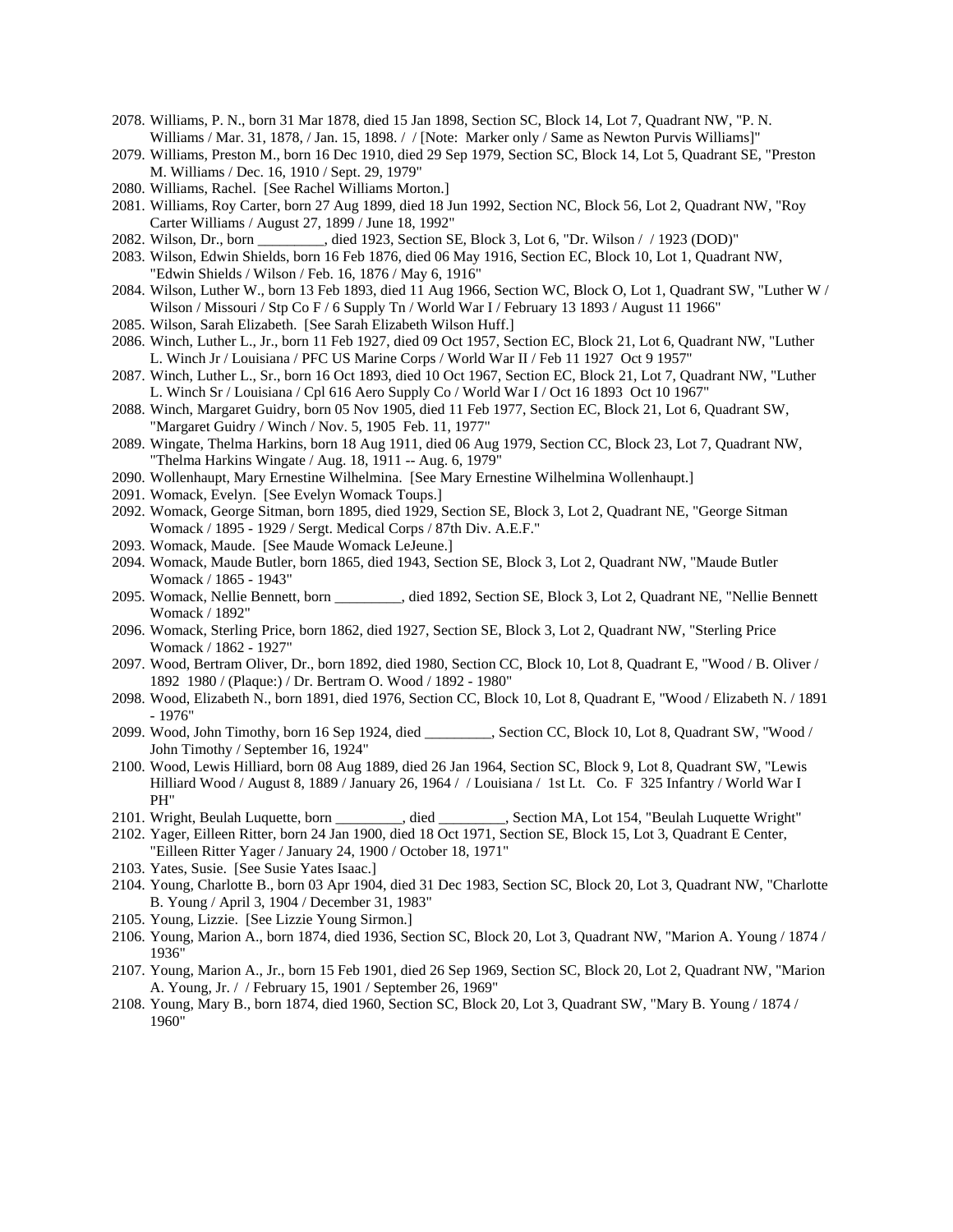2078. Williams, P. N., born 31 Mar 1878, died 15 Jan 1898, Section SC, Block 14, Lot 7, Quadrant NW, "P. N. Williams / Mar. 31, 1878, / Jan. 15, 1898. / / [Note: Marker only / Same as Newton Purvis Williams]"
2079. Williams, Preston M., born 16 Dec 1910, died 29 Sep 1979, Section SC, Block 14, Lot 5, Quadrant SE, "Preston M. Williams / Dec. 16, 1910 / Sept. 29, 1979"
2080. Williams, Rachel. [See Rachel Williams Morton.]
2081. Williams, Roy Carter, born 27 Aug 1899, died 18 Jun 1992, Section NC, Block 56, Lot 2, Quadrant NW, "Roy Carter Williams / August 27, 1899 / June 18, 1992"
2082. Wilson, Dr., born _________, died 1923, Section SE, Block 3, Lot 6, "Dr. Wilson / / 1923 (DOD)"
2083. Wilson, Edwin Shields, born 16 Feb 1876, died 06 May 1916, Section EC, Block 10, Lot 1, Quadrant NW, "Edwin Shields / Wilson / Feb. 16, 1876 / May 6, 1916"
2084. Wilson, Luther W., born 13 Feb 1893, died 11 Aug 1966, Section WC, Block O, Lot 1, Quadrant SW, "Luther W / Wilson / Missouri / Stp Co F / 6 Supply Tn / World War I / February 13 1893 / August 11 1966"
2085. Wilson, Sarah Elizabeth. [See Sarah Elizabeth Wilson Huff.]
2086. Winch, Luther L., Jr., born 11 Feb 1927, died 09 Oct 1957, Section EC, Block 21, Lot 6, Quadrant NW, "Luther L. Winch Jr / Louisiana / PFC US Marine Corps / World War II / Feb 11 1927 Oct 9 1957"
2087. Winch, Luther L., Sr., born 16 Oct 1893, died 10 Oct 1967, Section EC, Block 21, Lot 7, Quadrant NW, "Luther L. Winch Sr / Louisiana / Cpl 616 Aero Supply Co / World War I / Oct 16 1893 Oct 10 1967"
2088. Winch, Margaret Guidry, born 05 Nov 1905, died 11 Feb 1977, Section EC, Block 21, Lot 6, Quadrant SW, "Margaret Guidry / Winch / Nov. 5, 1905 Feb. 11, 1977"
2089. Wingate, Thelma Harkins, born 18 Aug 1911, died 06 Aug 1979, Section CC, Block 23, Lot 7, Quadrant NW, "Thelma Harkins Wingate / Aug. 18, 1911 -- Aug. 6, 1979"
2090. Wollenhaupt, Mary Ernestine Wilhelmina. [See Mary Ernestine Wilhelmina Wollenhaupt.]
2091. Womack, Evelyn. [See Evelyn Womack Toups.]
2092. Womack, George Sitman, born 1895, died 1929, Section SE, Block 3, Lot 2, Quadrant NE, "George Sitman Womack / 1895 - 1929 / Sergt. Medical Corps / 87th Div. A.E.F."
2093. Womack, Maude. [See Maude Womack LeJeune.]
2094. Womack, Maude Butler, born 1865, died 1943, Section SE, Block 3, Lot 2, Quadrant NW, "Maude Butler Womack / 1865 - 1943"
2095. Womack, Nellie Bennett, born _________, died 1892, Section SE, Block 3, Lot 2, Quadrant NE, "Nellie Bennett Womack / 1892"
2096. Womack, Sterling Price, born 1862, died 1927, Section SE, Block 3, Lot 2, Quadrant NW, "Sterling Price Womack / 1862 - 1927"
2097. Wood, Bertram Oliver, Dr., born 1892, died 1980, Section CC, Block 10, Lot 8, Quadrant E, "Wood / B. Oliver / 1892 1980 / (Plaque:) / Dr. Bertram O. Wood / 1892 - 1980"
2098. Wood, Elizabeth N., born 1891, died 1976, Section CC, Block 10, Lot 8, Quadrant E, "Wood / Elizabeth N. / 1891 - 1976"
2099. Wood, John Timothy, born 16 Sep 1924, died _________, Section CC, Block 10, Lot 8, Quadrant SW, "Wood / John Timothy / September 16, 1924"
2100. Wood, Lewis Hilliard, born 08 Aug 1889, died 26 Jan 1964, Section SC, Block 9, Lot 8, Quadrant SW, "Lewis Hilliard Wood / August 8, 1889 / January 26, 1964 / / Louisiana / 1st Lt. Co. F 325 Infantry / World War I PH"
2101. Wright, Beulah Luquette, born _________, died _________, Section MA, Lot 154, "Beulah Luquette Wright"
2102. Yager, Eilleen Ritter, born 24 Jan 1900, died 18 Oct 1971, Section SE, Block 15, Lot 3, Quadrant E Center, "Eilleen Ritter Yager / January 24, 1900 / October 18, 1971"
2103. Yates, Susie. [See Susie Yates Isaac.]
2104. Young, Charlotte B., born 03 Apr 1904, died 31 Dec 1983, Section SC, Block 20, Lot 3, Quadrant NW, "Charlotte B. Young / April 3, 1904 / December 31, 1983"
2105. Young, Lizzie. [See Lizzie Young Sirmon.]
2106. Young, Marion A., born 1874, died 1936, Section SC, Block 20, Lot 3, Quadrant NW, "Marion A. Young / 1874 / 1936"
2107. Young, Marion A., Jr., born 15 Feb 1901, died 26 Sep 1969, Section SC, Block 20, Lot 2, Quadrant NW, "Marion A. Young, Jr. / / February 15, 1901 / September 26, 1969"
2108. Young, Mary B., born 1874, died 1960, Section SC, Block 20, Lot 3, Quadrant SW, "Mary B. Young / 1874 / 1960"